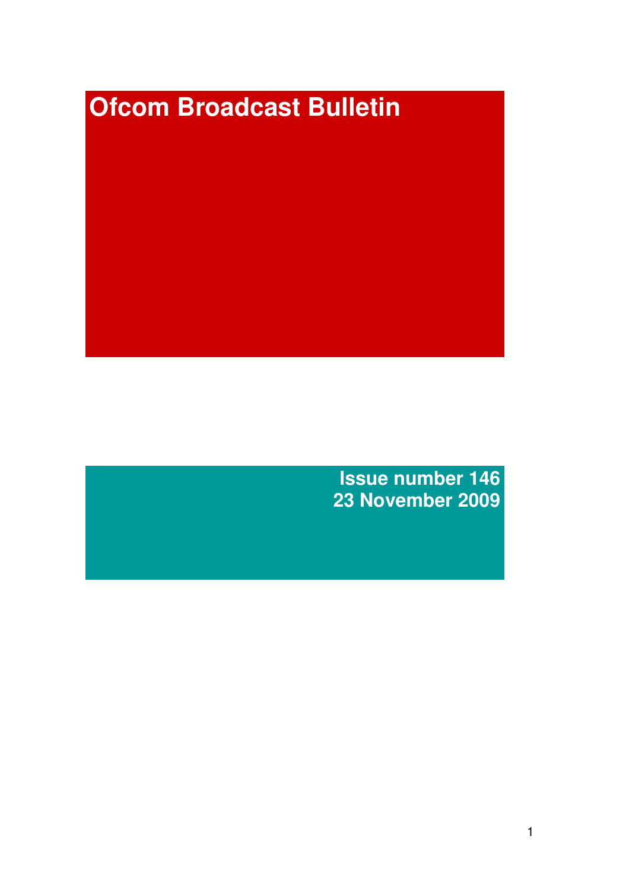# Ofcom Broadcast Bulletin

**Issue number 146**
**23 November 2009**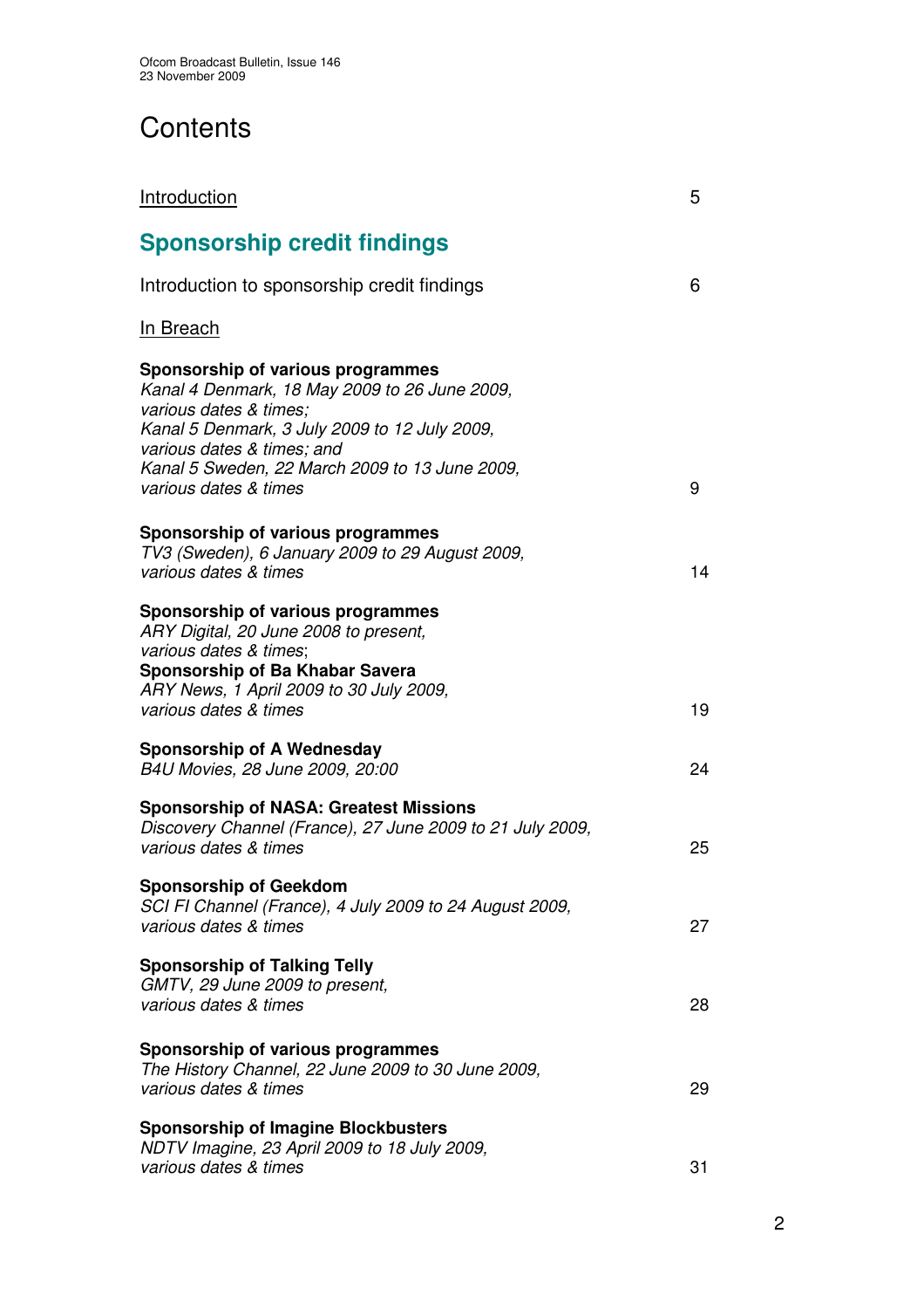# Contents

| | |
|---|---|
| Introduction | 5 |

## Sponsorship credit findings

| | |
|---|---|
| Introduction to sponsorship credit findings | 6 |

In Breach

| | |
|---|---|
| **Sponsorship of various programmes**<br>*Kanal 4 Denmark, 18 May 2009 to 26 June 2009, various dates & times;*<br>*Kanal 5 Denmark, 3 July 2009 to 12 July 2009, various dates & times; and*<br>*Kanal 5 Sweden, 22 March 2009 to 13 June 2009, various dates & times* | 9 |
| **Sponsorship of various programmes**<br>*TV3 (Sweden), 6 January 2009 to 29 August 2009, various dates & times* | 14 |
| **Sponsorship of various programmes**<br>*ARY Digital, 20 June 2008 to present, various dates & times*;<br>**Sponsorship of Ba Khabar Savera**<br>*ARY News, 1 April 2009 to 30 July 2009, various dates & times* | 19 |
| **Sponsorship of A Wednesday**<br>*B4U Movies, 28 June 2009, 20:00* | 24 |
| **Sponsorship of NASA: Greatest Missions**<br>*Discovery Channel (France), 27 June 2009 to 21 July 2009, various dates & times* | 25 |
| **Sponsorship of Geekdom**<br>*SCI FI Channel (France), 4 July 2009 to 24 August 2009, various dates & times* | 27 |
| **Sponsorship of Talking Telly**<br>*GMTV, 29 June 2009 to present, various dates & times* | 28 |
| **Sponsorship of various programmes**<br>*The History Channel, 22 June 2009 to 30 June 2009, various dates & times* | 29 |
| **Sponsorship of Imagine Blockbusters**<br>*NDTV Imagine, 23 April 2009 to 18 July 2009, various dates & times* | 31 |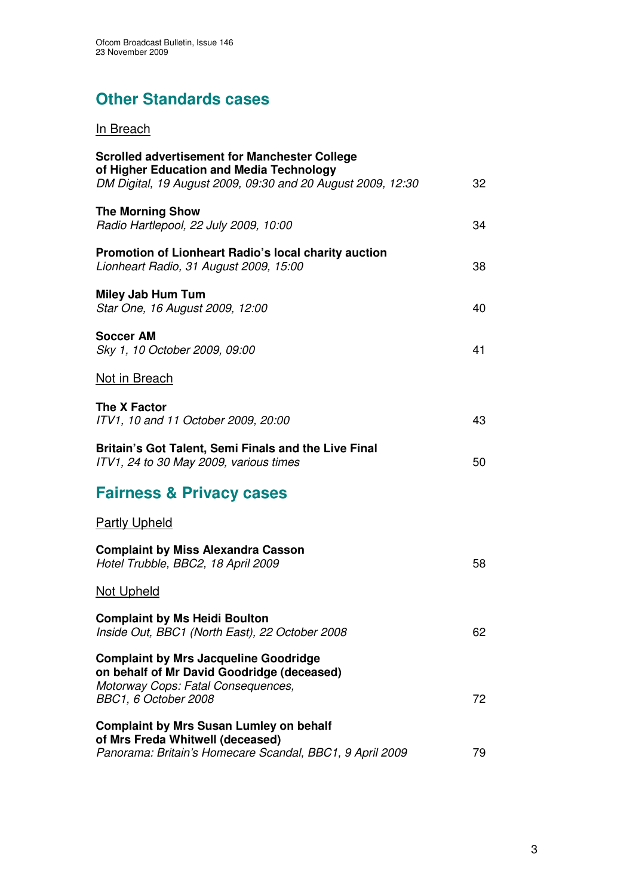## Other Standards cases

In Breach

**Scrolled advertisement for Manchester College of Higher Education and Media Technology**
*DM Digital, 19 August 2009, 09:30 and 20 August 2009, 12:30* 32

**The Morning Show**
*Radio Hartlepool, 22 July 2009, 10:00* 34

**Promotion of Lionheart Radio's local charity auction**
*Lionheart Radio, 31 August 2009, 15:00* 38

**Miley Jab Hum Tum**
*Star One, 16 August 2009, 12:00* 40

**Soccer AM**
*Sky 1, 10 October 2009, 09:00* 41

Not in Breach

**The X Factor**
*ITV1, 10 and 11 October 2009, 20:00* 43

**Britain's Got Talent, Semi Finals and the Live Final**
*ITV1, 24 to 30 May 2009, various times* 50

## Fairness & Privacy cases

Partly Upheld

**Complaint by Miss Alexandra Casson**
*Hotel Trubble, BBC2, 18 April 2009* 58

Not Upheld

**Complaint by Ms Heidi Boulton**
*Inside Out, BBC1 (North East), 22 October 2008* 62

**Complaint by Mrs Jacqueline Goodridge on behalf of Mr David Goodridge (deceased)**
*Motorway Cops: Fatal Consequences, BBC1, 6 October 2008* 72

**Complaint by Mrs Susan Lumley on behalf of Mrs Freda Whitwell (deceased)**
*Panorama: Britain's Homecare Scandal, BBC1, 9 April 2009* 79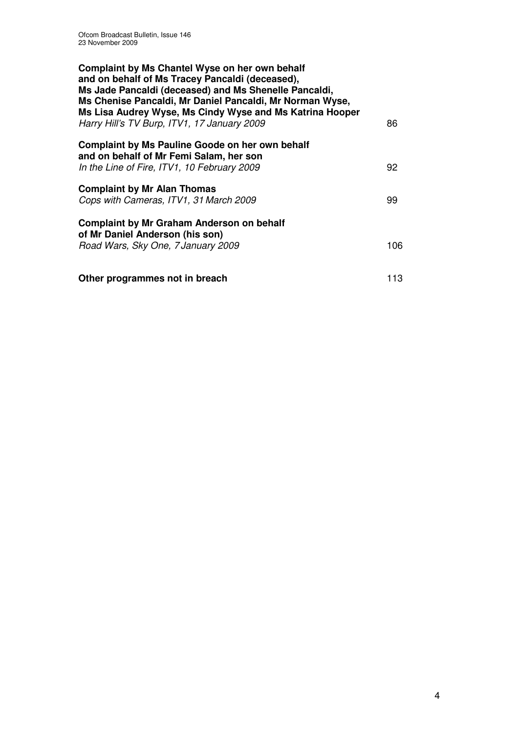**Complaint by Ms Chantel Wyse on her own behalf and on behalf of Ms Tracey Pancaldi (deceased), Ms Jade Pancaldi (deceased) and Ms Shenelle Pancaldi, Ms Chenise Pancaldi, Mr Daniel Pancaldi, Mr Norman Wyse, Ms Lisa Audrey Wyse, Ms Cindy Wyse and Ms Katrina Hooper**
*Harry Hill's TV Burp, ITV1, 17 January 2009* 86

**Complaint by Ms Pauline Goode on her own behalf and on behalf of Mr Femi Salam, her son**
*In the Line of Fire, ITV1, 10 February 2009* 92

**Complaint by Mr Alan Thomas**
*Cops with Cameras, ITV1, 31 March 2009* 99

**Complaint by Mr Graham Anderson on behalf of Mr Daniel Anderson (his son)**
*Road Wars, Sky One, 7 January 2009* 106

**Other programmes not in breach** 113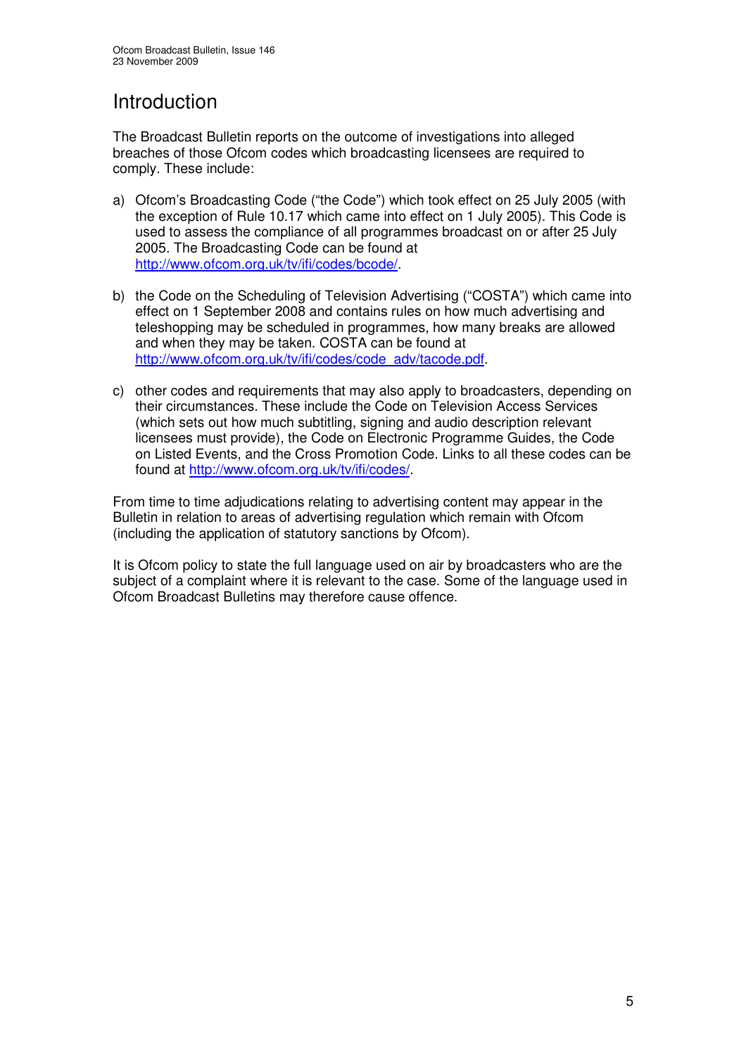# Introduction

The Broadcast Bulletin reports on the outcome of investigations into alleged breaches of those Ofcom codes which broadcasting licensees are required to comply. These include:

a) Ofcom's Broadcasting Code ("the Code") which took effect on 25 July 2005 (with the exception of Rule 10.17 which came into effect on 1 July 2005). This Code is used to assess the compliance of all programmes broadcast on or after 25 July 2005. The Broadcasting Code can be found at http://www.ofcom.org.uk/tv/ifi/codes/bcode/.

b) the Code on the Scheduling of Television Advertising ("COSTA") which came into effect on 1 September 2008 and contains rules on how much advertising and teleshopping may be scheduled in programmes, how many breaks are allowed and when they may be taken. COSTA can be found at http://www.ofcom.org.uk/tv/ifi/codes/code_adv/tacode.pdf.

c) other codes and requirements that may also apply to broadcasters, depending on their circumstances. These include the Code on Television Access Services (which sets out how much subtitling, signing and audio description relevant licensees must provide), the Code on Electronic Programme Guides, the Code on Listed Events, and the Cross Promotion Code. Links to all these codes can be found at http://www.ofcom.org.uk/tv/ifi/codes/.

From time to time adjudications relating to advertising content may appear in the Bulletin in relation to areas of advertising regulation which remain with Ofcom (including the application of statutory sanctions by Ofcom).

It is Ofcom policy to state the full language used on air by broadcasters who are the subject of a complaint where it is relevant to the case. Some of the language used in Ofcom Broadcast Bulletins may therefore cause offence.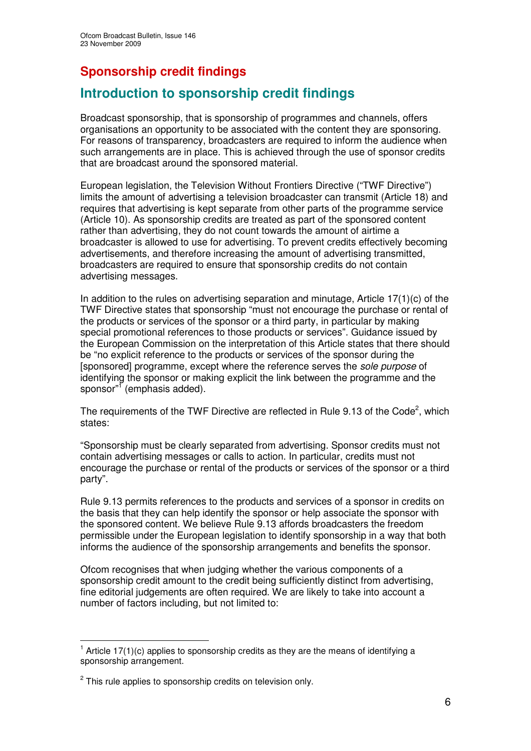# Sponsorship credit findings

## Introduction to sponsorship credit findings

Broadcast sponsorship, that is sponsorship of programmes and channels, offers organisations an opportunity to be associated with the content they are sponsoring. For reasons of transparency, broadcasters are required to inform the audience when such arrangements are in place. This is achieved through the use of sponsor credits that are broadcast around the sponsored material.

European legislation, the Television Without Frontiers Directive ("TWF Directive") limits the amount of advertising a television broadcaster can transmit (Article 18) and requires that advertising is kept separate from other parts of the programme service (Article 10). As sponsorship credits are treated as part of the sponsored content rather than advertising, they do not count towards the amount of airtime a broadcaster is allowed to use for advertising. To prevent credits effectively becoming advertisements, and therefore increasing the amount of advertising transmitted, broadcasters are required to ensure that sponsorship credits do not contain advertising messages.

In addition to the rules on advertising separation and minutage, Article 17(1)(c) of the TWF Directive states that sponsorship "must not encourage the purchase or rental of the products or services of the sponsor or a third party, in particular by making special promotional references to those products or services". Guidance issued by the European Commission on the interpretation of this Article states that there should be "no explicit reference to the products or services of the sponsor during the [sponsored] programme, except where the reference serves the *sole purpose* of identifying the sponsor or making explicit the link between the programme and the sponsor"[1] (emphasis added).

The requirements of the TWF Directive are reflected in Rule 9.13 of the Code[2], which states:

"Sponsorship must be clearly separated from advertising. Sponsor credits must not contain advertising messages or calls to action. In particular, credits must not encourage the purchase or rental of the products or services of the sponsor or a third party".

Rule 9.13 permits references to the products and services of a sponsor in credits on the basis that they can help identify the sponsor or help associate the sponsor with the sponsored content. We believe Rule 9.13 affords broadcasters the freedom permissible under the European legislation to identify sponsorship in a way that both informs the audience of the sponsorship arrangements and benefits the sponsor.

Ofcom recognises that when judging whether the various components of a sponsorship credit amount to the credit being sufficiently distinct from advertising, fine editorial judgements are often required. We are likely to take into account a number of factors including, but not limited to:

---

[1] Article 17(1)(c) applies to sponsorship credits as they are the means of identifying a sponsorship arrangement.

[2] This rule applies to sponsorship credits on television only.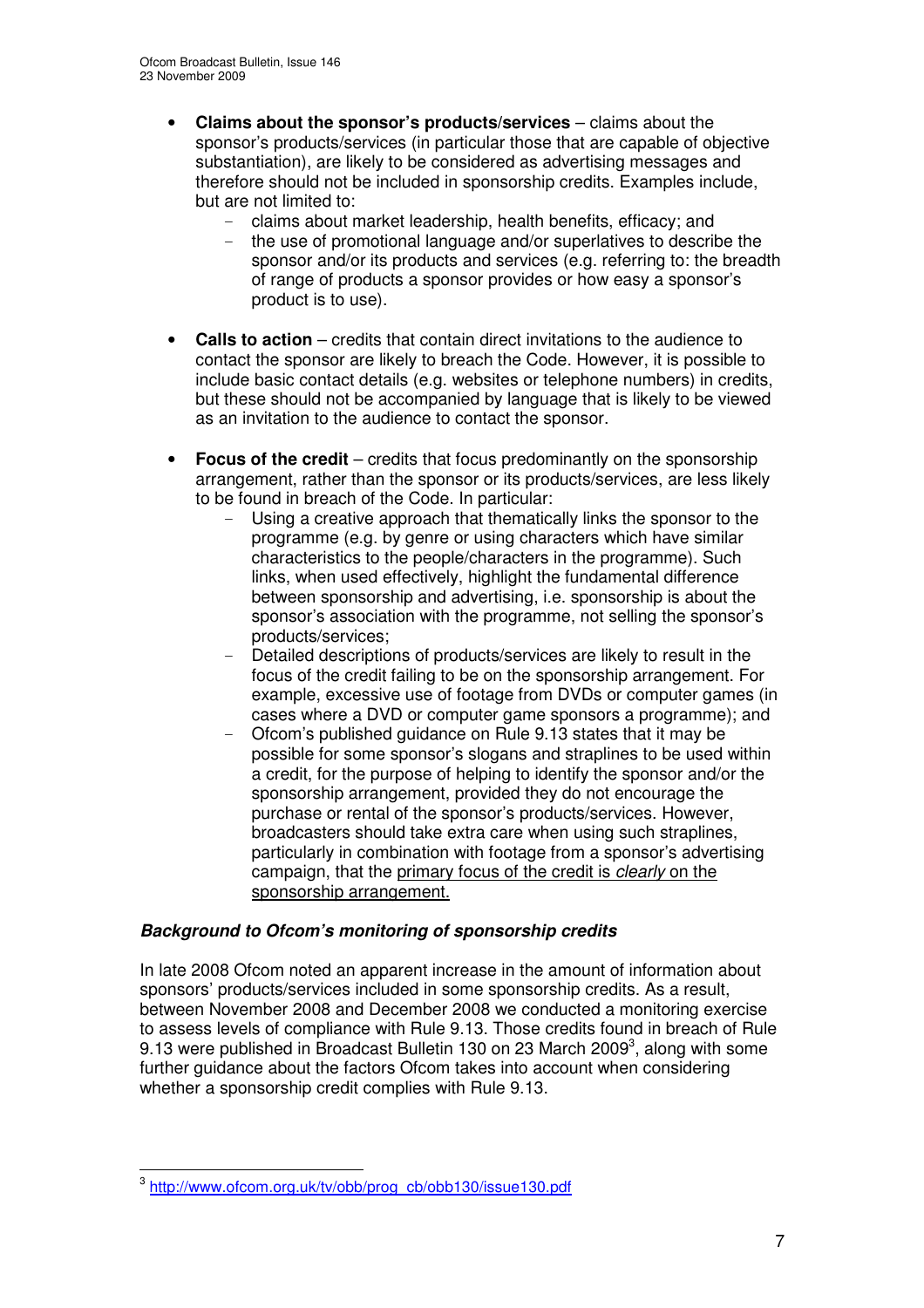- **Claims about the sponsor's products/services** – claims about the sponsor's products/services (in particular those that are capable of objective substantiation), are likely to be considered as advertising messages and therefore should not be included in sponsorship credits. Examples include, but are not limited to:
  - claims about market leadership, health benefits, efficacy; and
  - the use of promotional language and/or superlatives to describe the sponsor and/or its products and services (e.g. referring to: the breadth of range of products a sponsor provides or how easy a sponsor's product is to use).

- **Calls to action** – credits that contain direct invitations to the audience to contact the sponsor are likely to breach the Code. However, it is possible to include basic contact details (e.g. websites or telephone numbers) in credits, but these should not be accompanied by language that is likely to be viewed as an invitation to the audience to contact the sponsor.

- **Focus of the credit** – credits that focus predominantly on the sponsorship arrangement, rather than the sponsor or its products/services, are less likely to be found in breach of the Code. In particular:
  - Using a creative approach that thematically links the sponsor to the programme (e.g. by genre or using characters which have similar characteristics to the people/characters in the programme). Such links, when used effectively, highlight the fundamental difference between sponsorship and advertising, i.e. sponsorship is about the sponsor's association with the programme, not selling the sponsor's products/services;
  - Detailed descriptions of products/services are likely to result in the focus of the credit failing to be on the sponsorship arrangement. For example, excessive use of footage from DVDs or computer games (in cases where a DVD or computer game sponsors a programme); and
  - Ofcom's published guidance on Rule 9.13 states that it may be possible for some sponsor's slogans and straplines to be used within a credit, for the purpose of helping to identify the sponsor and/or the sponsorship arrangement, provided they do not encourage the purchase or rental of the sponsor's products/services. However, broadcasters should take extra care when using such straplines, particularly in combination with footage from a sponsor's advertising campaign, that the primary focus of the credit is *clearly* on the sponsorship arrangement.

***Background to Ofcom's monitoring of sponsorship credits***

In late 2008 Ofcom noted an apparent increase in the amount of information about sponsors' products/services included in some sponsorship credits. As a result, between November 2008 and December 2008 we conducted a monitoring exercise to assess levels of compliance with Rule 9.13. Those credits found in breach of Rule 9.13 were published in Broadcast Bulletin 130 on 23 March 2009[3], along with some further guidance about the factors Ofcom takes into account when considering whether a sponsorship credit complies with Rule 9.13.

---

[3] http://www.ofcom.org.uk/tv/obb/prog_cb/obb130/issue130.pdf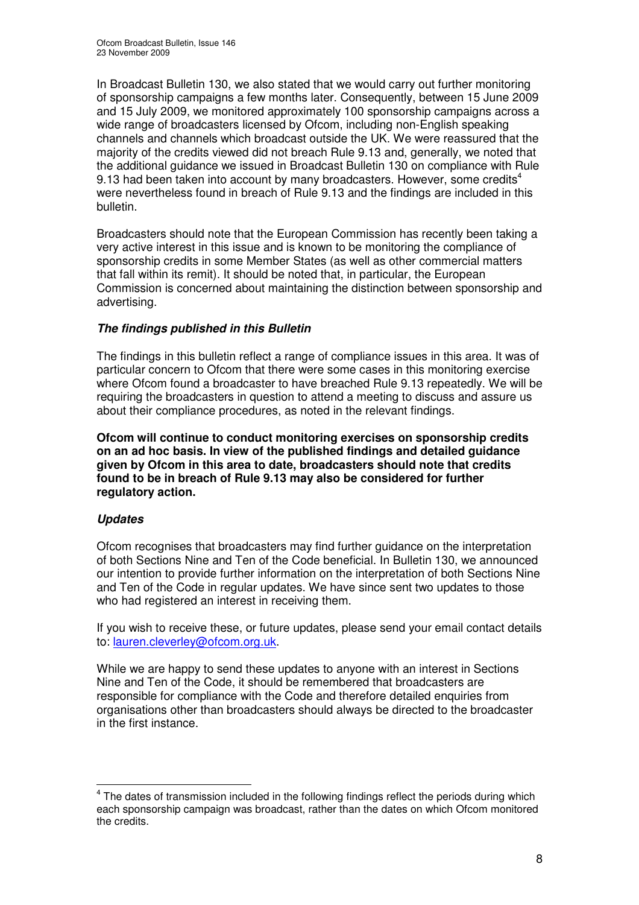In Broadcast Bulletin 130, we also stated that we would carry out further monitoring of sponsorship campaigns a few months later. Consequently, between 15 June 2009 and 15 July 2009, we monitored approximately 100 sponsorship campaigns across a wide range of broadcasters licensed by Ofcom, including non-English speaking channels and channels which broadcast outside the UK. We were reassured that the majority of the credits viewed did not breach Rule 9.13 and, generally, we noted that the additional guidance we issued in Broadcast Bulletin 130 on compliance with Rule 9.13 had been taken into account by many broadcasters. However, some credits[4] were nevertheless found in breach of Rule 9.13 and the findings are included in this bulletin.

Broadcasters should note that the European Commission has recently been taking a very active interest in this issue and is known to be monitoring the compliance of sponsorship credits in some Member States (as well as other commercial matters that fall within its remit). It should be noted that, in particular, the European Commission is concerned about maintaining the distinction between sponsorship and advertising.

***The findings published in this Bulletin***

The findings in this bulletin reflect a range of compliance issues in this area. It was of particular concern to Ofcom that there were some cases in this monitoring exercise where Ofcom found a broadcaster to have breached Rule 9.13 repeatedly. We will be requiring the broadcasters in question to attend a meeting to discuss and assure us about their compliance procedures, as noted in the relevant findings.

**Ofcom will continue to conduct monitoring exercises on sponsorship credits on an ad hoc basis. In view of the published findings and detailed guidance given by Ofcom in this area to date, broadcasters should note that credits found to be in breach of Rule 9.13 may also be considered for further regulatory action.**

***Updates***

Ofcom recognises that broadcasters may find further guidance on the interpretation of both Sections Nine and Ten of the Code beneficial. In Bulletin 130, we announced our intention to provide further information on the interpretation of both Sections Nine and Ten of the Code in regular updates. We have since sent two updates to those who had registered an interest in receiving them.

If you wish to receive these, or future updates, please send your email contact details to: lauren.cleverley@ofcom.org.uk.

While we are happy to send these updates to anyone with an interest in Sections Nine and Ten of the Code, it should be remembered that broadcasters are responsible for compliance with the Code and therefore detailed enquiries from organisations other than broadcasters should always be directed to the broadcaster in the first instance.

[4] The dates of transmission included in the following findings reflect the periods during which each sponsorship campaign was broadcast, rather than the dates on which Ofcom monitored the credits.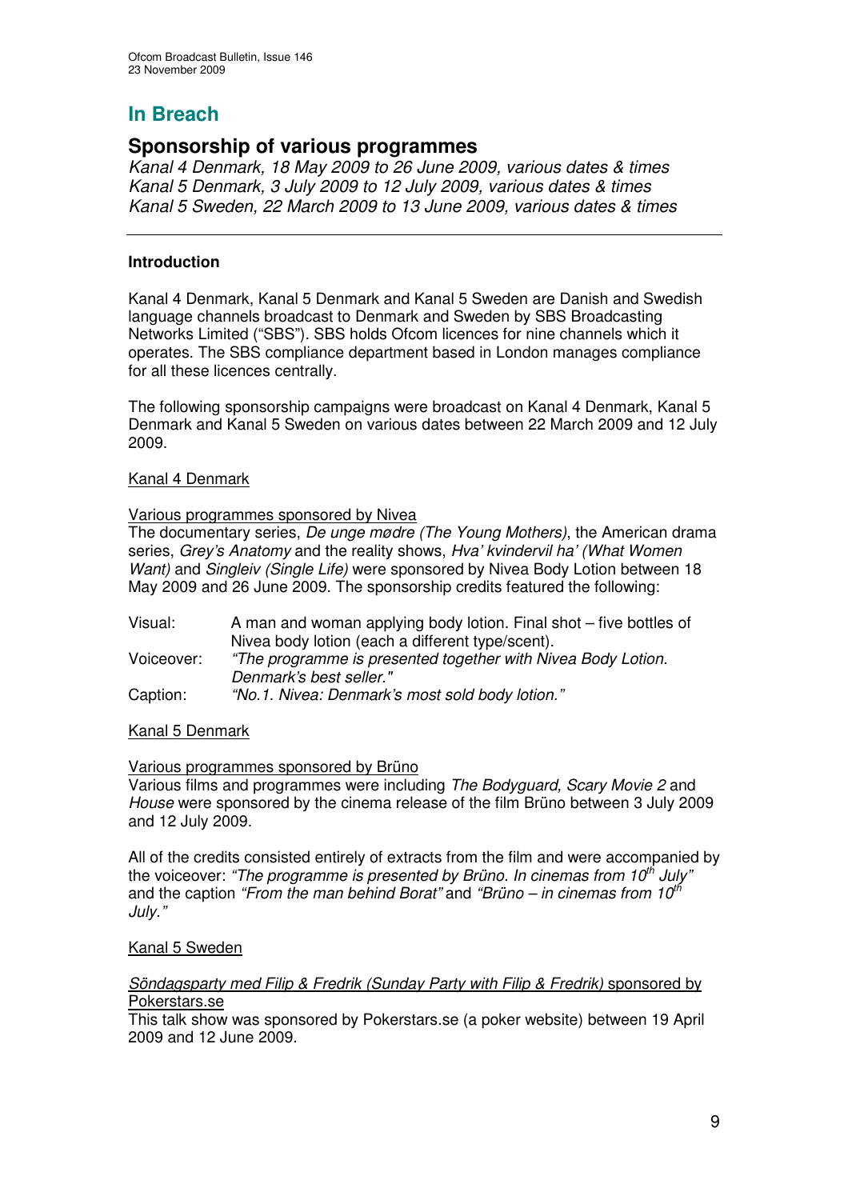# In Breach

## Sponsorship of various programmes

*Kanal 4 Denmark, 18 May 2009 to 26 June 2009, various dates & times*
*Kanal 5 Denmark, 3 July 2009 to 12 July 2009, various dates & times*
*Kanal 5 Sweden, 22 March 2009 to 13 June 2009, various dates & times*

---

### Introduction

Kanal 4 Denmark, Kanal 5 Denmark and Kanal 5 Sweden are Danish and Swedish language channels broadcast to Denmark and Sweden by SBS Broadcasting Networks Limited ("SBS"). SBS holds Ofcom licences for nine channels which it operates. The SBS compliance department based in London manages compliance for all these licences centrally.

The following sponsorship campaigns were broadcast on Kanal 4 Denmark, Kanal 5 Denmark and Kanal 5 Sweden on various dates between 22 March 2009 and 12 July 2009.

Kanal 4 Denmark

Various programmes sponsored by Nivea

The documentary series, *De unge mødre (The Young Mothers)*, the American drama series, *Grey's Anatomy* and the reality shows, *Hva' kvindervil ha' (What Women Want)* and *Singleiv (Single Life)* were sponsored by Nivea Body Lotion between 18 May 2009 and 26 June 2009. The sponsorship credits featured the following:

| | |
|---|---|
| Visual: | A man and woman applying body lotion. Final shot – five bottles of Nivea body lotion (each a different type/scent). |
| Voiceover: | *"The programme is presented together with Nivea Body Lotion. Denmark's best seller."* |
| Caption: | *"No.1. Nivea: Denmark's most sold body lotion."* |

Kanal 5 Denmark

Various programmes sponsored by Brüno

Various films and programmes were including *The Bodyguard, Scary Movie 2* and *House* were sponsored by the cinema release of the film Brüno between 3 July 2009 and 12 July 2009.

All of the credits consisted entirely of extracts from the film and were accompanied by the voiceover: *"The programme is presented by Brüno. In cinemas from 10th July"* and the caption *"From the man behind Borat"* and *"Brüno – in cinemas from 10th July."*

Kanal 5 Sweden

*Söndagsparty med Filip & Fredrik (Sunday Party with Filip & Fredrik)* sponsored by Pokerstars.se

This talk show was sponsored by Pokerstars.se (a poker website) between 19 April 2009 and 12 June 2009.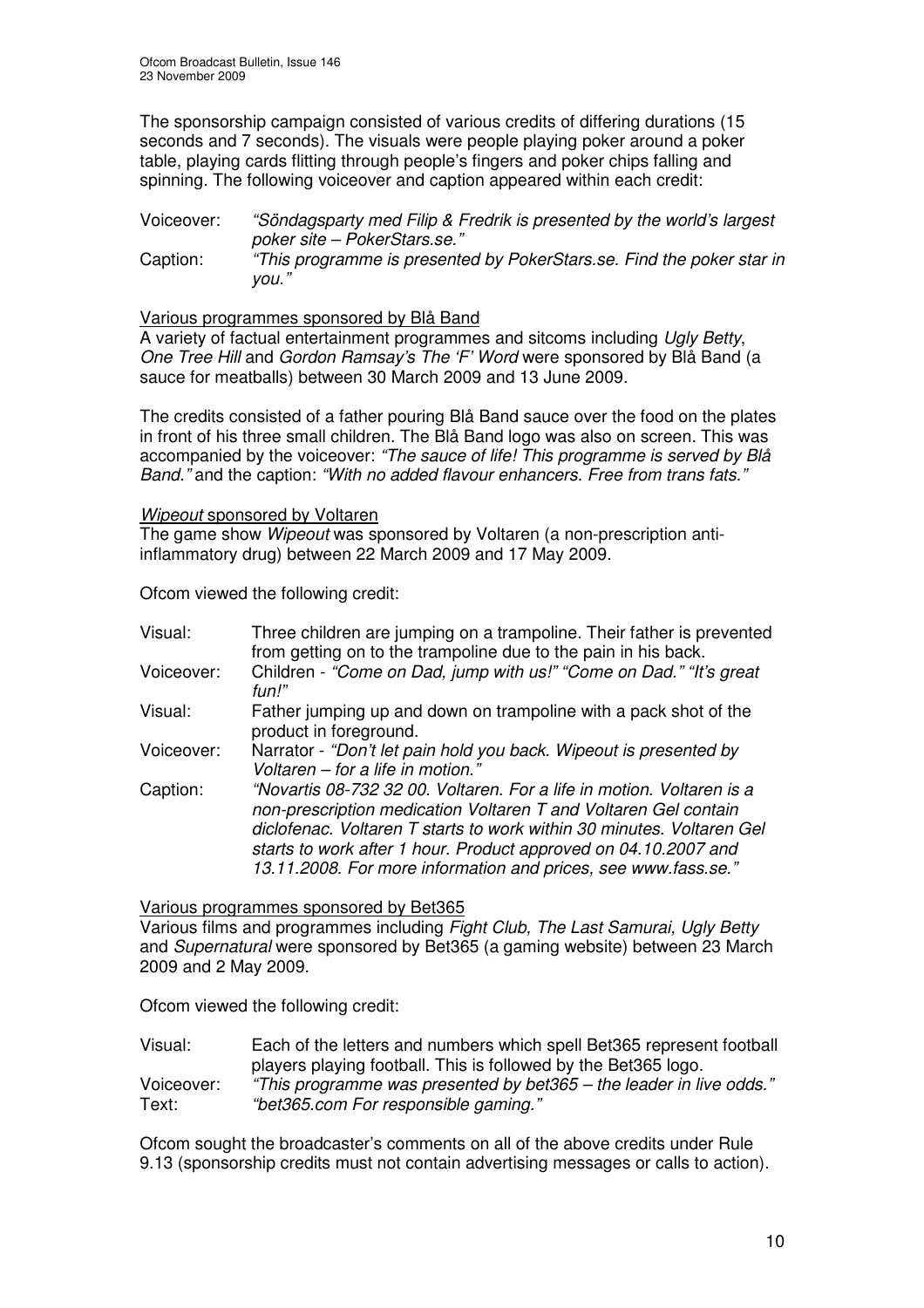The sponsorship campaign consisted of various credits of differing durations (15 seconds and 7 seconds). The visuals were people playing poker around a poker table, playing cards flitting through people's fingers and poker chips falling and spinning. The following voiceover and caption appeared within each credit:

| | |
|---|---|
| Voiceover: | *"Söndagsparty med Filip & Fredrik is presented by the world's largest poker site – PokerStars.se."* |
| Caption: | *"This programme is presented by PokerStars.se. Find the poker star in you."* |

Various programmes sponsored by Blå Band

A variety of factual entertainment programmes and sitcoms including *Ugly Betty*, *One Tree Hill* and *Gordon Ramsay's The 'F' Word* were sponsored by Blå Band (a sauce for meatballs) between 30 March 2009 and 13 June 2009.

The credits consisted of a father pouring Blå Band sauce over the food on the plates in front of his three small children. The Blå Band logo was also on screen. This was accompanied by the voiceover: *"The sauce of life! This programme is served by Blå Band."* and the caption: *"With no added flavour enhancers. Free from trans fats."*

*Wipeout* sponsored by Voltaren

The game show *Wipeout* was sponsored by Voltaren (a non-prescription anti-inflammatory drug) between 22 March 2009 and 17 May 2009.

Ofcom viewed the following credit:

| | |
|---|---|
| Visual: | Three children are jumping on a trampoline. Their father is prevented from getting on to the trampoline due to the pain in his back. |
| Voiceover: | Children - *"Come on Dad, jump with us!" "Come on Dad." "It's great fun!"* |
| Visual: | Father jumping up and down on trampoline with a pack shot of the product in foreground. |
| Voiceover: | Narrator - *"Don't let pain hold you back. Wipeout is presented by Voltaren – for a life in motion."* |
| Caption: | *"Novartis 08-732 32 00. Voltaren. For a life in motion. Voltaren is a non-prescription medication Voltaren T and Voltaren Gel contain diclofenac. Voltaren T starts to work within 30 minutes. Voltaren Gel starts to work after 1 hour. Product approved on 04.10.2007 and 13.11.2008. For more information and prices, see www.fass.se."* |

Various programmes sponsored by Bet365

Various films and programmes including *Fight Club, The Last Samurai, Ugly Betty* and *Supernatural* were sponsored by Bet365 (a gaming website) between 23 March 2009 and 2 May 2009.

Ofcom viewed the following credit:

| | |
|---|---|
| Visual: | Each of the letters and numbers which spell Bet365 represent football players playing football. This is followed by the Bet365 logo. |
| Voiceover: | *"This programme was presented by bet365 – the leader in live odds."* |
| Text: | *"bet365.com For responsible gaming."* |

Ofcom sought the broadcaster's comments on all of the above credits under Rule 9.13 (sponsorship credits must not contain advertising messages or calls to action).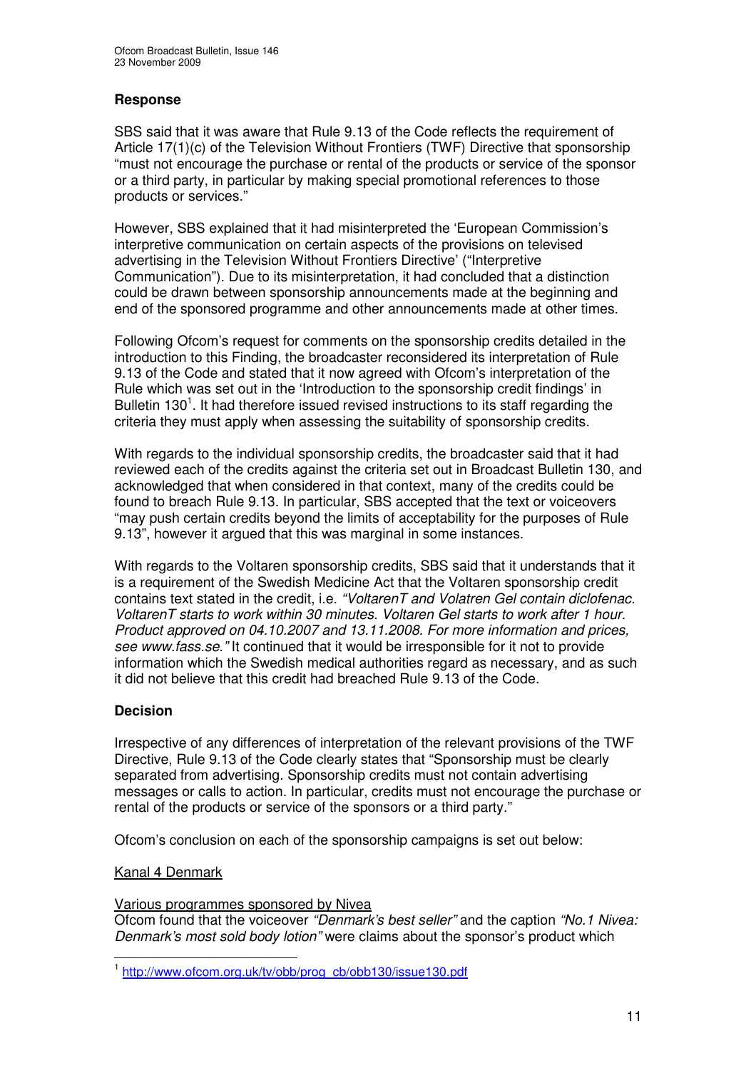### Response

SBS said that it was aware that Rule 9.13 of the Code reflects the requirement of Article 17(1)(c) of the Television Without Frontiers (TWF) Directive that sponsorship "must not encourage the purchase or rental of the products or service of the sponsor or a third party, in particular by making special promotional references to those products or services."

However, SBS explained that it had misinterpreted the 'European Commission's interpretive communication on certain aspects of the provisions on televised advertising in the Television Without Frontiers Directive' ("Interpretive Communication"). Due to its misinterpretation, it had concluded that a distinction could be drawn between sponsorship announcements made at the beginning and end of the sponsored programme and other announcements made at other times.

Following Ofcom's request for comments on the sponsorship credits detailed in the introduction to this Finding, the broadcaster reconsidered its interpretation of Rule 9.13 of the Code and stated that it now agreed with Ofcom's interpretation of the Rule which was set out in the 'Introduction to the sponsorship credit findings' in Bulletin 130[1]. It had therefore issued revised instructions to its staff regarding the criteria they must apply when assessing the suitability of sponsorship credits.

With regards to the individual sponsorship credits, the broadcaster said that it had reviewed each of the credits against the criteria set out in Broadcast Bulletin 130, and acknowledged that when considered in that context, many of the credits could be found to breach Rule 9.13. In particular, SBS accepted that the text or voiceovers "may push certain credits beyond the limits of acceptability for the purposes of Rule 9.13", however it argued that this was marginal in some instances.

With regards to the Voltaren sponsorship credits, SBS said that it understands that it is a requirement of the Swedish Medicine Act that the Voltaren sponsorship credit contains text stated in the credit, i.e. *"VoltarenT and Volatren Gel contain diclofenac. VoltarenT starts to work within 30 minutes. Voltaren Gel starts to work after 1 hour. Product approved on 04.10.2007 and 13.11.2008. For more information and prices, see www.fass.se."* It continued that it would be irresponsible for it not to provide information which the Swedish medical authorities regard as necessary, and as such it did not believe that this credit had breached Rule 9.13 of the Code.

### Decision

Irrespective of any differences of interpretation of the relevant provisions of the TWF Directive, Rule 9.13 of the Code clearly states that "Sponsorship must be clearly separated from advertising. Sponsorship credits must not contain advertising messages or calls to action. In particular, credits must not encourage the purchase or rental of the products or service of the sponsors or a third party."

Ofcom's conclusion on each of the sponsorship campaigns is set out below:

Kanal 4 Denmark

Various programmes sponsored by Nivea
Ofcom found that the voiceover *"Denmark's best seller"* and the caption *"No.1 Nivea: Denmark's most sold body lotion"* were claims about the sponsor's product which

---

[1] http://www.ofcom.org.uk/tv/obb/prog_cb/obb130/issue130.pdf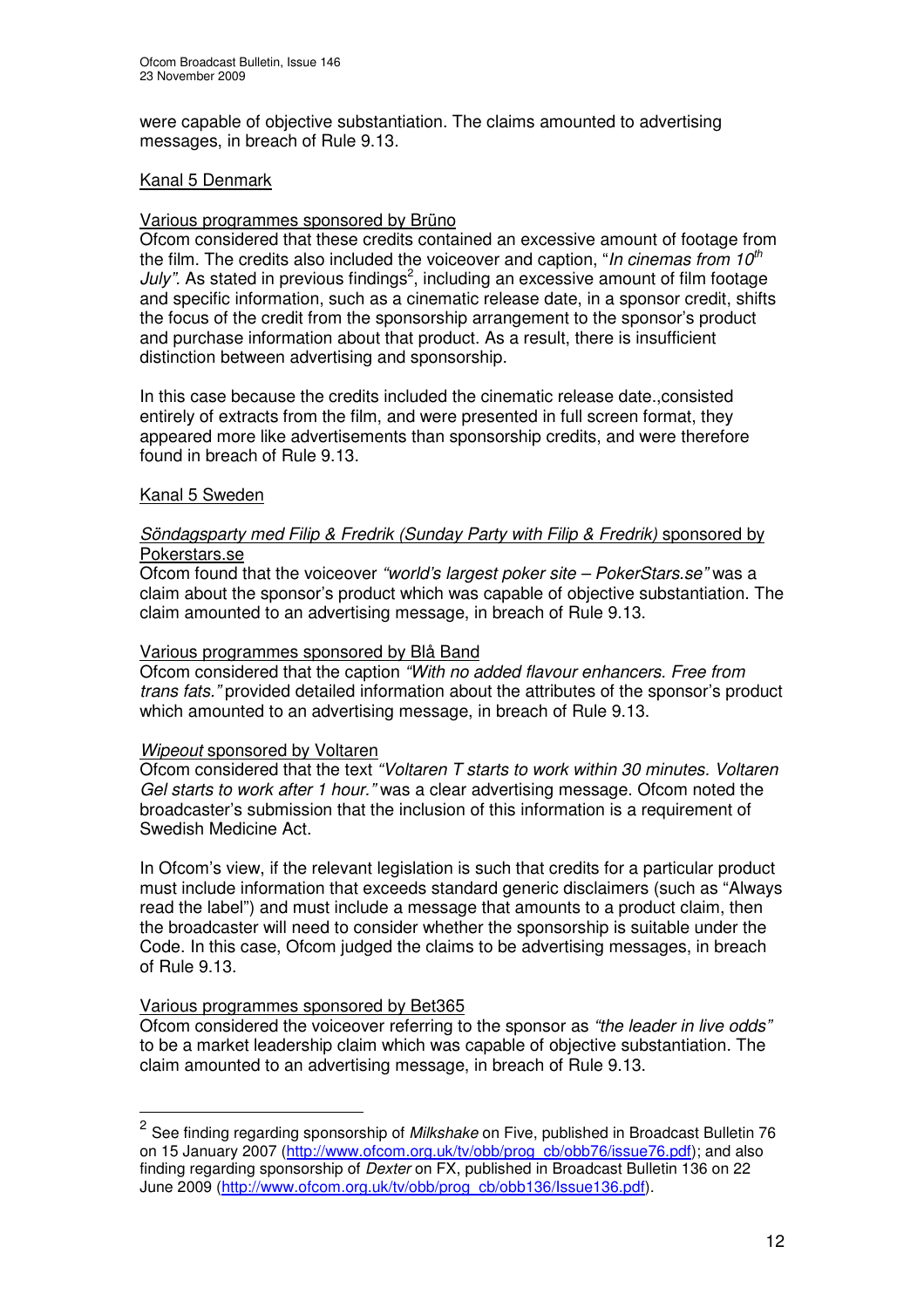were capable of objective substantiation. The claims amounted to advertising messages, in breach of Rule 9.13.

Kanal 5 Denmark

Various programmes sponsored by Brüno

Ofcom considered that these credits contained an excessive amount of footage from the film. The credits also included the voiceover and caption, "*In cinemas from 10th July"*. As stated in previous findings[2], including an excessive amount of film footage and specific information, such as a cinematic release date, in a sponsor credit, shifts the focus of the credit from the sponsorship arrangement to the sponsor's product and purchase information about that product. As a result, there is insufficient distinction between advertising and sponsorship.

In this case because the credits included the cinematic release date.,consisted entirely of extracts from the film, and were presented in full screen format, they appeared more like advertisements than sponsorship credits, and were therefore found in breach of Rule 9.13.

Kanal 5 Sweden

*Söndagsparty med Filip & Fredrik (Sunday Party with Filip & Fredrik)* sponsored by Pokerstars.se

Ofcom found that the voiceover *"world's largest poker site – PokerStars.se"* was a claim about the sponsor's product which was capable of objective substantiation. The claim amounted to an advertising message, in breach of Rule 9.13.

Various programmes sponsored by Blå Band

Ofcom considered that the caption *"With no added flavour enhancers. Free from trans fats."* provided detailed information about the attributes of the sponsor's product which amounted to an advertising message, in breach of Rule 9.13.

*Wipeout* sponsored by Voltaren

Ofcom considered that the text *"Voltaren T starts to work within 30 minutes. Voltaren Gel starts to work after 1 hour."* was a clear advertising message. Ofcom noted the broadcaster's submission that the inclusion of this information is a requirement of Swedish Medicine Act.

In Ofcom's view, if the relevant legislation is such that credits for a particular product must include information that exceeds standard generic disclaimers (such as "Always read the label") and must include a message that amounts to a product claim, then the broadcaster will need to consider whether the sponsorship is suitable under the Code. In this case, Ofcom judged the claims to be advertising messages, in breach of Rule 9.13.

Various programmes sponsored by Bet365

Ofcom considered the voiceover referring to the sponsor as *"the leader in live odds"* to be a market leadership claim which was capable of objective substantiation. The claim amounted to an advertising message, in breach of Rule 9.13.

---

[2] See finding regarding sponsorship of *Milkshake* on Five, published in Broadcast Bulletin 76 on 15 January 2007 (http://www.ofcom.org.uk/tv/obb/prog_cb/obb76/issue76.pdf); and also finding regarding sponsorship of *Dexter* on FX, published in Broadcast Bulletin 136 on 22 June 2009 (http://www.ofcom.org.uk/tv/obb/prog_cb/obb136/Issue136.pdf).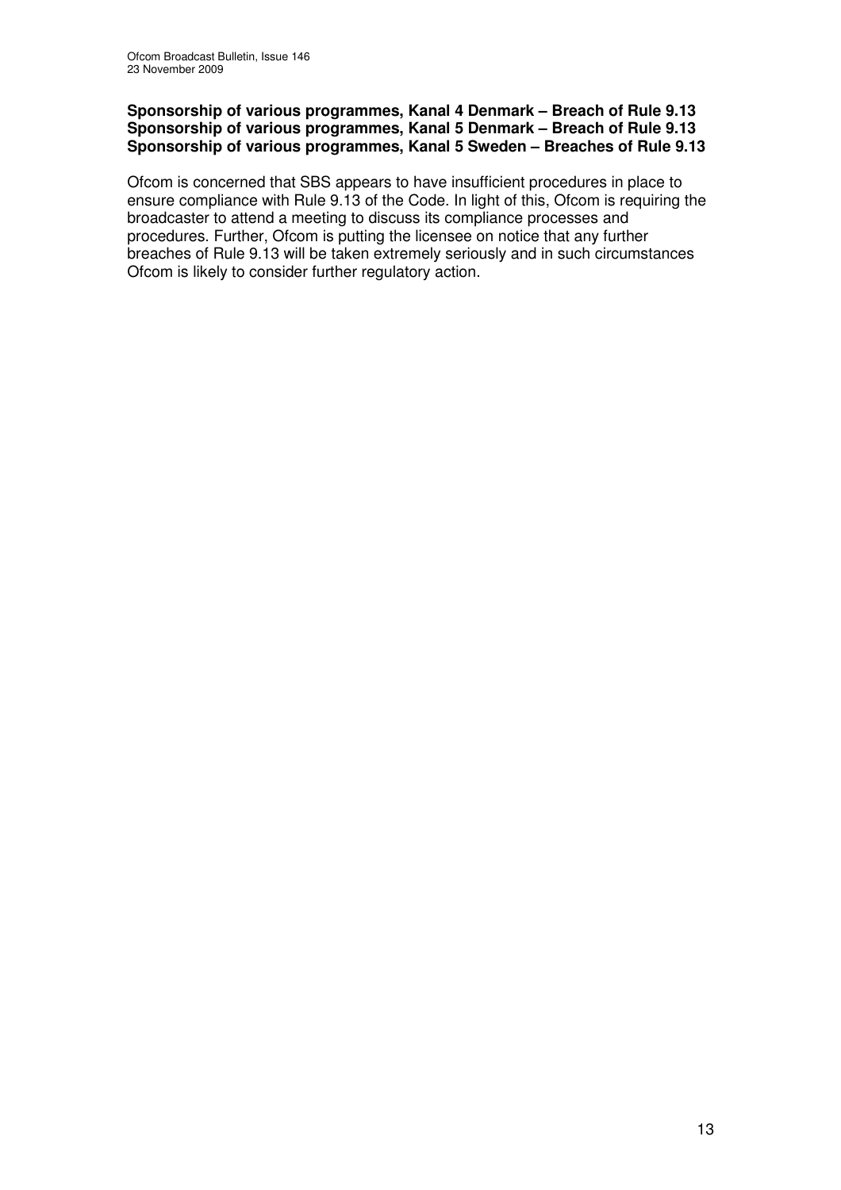**Sponsorship of various programmes, Kanal 4 Denmark – Breach of Rule 9.13**
**Sponsorship of various programmes, Kanal 5 Denmark – Breach of Rule 9.13**
**Sponsorship of various programmes, Kanal 5 Sweden – Breaches of Rule 9.13**

Ofcom is concerned that SBS appears to have insufficient procedures in place to ensure compliance with Rule 9.13 of the Code. In light of this, Ofcom is requiring the broadcaster to attend a meeting to discuss its compliance processes and procedures. Further, Ofcom is putting the licensee on notice that any further breaches of Rule 9.13 will be taken extremely seriously and in such circumstances Ofcom is likely to consider further regulatory action.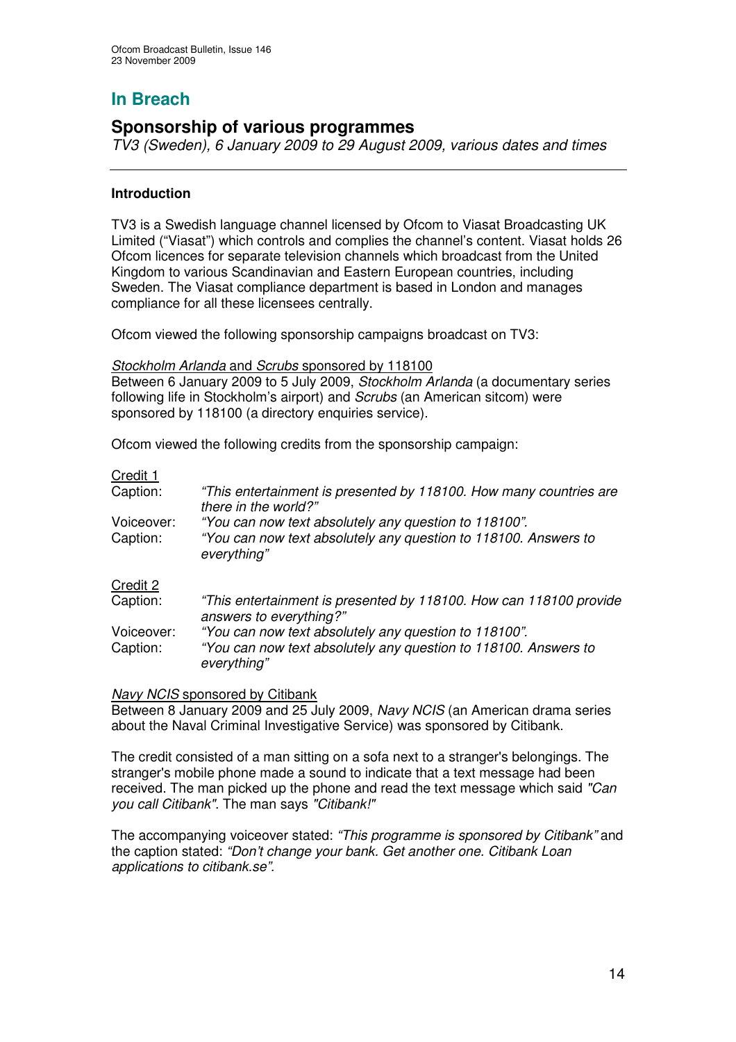## In Breach

## Sponsorship of various programmes

*TV3 (Sweden), 6 January 2009 to 29 August 2009, various dates and times*

---

### Introduction

TV3 is a Swedish language channel licensed by Ofcom to Viasat Broadcasting UK Limited ("Viasat") which controls and complies the channel's content. Viasat holds 26 Ofcom licences for separate television channels which broadcast from the United Kingdom to various Scandinavian and Eastern European countries, including Sweden. The Viasat compliance department is based in London and manages compliance for all these licensees centrally.

Ofcom viewed the following sponsorship campaigns broadcast on TV3:

*Stockholm Arlanda* and *Scrubs* sponsored by 118100

Between 6 January 2009 to 5 July 2009, *Stockholm Arlanda* (a documentary series following life in Stockholm's airport) and *Scrubs* (an American sitcom) were sponsored by 118100 (a directory enquiries service).

Ofcom viewed the following credits from the sponsorship campaign:

Credit 1

Caption: *"This entertainment is presented by 118100. How many countries are there in the world?"*

Voiceover: *"You can now text absolutely any question to 118100".*

Caption: *"You can now text absolutely any question to 118100. Answers to everything"*

Credit 2

Caption: *"This entertainment is presented by 118100. How can 118100 provide answers to everything?"*

Voiceover: *"You can now text absolutely any question to 118100".*

Caption: *"You can now text absolutely any question to 118100. Answers to everything"*

*Navy NCIS* sponsored by Citibank

Between 8 January 2009 and 25 July 2009, *Navy NCIS* (an American drama series about the Naval Criminal Investigative Service) was sponsored by Citibank.

The credit consisted of a man sitting on a sofa next to a stranger's belongings. The stranger's mobile phone made a sound to indicate that a text message had been received. The man picked up the phone and read the text message which said *"Can you call Citibank"*. The man says *"Citibank!"*

The accompanying voiceover stated: *"This programme is sponsored by Citibank"* and the caption stated: *"Don't change your bank. Get another one. Citibank Loan applications to citibank.se".*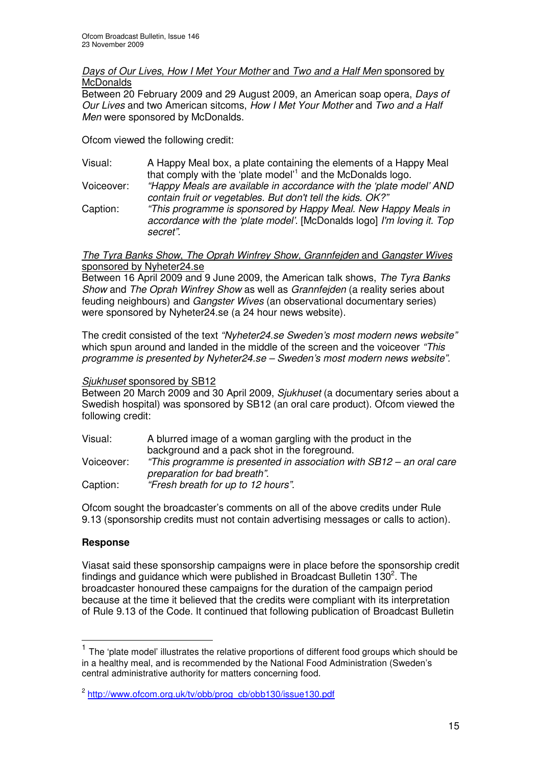_Days of Our Lives, How I Met Your Mother_ and _Two and a Half Men_ sponsored by McDonalds

Between 20 February 2009 and 29 August 2009, an American soap opera, _Days of Our Lives_ and two American sitcoms, _How I Met Your Mother_ and _Two and a Half Men_ were sponsored by McDonalds.

Ofcom viewed the following credit:

| | |
|---|---|
| Visual: | A Happy Meal box, a plate containing the elements of a Happy Meal that comply with the 'plate model'[1] and the McDonalds logo. |
| Voiceover: | _"Happy Meals are available in accordance with the 'plate model' AND contain fruit or vegetables. But don't tell the kids. OK?"_ |
| Caption: | _"This programme is sponsored by Happy Meal. New Happy Meals in accordance with the 'plate model'._ [McDonalds logo] _I'm loving it. Top secret"._ |

_The Tyra Banks Show, The Oprah Winfrey Show, Grannfejden_ and _Gangster Wives_ sponsored by Nyheter24.se

Between 16 April 2009 and 9 June 2009, the American talk shows, _The Tyra Banks Show_ and _The Oprah Winfrey Show_ as well as _Grannfejden_ (a reality series about feuding neighbours) and _Gangster Wives_ (an observational documentary series) were sponsored by Nyheter24.se (a 24 hour news website).

The credit consisted of the text _"Nyheter24.se Sweden's most modern news website"_ which spun around and landed in the middle of the screen and the voiceover _"This programme is presented by Nyheter24.se – Sweden's most modern news website"._

_Sjukhuset_ sponsored by SB12

Between 20 March 2009 and 30 April 2009, _Sjukhuset_ (a documentary series about a Swedish hospital) was sponsored by SB12 (an oral care product). Ofcom viewed the following credit:

| | |
|---|---|
| Visual: | A blurred image of a woman gargling with the product in the background and a pack shot in the foreground. |
| Voiceover: | _"This programme is presented in association with SB12 – an oral care preparation for bad breath"._ |
| Caption: | _"Fresh breath for up to 12 hours"._ |

Ofcom sought the broadcaster's comments on all of the above credits under Rule 9.13 (sponsorship credits must not contain advertising messages or calls to action).

**Response**

Viasat said these sponsorship campaigns were in place before the sponsorship credit findings and guidance which were published in Broadcast Bulletin 130[2]. The broadcaster honoured these campaigns for the duration of the campaign period because at the time it believed that the credits were compliant with its interpretation of Rule 9.13 of the Code. It continued that following publication of Broadcast Bulletin

[1] The 'plate model' illustrates the relative proportions of different food groups which should be in a healthy meal, and is recommended by the National Food Administration (Sweden's central administrative authority for matters concerning food.

[2] http://www.ofcom.org.uk/tv/obb/prog_cb/obb130/issue130.pdf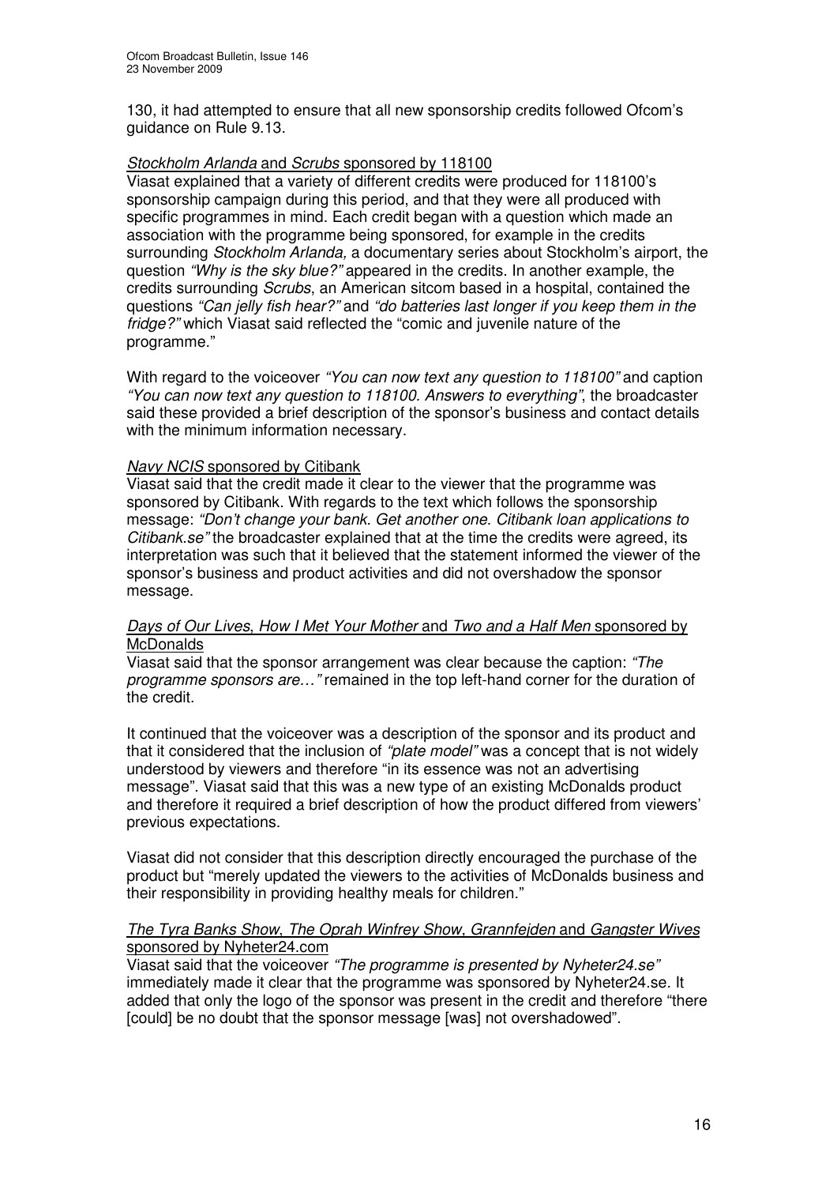130, it had attempted to ensure that all new sponsorship credits followed Ofcom's guidance on Rule 9.13.

*Stockholm Arlanda* and *Scrubs* sponsored by 118100

Viasat explained that a variety of different credits were produced for 118100's sponsorship campaign during this period, and that they were all produced with specific programmes in mind. Each credit began with a question which made an association with the programme being sponsored, for example in the credits surrounding *Stockholm Arlanda,* a documentary series about Stockholm's airport, the question *"Why is the sky blue?"* appeared in the credits. In another example, the credits surrounding *Scrubs*, an American sitcom based in a hospital, contained the questions *"Can jelly fish hear?"* and *"do batteries last longer if you keep them in the fridge?"* which Viasat said reflected the "comic and juvenile nature of the programme."

With regard to the voiceover *"You can now text any question to 118100"* and caption *"You can now text any question to 118100. Answers to everything"*, the broadcaster said these provided a brief description of the sponsor's business and contact details with the minimum information necessary.

*Navy NCIS* sponsored by Citibank

Viasat said that the credit made it clear to the viewer that the programme was sponsored by Citibank. With regards to the text which follows the sponsorship message: *"Don't change your bank. Get another one. Citibank loan applications to Citibank.se"* the broadcaster explained that at the time the credits were agreed, its interpretation was such that it believed that the statement informed the viewer of the sponsor's business and product activities and did not overshadow the sponsor message.

*Days of Our Lives*, *How I Met Your Mother* and *Two and a Half Men* sponsored by McDonalds

Viasat said that the sponsor arrangement was clear because the caption: *"The programme sponsors are…"* remained in the top left-hand corner for the duration of the credit.

It continued that the voiceover was a description of the sponsor and its product and that it considered that the inclusion of *"plate model"* was a concept that is not widely understood by viewers and therefore "in its essence was not an advertising message". Viasat said that this was a new type of an existing McDonalds product and therefore it required a brief description of how the product differed from viewers' previous expectations.

Viasat did not consider that this description directly encouraged the purchase of the product but "merely updated the viewers to the activities of McDonalds business and their responsibility in providing healthy meals for children."

*The Tyra Banks Show*, *The Oprah Winfrey Show*, *Grannfejden* and *Gangster Wives* sponsored by Nyheter24.com

Viasat said that the voiceover *"The programme is presented by Nyheter24.se"* immediately made it clear that the programme was sponsored by Nyheter24.se. It added that only the logo of the sponsor was present in the credit and therefore "there [could] be no doubt that the sponsor message [was] not overshadowed".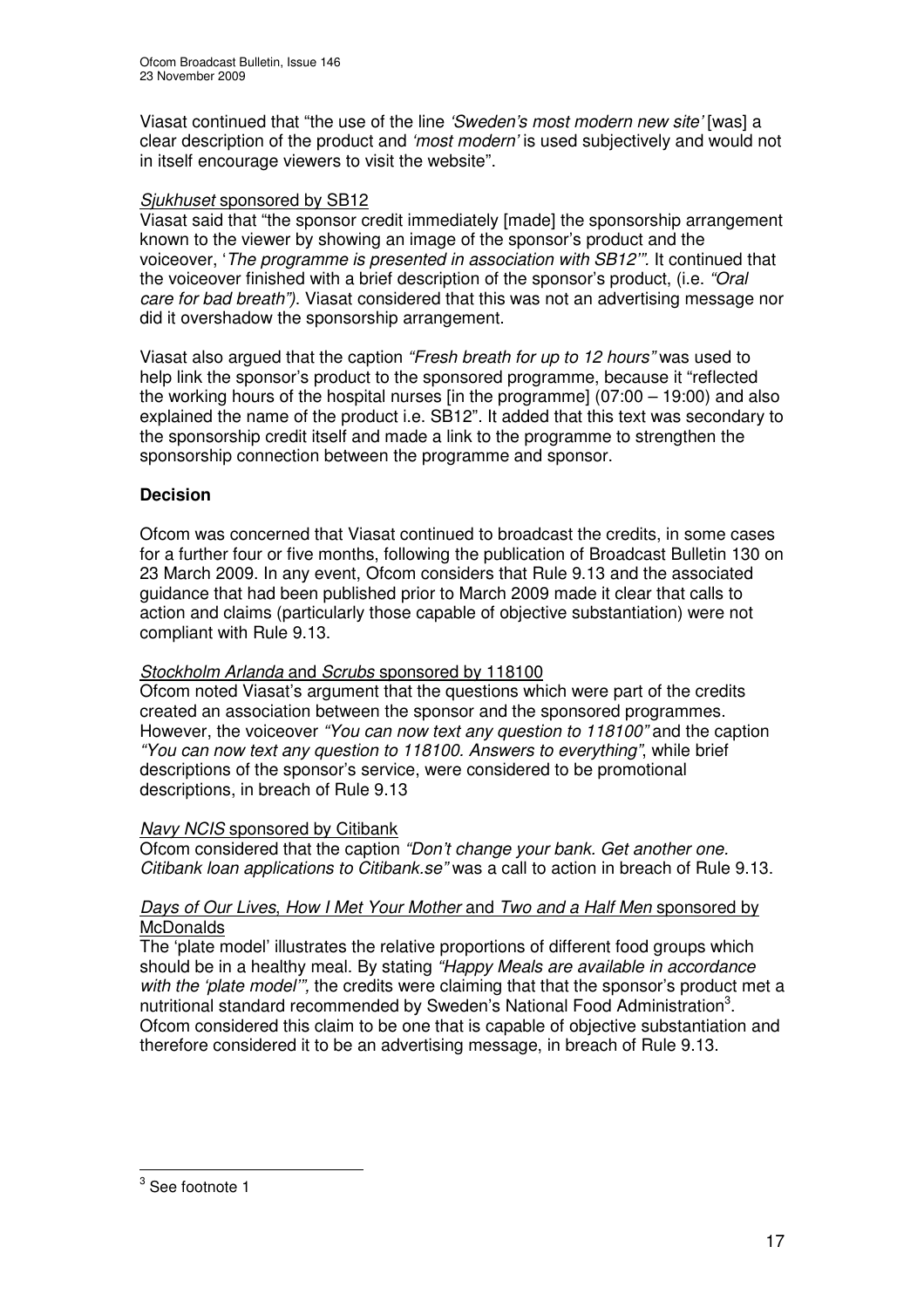Viasat continued that "the use of the line *'Sweden's most modern new site'* [was] a clear description of the product and *'most modern'* is used subjectively and would not in itself encourage viewers to visit the website".

*Sjukhuset* sponsored by SB12

Viasat said that "the sponsor credit immediately [made] the sponsorship arrangement known to the viewer by showing an image of the sponsor's product and the voiceover, '*The programme is presented in association with SB12'"*. It continued that the voiceover finished with a brief description of the sponsor's product, (i.e. *"Oral care for bad breath")*. Viasat considered that this was not an advertising message nor did it overshadow the sponsorship arrangement.

Viasat also argued that the caption *"Fresh breath for up to 12 hours"* was used to help link the sponsor's product to the sponsored programme, because it "reflected the working hours of the hospital nurses [in the programme] (07:00 – 19:00) and also explained the name of the product i.e. SB12". It added that this text was secondary to the sponsorship credit itself and made a link to the programme to strengthen the sponsorship connection between the programme and sponsor.

**Decision**

Ofcom was concerned that Viasat continued to broadcast the credits, in some cases for a further four or five months, following the publication of Broadcast Bulletin 130 on 23 March 2009. In any event, Ofcom considers that Rule 9.13 and the associated guidance that had been published prior to March 2009 made it clear that calls to action and claims (particularly those capable of objective substantiation) were not compliant with Rule 9.13.

*Stockholm Arlanda* and *Scrubs* sponsored by 118100

Ofcom noted Viasat's argument that the questions which were part of the credits created an association between the sponsor and the sponsored programmes. However, the voiceover *"You can now text any question to 118100"* and the caption *"You can now text any question to 118100. Answers to everything"*, while brief descriptions of the sponsor's service, were considered to be promotional descriptions, in breach of Rule 9.13

*Navy NCIS* sponsored by Citibank

Ofcom considered that the caption *"Don't change your bank. Get another one. Citibank loan applications to Citibank.se"* was a call to action in breach of Rule 9.13.

*Days of Our Lives*, *How I Met Your Mother* and *Two and a Half Men* sponsored by McDonalds

The 'plate model' illustrates the relative proportions of different food groups which should be in a healthy meal. By stating *"Happy Meals are available in accordance with the 'plate model'"*, the credits were claiming that that the sponsor's product met a nutritional standard recommended by Sweden's National Food Administration[3]. Ofcom considered this claim to be one that is capable of objective substantiation and therefore considered it to be an advertising message, in breach of Rule 9.13.

[3] See footnote 1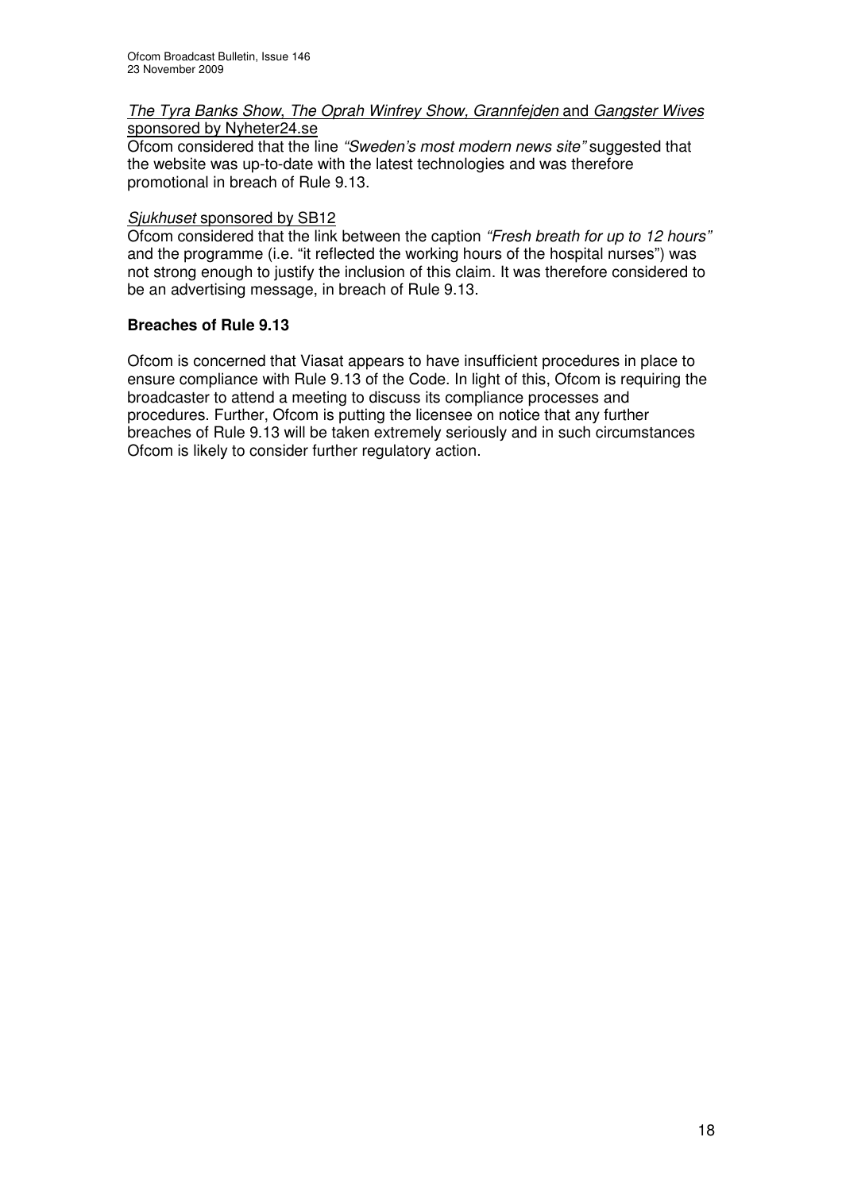*The Tyra Banks Show*, *The Oprah Winfrey Show*, *Grannfejden* and *Gangster Wives* sponsored by Nyheter24.se

Ofcom considered that the line *"Sweden's most modern news site"* suggested that the website was up-to-date with the latest technologies and was therefore promotional in breach of Rule 9.13.

*Sjukhuset* sponsored by SB12

Ofcom considered that the link between the caption *"Fresh breath for up to 12 hours"* and the programme (i.e. "it reflected the working hours of the hospital nurses") was not strong enough to justify the inclusion of this claim. It was therefore considered to be an advertising message, in breach of Rule 9.13.

**Breaches of Rule 9.13**

Ofcom is concerned that Viasat appears to have insufficient procedures in place to ensure compliance with Rule 9.13 of the Code. In light of this, Ofcom is requiring the broadcaster to attend a meeting to discuss its compliance processes and procedures. Further, Ofcom is putting the licensee on notice that any further breaches of Rule 9.13 will be taken extremely seriously and in such circumstances Ofcom is likely to consider further regulatory action.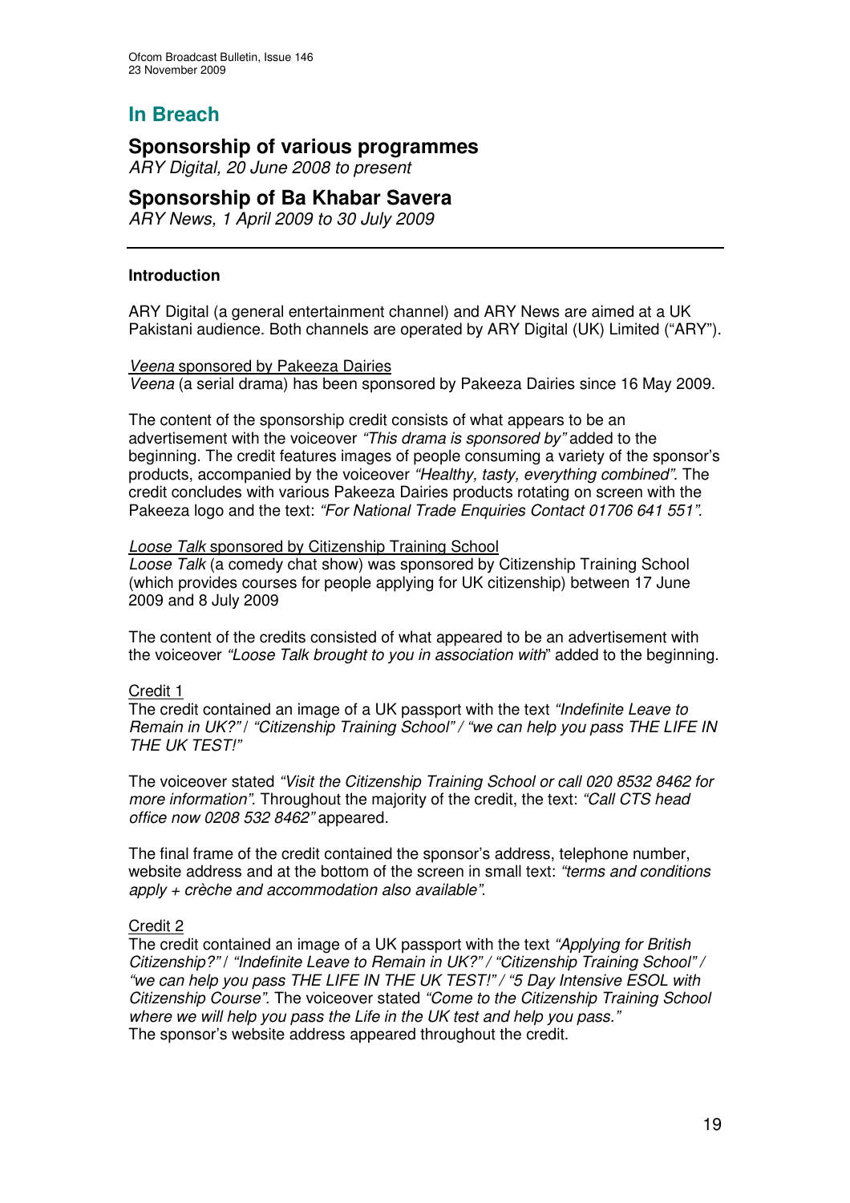# In Breach

## Sponsorship of various programmes

*ARY Digital, 20 June 2008 to present*

## Sponsorship of Ba Khabar Savera

*ARY News, 1 April 2009 to 30 July 2009*

---

### Introduction

ARY Digital (a general entertainment channel) and ARY News are aimed at a UK Pakistani audience. Both channels are operated by ARY Digital (UK) Limited ("ARY").

*Veena* sponsored by Pakeeza Dairies

*Veena* (a serial drama) has been sponsored by Pakeeza Dairies since 16 May 2009.

The content of the sponsorship credit consists of what appears to be an advertisement with the voiceover *"This drama is sponsored by"* added to the beginning. The credit features images of people consuming a variety of the sponsor's products, accompanied by the voiceover *"Healthy, tasty, everything combined"*. The credit concludes with various Pakeeza Dairies products rotating on screen with the Pakeeza logo and the text: *"For National Trade Enquiries Contact 01706 641 551"*.

*Loose Talk* sponsored by Citizenship Training School

*Loose Talk* (a comedy chat show) was sponsored by Citizenship Training School (which provides courses for people applying for UK citizenship) between 17 June 2009 and 8 July 2009

The content of the credits consisted of what appeared to be an advertisement with the voiceover *"Loose Talk brought to you in association with*" added to the beginning.

Credit 1

The credit contained an image of a UK passport with the text *"Indefinite Leave to Remain in UK?"* / *"Citizenship Training School"* / *"we can help you pass THE LIFE IN THE UK TEST!"*

The voiceover stated *"Visit the Citizenship Training School or call 020 8532 8462 for more information"*. Throughout the majority of the credit, the text: *"Call CTS head office now 0208 532 8462"* appeared.

The final frame of the credit contained the sponsor's address, telephone number, website address and at the bottom of the screen in small text: *"terms and conditions apply + crèche and accommodation also available"*.

Credit 2

The credit contained an image of a UK passport with the text *"Applying for British Citizenship?"* / *"Indefinite Leave to Remain in UK?"* / *"Citizenship Training School"* / *"we can help you pass THE LIFE IN THE UK TEST!"* / *"5 Day Intensive ESOL with Citizenship Course"*. The voiceover stated *"Come to the Citizenship Training School where we will help you pass the Life in the UK test and help you pass."*

The sponsor's website address appeared throughout the credit.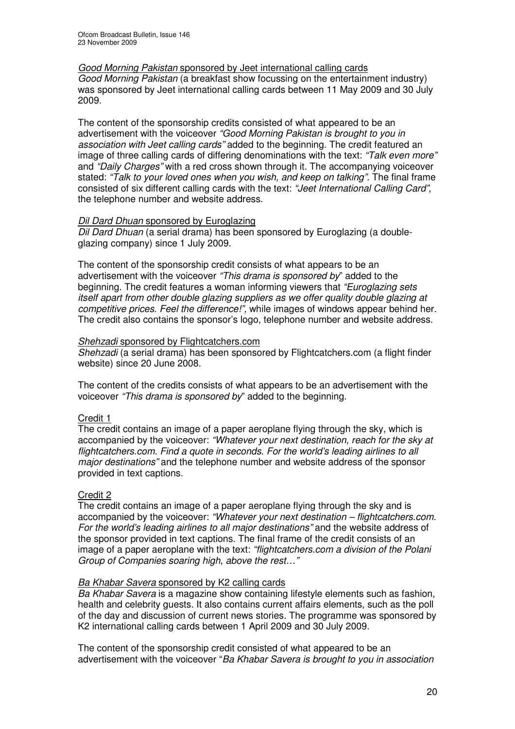<u>*Good Morning Pakistan* sponsored by Jeet international calling cards</u>

*Good Morning Pakistan* (a breakfast show focussing on the entertainment industry) was sponsored by Jeet international calling cards between 11 May 2009 and 30 July 2009.

The content of the sponsorship credits consisted of what appeared to be an advertisement with the voiceover *"Good Morning Pakistan is brought to you in association with Jeet calling cards"* added to the beginning. The credit featured an image of three calling cards of differing denominations with the text: *"Talk even more"* and *"Daily Charges"* with a red cross shown through it. The accompanying voiceover stated: *"Talk to your loved ones when you wish, and keep on talking"*. The final frame consisted of six different calling cards with the text: *"Jeet International Calling Card"*, the telephone number and website address.

<u>*Dil Dard Dhuan* sponsored by Euroglazing</u>

*Dil Dard Dhuan* (a serial drama) has been sponsored by Euroglazing (a double-glazing company) since 1 July 2009.

The content of the sponsorship credit consists of what appears to be an advertisement with the voiceover *"This drama is sponsored by*" added to the beginning. The credit features a woman informing viewers that *"Euroglazing sets itself apart from other double glazing suppliers as we offer quality double glazing at competitive prices. Feel the difference!"*, while images of windows appear behind her. The credit also contains the sponsor's logo, telephone number and website address.

<u>*Shehzadi* sponsored by Flightcatchers.com</u>

*Shehzadi* (a serial drama) has been sponsored by Flightcatchers.com (a flight finder website) since 20 June 2008.

The content of the credits consists of what appears to be an advertisement with the voiceover *"This drama is sponsored by*" added to the beginning.

<u>Credit 1</u>

The credit contains an image of a paper aeroplane flying through the sky, which is accompanied by the voiceover: *"Whatever your next destination, reach for the sky at flightcatchers.com. Find a quote in seconds. For the world's leading airlines to all major destinations"* and the telephone number and website address of the sponsor provided in text captions.

<u>Credit 2</u>

The credit contains an image of a paper aeroplane flying through the sky and is accompanied by the voiceover: *"Whatever your next destination – flightcatchers.com. For the world's leading airlines to all major destinations"* and the website address of the sponsor provided in text captions. The final frame of the credit consists of an image of a paper aeroplane with the text: *"flightcatchers.com a division of the Polani Group of Companies soaring high, above the rest…"*

<u>*Ba Khabar Savera* sponsored by K2 calling cards</u>

*Ba Khabar Savera* is a magazine show containing lifestyle elements such as fashion, health and celebrity guests. It also contains current affairs elements, such as the poll of the day and discussion of current news stories. The programme was sponsored by K2 international calling cards between 1 April 2009 and 30 July 2009.

The content of the sponsorship credit consisted of what appeared to be an advertisement with the voiceover "*Ba Khabar Savera is brought to you in association*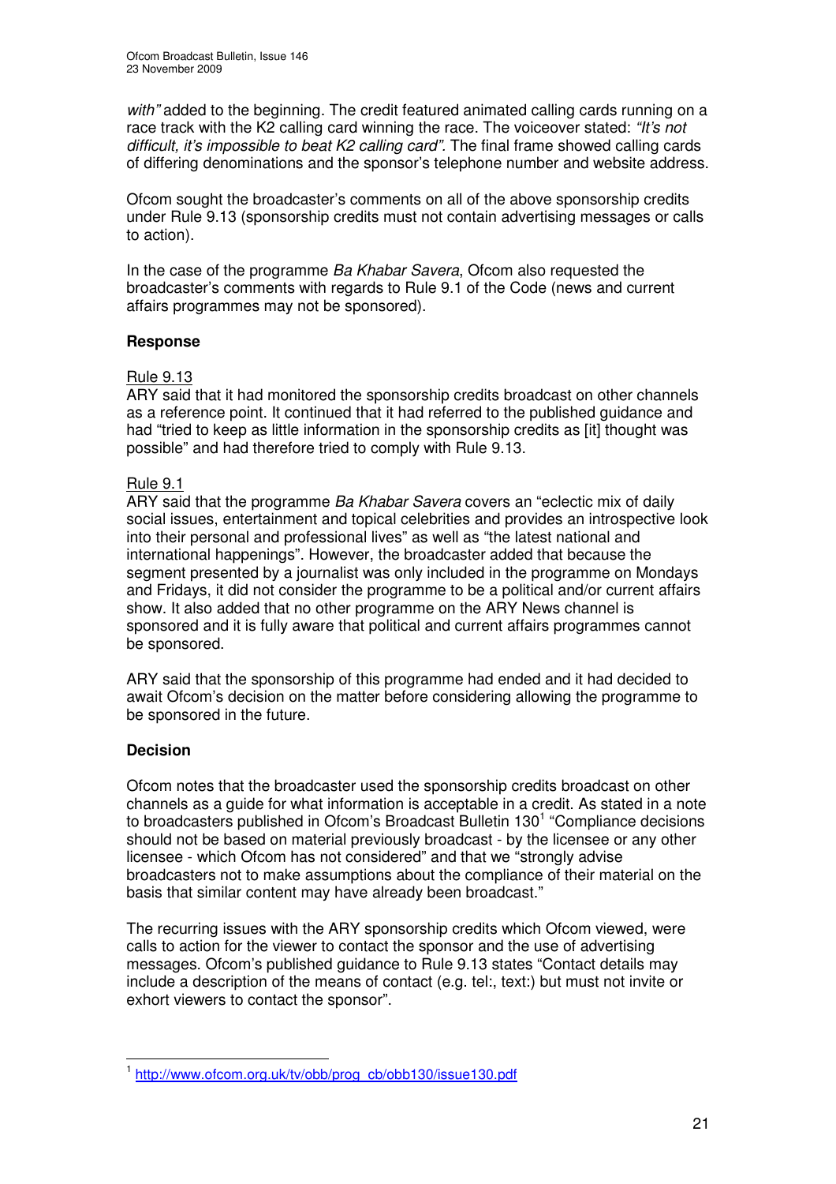*with"* added to the beginning. The credit featured animated calling cards running on a race track with the K2 calling card winning the race. The voiceover stated: *"It's not difficult, it's impossible to beat K2 calling card".* The final frame showed calling cards of differing denominations and the sponsor's telephone number and website address.

Ofcom sought the broadcaster's comments on all of the above sponsorship credits under Rule 9.13 (sponsorship credits must not contain advertising messages or calls to action).

In the case of the programme *Ba Khabar Savera*, Ofcom also requested the broadcaster's comments with regards to Rule 9.1 of the Code (news and current affairs programmes may not be sponsored).

**Response**

Rule 9.13
ARY said that it had monitored the sponsorship credits broadcast on other channels as a reference point. It continued that it had referred to the published guidance and had "tried to keep as little information in the sponsorship credits as [it] thought was possible" and had therefore tried to comply with Rule 9.13.

Rule 9.1
ARY said that the programme *Ba Khabar Savera* covers an "eclectic mix of daily social issues, entertainment and topical celebrities and provides an introspective look into their personal and professional lives" as well as "the latest national and international happenings". However, the broadcaster added that because the segment presented by a journalist was only included in the programme on Mondays and Fridays, it did not consider the programme to be a political and/or current affairs show. It also added that no other programme on the ARY News channel is sponsored and it is fully aware that political and current affairs programmes cannot be sponsored.

ARY said that the sponsorship of this programme had ended and it had decided to await Ofcom's decision on the matter before considering allowing the programme to be sponsored in the future.

**Decision**

Ofcom notes that the broadcaster used the sponsorship credits broadcast on other channels as a guide for what information is acceptable in a credit. As stated in a note to broadcasters published in Ofcom's Broadcast Bulletin 130[1] "Compliance decisions should not be based on material previously broadcast - by the licensee or any other licensee - which Ofcom has not considered" and that we "strongly advise broadcasters not to make assumptions about the compliance of their material on the basis that similar content may have already been broadcast."

The recurring issues with the ARY sponsorship credits which Ofcom viewed, were calls to action for the viewer to contact the sponsor and the use of advertising messages. Ofcom's published guidance to Rule 9.13 states "Contact details may include a description of the means of contact (e.g. tel:, text:) but must not invite or exhort viewers to contact the sponsor".

[1] http://www.ofcom.org.uk/tv/obb/prog_cb/obb130/issue130.pdf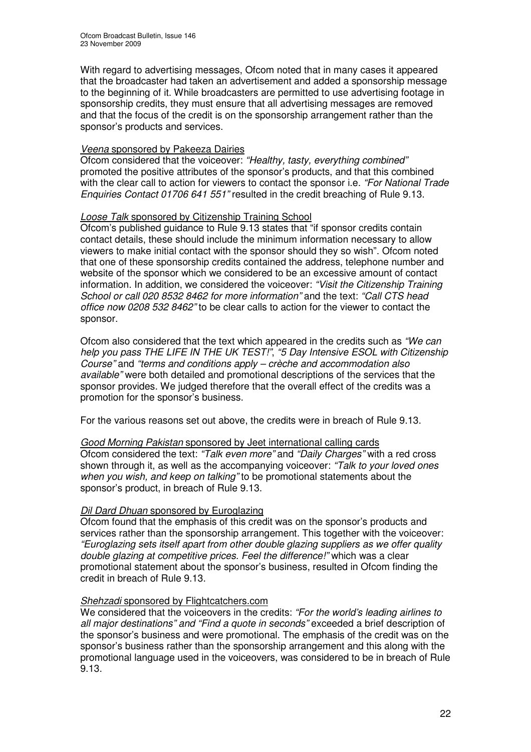With regard to advertising messages, Ofcom noted that in many cases it appeared that the broadcaster had taken an advertisement and added a sponsorship message to the beginning of it. While broadcasters are permitted to use advertising footage in sponsorship credits, they must ensure that all advertising messages are removed and that the focus of the credit is on the sponsorship arrangement rather than the sponsor's products and services.

*Veena* sponsored by Pakeeza Dairies

Ofcom considered that the voiceover: *"Healthy, tasty, everything combined"* promoted the positive attributes of the sponsor's products, and that this combined with the clear call to action for viewers to contact the sponsor i.e. *"For National Trade Enquiries Contact 01706 641 551"* resulted in the credit breaching of Rule 9.13.

*Loose Talk* sponsored by Citizenship Training School

Ofcom's published guidance to Rule 9.13 states that "if sponsor credits contain contact details, these should include the minimum information necessary to allow viewers to make initial contact with the sponsor should they so wish". Ofcom noted that one of these sponsorship credits contained the address, telephone number and website of the sponsor which we considered to be an excessive amount of contact information. In addition, we considered the voiceover: *"Visit the Citizenship Training School or call 020 8532 8462 for more information"* and the text: *"Call CTS head office now 0208 532 8462"* to be clear calls to action for the viewer to contact the sponsor.

Ofcom also considered that the text which appeared in the credits such as *"We can help you pass THE LIFE IN THE UK TEST!"*, *"5 Day Intensive ESOL with Citizenship Course"* and *"terms and conditions apply – crèche and accommodation also available"* were both detailed and promotional descriptions of the services that the sponsor provides. We judged therefore that the overall effect of the credits was a promotion for the sponsor's business.

For the various reasons set out above, the credits were in breach of Rule 9.13.

*Good Morning Pakistan* sponsored by Jeet international calling cards

Ofcom considered the text: *"Talk even more"* and *"Daily Charges"* with a red cross shown through it, as well as the accompanying voiceover: *"Talk to your loved ones when you wish, and keep on talking"* to be promotional statements about the sponsor's product, in breach of Rule 9.13.

*Dil Dard Dhuan* sponsored by Euroglazing

Ofcom found that the emphasis of this credit was on the sponsor's products and services rather than the sponsorship arrangement. This together with the voiceover: *"Euroglazing sets itself apart from other double glazing suppliers as we offer quality double glazing at competitive prices. Feel the difference!"* which was a clear promotional statement about the sponsor's business, resulted in Ofcom finding the credit in breach of Rule 9.13.

*Shehzadi* sponsored by Flightcatchers.com

We considered that the voiceovers in the credits: *"For the world's leading airlines to all major destinations" and "Find a quote in seconds"* exceeded a brief description of the sponsor's business and were promotional. The emphasis of the credit was on the sponsor's business rather than the sponsorship arrangement and this along with the promotional language used in the voiceovers, was considered to be in breach of Rule 9.13.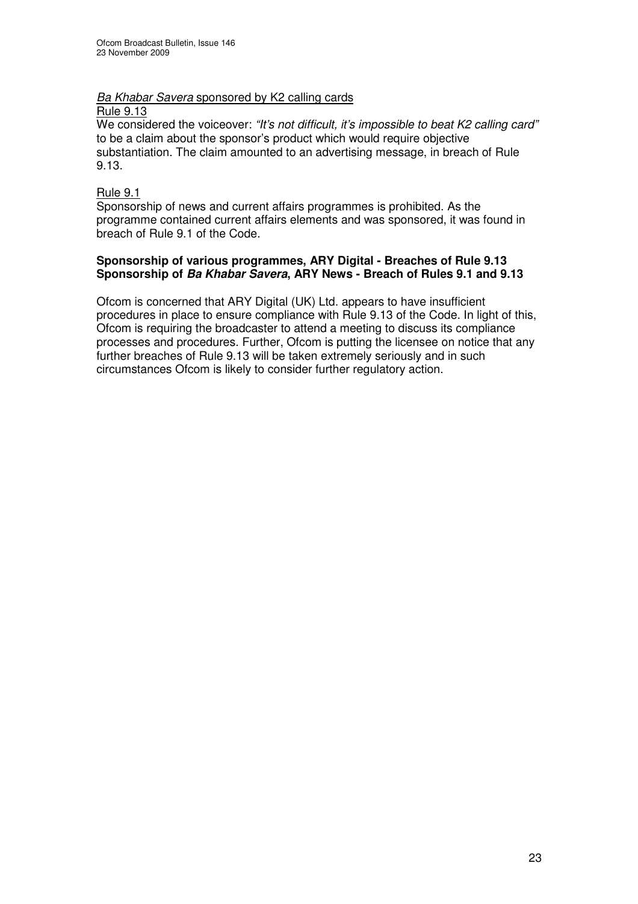*Ba Khabar Savera* sponsored by K2 calling cards

Rule 9.13

We considered the voiceover: *"It's not difficult, it's impossible to beat K2 calling card"* to be a claim about the sponsor's product which would require objective substantiation. The claim amounted to an advertising message, in breach of Rule 9.13.

Rule 9.1

Sponsorship of news and current affairs programmes is prohibited. As the programme contained current affairs elements and was sponsored, it was found in breach of Rule 9.1 of the Code.

**Sponsorship of various programmes, ARY Digital - Breaches of Rule 9.13**
**Sponsorship of *Ba Khabar Savera*, ARY News - Breach of Rules 9.1 and 9.13**

Ofcom is concerned that ARY Digital (UK) Ltd. appears to have insufficient procedures in place to ensure compliance with Rule 9.13 of the Code. In light of this, Ofcom is requiring the broadcaster to attend a meeting to discuss its compliance processes and procedures. Further, Ofcom is putting the licensee on notice that any further breaches of Rule 9.13 will be taken extremely seriously and in such circumstances Ofcom is likely to consider further regulatory action.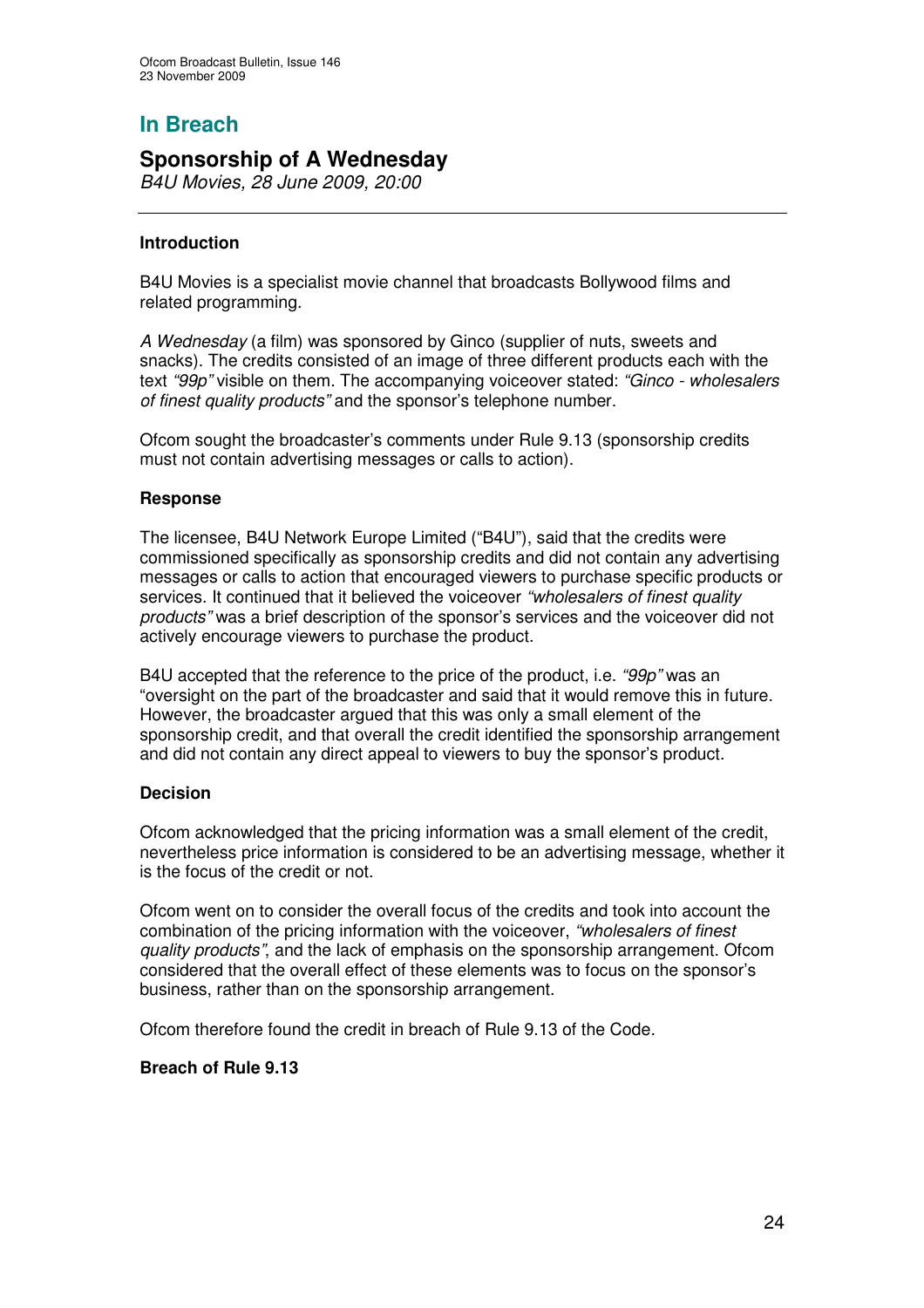## In Breach

# Sponsorship of A Wednesday

*B4U Movies, 28 June 2009, 20:00*

---

**Introduction**

B4U Movies is a specialist movie channel that broadcasts Bollywood films and related programming.

*A Wednesday* (a film) was sponsored by Ginco (supplier of nuts, sweets and snacks). The credits consisted of an image of three different products each with the text *"99p"* visible on them. The accompanying voiceover stated: *"Ginco - wholesalers of finest quality products"* and the sponsor's telephone number.

Ofcom sought the broadcaster's comments under Rule 9.13 (sponsorship credits must not contain advertising messages or calls to action).

**Response**

The licensee, B4U Network Europe Limited ("B4U"), said that the credits were commissioned specifically as sponsorship credits and did not contain any advertising messages or calls to action that encouraged viewers to purchase specific products or services. It continued that it believed the voiceover *"wholesalers of finest quality products"* was a brief description of the sponsor's services and the voiceover did not actively encourage viewers to purchase the product.

B4U accepted that the reference to the price of the product, i.e. *"99p"* was an "oversight on the part of the broadcaster and said that it would remove this in future. However, the broadcaster argued that this was only a small element of the sponsorship credit, and that overall the credit identified the sponsorship arrangement and did not contain any direct appeal to viewers to buy the sponsor's product.

**Decision**

Ofcom acknowledged that the pricing information was a small element of the credit, nevertheless price information is considered to be an advertising message, whether it is the focus of the credit or not.

Ofcom went on to consider the overall focus of the credits and took into account the combination of the pricing information with the voiceover, *"wholesalers of finest quality products"*, and the lack of emphasis on the sponsorship arrangement. Ofcom considered that the overall effect of these elements was to focus on the sponsor's business, rather than on the sponsorship arrangement.

Ofcom therefore found the credit in breach of Rule 9.13 of the Code.

**Breach of Rule 9.13**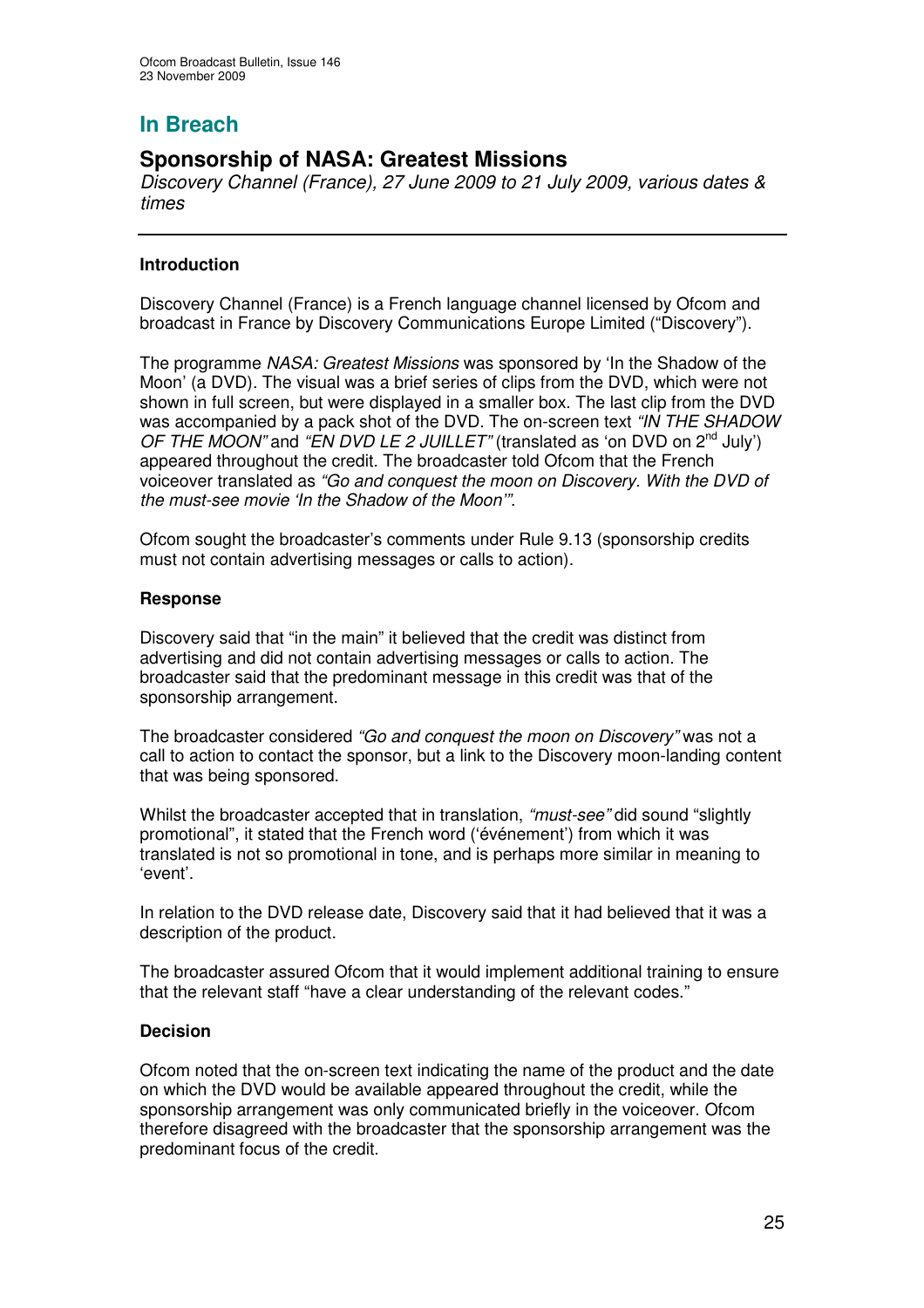## In Breach

## Sponsorship of NASA: Greatest Missions

*Discovery Channel (France), 27 June 2009 to 21 July 2009, various dates & times*

---

### Introduction

Discovery Channel (France) is a French language channel licensed by Ofcom and broadcast in France by Discovery Communications Europe Limited ("Discovery").

The programme *NASA: Greatest Missions* was sponsored by 'In the Shadow of the Moon' (a DVD). The visual was a brief series of clips from the DVD, which were not shown in full screen, but were displayed in a smaller box. The last clip from the DVD was accompanied by a pack shot of the DVD. The on-screen text *"IN THE SHADOW OF THE MOON"* and *"EN DVD LE 2 JUILLET"* (translated as 'on DVD on 2nd July') appeared throughout the credit. The broadcaster told Ofcom that the French voiceover translated as *"Go and conquest the moon on Discovery. With the DVD of the must-see movie 'In the Shadow of the Moon'"*.

Ofcom sought the broadcaster's comments under Rule 9.13 (sponsorship credits must not contain advertising messages or calls to action).

### Response

Discovery said that "in the main" it believed that the credit was distinct from advertising and did not contain advertising messages or calls to action. The broadcaster said that the predominant message in this credit was that of the sponsorship arrangement.

The broadcaster considered *"Go and conquest the moon on Discovery"* was not a call to action to contact the sponsor, but a link to the Discovery moon-landing content that was being sponsored.

Whilst the broadcaster accepted that in translation, *"must-see"* did sound "slightly promotional", it stated that the French word ('événement') from which it was translated is not so promotional in tone, and is perhaps more similar in meaning to 'event'.

In relation to the DVD release date, Discovery said that it had believed that it was a description of the product.

The broadcaster assured Ofcom that it would implement additional training to ensure that the relevant staff "have a clear understanding of the relevant codes."

### Decision

Ofcom noted that the on-screen text indicating the name of the product and the date on which the DVD would be available appeared throughout the credit, while the sponsorship arrangement was only communicated briefly in the voiceover. Ofcom therefore disagreed with the broadcaster that the sponsorship arrangement was the predominant focus of the credit.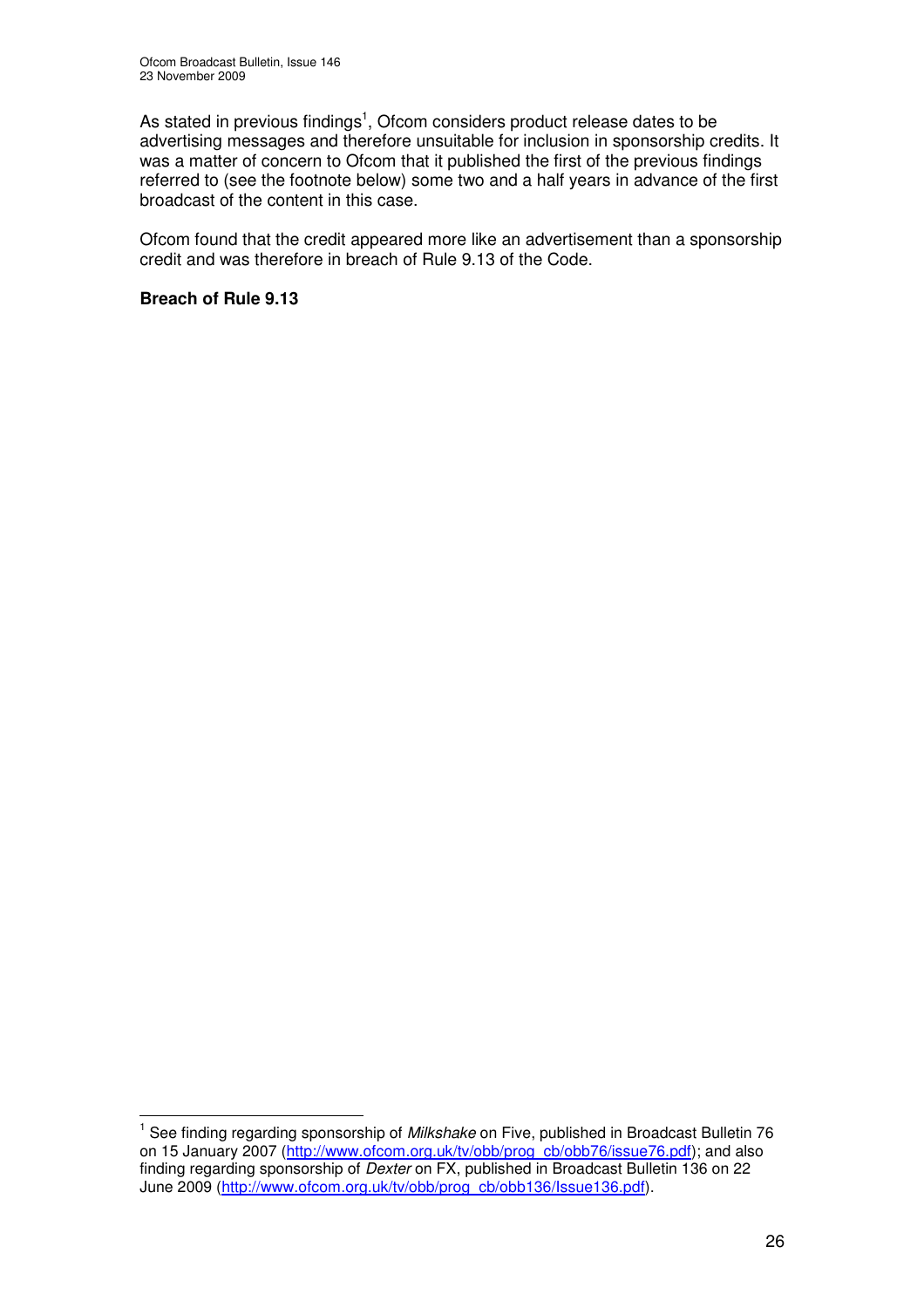As stated in previous findings[1], Ofcom considers product release dates to be advertising messages and therefore unsuitable for inclusion in sponsorship credits. It was a matter of concern to Ofcom that it published the first of the previous findings referred to (see the footnote below) some two and a half years in advance of the first broadcast of the content in this case.

Ofcom found that the credit appeared more like an advertisement than a sponsorship credit and was therefore in breach of Rule 9.13 of the Code.

**Breach of Rule 9.13**

---

[1] See finding regarding sponsorship of *Milkshake* on Five, published in Broadcast Bulletin 76 on 15 January 2007 (http://www.ofcom.org.uk/tv/obb/prog_cb/obb76/issue76.pdf); and also finding regarding sponsorship of *Dexter* on FX, published in Broadcast Bulletin 136 on 22 June 2009 (http://www.ofcom.org.uk/tv/obb/prog_cb/obb136/Issue136.pdf).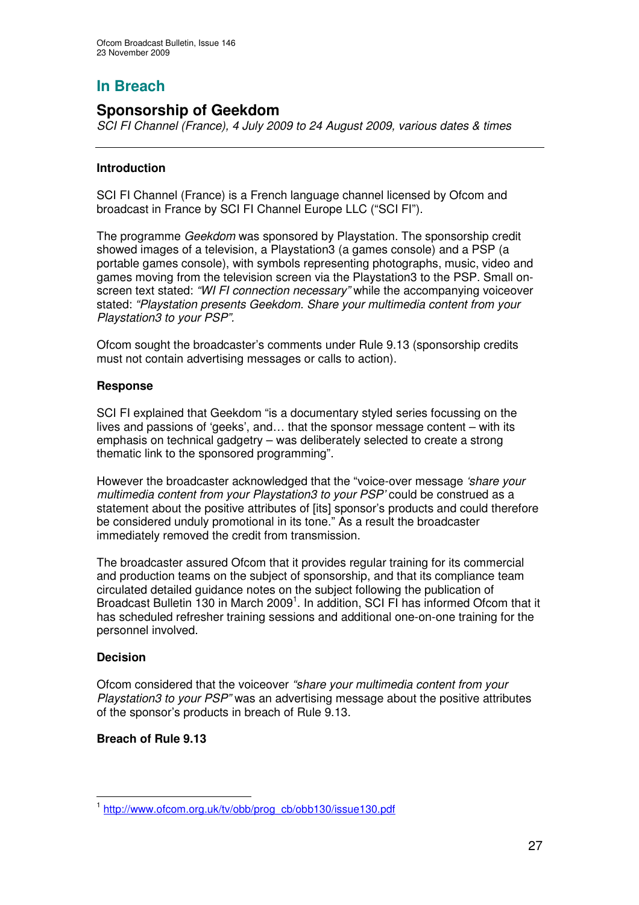## In Breach

## Sponsorship of Geekdom

*SCI FI Channel (France), 4 July 2009 to 24 August 2009, various dates & times*

---

### Introduction

SCI FI Channel (France) is a French language channel licensed by Ofcom and broadcast in France by SCI FI Channel Europe LLC ("SCI FI").

The programme *Geekdom* was sponsored by Playstation. The sponsorship credit showed images of a television, a Playstation3 (a games console) and a PSP (a portable games console), with symbols representing photographs, music, video and games moving from the television screen via the Playstation3 to the PSP. Small on-screen text stated: *"WI FI connection necessary"* while the accompanying voiceover stated: *"Playstation presents Geekdom. Share your multimedia content from your Playstation3 to your PSP"*.

Ofcom sought the broadcaster's comments under Rule 9.13 (sponsorship credits must not contain advertising messages or calls to action).

### Response

SCI FI explained that Geekdom "is a documentary styled series focussing on the lives and passions of 'geeks', and… that the sponsor message content – with its emphasis on technical gadgetry – was deliberately selected to create a strong thematic link to the sponsored programming".

However the broadcaster acknowledged that the "voice-over message *'share your multimedia content from your Playstation3 to your PSP'* could be construed as a statement about the positive attributes of [its] sponsor's products and could therefore be considered unduly promotional in its tone." As a result the broadcaster immediately removed the credit from transmission.

The broadcaster assured Ofcom that it provides regular training for its commercial and production teams on the subject of sponsorship, and that its compliance team circulated detailed guidance notes on the subject following the publication of Broadcast Bulletin 130 in March 2009[1]. In addition, SCI FI has informed Ofcom that it has scheduled refresher training sessions and additional one-on-one training for the personnel involved.

### Decision

Ofcom considered that the voiceover *"share your multimedia content from your Playstation3 to your PSP"* was an advertising message about the positive attributes of the sponsor's products in breach of Rule 9.13.

**Breach of Rule 9.13**

---

[1] http://www.ofcom.org.uk/tv/obb/prog_cb/obb130/issue130.pdf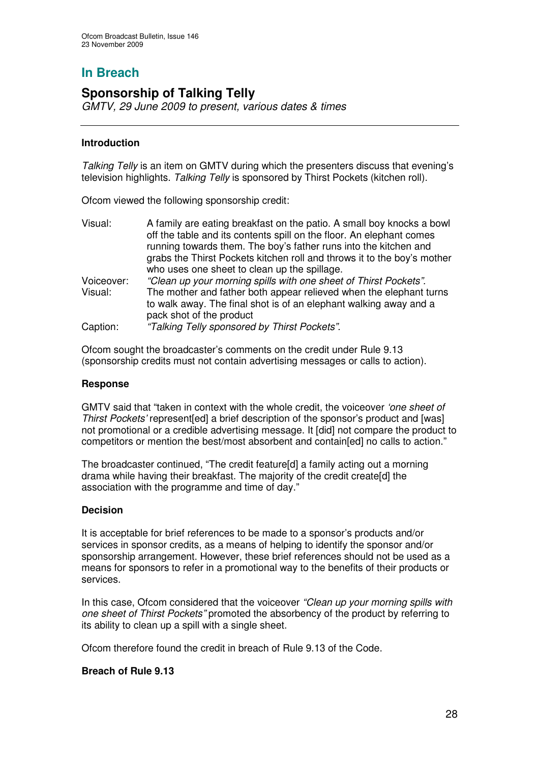## In Breach

## Sponsorship of Talking Telly

*GMTV, 29 June 2009 to present, various dates & times*

---

### Introduction

*Talking Telly* is an item on GMTV during which the presenters discuss that evening's television highlights. *Talking Telly* is sponsored by Thirst Pockets (kitchen roll).

Ofcom viewed the following sponsorship credit:

| | |
|---|---|
| Visual: | A family are eating breakfast on the patio. A small boy knocks a bowl off the table and its contents spill on the floor. An elephant comes running towards them. The boy's father runs into the kitchen and grabs the Thirst Pockets kitchen roll and throws it to the boy's mother who uses one sheet to clean up the spillage. |
| Voiceover: | *"Clean up your morning spills with one sheet of Thirst Pockets".* |
| Visual: | The mother and father both appear relieved when the elephant turns to walk away. The final shot is of an elephant walking away and a pack shot of the product |
| Caption: | *"Talking Telly sponsored by Thirst Pockets".* |

Ofcom sought the broadcaster's comments on the credit under Rule 9.13 (sponsorship credits must not contain advertising messages or calls to action).

### Response

GMTV said that "taken in context with the whole credit, the voiceover *'one sheet of Thirst Pockets'* represent[ed] a brief description of the sponsor's product and [was] not promotional or a credible advertising message. It [did] not compare the product to competitors or mention the best/most absorbent and contain[ed] no calls to action."

The broadcaster continued, "The credit feature[d] a family acting out a morning drama while having their breakfast. The majority of the credit create[d] the association with the programme and time of day."

### Decision

It is acceptable for brief references to be made to a sponsor's products and/or services in sponsor credits, as a means of helping to identify the sponsor and/or sponsorship arrangement. However, these brief references should not be used as a means for sponsors to refer in a promotional way to the benefits of their products or services.

In this case, Ofcom considered that the voiceover *"Clean up your morning spills with one sheet of Thirst Pockets"* promoted the absorbency of the product by referring to its ability to clean up a spill with a single sheet.

Ofcom therefore found the credit in breach of Rule 9.13 of the Code.

**Breach of Rule 9.13**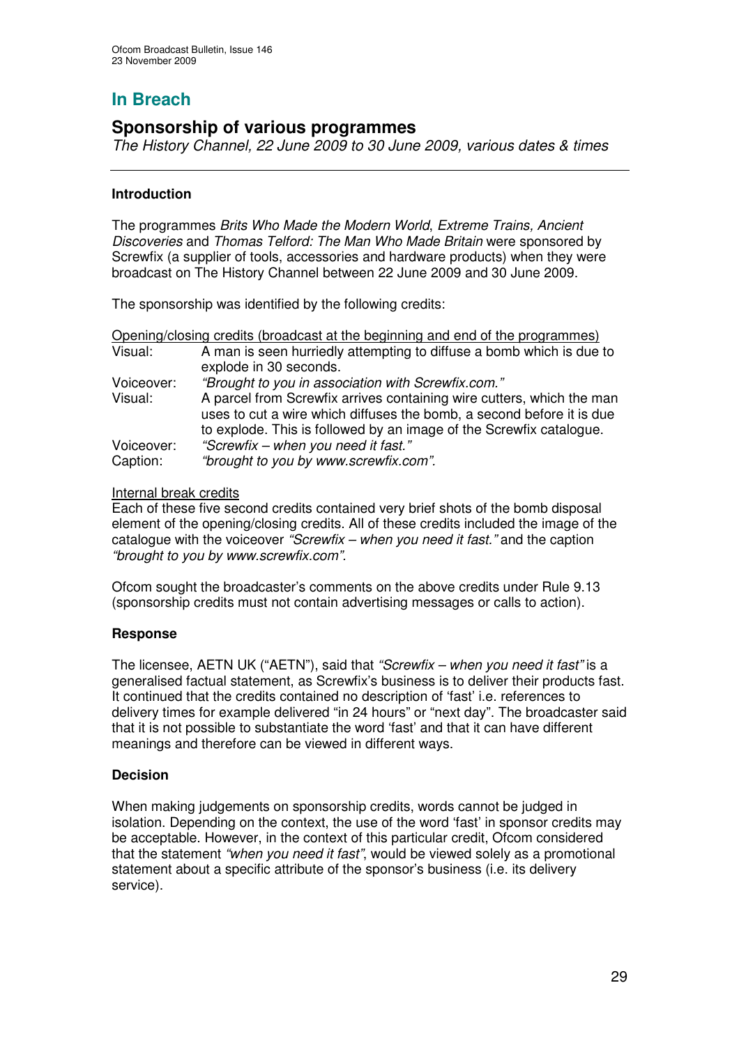## In Breach

## Sponsorship of various programmes

*The History Channel, 22 June 2009 to 30 June 2009, various dates & times*

---

### Introduction

The programmes *Brits Who Made the Modern World*, *Extreme Trains, Ancient Discoveries* and *Thomas Telford: The Man Who Made Britain* were sponsored by Screwfix (a supplier of tools, accessories and hardware products) when they were broadcast on The History Channel between 22 June 2009 and 30 June 2009.

The sponsorship was identified by the following credits:

Opening/closing credits (broadcast at the beginning and end of the programmes)

| | |
|---|---|
| Visual: | A man is seen hurriedly attempting to diffuse a bomb which is due to explode in 30 seconds. |
| Voiceover: | *"Brought to you in association with Screwfix.com."* |
| Visual: | A parcel from Screwfix arrives containing wire cutters, which the man uses to cut a wire which diffuses the bomb, a second before it is due to explode. This is followed by an image of the Screwfix catalogue. |
| Voiceover: | *"Screwfix – when you need it fast."* |
| Caption: | *"brought to you by www.screwfix.com".* |

Internal break credits

Each of these five second credits contained very brief shots of the bomb disposal element of the opening/closing credits. All of these credits included the image of the catalogue with the voiceover *"Screwfix – when you need it fast."* and the caption *"brought to you by www.screwfix.com".*

Ofcom sought the broadcaster's comments on the above credits under Rule 9.13 (sponsorship credits must not contain advertising messages or calls to action).

### Response

The licensee, AETN UK ("AETN"), said that *"Screwfix – when you need it fast"* is a generalised factual statement, as Screwfix's business is to deliver their products fast. It continued that the credits contained no description of 'fast' i.e. references to delivery times for example delivered "in 24 hours" or "next day". The broadcaster said that it is not possible to substantiate the word 'fast' and that it can have different meanings and therefore can be viewed in different ways.

### Decision

When making judgements on sponsorship credits, words cannot be judged in isolation. Depending on the context, the use of the word 'fast' in sponsor credits may be acceptable. However, in the context of this particular credit, Ofcom considered that the statement *"when you need it fast"*, would be viewed solely as a promotional statement about a specific attribute of the sponsor's business (i.e. its delivery service).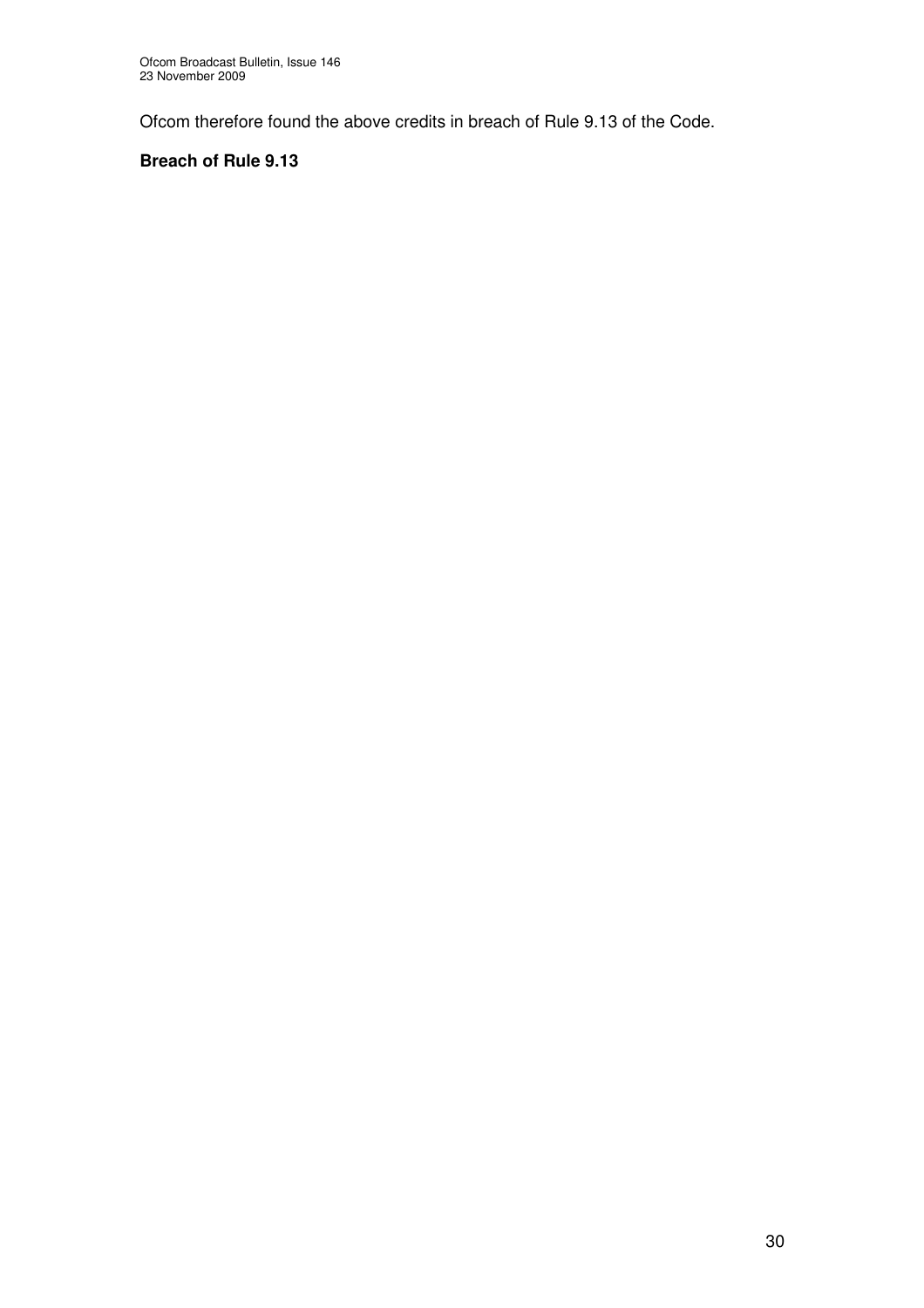Ofcom therefore found the above credits in breach of Rule 9.13 of the Code.

**Breach of Rule 9.13**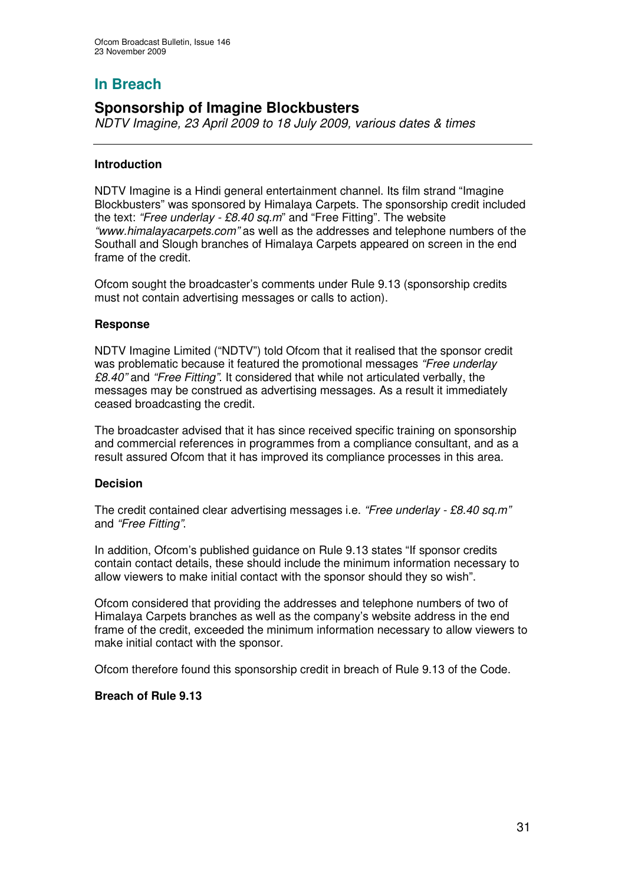## In Breach

# Sponsorship of Imagine Blockbusters

*NDTV Imagine, 23 April 2009 to 18 July 2009, various dates & times*

---

### Introduction

NDTV Imagine is a Hindi general entertainment channel. Its film strand "Imagine Blockbusters" was sponsored by Himalaya Carpets. The sponsorship credit included the text: *"Free underlay - £8.40 sq.m*" and "Free Fitting". The website *"www.himalayacarpets.com"* as well as the addresses and telephone numbers of the Southall and Slough branches of Himalaya Carpets appeared on screen in the end frame of the credit.

Ofcom sought the broadcaster's comments under Rule 9.13 (sponsorship credits must not contain advertising messages or calls to action).

### Response

NDTV Imagine Limited ("NDTV") told Ofcom that it realised that the sponsor credit was problematic because it featured the promotional messages *"Free underlay £8.40"* and *"Free Fitting"*. It considered that while not articulated verbally, the messages may be construed as advertising messages. As a result it immediately ceased broadcasting the credit.

The broadcaster advised that it has since received specific training on sponsorship and commercial references in programmes from a compliance consultant, and as a result assured Ofcom that it has improved its compliance processes in this area.

### Decision

The credit contained clear advertising messages i.e. *"Free underlay - £8.40 sq.m"* and *"Free Fitting"*.

In addition, Ofcom's published guidance on Rule 9.13 states "If sponsor credits contain contact details, these should include the minimum information necessary to allow viewers to make initial contact with the sponsor should they so wish".

Ofcom considered that providing the addresses and telephone numbers of two of Himalaya Carpets branches as well as the company's website address in the end frame of the credit, exceeded the minimum information necessary to allow viewers to make initial contact with the sponsor.

Ofcom therefore found this sponsorship credit in breach of Rule 9.13 of the Code.

**Breach of Rule 9.13**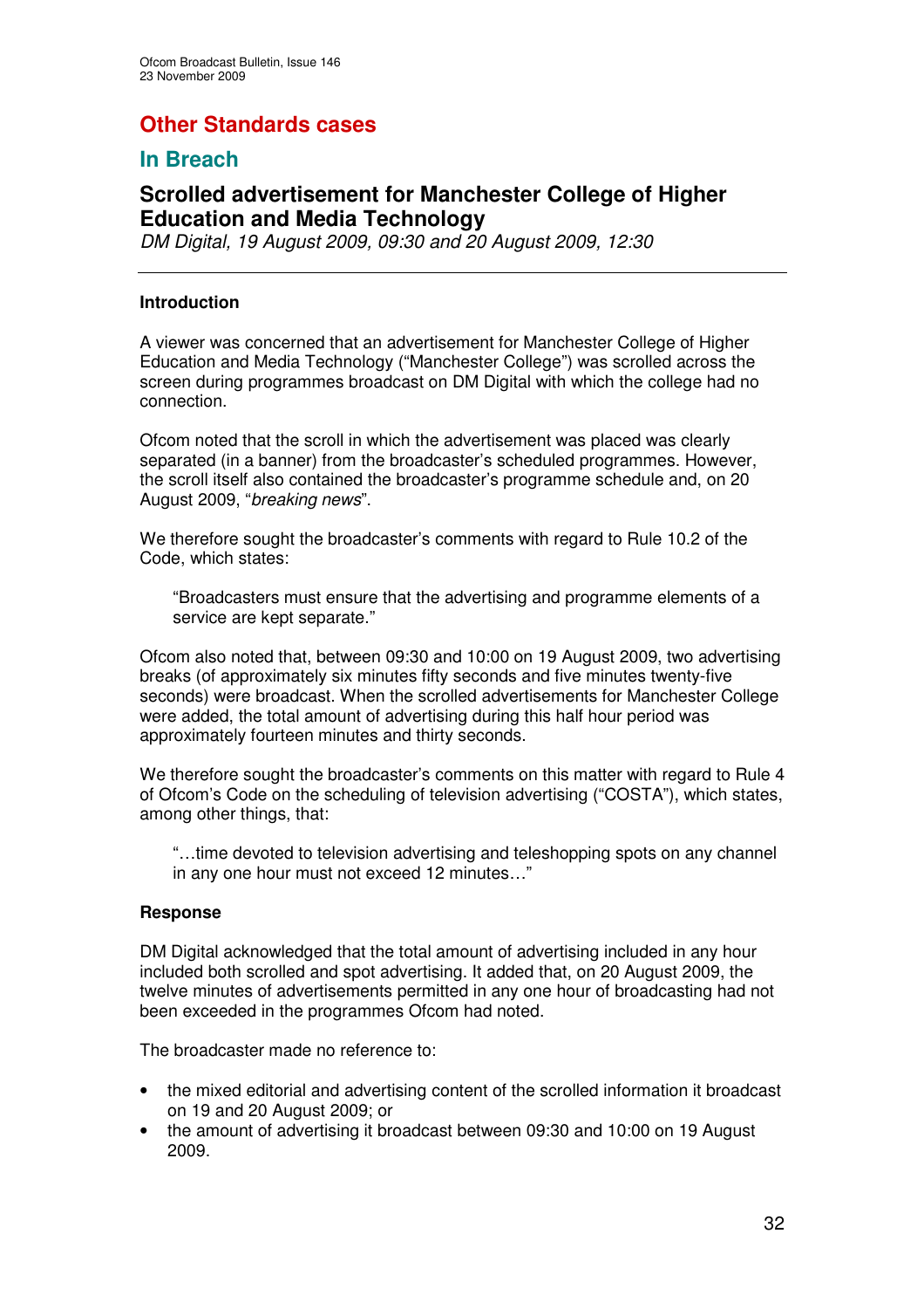# Other Standards cases

## In Breach

### Scrolled advertisement for Manchester College of Higher Education and Media Technology

*DM Digital, 19 August 2009, 09:30 and 20 August 2009, 12:30*

---

**Introduction**

A viewer was concerned that an advertisement for Manchester College of Higher Education and Media Technology ("Manchester College") was scrolled across the screen during programmes broadcast on DM Digital with which the college had no connection.

Ofcom noted that the scroll in which the advertisement was placed was clearly separated (in a banner) from the broadcaster's scheduled programmes. However, the scroll itself also contained the broadcaster's programme schedule and, on 20 August 2009, "*breaking news*".

We therefore sought the broadcaster's comments with regard to Rule 10.2 of the Code, which states:

> "Broadcasters must ensure that the advertising and programme elements of a service are kept separate."

Ofcom also noted that, between 09:30 and 10:00 on 19 August 2009, two advertising breaks (of approximately six minutes fifty seconds and five minutes twenty-five seconds) were broadcast. When the scrolled advertisements for Manchester College were added, the total amount of advertising during this half hour period was approximately fourteen minutes and thirty seconds.

We therefore sought the broadcaster's comments on this matter with regard to Rule 4 of Ofcom's Code on the scheduling of television advertising ("COSTA"), which states, among other things, that:

> "…time devoted to television advertising and teleshopping spots on any channel in any one hour must not exceed 12 minutes…"

**Response**

DM Digital acknowledged that the total amount of advertising included in any hour included both scrolled and spot advertising. It added that, on 20 August 2009, the twelve minutes of advertisements permitted in any one hour of broadcasting had not been exceeded in the programmes Ofcom had noted.

The broadcaster made no reference to:

- the mixed editorial and advertising content of the scrolled information it broadcast on 19 and 20 August 2009; or
- the amount of advertising it broadcast between 09:30 and 10:00 on 19 August 2009.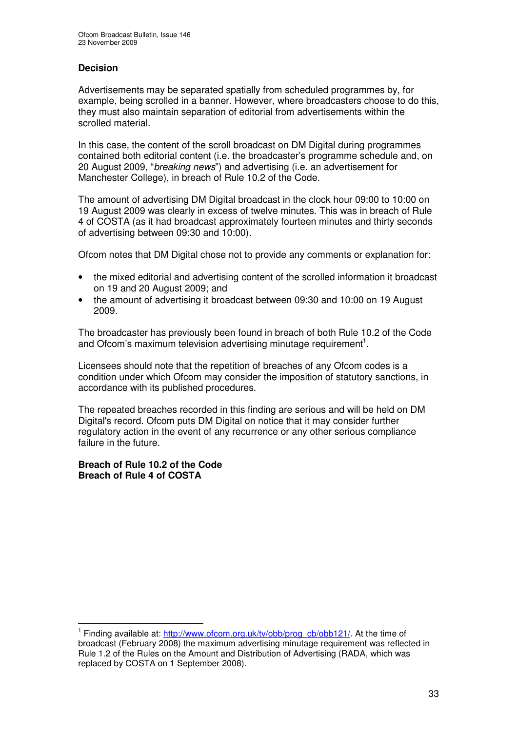### Decision

Advertisements may be separated spatially from scheduled programmes by, for example, being scrolled in a banner. However, where broadcasters choose to do this, they must also maintain separation of editorial from advertisements within the scrolled material.

In this case, the content of the scroll broadcast on DM Digital during programmes contained both editorial content (i.e. the broadcaster's programme schedule and, on 20 August 2009, "*breaking news*") and advertising (i.e. an advertisement for Manchester College), in breach of Rule 10.2 of the Code.

The amount of advertising DM Digital broadcast in the clock hour 09:00 to 10:00 on 19 August 2009 was clearly in excess of twelve minutes. This was in breach of Rule 4 of COSTA (as it had broadcast approximately fourteen minutes and thirty seconds of advertising between 09:30 and 10:00).

Ofcom notes that DM Digital chose not to provide any comments or explanation for:

- the mixed editorial and advertising content of the scrolled information it broadcast on 19 and 20 August 2009; and
- the amount of advertising it broadcast between 09:30 and 10:00 on 19 August 2009.

The broadcaster has previously been found in breach of both Rule 10.2 of the Code and Ofcom's maximum television advertising minutage requirement[1].

Licensees should note that the repetition of breaches of any Ofcom codes is a condition under which Ofcom may consider the imposition of statutory sanctions, in accordance with its published procedures.

The repeated breaches recorded in this finding are serious and will be held on DM Digital's record. Ofcom puts DM Digital on notice that it may consider further regulatory action in the event of any recurrence or any other serious compliance failure in the future.

**Breach of Rule 10.2 of the Code**
**Breach of Rule 4 of COSTA**

---

[1] Finding available at: http://www.ofcom.org.uk/tv/obb/prog_cb/obb121/. At the time of broadcast (February 2008) the maximum advertising minutage requirement was reflected in Rule 1.2 of the Rules on the Amount and Distribution of Advertising (RADA, which was replaced by COSTA on 1 September 2008).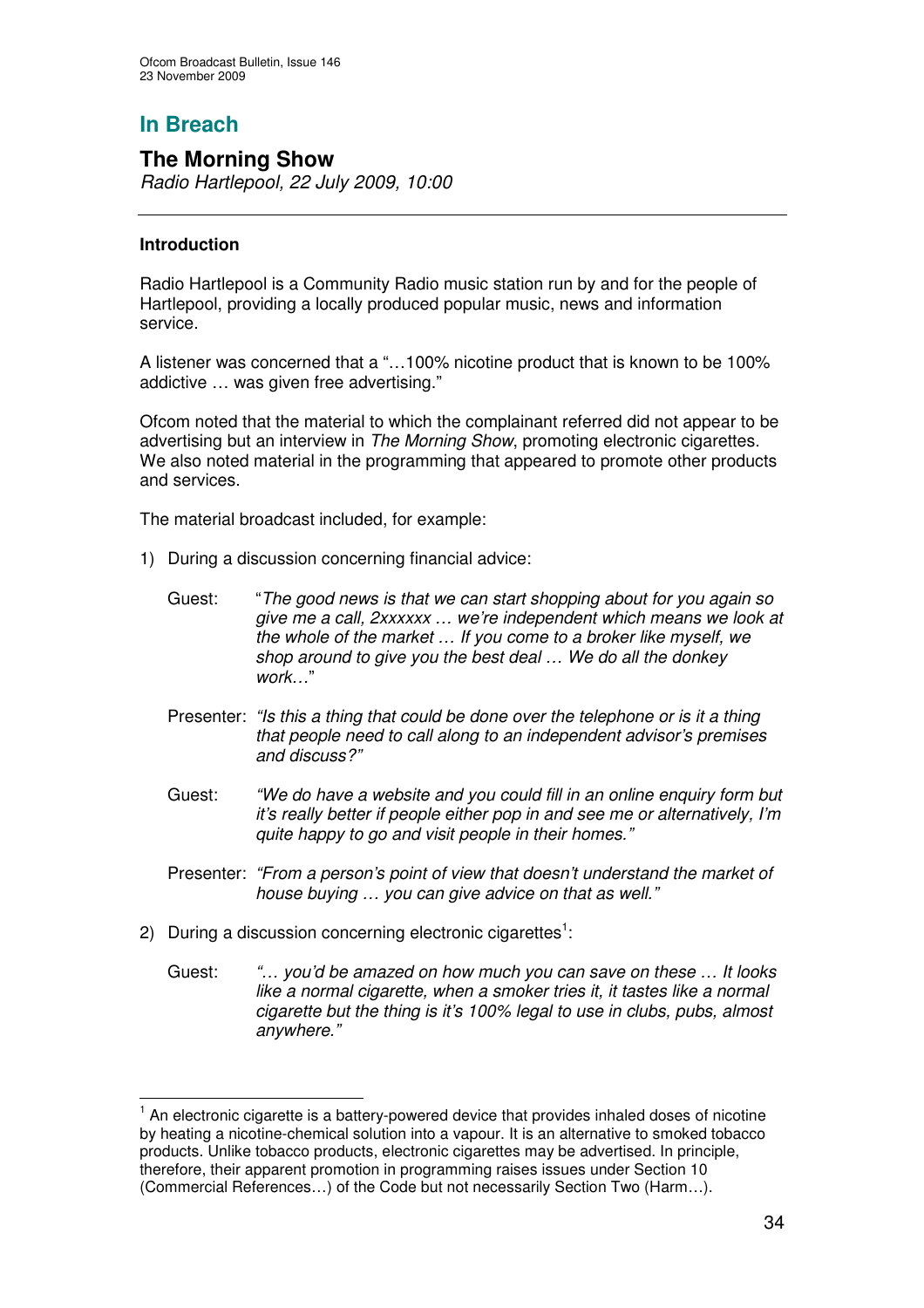## In Breach

### The Morning Show

*Radio Hartlepool, 22 July 2009, 10:00*

---

#### Introduction

Radio Hartlepool is a Community Radio music station run by and for the people of Hartlepool, providing a locally produced popular music, news and information service.

A listener was concerned that a "…100% nicotine product that is known to be 100% addictive … was given free advertising."

Ofcom noted that the material to which the complainant referred did not appear to be advertising but an interview in *The Morning Show*, promoting electronic cigarettes. We also noted material in the programming that appeared to promote other products and services.

The material broadcast included, for example:

1) During a discussion concerning financial advice:

   Guest: "*The good news is that we can start shopping about for you again so give me a call, 2xxxxxx … we're independent which means we look at the whole of the market … If you come to a broker like myself, we shop around to give you the best deal … We do all the donkey work…*"

   Presenter: *"Is this a thing that could be done over the telephone or is it a thing that people need to call along to an independent advisor's premises and discuss?"*

   Guest: *"We do have a website and you could fill in an online enquiry form but it's really better if people either pop in and see me or alternatively, I'm quite happy to go and visit people in their homes."*

   Presenter: *"From a person's point of view that doesn't understand the market of house buying … you can give advice on that as well."*

2) During a discussion concerning electronic cigarettes[1]:

   Guest: *"… you'd be amazed on how much you can save on these … It looks like a normal cigarette, when a smoker tries it, it tastes like a normal cigarette but the thing is it's 100% legal to use in clubs, pubs, almost anywhere."*

---

[1] An electronic cigarette is a battery-powered device that provides inhaled doses of nicotine by heating a nicotine-chemical solution into a vapour. It is an alternative to smoked tobacco products. Unlike tobacco products, electronic cigarettes may be advertised. In principle, therefore, their apparent promotion in programming raises issues under Section 10 (Commercial References…) of the Code but not necessarily Section Two (Harm…).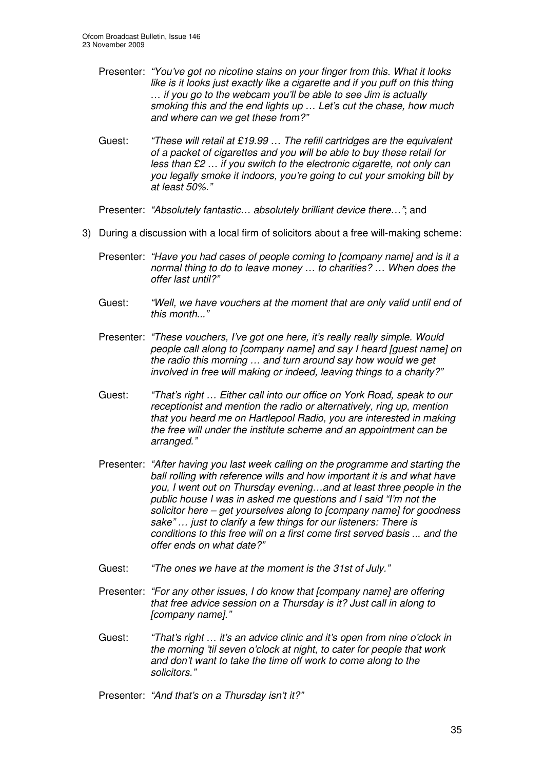Presenter: *"You've got no nicotine stains on your finger from this. What it looks like is it looks just exactly like a cigarette and if you puff on this thing … if you go to the webcam you'll be able to see Jim is actually smoking this and the end lights up … Let's cut the chase, how much and where can we get these from?"*

Guest: *"These will retail at £19.99 … The refill cartridges are the equivalent of a packet of cigarettes and you will be able to buy these retail for less than £2 … if you switch to the electronic cigarette, not only can you legally smoke it indoors, you're going to cut your smoking bill by at least 50%."*

Presenter: *"Absolutely fantastic… absolutely brilliant device there…"*; and

3) During a discussion with a local firm of solicitors about a free will-making scheme:

Presenter: *"Have you had cases of people coming to [company name] and is it a normal thing to do to leave money … to charities? … When does the offer last until?"*

Guest: *"Well, we have vouchers at the moment that are only valid until end of this month..."*

Presenter: *"These vouchers, I've got one here, it's really really simple. Would people call along to [company name] and say I heard [guest name] on the radio this morning … and turn around say how would we get involved in free will making or indeed, leaving things to a charity?"*

Guest: *"That's right … Either call into our office on York Road, speak to our receptionist and mention the radio or alternatively, ring up, mention that you heard me on Hartlepool Radio, you are interested in making the free will under the institute scheme and an appointment can be arranged."*

Presenter: *"After having you last week calling on the programme and starting the ball rolling with reference wills and how important it is and what have you, I went out on Thursday evening…and at least three people in the public house I was in asked me questions and I said "I'm not the solicitor here – get yourselves along to [company name] for goodness sake" … just to clarify a few things for our listeners: There is conditions to this free will on a first come first served basis ... and the offer ends on what date?"*

Guest: *"The ones we have at the moment is the 31st of July."*

Presenter: *"For any other issues, I do know that [company name] are offering that free advice session on a Thursday is it? Just call in along to [company name]."*

Guest: *"That's right … it's an advice clinic and it's open from nine o'clock in the morning 'til seven o'clock at night, to cater for people that work and don't want to take the time off work to come along to the solicitors."*

Presenter: *"And that's on a Thursday isn't it?"*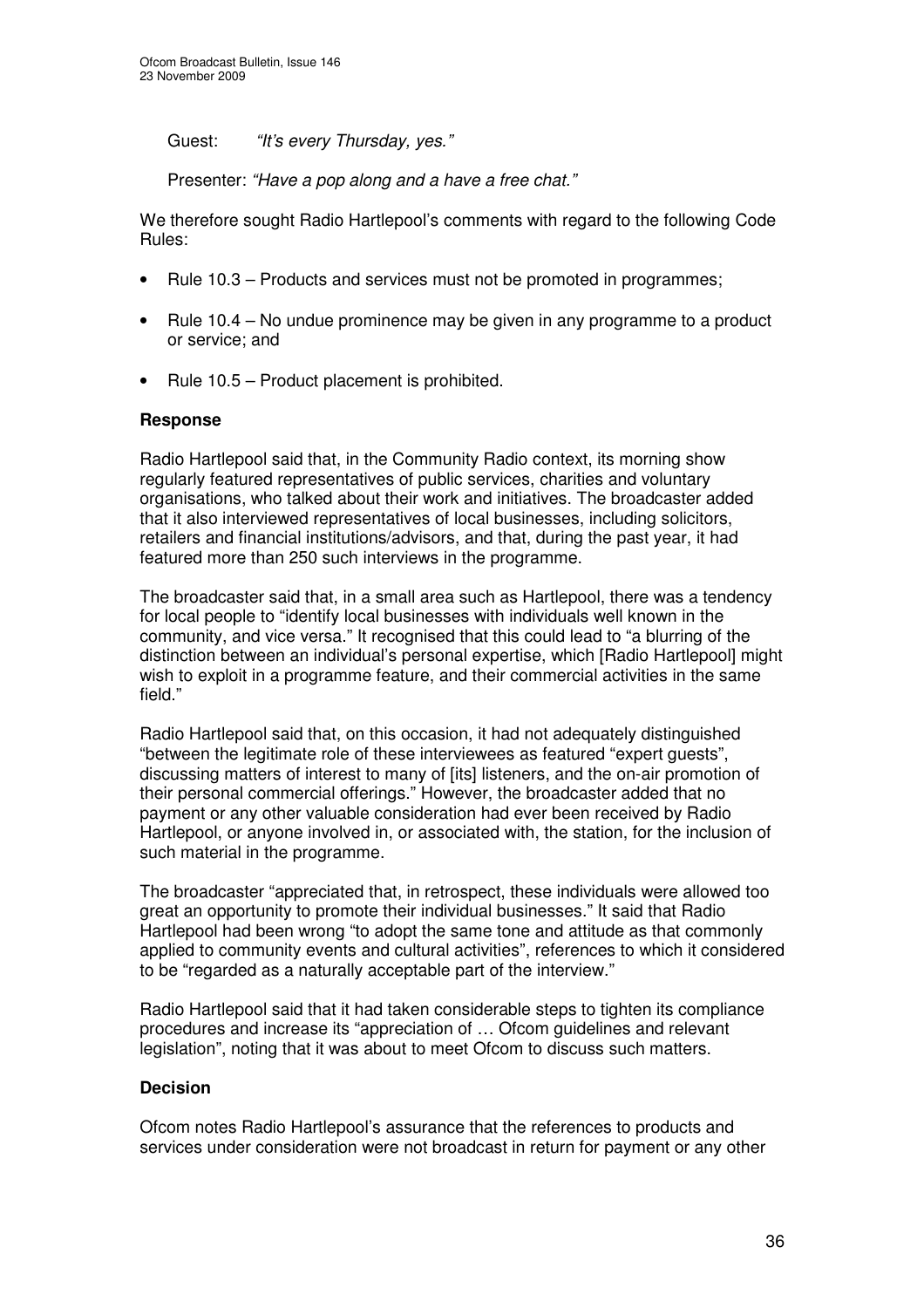Guest: *"It's every Thursday, yes."*

Presenter: *"Have a pop along and a have a free chat."*

We therefore sought Radio Hartlepool's comments with regard to the following Code Rules:

- Rule 10.3 – Products and services must not be promoted in programmes;
- Rule 10.4 – No undue prominence may be given in any programme to a product or service; and
- Rule 10.5 – Product placement is prohibited.

### Response

Radio Hartlepool said that, in the Community Radio context, its morning show regularly featured representatives of public services, charities and voluntary organisations, who talked about their work and initiatives. The broadcaster added that it also interviewed representatives of local businesses, including solicitors, retailers and financial institutions/advisors, and that, during the past year, it had featured more than 250 such interviews in the programme.

The broadcaster said that, in a small area such as Hartlepool, there was a tendency for local people to "identify local businesses with individuals well known in the community, and vice versa." It recognised that this could lead to "a blurring of the distinction between an individual's personal expertise, which [Radio Hartlepool] might wish to exploit in a programme feature, and their commercial activities in the same field."

Radio Hartlepool said that, on this occasion, it had not adequately distinguished "between the legitimate role of these interviewees as featured "expert guests", discussing matters of interest to many of [its] listeners, and the on-air promotion of their personal commercial offerings." However, the broadcaster added that no payment or any other valuable consideration had ever been received by Radio Hartlepool, or anyone involved in, or associated with, the station, for the inclusion of such material in the programme.

The broadcaster "appreciated that, in retrospect, these individuals were allowed too great an opportunity to promote their individual businesses." It said that Radio Hartlepool had been wrong "to adopt the same tone and attitude as that commonly applied to community events and cultural activities", references to which it considered to be "regarded as a naturally acceptable part of the interview."

Radio Hartlepool said that it had taken considerable steps to tighten its compliance procedures and increase its "appreciation of … Ofcom guidelines and relevant legislation", noting that it was about to meet Ofcom to discuss such matters.

### Decision

Ofcom notes Radio Hartlepool's assurance that the references to products and services under consideration were not broadcast in return for payment or any other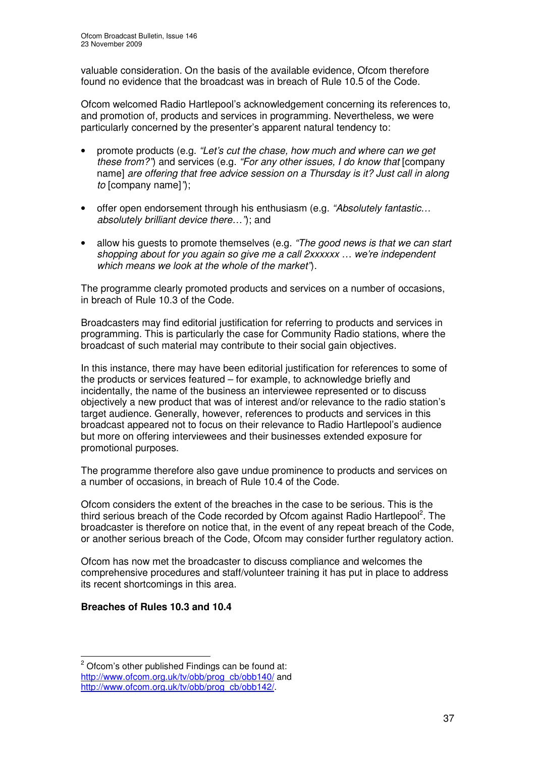valuable consideration. On the basis of the available evidence, Ofcom therefore found no evidence that the broadcast was in breach of Rule 10.5 of the Code.

Ofcom welcomed Radio Hartlepool's acknowledgement concerning its references to, and promotion of, products and services in programming. Nevertheless, we were particularly concerned by the presenter's apparent natural tendency to:

- promote products (e.g. *"Let's cut the chase, how much and where can we get these from?"*) and services (e.g. *"For any other issues, I do know that* [company name] *are offering that free advice session on a Thursday is it? Just call in along to* [company name]*"*);

- offer open endorsement through his enthusiasm (e.g. *"Absolutely fantastic… absolutely brilliant device there…"*); and

- allow his guests to promote themselves (e.g. *"The good news is that we can start shopping about for you again so give me a call 2xxxxxx … we're independent which means we look at the whole of the market"*).

The programme clearly promoted products and services on a number of occasions, in breach of Rule 10.3 of the Code.

Broadcasters may find editorial justification for referring to products and services in programming. This is particularly the case for Community Radio stations, where the broadcast of such material may contribute to their social gain objectives.

In this instance, there may have been editorial justification for references to some of the products or services featured – for example, to acknowledge briefly and incidentally, the name of the business an interviewee represented or to discuss objectively a new product that was of interest and/or relevance to the radio station's target audience. Generally, however, references to products and services in this broadcast appeared not to focus on their relevance to Radio Hartlepool's audience but more on offering interviewees and their businesses extended exposure for promotional purposes.

The programme therefore also gave undue prominence to products and services on a number of occasions, in breach of Rule 10.4 of the Code.

Ofcom considers the extent of the breaches in the case to be serious. This is the third serious breach of the Code recorded by Ofcom against Radio Hartlepool[2]. The broadcaster is therefore on notice that, in the event of any repeat breach of the Code, or another serious breach of the Code, Ofcom may consider further regulatory action.

Ofcom has now met the broadcaster to discuss compliance and welcomes the comprehensive procedures and staff/volunteer training it has put in place to address its recent shortcomings in this area.

**Breaches of Rules 10.3 and 10.4**

---

[2] Ofcom's other published Findings can be found at: http://www.ofcom.org.uk/tv/obb/prog_cb/obb140/ and http://www.ofcom.org.uk/tv/obb/prog_cb/obb142/.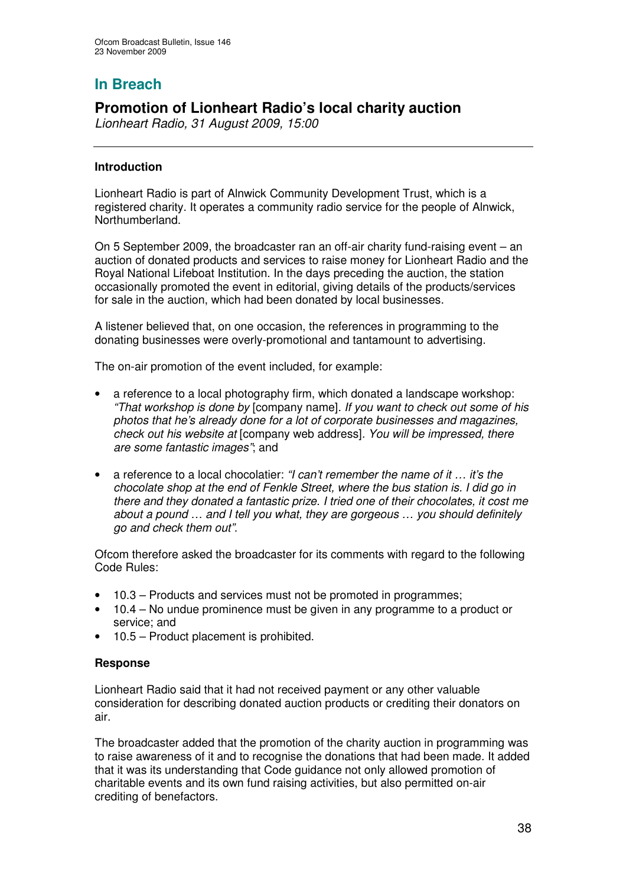## In Breach

# Promotion of Lionheart Radio's local charity auction

*Lionheart Radio, 31 August 2009, 15:00*

---

### Introduction

Lionheart Radio is part of Alnwick Community Development Trust, which is a registered charity. It operates a community radio service for the people of Alnwick, Northumberland.

On 5 September 2009, the broadcaster ran an off-air charity fund-raising event – an auction of donated products and services to raise money for Lionheart Radio and the Royal National Lifeboat Institution. In the days preceding the auction, the station occasionally promoted the event in editorial, giving details of the products/services for sale in the auction, which had been donated by local businesses.

A listener believed that, on one occasion, the references in programming to the donating businesses were overly-promotional and tantamount to advertising.

The on-air promotion of the event included, for example:

- a reference to a local photography firm, which donated a landscape workshop: *"That workshop is done by* [company name]*. If you want to check out some of his photos that he's already done for a lot of corporate businesses and magazines, check out his website at* [company web address]*. You will be impressed, there are some fantastic images"*; and
- a reference to a local chocolatier: *"I can't remember the name of it … it's the chocolate shop at the end of Fenkle Street, where the bus station is. I did go in there and they donated a fantastic prize. I tried one of their chocolates, it cost me about a pound … and I tell you what, they are gorgeous … you should definitely go and check them out"*.

Ofcom therefore asked the broadcaster for its comments with regard to the following Code Rules:

- 10.3 – Products and services must not be promoted in programmes;
- 10.4 – No undue prominence must be given in any programme to a product or service; and
- 10.5 – Product placement is prohibited.

### Response

Lionheart Radio said that it had not received payment or any other valuable consideration for describing donated auction products or crediting their donators on air.

The broadcaster added that the promotion of the charity auction in programming was to raise awareness of it and to recognise the donations that had been made. It added that it was its understanding that Code guidance not only allowed promotion of charitable events and its own fund raising activities, but also permitted on-air crediting of benefactors.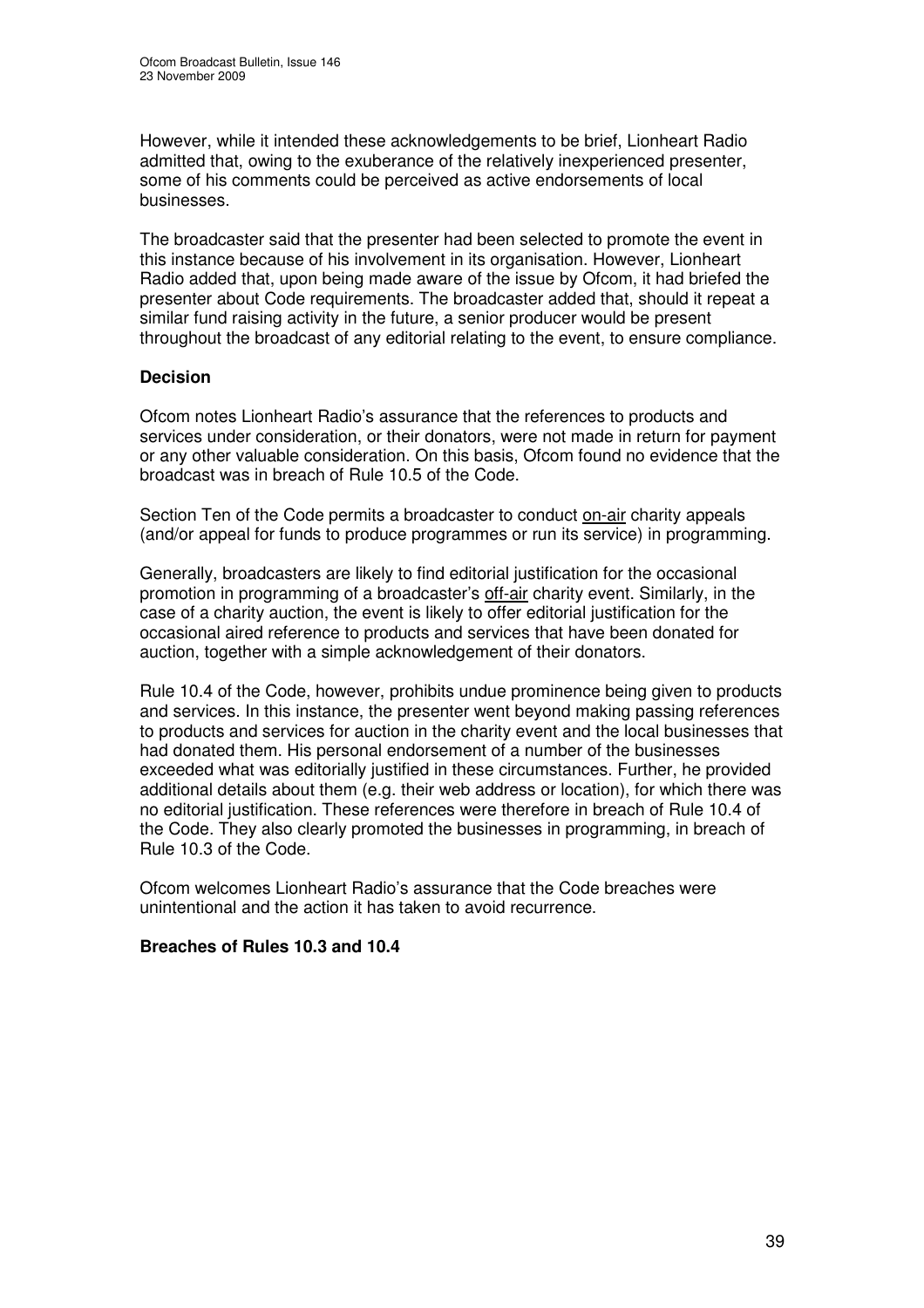However, while it intended these acknowledgements to be brief, Lionheart Radio admitted that, owing to the exuberance of the relatively inexperienced presenter, some of his comments could be perceived as active endorsements of local businesses.

The broadcaster said that the presenter had been selected to promote the event in this instance because of his involvement in its organisation. However, Lionheart Radio added that, upon being made aware of the issue by Ofcom, it had briefed the presenter about Code requirements. The broadcaster added that, should it repeat a similar fund raising activity in the future, a senior producer would be present throughout the broadcast of any editorial relating to the event, to ensure compliance.

**Decision**

Ofcom notes Lionheart Radio's assurance that the references to products and services under consideration, or their donators, were not made in return for payment or any other valuable consideration. On this basis, Ofcom found no evidence that the broadcast was in breach of Rule 10.5 of the Code.

Section Ten of the Code permits a broadcaster to conduct on-air charity appeals (and/or appeal for funds to produce programmes or run its service) in programming.

Generally, broadcasters are likely to find editorial justification for the occasional promotion in programming of a broadcaster's off-air charity event. Similarly, in the case of a charity auction, the event is likely to offer editorial justification for the occasional aired reference to products and services that have been donated for auction, together with a simple acknowledgement of their donators.

Rule 10.4 of the Code, however, prohibits undue prominence being given to products and services. In this instance, the presenter went beyond making passing references to products and services for auction in the charity event and the local businesses that had donated them. His personal endorsement of a number of the businesses exceeded what was editorially justified in these circumstances. Further, he provided additional details about them (e.g. their web address or location), for which there was no editorial justification. These references were therefore in breach of Rule 10.4 of the Code. They also clearly promoted the businesses in programming, in breach of Rule 10.3 of the Code.

Ofcom welcomes Lionheart Radio's assurance that the Code breaches were unintentional and the action it has taken to avoid recurrence.

**Breaches of Rules 10.3 and 10.4**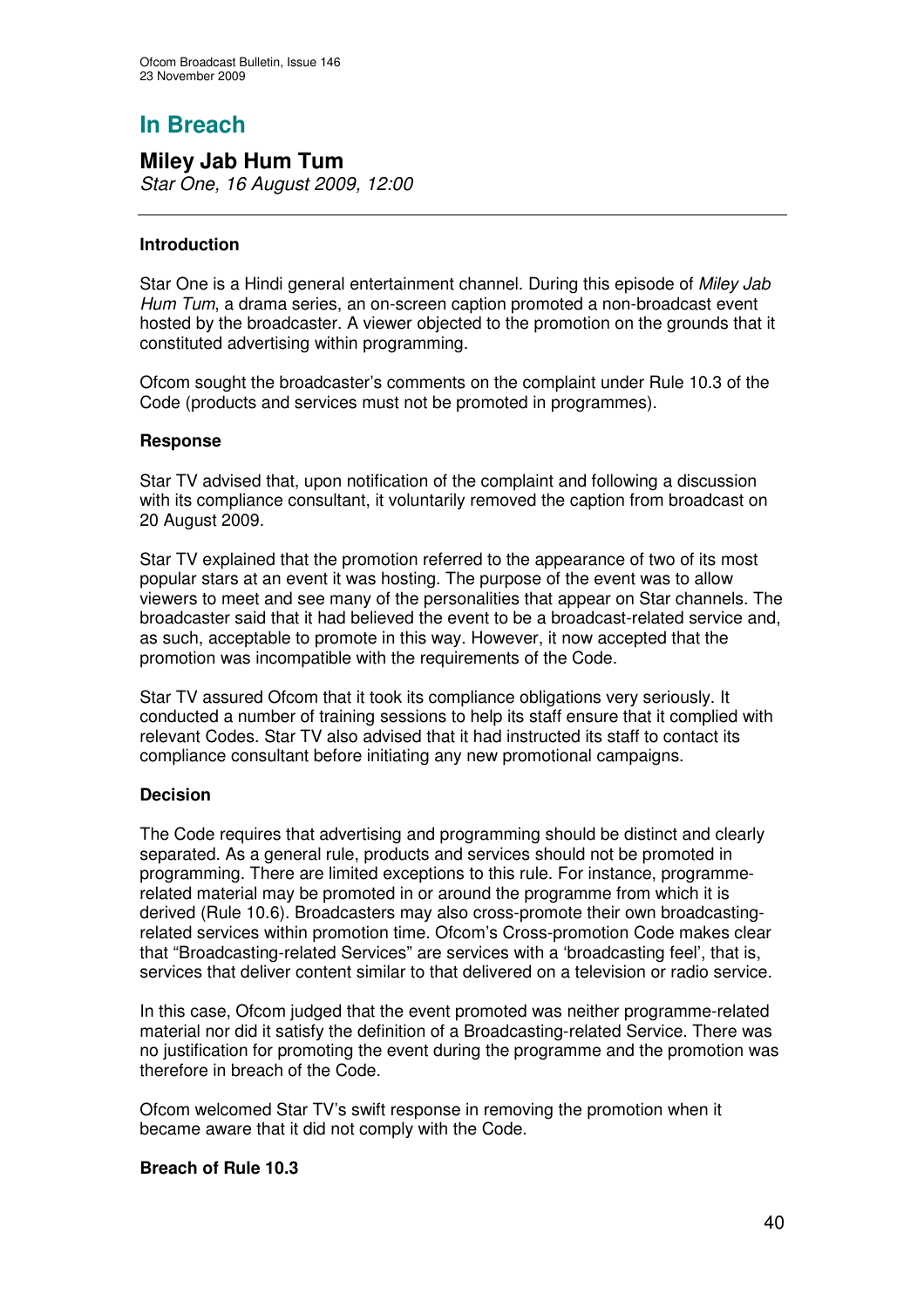# In Breach

## Miley Jab Hum Tum

*Star One, 16 August 2009, 12:00*

---

### Introduction

Star One is a Hindi general entertainment channel. During this episode of *Miley Jab Hum Tum*, a drama series, an on-screen caption promoted a non-broadcast event hosted by the broadcaster. A viewer objected to the promotion on the grounds that it constituted advertising within programming.

Ofcom sought the broadcaster's comments on the complaint under Rule 10.3 of the Code (products and services must not be promoted in programmes).

### Response

Star TV advised that, upon notification of the complaint and following a discussion with its compliance consultant, it voluntarily removed the caption from broadcast on 20 August 2009.

Star TV explained that the promotion referred to the appearance of two of its most popular stars at an event it was hosting. The purpose of the event was to allow viewers to meet and see many of the personalities that appear on Star channels. The broadcaster said that it had believed the event to be a broadcast-related service and, as such, acceptable to promote in this way. However, it now accepted that the promotion was incompatible with the requirements of the Code.

Star TV assured Ofcom that it took its compliance obligations very seriously. It conducted a number of training sessions to help its staff ensure that it complied with relevant Codes. Star TV also advised that it had instructed its staff to contact its compliance consultant before initiating any new promotional campaigns.

### Decision

The Code requires that advertising and programming should be distinct and clearly separated. As a general rule, products and services should not be promoted in programming. There are limited exceptions to this rule. For instance, programme-related material may be promoted in or around the programme from which it is derived (Rule 10.6). Broadcasters may also cross-promote their own broadcasting-related services within promotion time. Ofcom's Cross-promotion Code makes clear that "Broadcasting-related Services" are services with a 'broadcasting feel', that is, services that deliver content similar to that delivered on a television or radio service.

In this case, Ofcom judged that the event promoted was neither programme-related material nor did it satisfy the definition of a Broadcasting-related Service. There was no justification for promoting the event during the programme and the promotion was therefore in breach of the Code.

Ofcom welcomed Star TV's swift response in removing the promotion when it became aware that it did not comply with the Code.

**Breach of Rule 10.3**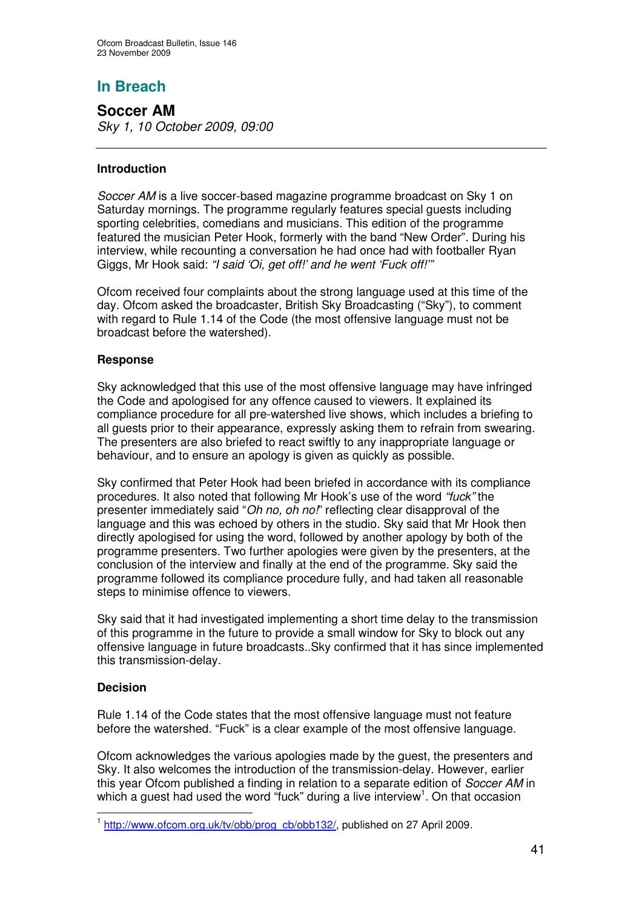## In Breach

### Soccer AM

*Sky 1, 10 October 2009, 09:00*

---

**Introduction**

*Soccer AM* is a live soccer-based magazine programme broadcast on Sky 1 on Saturday mornings. The programme regularly features special guests including sporting celebrities, comedians and musicians. This edition of the programme featured the musician Peter Hook, formerly with the band "New Order". During his interview, while recounting a conversation he had once had with footballer Ryan Giggs, Mr Hook said: *"I said 'Oi, get off!' and he went 'Fuck off!'"*

Ofcom received four complaints about the strong language used at this time of the day. Ofcom asked the broadcaster, British Sky Broadcasting ("Sky"), to comment with regard to Rule 1.14 of the Code (the most offensive language must not be broadcast before the watershed).

**Response**

Sky acknowledged that this use of the most offensive language may have infringed the Code and apologised for any offence caused to viewers. It explained its compliance procedure for all pre-watershed live shows, which includes a briefing to all guests prior to their appearance, expressly asking them to refrain from swearing. The presenters are also briefed to react swiftly to any inappropriate language or behaviour, and to ensure an apology is given as quickly as possible.

Sky confirmed that Peter Hook had been briefed in accordance with its compliance procedures. It also noted that following Mr Hook's use of the word *"fuck"* the presenter immediately said "*Oh no, oh no!*" reflecting clear disapproval of the language and this was echoed by others in the studio. Sky said that Mr Hook then directly apologised for using the word, followed by another apology by both of the programme presenters. Two further apologies were given by the presenters, at the conclusion of the interview and finally at the end of the programme. Sky said the programme followed its compliance procedure fully, and had taken all reasonable steps to minimise offence to viewers.

Sky said that it had investigated implementing a short time delay to the transmission of this programme in the future to provide a small window for Sky to block out any offensive language in future broadcasts..Sky confirmed that it has since implemented this transmission-delay.

**Decision**

Rule 1.14 of the Code states that the most offensive language must not feature before the watershed. "Fuck" is a clear example of the most offensive language.

Ofcom acknowledges the various apologies made by the guest, the presenters and Sky. It also welcomes the introduction of the transmission-delay. However, earlier this year Ofcom published a finding in relation to a separate edition of *Soccer AM* in which a guest had used the word "fuck" during a live interview[1]. On that occasion

---

[1] http://www.ofcom.org.uk/tv/obb/prog_cb/obb132/, published on 27 April 2009.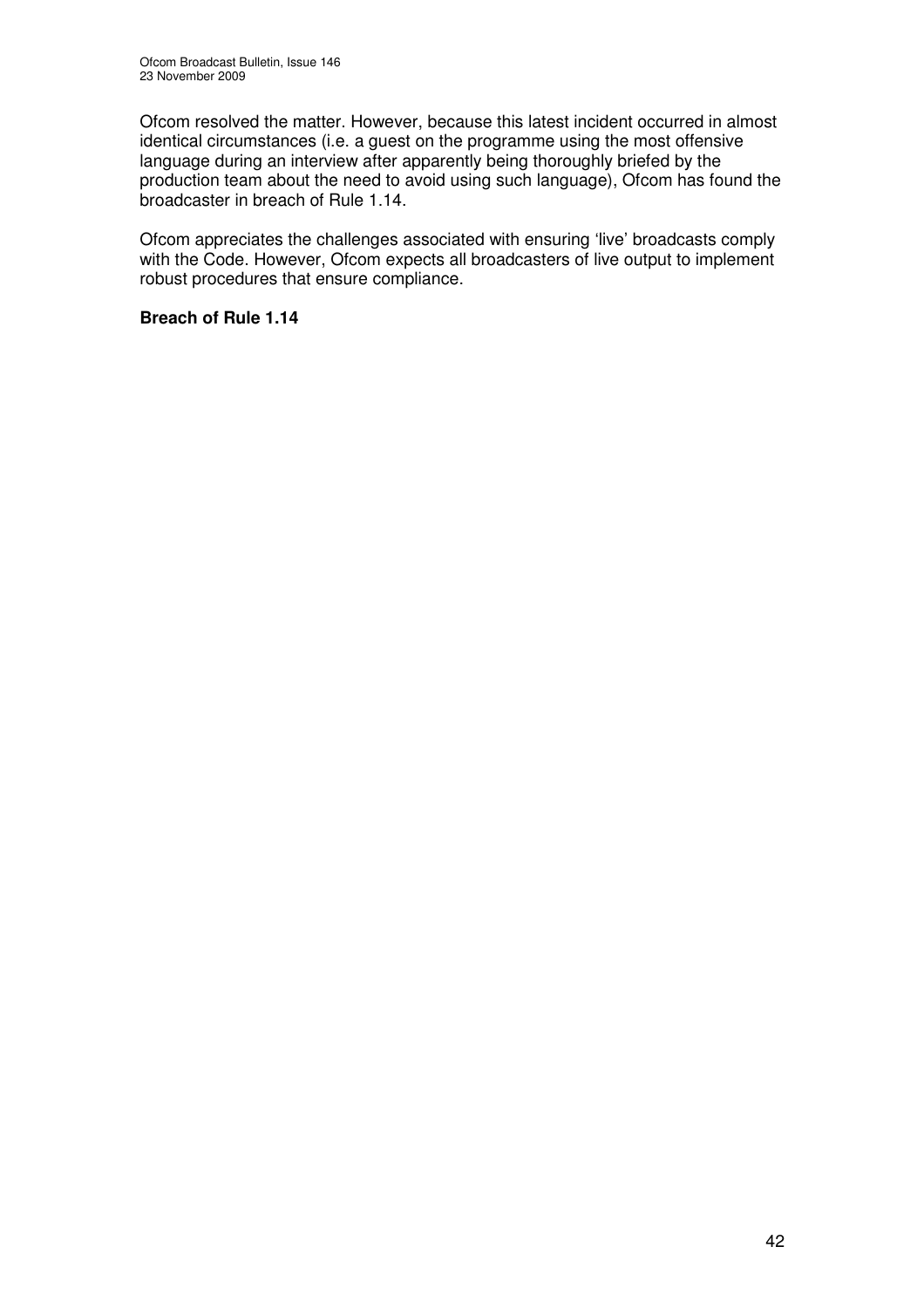Ofcom resolved the matter. However, because this latest incident occurred in almost identical circumstances (i.e. a guest on the programme using the most offensive language during an interview after apparently being thoroughly briefed by the production team about the need to avoid using such language), Ofcom has found the broadcaster in breach of Rule 1.14.

Ofcom appreciates the challenges associated with ensuring 'live' broadcasts comply with the Code. However, Ofcom expects all broadcasters of live output to implement robust procedures that ensure compliance.

**Breach of Rule 1.14**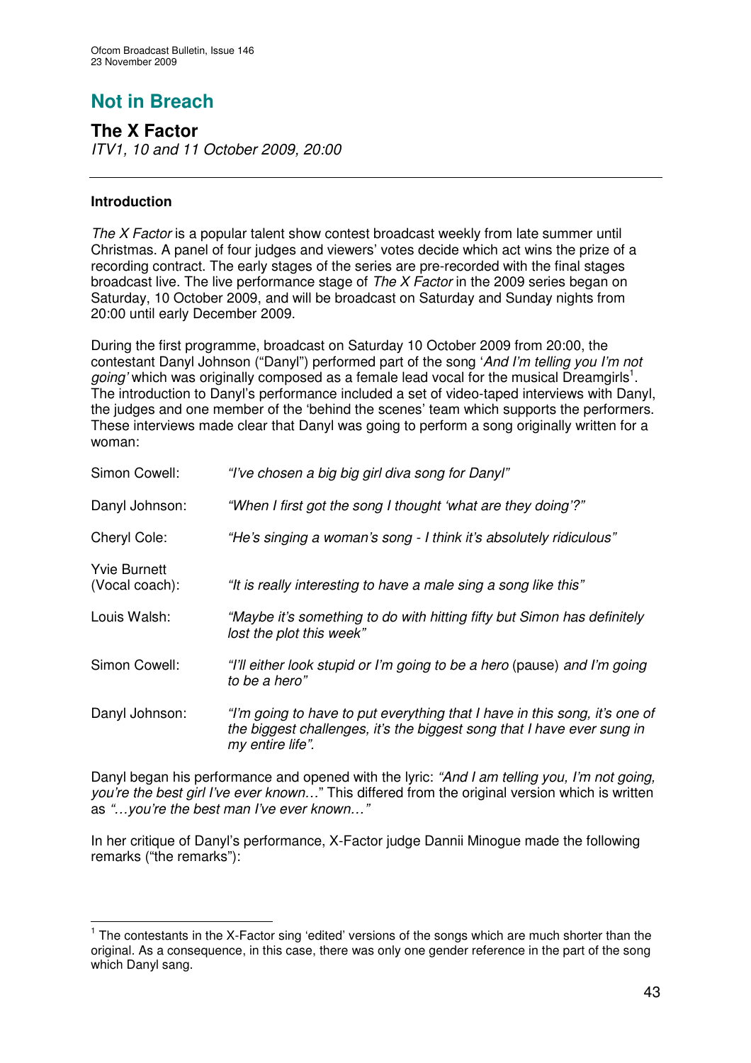# Not in Breach

## The X Factor

*ITV1, 10 and 11 October 2009, 20:00*

---

### Introduction

*The X Factor* is a popular talent show contest broadcast weekly from late summer until Christmas. A panel of four judges and viewers' votes decide which act wins the prize of a recording contract. The early stages of the series are pre-recorded with the final stages broadcast live. The live performance stage of *The X Factor* in the 2009 series began on Saturday, 10 October 2009, and will be broadcast on Saturday and Sunday nights from 20:00 until early December 2009.

During the first programme, broadcast on Saturday 10 October 2009 from 20:00, the contestant Danyl Johnson ("Danyl") performed part of the song '*And I'm telling you I'm not going'* which was originally composed as a female lead vocal for the musical Dreamgirls[1]. The introduction to Danyl's performance included a set of video-taped interviews with Danyl, the judges and one member of the 'behind the scenes' team which supports the performers. These interviews made clear that Danyl was going to perform a song originally written for a woman:

| | |
|---|---|
| Simon Cowell: | *"I've chosen a big big girl diva song for Danyl"* |
| Danyl Johnson: | *"When I first got the song I thought 'what are they doing'?"* |
| Cheryl Cole: | *"He's singing a woman's song - I think it's absolutely ridiculous"* |
| Yvie Burnett (Vocal coach): | *"It is really interesting to have a male sing a song like this"* |
| Louis Walsh: | *"Maybe it's something to do with hitting fifty but Simon has definitely lost the plot this week"* |
| Simon Cowell: | *"I'll either look stupid or I'm going to be a hero* (pause) *and I'm going to be a hero"* |
| Danyl Johnson: | *"I'm going to have to put everything that I have in this song, it's one of the biggest challenges, it's the biggest song that I have ever sung in my entire life".* |

Danyl began his performance and opened with the lyric: *"And I am telling you, I'm not going, you're the best girl I've ever known…*" This differed from the original version which is written as *"…you're the best man I've ever known…"*

In her critique of Danyl's performance, X-Factor judge Dannii Minogue made the following remarks ("the remarks"):

---

[1] The contestants in the X-Factor sing 'edited' versions of the songs which are much shorter than the original. As a consequence, in this case, there was only one gender reference in the part of the song which Danyl sang.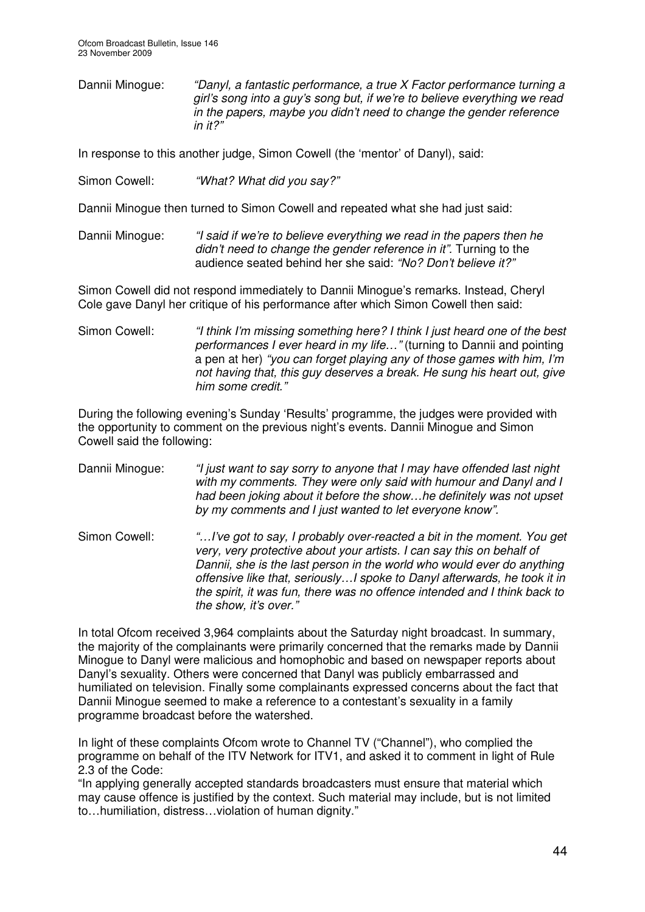Dannii Minogue: *"Danyl, a fantastic performance, a true X Factor performance turning a girl's song into a guy's song but, if we're to believe everything we read in the papers, maybe you didn't need to change the gender reference in it?"*

In response to this another judge, Simon Cowell (the 'mentor' of Danyl), said:

Simon Cowell: *"What? What did you say?"*

Dannii Minogue then turned to Simon Cowell and repeated what she had just said:

Dannii Minogue: *"I said if we're to believe everything we read in the papers then he didn't need to change the gender reference in it".* Turning to the audience seated behind her she said: *"No? Don't believe it?"*

Simon Cowell did not respond immediately to Dannii Minogue's remarks. Instead, Cheryl Cole gave Danyl her critique of his performance after which Simon Cowell then said:

Simon Cowell: *"I think I'm missing something here? I think I just heard one of the best performances I ever heard in my life…"* (turning to Dannii and pointing a pen at her) *"you can forget playing any of those games with him, I'm not having that, this guy deserves a break. He sung his heart out, give him some credit."*

During the following evening's Sunday 'Results' programme, the judges were provided with the opportunity to comment on the previous night's events. Dannii Minogue and Simon Cowell said the following:

Dannii Minogue: *"I just want to say sorry to anyone that I may have offended last night with my comments. They were only said with humour and Danyl and I had been joking about it before the show…he definitely was not upset by my comments and I just wanted to let everyone know".*

Simon Cowell: *"…I've got to say, I probably over-reacted a bit in the moment. You get very, very protective about your artists. I can say this on behalf of Dannii, she is the last person in the world who would ever do anything offensive like that, seriously…I spoke to Danyl afterwards, he took it in the spirit, it was fun, there was no offence intended and I think back to the show, it's over."*

In total Ofcom received 3,964 complaints about the Saturday night broadcast. In summary, the majority of the complainants were primarily concerned that the remarks made by Dannii Minogue to Danyl were malicious and homophobic and based on newspaper reports about Danyl's sexuality. Others were concerned that Danyl was publicly embarrassed and humiliated on television. Finally some complainants expressed concerns about the fact that Dannii Minogue seemed to make a reference to a contestant's sexuality in a family programme broadcast before the watershed.

In light of these complaints Ofcom wrote to Channel TV ("Channel"), who complied the programme on behalf of the ITV Network for ITV1, and asked it to comment in light of Rule 2.3 of the Code:

"In applying generally accepted standards broadcasters must ensure that material which may cause offence is justified by the context. Such material may include, but is not limited to…humiliation, distress…violation of human dignity."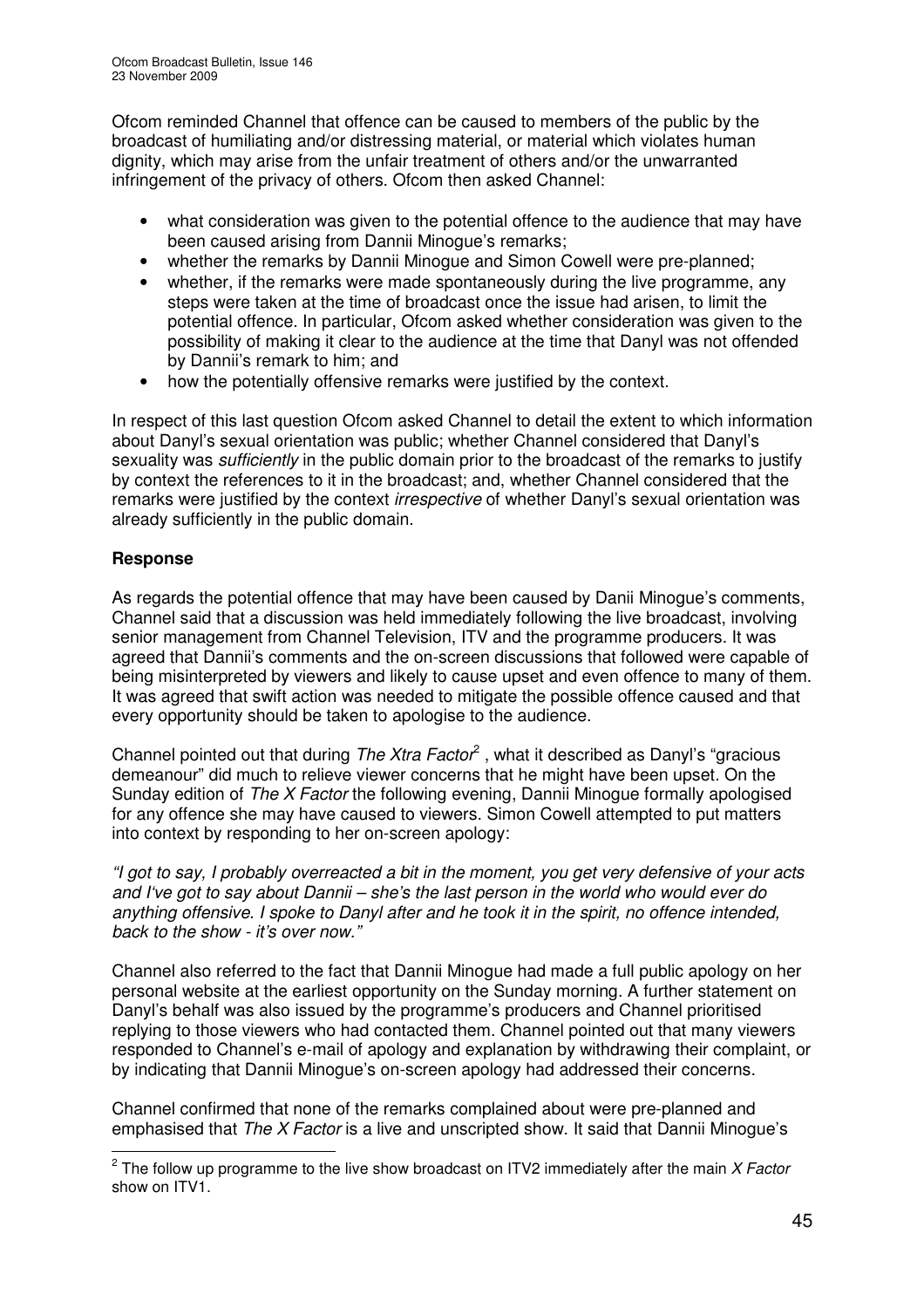Ofcom reminded Channel that offence can be caused to members of the public by the broadcast of humiliating and/or distressing material, or material which violates human dignity, which may arise from the unfair treatment of others and/or the unwarranted infringement of the privacy of others. Ofcom then asked Channel:

- what consideration was given to the potential offence to the audience that may have been caused arising from Dannii Minogue's remarks;
- whether the remarks by Dannii Minogue and Simon Cowell were pre-planned;
- whether, if the remarks were made spontaneously during the live programme, any steps were taken at the time of broadcast once the issue had arisen, to limit the potential offence. In particular, Ofcom asked whether consideration was given to the possibility of making it clear to the audience at the time that Danyl was not offended by Dannii's remark to him; and
- how the potentially offensive remarks were justified by the context.

In respect of this last question Ofcom asked Channel to detail the extent to which information about Danyl's sexual orientation was public; whether Channel considered that Danyl's sexuality was *sufficiently* in the public domain prior to the broadcast of the remarks to justify by context the references to it in the broadcast; and, whether Channel considered that the remarks were justified by the context *irrespective* of whether Danyl's sexual orientation was already sufficiently in the public domain.

**Response**

As regards the potential offence that may have been caused by Danii Minogue's comments, Channel said that a discussion was held immediately following the live broadcast, involving senior management from Channel Television, ITV and the programme producers. It was agreed that Dannii's comments and the on-screen discussions that followed were capable of being misinterpreted by viewers and likely to cause upset and even offence to many of them. It was agreed that swift action was needed to mitigate the possible offence caused and that every opportunity should be taken to apologise to the audience.

Channel pointed out that during *The Xtra Factor*[2] , what it described as Danyl's "gracious demeanour" did much to relieve viewer concerns that he might have been upset. On the Sunday edition of *The X Factor* the following evening, Dannii Minogue formally apologised for any offence she may have caused to viewers. Simon Cowell attempted to put matters into context by responding to her on-screen apology:

*"I got to say, I probably overreacted a bit in the moment, you get very defensive of your acts and I've got to say about Dannii – she's the last person in the world who would ever do anything offensive. I spoke to Danyl after and he took it in the spirit, no offence intended, back to the show - it's over now."*

Channel also referred to the fact that Dannii Minogue had made a full public apology on her personal website at the earliest opportunity on the Sunday morning. A further statement on Danyl's behalf was also issued by the programme's producers and Channel prioritised replying to those viewers who had contacted them. Channel pointed out that many viewers responded to Channel's e-mail of apology and explanation by withdrawing their complaint, or by indicating that Dannii Minogue's on-screen apology had addressed their concerns.

Channel confirmed that none of the remarks complained about were pre-planned and emphasised that *The X Factor* is a live and unscripted show. It said that Dannii Minogue's

[2] The follow up programme to the live show broadcast on ITV2 immediately after the main *X Factor* show on ITV1.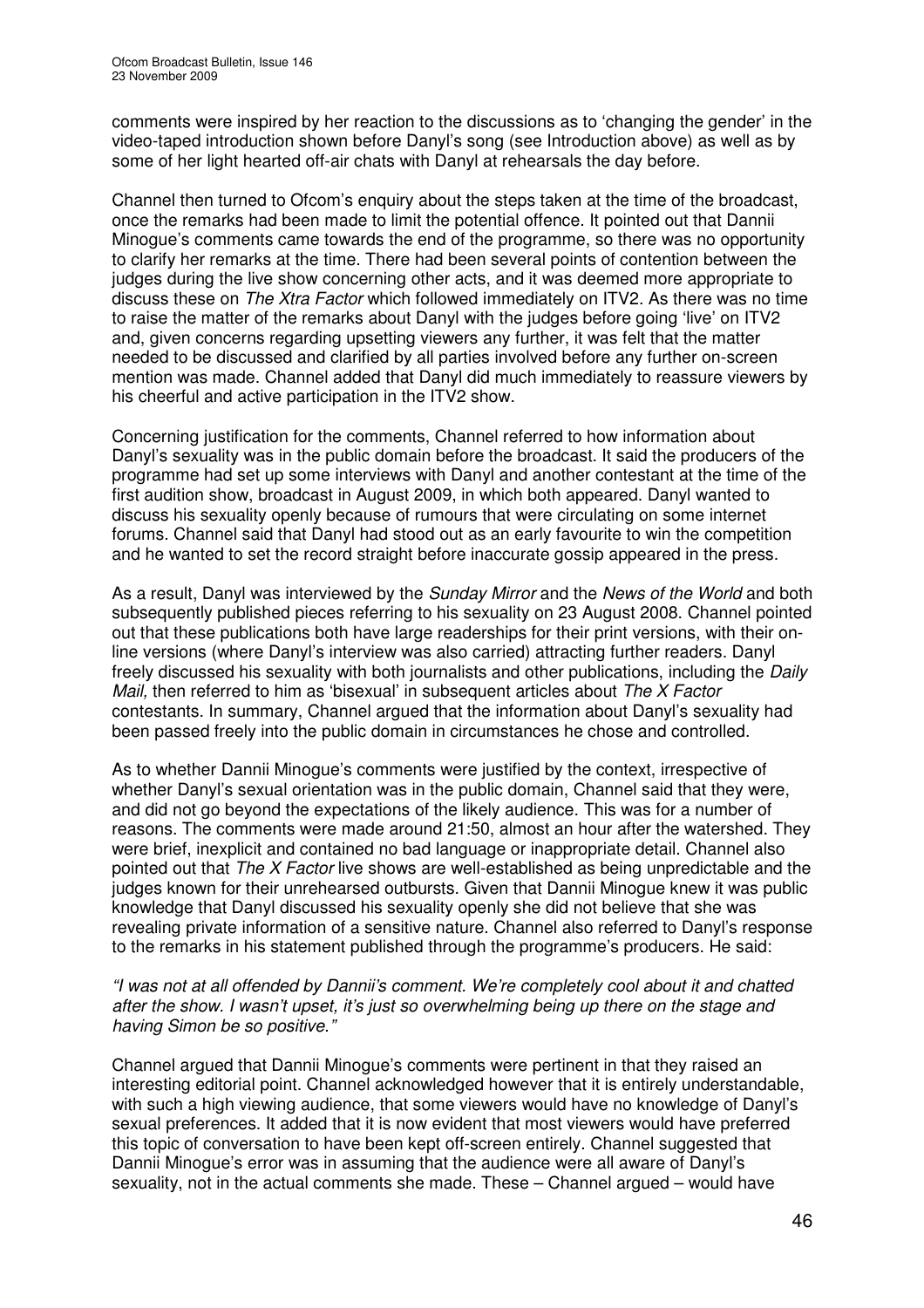comments were inspired by her reaction to the discussions as to 'changing the gender' in the video-taped introduction shown before Danyl's song (see Introduction above) as well as by some of her light hearted off-air chats with Danyl at rehearsals the day before.

Channel then turned to Ofcom's enquiry about the steps taken at the time of the broadcast, once the remarks had been made to limit the potential offence. It pointed out that Dannii Minogue's comments came towards the end of the programme, so there was no opportunity to clarify her remarks at the time. There had been several points of contention between the judges during the live show concerning other acts, and it was deemed more appropriate to discuss these on *The Xtra Factor* which followed immediately on ITV2. As there was no time to raise the matter of the remarks about Danyl with the judges before going 'live' on ITV2 and, given concerns regarding upsetting viewers any further, it was felt that the matter needed to be discussed and clarified by all parties involved before any further on-screen mention was made. Channel added that Danyl did much immediately to reassure viewers by his cheerful and active participation in the ITV2 show.

Concerning justification for the comments, Channel referred to how information about Danyl's sexuality was in the public domain before the broadcast. It said the producers of the programme had set up some interviews with Danyl and another contestant at the time of the first audition show, broadcast in August 2009, in which both appeared. Danyl wanted to discuss his sexuality openly because of rumours that were circulating on some internet forums. Channel said that Danyl had stood out as an early favourite to win the competition and he wanted to set the record straight before inaccurate gossip appeared in the press.

As a result, Danyl was interviewed by the *Sunday Mirror* and the *News of the World* and both subsequently published pieces referring to his sexuality on 23 August 2008. Channel pointed out that these publications both have large readerships for their print versions, with their on-line versions (where Danyl's interview was also carried) attracting further readers. Danyl freely discussed his sexuality with both journalists and other publications, including the *Daily Mail,* then referred to him as 'bisexual' in subsequent articles about *The X Factor* contestants. In summary, Channel argued that the information about Danyl's sexuality had been passed freely into the public domain in circumstances he chose and controlled.

As to whether Dannii Minogue's comments were justified by the context, irrespective of whether Danyl's sexual orientation was in the public domain, Channel said that they were, and did not go beyond the expectations of the likely audience. This was for a number of reasons. The comments were made around 21:50, almost an hour after the watershed. They were brief, inexplicit and contained no bad language or inappropriate detail. Channel also pointed out that *The X Factor* live shows are well-established as being unpredictable and the judges known for their unrehearsed outbursts. Given that Dannii Minogue knew it was public knowledge that Danyl discussed his sexuality openly she did not believe that she was revealing private information of a sensitive nature. Channel also referred to Danyl's response to the remarks in his statement published through the programme's producers. He said:

*"I was not at all offended by Dannii's comment. We're completely cool about it and chatted after the show. I wasn't upset, it's just so overwhelming being up there on the stage and having Simon be so positive."*

Channel argued that Dannii Minogue's comments were pertinent in that they raised an interesting editorial point. Channel acknowledged however that it is entirely understandable, with such a high viewing audience, that some viewers would have no knowledge of Danyl's sexual preferences. It added that it is now evident that most viewers would have preferred this topic of conversation to have been kept off-screen entirely. Channel suggested that Dannii Minogue's error was in assuming that the audience were all aware of Danyl's sexuality, not in the actual comments she made. These – Channel argued – would have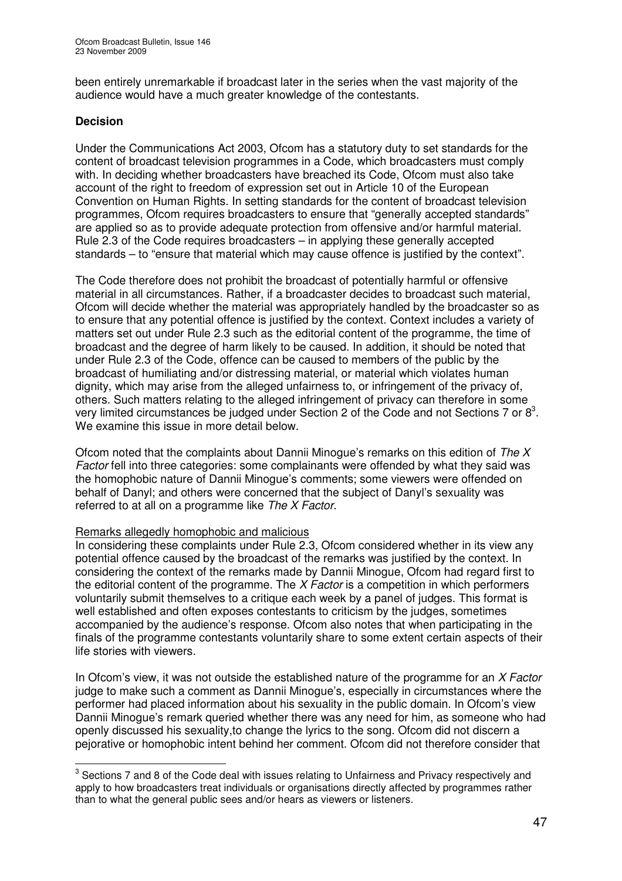been entirely unremarkable if broadcast later in the series when the vast majority of the audience would have a much greater knowledge of the contestants.

**Decision**

Under the Communications Act 2003, Ofcom has a statutory duty to set standards for the content of broadcast television programmes in a Code, which broadcasters must comply with. In deciding whether broadcasters have breached its Code, Ofcom must also take account of the right to freedom of expression set out in Article 10 of the European Convention on Human Rights. In setting standards for the content of broadcast television programmes, Ofcom requires broadcasters to ensure that "generally accepted standards" are applied so as to provide adequate protection from offensive and/or harmful material. Rule 2.3 of the Code requires broadcasters – in applying these generally accepted standards – to "ensure that material which may cause offence is justified by the context".

The Code therefore does not prohibit the broadcast of potentially harmful or offensive material in all circumstances. Rather, if a broadcaster decides to broadcast such material, Ofcom will decide whether the material was appropriately handled by the broadcaster so as to ensure that any potential offence is justified by the context. Context includes a variety of matters set out under Rule 2.3 such as the editorial content of the programme, the time of broadcast and the degree of harm likely to be caused. In addition, it should be noted that under Rule 2.3 of the Code, offence can be caused to members of the public by the broadcast of humiliating and/or distressing material, or material which violates human dignity, which may arise from the alleged unfairness to, or infringement of the privacy of, others. Such matters relating to the alleged infringement of privacy can therefore in some very limited circumstances be judged under Section 2 of the Code and not Sections 7 or 8[3]. We examine this issue in more detail below.

Ofcom noted that the complaints about Dannii Minogue's remarks on this edition of *The X Factor* fell into three categories: some complainants were offended by what they said was the homophobic nature of Dannii Minogue's comments; some viewers were offended on behalf of Danyl; and others were concerned that the subject of Danyl's sexuality was referred to at all on a programme like *The X Factor*.

Remarks allegedly homophobic and malicious

In considering these complaints under Rule 2.3, Ofcom considered whether in its view any potential offence caused by the broadcast of the remarks was justified by the context. In considering the context of the remarks made by Dannii Minogue, Ofcom had regard first to the editorial content of the programme. The *X Factor* is a competition in which performers voluntarily submit themselves to a critique each week by a panel of judges. This format is well established and often exposes contestants to criticism by the judges, sometimes accompanied by the audience's response. Ofcom also notes that when participating in the finals of the programme contestants voluntarily share to some extent certain aspects of their life stories with viewers.

In Ofcom's view, it was not outside the established nature of the programme for an *X Factor* judge to make such a comment as Dannii Minogue's, especially in circumstances where the performer had placed information about his sexuality in the public domain. In Ofcom's view Dannii Minogue's remark queried whether there was any need for him, as someone who had openly discussed his sexuality,to change the lyrics to the song. Ofcom did not discern a pejorative or homophobic intent behind her comment. Ofcom did not therefore consider that

[3] Sections 7 and 8 of the Code deal with issues relating to Unfairness and Privacy respectively and apply to how broadcasters treat individuals or organisations directly affected by programmes rather than to what the general public sees and/or hears as viewers or listeners.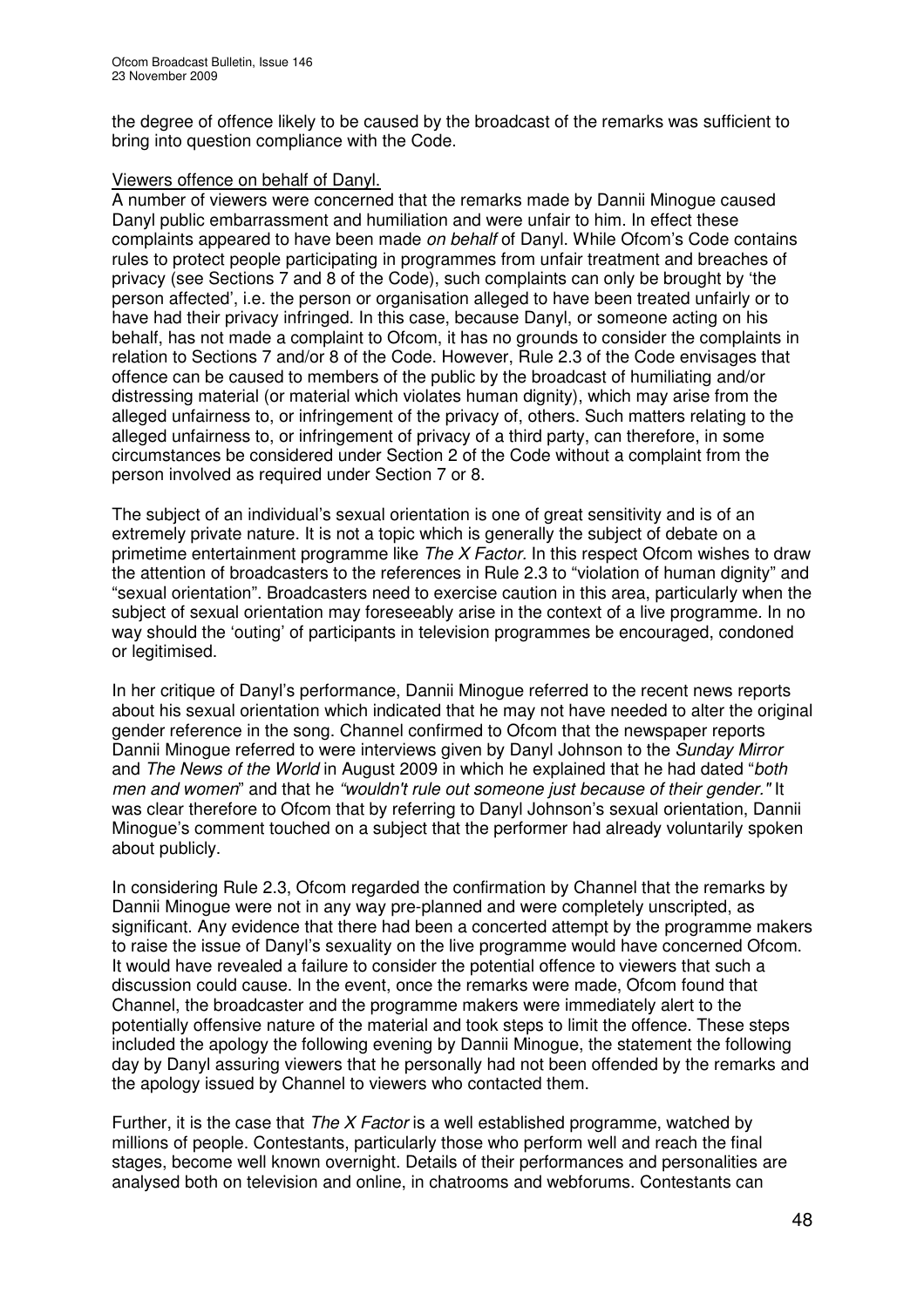the degree of offence likely to be caused by the broadcast of the remarks was sufficient to bring into question compliance with the Code.

Viewers offence on behalf of Danyl.

A number of viewers were concerned that the remarks made by Dannii Minogue caused Danyl public embarrassment and humiliation and were unfair to him. In effect these complaints appeared to have been made *on behalf* of Danyl. While Ofcom's Code contains rules to protect people participating in programmes from unfair treatment and breaches of privacy (see Sections 7 and 8 of the Code), such complaints can only be brought by 'the person affected', i.e. the person or organisation alleged to have been treated unfairly or to have had their privacy infringed. In this case, because Danyl, or someone acting on his behalf, has not made a complaint to Ofcom, it has no grounds to consider the complaints in relation to Sections 7 and/or 8 of the Code. However, Rule 2.3 of the Code envisages that offence can be caused to members of the public by the broadcast of humiliating and/or distressing material (or material which violates human dignity), which may arise from the alleged unfairness to, or infringement of the privacy of, others. Such matters relating to the alleged unfairness to, or infringement of privacy of a third party, can therefore, in some circumstances be considered under Section 2 of the Code without a complaint from the person involved as required under Section 7 or 8.

The subject of an individual's sexual orientation is one of great sensitivity and is of an extremely private nature. It is not a topic which is generally the subject of debate on a primetime entertainment programme like *The X Factor.* In this respect Ofcom wishes to draw the attention of broadcasters to the references in Rule 2.3 to "violation of human dignity" and "sexual orientation". Broadcasters need to exercise caution in this area, particularly when the subject of sexual orientation may foreseeably arise in the context of a live programme. In no way should the 'outing' of participants in television programmes be encouraged, condoned or legitimised.

In her critique of Danyl's performance, Dannii Minogue referred to the recent news reports about his sexual orientation which indicated that he may not have needed to alter the original gender reference in the song. Channel confirmed to Ofcom that the newspaper reports Dannii Minogue referred to were interviews given by Danyl Johnson to the *Sunday Mirror* and *The News of the World* in August 2009 in which he explained that he had dated "*both men and women*" and that he *"wouldn't rule out someone just because of their gender."* It was clear therefore to Ofcom that by referring to Danyl Johnson's sexual orientation, Dannii Minogue's comment touched on a subject that the performer had already voluntarily spoken about publicly.

In considering Rule 2.3, Ofcom regarded the confirmation by Channel that the remarks by Dannii Minogue were not in any way pre-planned and were completely unscripted, as significant. Any evidence that there had been a concerted attempt by the programme makers to raise the issue of Danyl's sexuality on the live programme would have concerned Ofcom. It would have revealed a failure to consider the potential offence to viewers that such a discussion could cause. In the event, once the remarks were made, Ofcom found that Channel, the broadcaster and the programme makers were immediately alert to the potentially offensive nature of the material and took steps to limit the offence. These steps included the apology the following evening by Dannii Minogue, the statement the following day by Danyl assuring viewers that he personally had not been offended by the remarks and the apology issued by Channel to viewers who contacted them.

Further, it is the case that *The X Factor* is a well established programme, watched by millions of people. Contestants, particularly those who perform well and reach the final stages, become well known overnight. Details of their performances and personalities are analysed both on television and online, in chatrooms and webforums. Contestants can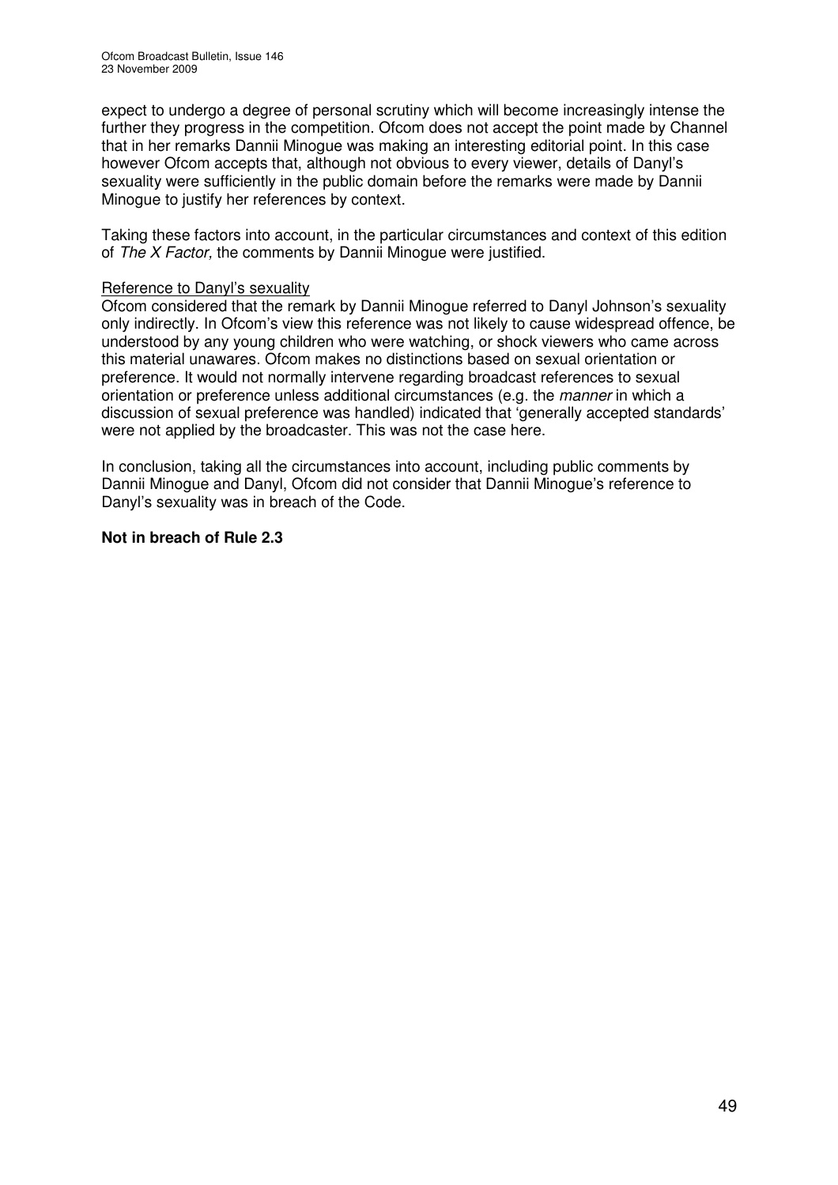expect to undergo a degree of personal scrutiny which will become increasingly intense the further they progress in the competition. Ofcom does not accept the point made by Channel that in her remarks Dannii Minogue was making an interesting editorial point. In this case however Ofcom accepts that, although not obvious to every viewer, details of Danyl's sexuality were sufficiently in the public domain before the remarks were made by Dannii Minogue to justify her references by context.

Taking these factors into account, in the particular circumstances and context of this edition of *The X Factor,* the comments by Dannii Minogue were justified.

Reference to Danyl's sexuality

Ofcom considered that the remark by Dannii Minogue referred to Danyl Johnson's sexuality only indirectly. In Ofcom's view this reference was not likely to cause widespread offence, be understood by any young children who were watching, or shock viewers who came across this material unawares. Ofcom makes no distinctions based on sexual orientation or preference. It would not normally intervene regarding broadcast references to sexual orientation or preference unless additional circumstances (e.g. the *manner* in which a discussion of sexual preference was handled) indicated that 'generally accepted standards' were not applied by the broadcaster. This was not the case here.

In conclusion, taking all the circumstances into account, including public comments by Dannii Minogue and Danyl, Ofcom did not consider that Dannii Minogue's reference to Danyl's sexuality was in breach of the Code.

**Not in breach of Rule 2.3**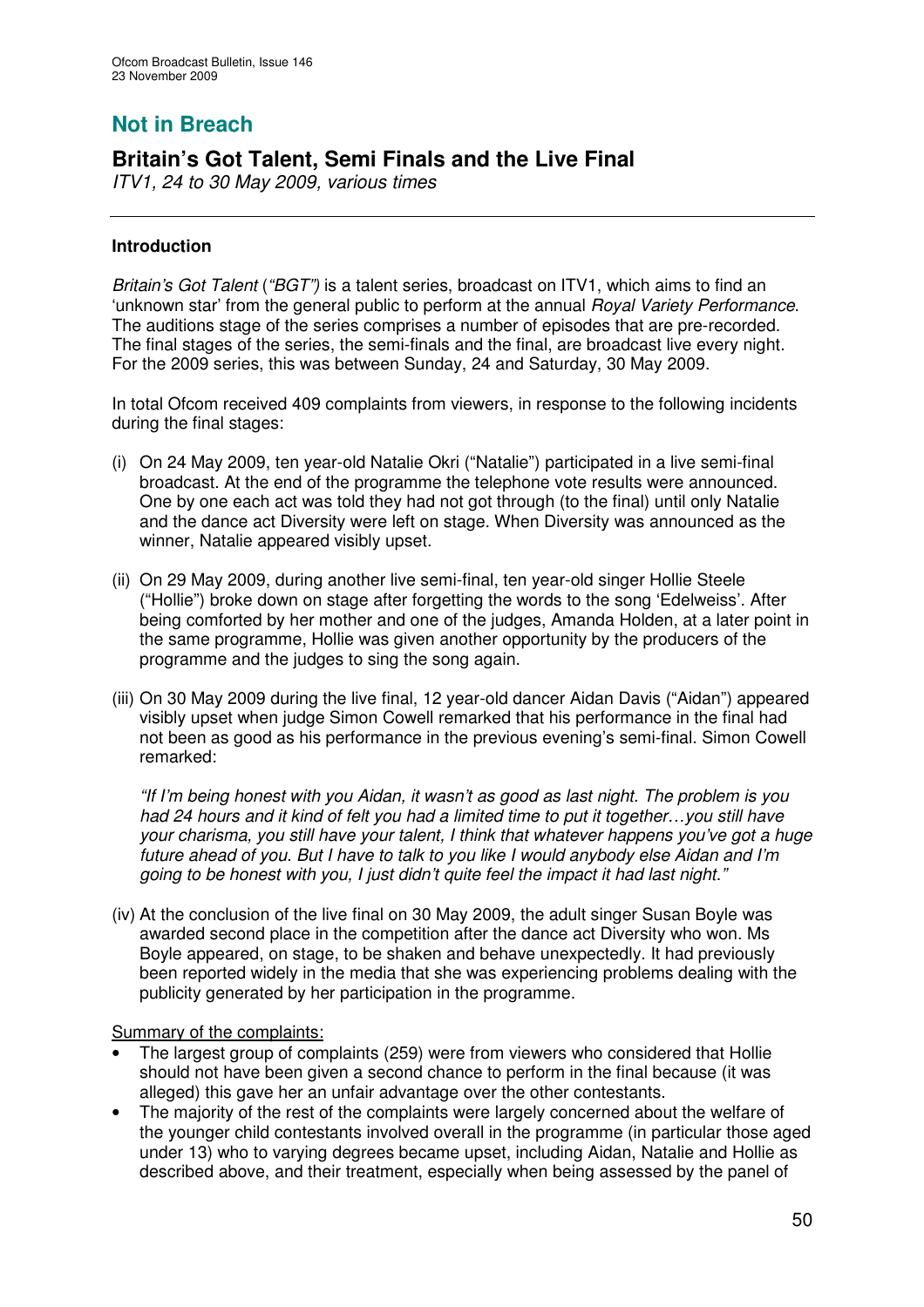## Not in Breach

## Britain's Got Talent, Semi Finals and the Live Final

*ITV1, 24 to 30 May 2009, various times*

---

### Introduction

*Britain's Got Talent* (*"BGT")* is a talent series, broadcast on ITV1, which aims to find an 'unknown star' from the general public to perform at the annual *Royal Variety Performance*. The auditions stage of the series comprises a number of episodes that are pre-recorded. The final stages of the series, the semi-finals and the final, are broadcast live every night. For the 2009 series, this was between Sunday, 24 and Saturday, 30 May 2009.

In total Ofcom received 409 complaints from viewers, in response to the following incidents during the final stages:

(i) On 24 May 2009, ten year-old Natalie Okri ("Natalie") participated in a live semi-final broadcast. At the end of the programme the telephone vote results were announced. One by one each act was told they had not got through (to the final) until only Natalie and the dance act Diversity were left on stage. When Diversity was announced as the winner, Natalie appeared visibly upset.

(ii) On 29 May 2009, during another live semi-final, ten year-old singer Hollie Steele ("Hollie") broke down on stage after forgetting the words to the song 'Edelweiss'. After being comforted by her mother and one of the judges, Amanda Holden, at a later point in the same programme, Hollie was given another opportunity by the producers of the programme and the judges to sing the song again.

(iii) On 30 May 2009 during the live final, 12 year-old dancer Aidan Davis ("Aidan") appeared visibly upset when judge Simon Cowell remarked that his performance in the final had not been as good as his performance in the previous evening's semi-final. Simon Cowell remarked:

*"If I'm being honest with you Aidan, it wasn't as good as last night. The problem is you had 24 hours and it kind of felt you had a limited time to put it together…you still have your charisma, you still have your talent, I think that whatever happens you've got a huge future ahead of you. But I have to talk to you like I would anybody else Aidan and I'm going to be honest with you, I just didn't quite feel the impact it had last night."*

(iv) At the conclusion of the live final on 30 May 2009, the adult singer Susan Boyle was awarded second place in the competition after the dance act Diversity who won. Ms Boyle appeared, on stage, to be shaken and behave unexpectedly. It had previously been reported widely in the media that she was experiencing problems dealing with the publicity generated by her participation in the programme.

Summary of the complaints:

- The largest group of complaints (259) were from viewers who considered that Hollie should not have been given a second chance to perform in the final because (it was alleged) this gave her an unfair advantage over the other contestants.
- The majority of the rest of the complaints were largely concerned about the welfare of the younger child contestants involved overall in the programme (in particular those aged under 13) who to varying degrees became upset, including Aidan, Natalie and Hollie as described above, and their treatment, especially when being assessed by the panel of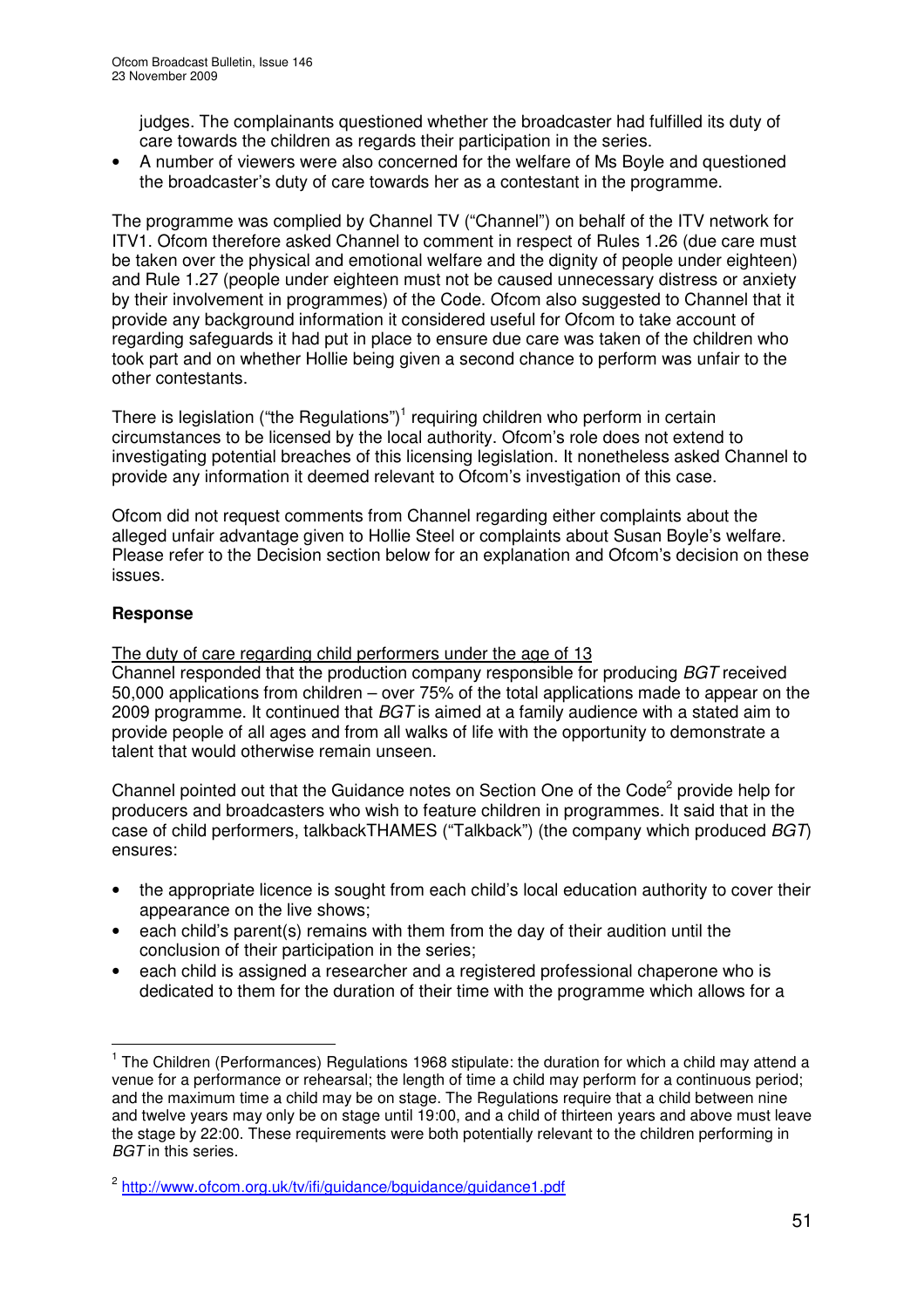judges. The complainants questioned whether the broadcaster had fulfilled its duty of care towards the children as regards their participation in the series.

- A number of viewers were also concerned for the welfare of Ms Boyle and questioned the broadcaster's duty of care towards her as a contestant in the programme.

The programme was complied by Channel TV ("Channel") on behalf of the ITV network for ITV1. Ofcom therefore asked Channel to comment in respect of Rules 1.26 (due care must be taken over the physical and emotional welfare and the dignity of people under eighteen) and Rule 1.27 (people under eighteen must not be caused unnecessary distress or anxiety by their involvement in programmes) of the Code. Ofcom also suggested to Channel that it provide any background information it considered useful for Ofcom to take account of regarding safeguards it had put in place to ensure due care was taken of the children who took part and on whether Hollie being given a second chance to perform was unfair to the other contestants.

There is legislation ("the Regulations")[1] requiring children who perform in certain circumstances to be licensed by the local authority. Ofcom's role does not extend to investigating potential breaches of this licensing legislation. It nonetheless asked Channel to provide any information it deemed relevant to Ofcom's investigation of this case.

Ofcom did not request comments from Channel regarding either complaints about the alleged unfair advantage given to Hollie Steel or complaints about Susan Boyle's welfare. Please refer to the Decision section below for an explanation and Ofcom's decision on these issues.

**Response**

The duty of care regarding child performers under the age of 13

Channel responded that the production company responsible for producing *BGT* received 50,000 applications from children – over 75% of the total applications made to appear on the 2009 programme. It continued that *BGT* is aimed at a family audience with a stated aim to provide people of all ages and from all walks of life with the opportunity to demonstrate a talent that would otherwise remain unseen.

Channel pointed out that the Guidance notes on Section One of the Code[2] provide help for producers and broadcasters who wish to feature children in programmes. It said that in the case of child performers, talkbackTHAMES ("Talkback") (the company which produced *BGT*) ensures:

- the appropriate licence is sought from each child's local education authority to cover their appearance on the live shows;
- each child's parent(s) remains with them from the day of their audition until the conclusion of their participation in the series;
- each child is assigned a researcher and a registered professional chaperone who is dedicated to them for the duration of their time with the programme which allows for a

---

[1] The Children (Performances) Regulations 1968 stipulate: the duration for which a child may attend a venue for a performance or rehearsal; the length of time a child may perform for a continuous period; and the maximum time a child may be on stage. The Regulations require that a child between nine and twelve years may only be on stage until 19:00, and a child of thirteen years and above must leave the stage by 22:00. These requirements were both potentially relevant to the children performing in *BGT* in this series.

[2] http://www.ofcom.org.uk/tv/ifi/guidance/bguidance/guidance1.pdf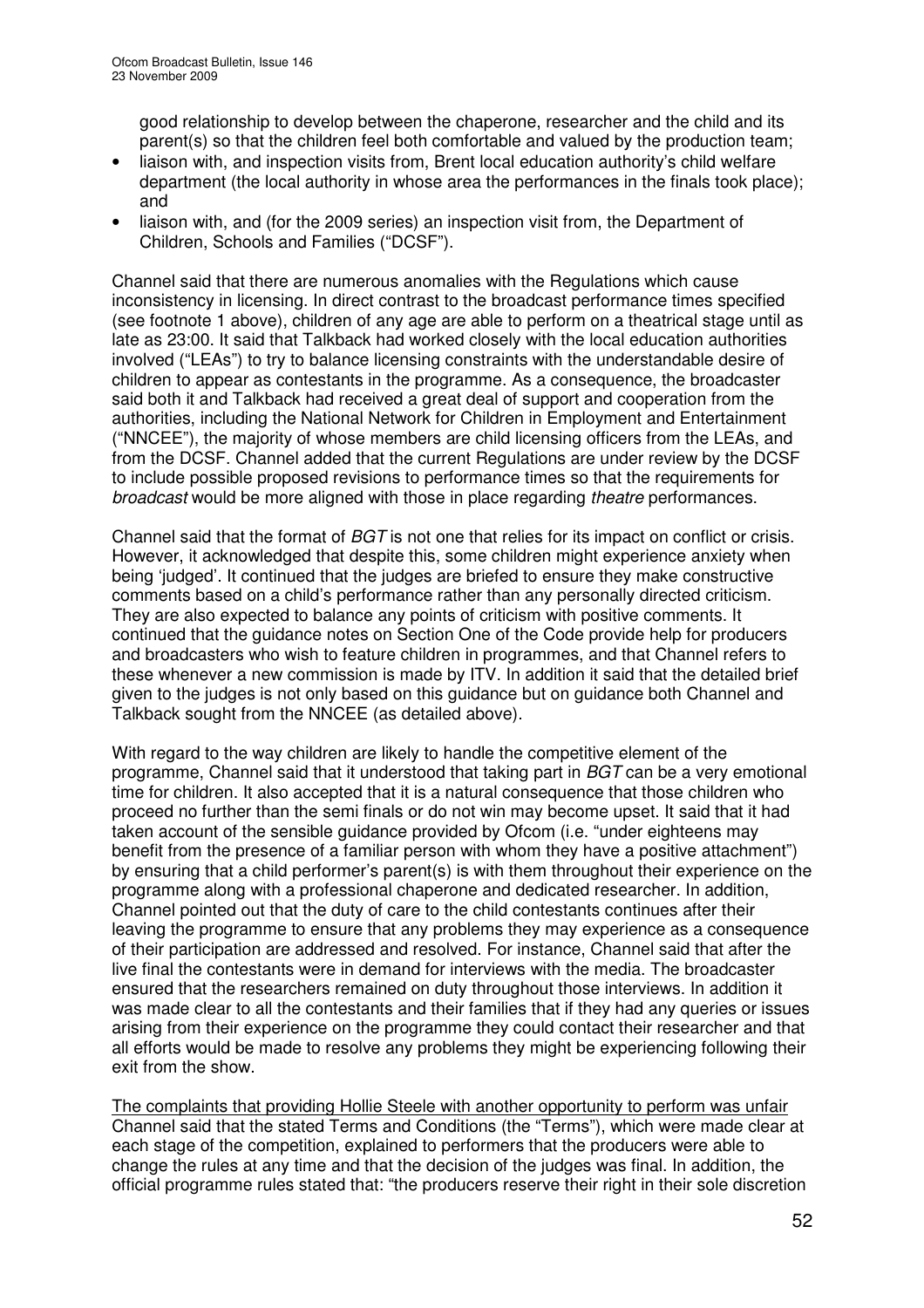good relationship to develop between the chaperone, researcher and the child and its parent(s) so that the children feel both comfortable and valued by the production team;

- liaison with, and inspection visits from, Brent local education authority's child welfare department (the local authority in whose area the performances in the finals took place); and
- liaison with, and (for the 2009 series) an inspection visit from, the Department of Children, Schools and Families ("DCSF").

Channel said that there are numerous anomalies with the Regulations which cause inconsistency in licensing. In direct contrast to the broadcast performance times specified (see footnote 1 above), children of any age are able to perform on a theatrical stage until as late as 23:00. It said that Talkback had worked closely with the local education authorities involved ("LEAs") to try to balance licensing constraints with the understandable desire of children to appear as contestants in the programme. As a consequence, the broadcaster said both it and Talkback had received a great deal of support and cooperation from the authorities, including the National Network for Children in Employment and Entertainment ("NNCEE"), the majority of whose members are child licensing officers from the LEAs, and from the DCSF. Channel added that the current Regulations are under review by the DCSF to include possible proposed revisions to performance times so that the requirements for *broadcast* would be more aligned with those in place regarding *theatre* performances.

Channel said that the format of *BGT* is not one that relies for its impact on conflict or crisis. However, it acknowledged that despite this, some children might experience anxiety when being 'judged'. It continued that the judges are briefed to ensure they make constructive comments based on a child's performance rather than any personally directed criticism. They are also expected to balance any points of criticism with positive comments. It continued that the guidance notes on Section One of the Code provide help for producers and broadcasters who wish to feature children in programmes, and that Channel refers to these whenever a new commission is made by ITV. In addition it said that the detailed brief given to the judges is not only based on this guidance but on guidance both Channel and Talkback sought from the NNCEE (as detailed above).

With regard to the way children are likely to handle the competitive element of the programme, Channel said that it understood that taking part in *BGT* can be a very emotional time for children. It also accepted that it is a natural consequence that those children who proceed no further than the semi finals or do not win may become upset. It said that it had taken account of the sensible guidance provided by Ofcom (i.e. "under eighteens may benefit from the presence of a familiar person with whom they have a positive attachment") by ensuring that a child performer's parent(s) is with them throughout their experience on the programme along with a professional chaperone and dedicated researcher. In addition, Channel pointed out that the duty of care to the child contestants continues after their leaving the programme to ensure that any problems they may experience as a consequence of their participation are addressed and resolved. For instance, Channel said that after the live final the contestants were in demand for interviews with the media. The broadcaster ensured that the researchers remained on duty throughout those interviews. In addition it was made clear to all the contestants and their families that if they had any queries or issues arising from their experience on the programme they could contact their researcher and that all efforts would be made to resolve any problems they might be experiencing following their exit from the show.

<u>The complaints that providing Hollie Steele with another opportunity to perform was unfair</u>
Channel said that the stated Terms and Conditions (the "Terms"), which were made clear at each stage of the competition, explained to performers that the producers were able to change the rules at any time and that the decision of the judges was final. In addition, the official programme rules stated that: "the producers reserve their right in their sole discretion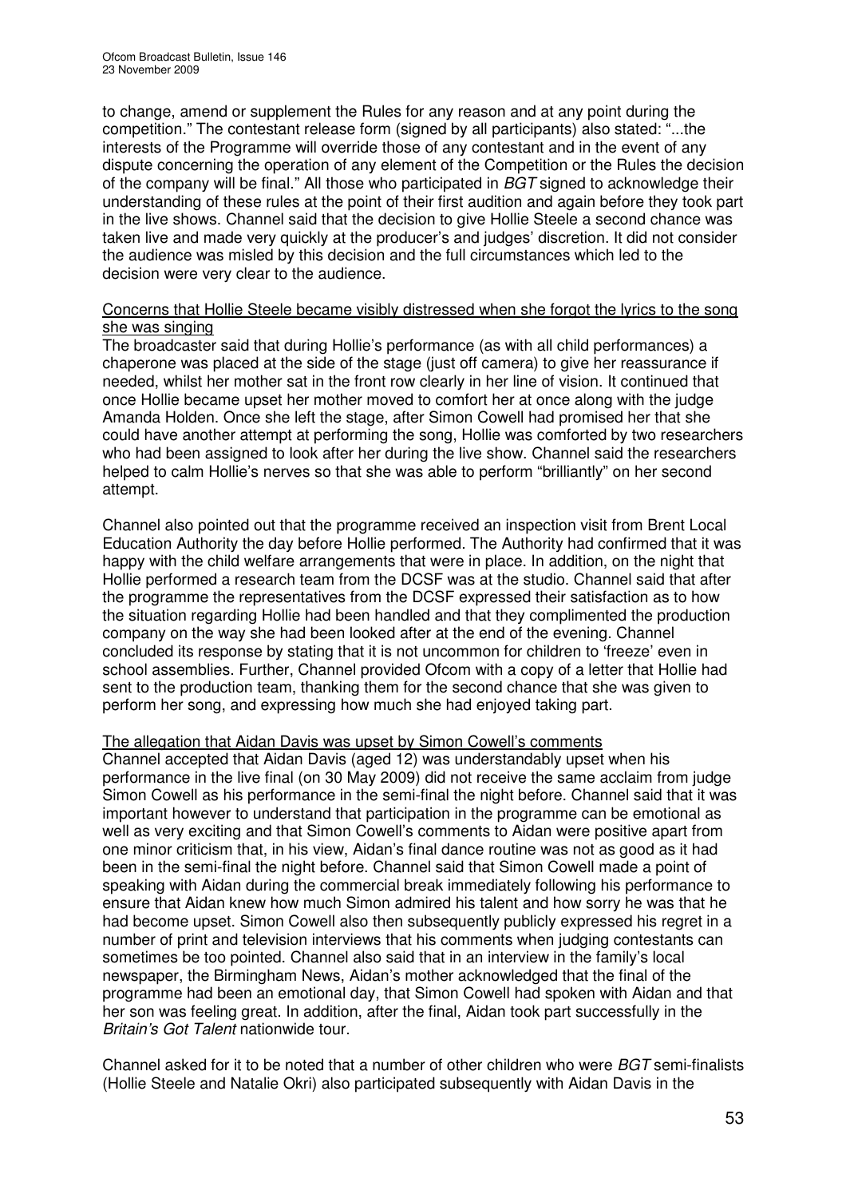to change, amend or supplement the Rules for any reason and at any point during the competition." The contestant release form (signed by all participants) also stated: "...the interests of the Programme will override those of any contestant and in the event of any dispute concerning the operation of any element of the Competition or the Rules the decision of the company will be final." All those who participated in *BGT* signed to acknowledge their understanding of these rules at the point of their first audition and again before they took part in the live shows. Channel said that the decision to give Hollie Steele a second chance was taken live and made very quickly at the producer's and judges' discretion. It did not consider the audience was misled by this decision and the full circumstances which led to the decision were very clear to the audience.

<u>Concerns that Hollie Steele became visibly distressed when she forgot the lyrics to the song she was singing</u>

The broadcaster said that during Hollie's performance (as with all child performances) a chaperone was placed at the side of the stage (just off camera) to give her reassurance if needed, whilst her mother sat in the front row clearly in her line of vision. It continued that once Hollie became upset her mother moved to comfort her at once along with the judge Amanda Holden. Once she left the stage, after Simon Cowell had promised her that she could have another attempt at performing the song, Hollie was comforted by two researchers who had been assigned to look after her during the live show. Channel said the researchers helped to calm Hollie's nerves so that she was able to perform "brilliantly" on her second attempt.

Channel also pointed out that the programme received an inspection visit from Brent Local Education Authority the day before Hollie performed. The Authority had confirmed that it was happy with the child welfare arrangements that were in place. In addition, on the night that Hollie performed a research team from the DCSF was at the studio. Channel said that after the programme the representatives from the DCSF expressed their satisfaction as to how the situation regarding Hollie had been handled and that they complimented the production company on the way she had been looked after at the end of the evening. Channel concluded its response by stating that it is not uncommon for children to 'freeze' even in school assemblies. Further, Channel provided Ofcom with a copy of a letter that Hollie had sent to the production team, thanking them for the second chance that she was given to perform her song, and expressing how much she had enjoyed taking part.

<u>The allegation that Aidan Davis was upset by Simon Cowell's comments</u>

Channel accepted that Aidan Davis (aged 12) was understandably upset when his performance in the live final (on 30 May 2009) did not receive the same acclaim from judge Simon Cowell as his performance in the semi-final the night before. Channel said that it was important however to understand that participation in the programme can be emotional as well as very exciting and that Simon Cowell's comments to Aidan were positive apart from one minor criticism that, in his view, Aidan's final dance routine was not as good as it had been in the semi-final the night before. Channel said that Simon Cowell made a point of speaking with Aidan during the commercial break immediately following his performance to ensure that Aidan knew how much Simon admired his talent and how sorry he was that he had become upset. Simon Cowell also then subsequently publicly expressed his regret in a number of print and television interviews that his comments when judging contestants can sometimes be too pointed. Channel also said that in an interview in the family's local newspaper, the Birmingham News, Aidan's mother acknowledged that the final of the programme had been an emotional day, that Simon Cowell had spoken with Aidan and that her son was feeling great. In addition, after the final, Aidan took part successfully in the *Britain's Got Talent* nationwide tour.

Channel asked for it to be noted that a number of other children who were *BGT* semi-finalists (Hollie Steele and Natalie Okri) also participated subsequently with Aidan Davis in the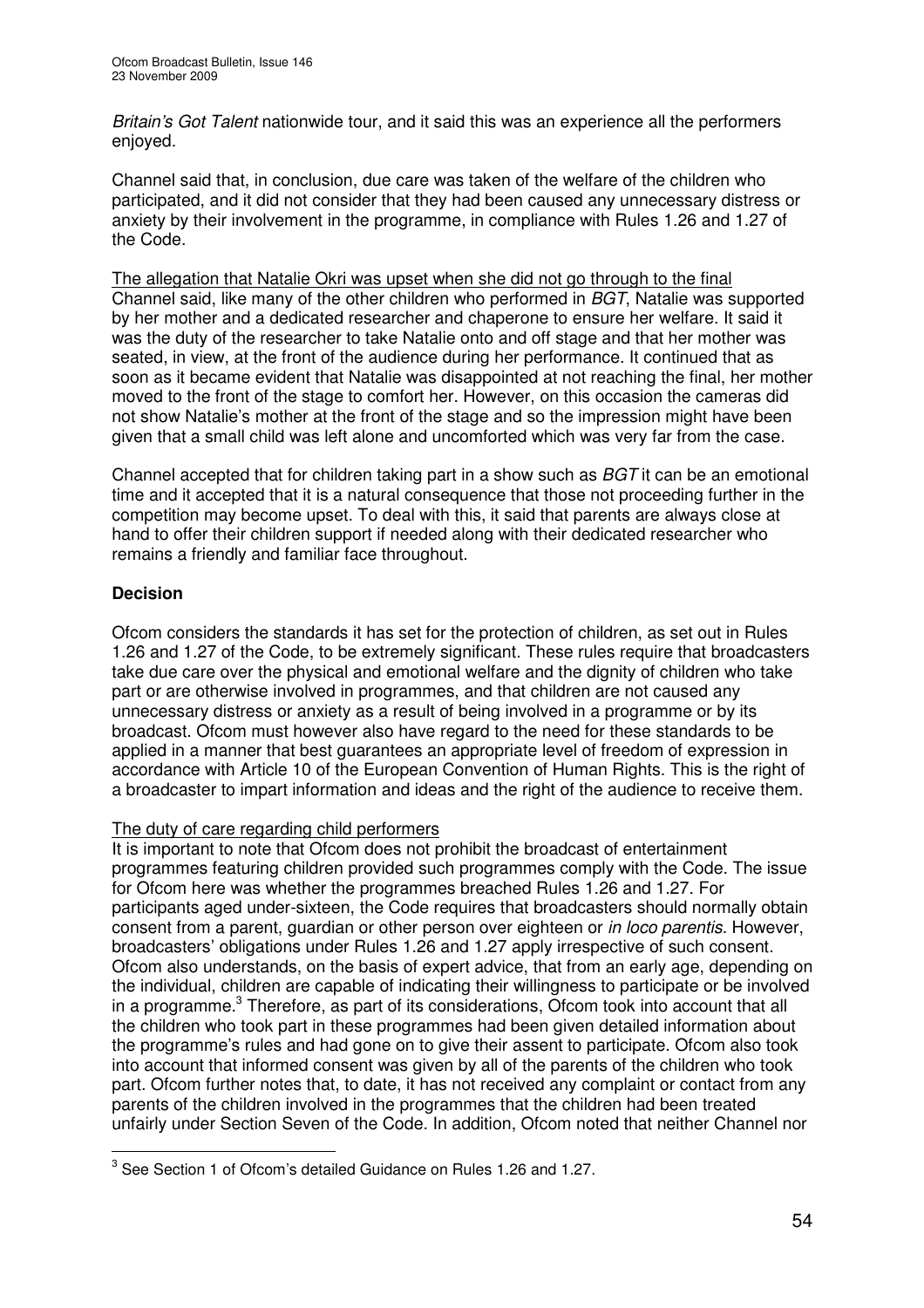*Britain's Got Talent* nationwide tour, and it said this was an experience all the performers enjoyed.

Channel said that, in conclusion, due care was taken of the welfare of the children who participated, and it did not consider that they had been caused any unnecessary distress or anxiety by their involvement in the programme, in compliance with Rules 1.26 and 1.27 of the Code.

The allegation that Natalie Okri was upset when she did not go through to the final

Channel said, like many of the other children who performed in *BGT*, Natalie was supported by her mother and a dedicated researcher and chaperone to ensure her welfare. It said it was the duty of the researcher to take Natalie onto and off stage and that her mother was seated, in view, at the front of the audience during her performance. It continued that as soon as it became evident that Natalie was disappointed at not reaching the final, her mother moved to the front of the stage to comfort her. However, on this occasion the cameras did not show Natalie's mother at the front of the stage and so the impression might have been given that a small child was left alone and uncomforted which was very far from the case.

Channel accepted that for children taking part in a show such as *BGT* it can be an emotional time and it accepted that it is a natural consequence that those not proceeding further in the competition may become upset. To deal with this, it said that parents are always close at hand to offer their children support if needed along with their dedicated researcher who remains a friendly and familiar face throughout.

## Decision

Ofcom considers the standards it has set for the protection of children, as set out in Rules 1.26 and 1.27 of the Code, to be extremely significant. These rules require that broadcasters take due care over the physical and emotional welfare and the dignity of children who take part or are otherwise involved in programmes, and that children are not caused any unnecessary distress or anxiety as a result of being involved in a programme or by its broadcast. Ofcom must however also have regard to the need for these standards to be applied in a manner that best guarantees an appropriate level of freedom of expression in accordance with Article 10 of the European Convention of Human Rights. This is the right of a broadcaster to impart information and ideas and the right of the audience to receive them.

The duty of care regarding child performers

It is important to note that Ofcom does not prohibit the broadcast of entertainment programmes featuring children provided such programmes comply with the Code. The issue for Ofcom here was whether the programmes breached Rules 1.26 and 1.27. For participants aged under-sixteen, the Code requires that broadcasters should normally obtain consent from a parent, guardian or other person over eighteen or *in loco parentis*. However, broadcasters' obligations under Rules 1.26 and 1.27 apply irrespective of such consent. Ofcom also understands, on the basis of expert advice, that from an early age, depending on the individual, children are capable of indicating their willingness to participate or be involved in a programme.[3] Therefore, as part of its considerations, Ofcom took into account that all the children who took part in these programmes had been given detailed information about the programme's rules and had gone on to give their assent to participate. Ofcom also took into account that informed consent was given by all of the parents of the children who took part. Ofcom further notes that, to date, it has not received any complaint or contact from any parents of the children involved in the programmes that the children had been treated unfairly under Section Seven of the Code. In addition, Ofcom noted that neither Channel nor

[3] See Section 1 of Ofcom's detailed Guidance on Rules 1.26 and 1.27.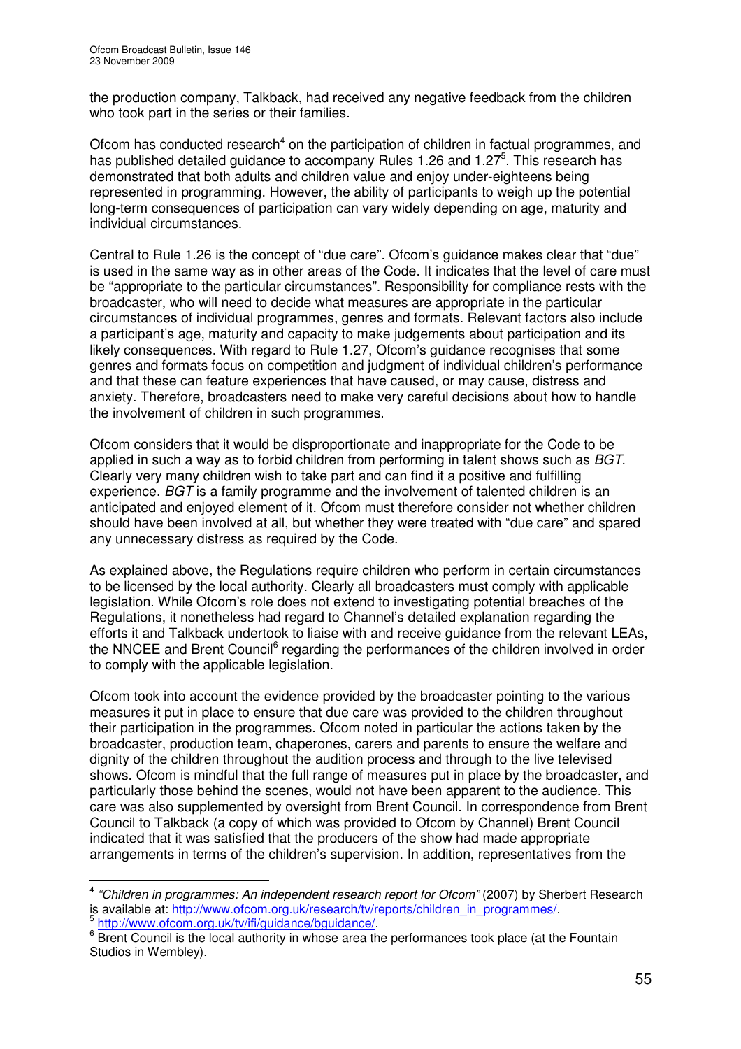the production company, Talkback, had received any negative feedback from the children who took part in the series or their families.

Ofcom has conducted research[4] on the participation of children in factual programmes, and has published detailed guidance to accompany Rules 1.26 and 1.27[5]. This research has demonstrated that both adults and children value and enjoy under-eighteens being represented in programming. However, the ability of participants to weigh up the potential long-term consequences of participation can vary widely depending on age, maturity and individual circumstances.

Central to Rule 1.26 is the concept of "due care". Ofcom's guidance makes clear that "due" is used in the same way as in other areas of the Code. It indicates that the level of care must be "appropriate to the particular circumstances". Responsibility for compliance rests with the broadcaster, who will need to decide what measures are appropriate in the particular circumstances of individual programmes, genres and formats. Relevant factors also include a participant's age, maturity and capacity to make judgements about participation and its likely consequences. With regard to Rule 1.27, Ofcom's guidance recognises that some genres and formats focus on competition and judgment of individual children's performance and that these can feature experiences that have caused, or may cause, distress and anxiety. Therefore, broadcasters need to make very careful decisions about how to handle the involvement of children in such programmes.

Ofcom considers that it would be disproportionate and inappropriate for the Code to be applied in such a way as to forbid children from performing in talent shows such as *BGT*. Clearly very many children wish to take part and can find it a positive and fulfilling experience. *BGT* is a family programme and the involvement of talented children is an anticipated and enjoyed element of it. Ofcom must therefore consider not whether children should have been involved at all, but whether they were treated with "due care" and spared any unnecessary distress as required by the Code.

As explained above, the Regulations require children who perform in certain circumstances to be licensed by the local authority. Clearly all broadcasters must comply with applicable legislation. While Ofcom's role does not extend to investigating potential breaches of the Regulations, it nonetheless had regard to Channel's detailed explanation regarding the efforts it and Talkback undertook to liaise with and receive guidance from the relevant LEAs, the NNCEE and Brent Council[6] regarding the performances of the children involved in order to comply with the applicable legislation.

Ofcom took into account the evidence provided by the broadcaster pointing to the various measures it put in place to ensure that due care was provided to the children throughout their participation in the programmes. Ofcom noted in particular the actions taken by the broadcaster, production team, chaperones, carers and parents to ensure the welfare and dignity of the children throughout the audition process and through to the live televised shows. Ofcom is mindful that the full range of measures put in place by the broadcaster, and particularly those behind the scenes, would not have been apparent to the audience. This care was also supplemented by oversight from Brent Council. In correspondence from Brent Council to Talkback (a copy of which was provided to Ofcom by Channel) Brent Council indicated that it was satisfied that the producers of the show had made appropriate arrangements in terms of the children's supervision. In addition, representatives from the

---

[4] *"Children in programmes: An independent research report for Ofcom"* (2007) by Sherbert Research is available at: http://www.ofcom.org.uk/research/tv/reports/children_in_programmes/.

[5] http://www.ofcom.org.uk/tv/ifi/guidance/bguidance/.

[6] Brent Council is the local authority in whose area the performances took place (at the Fountain Studios in Wembley).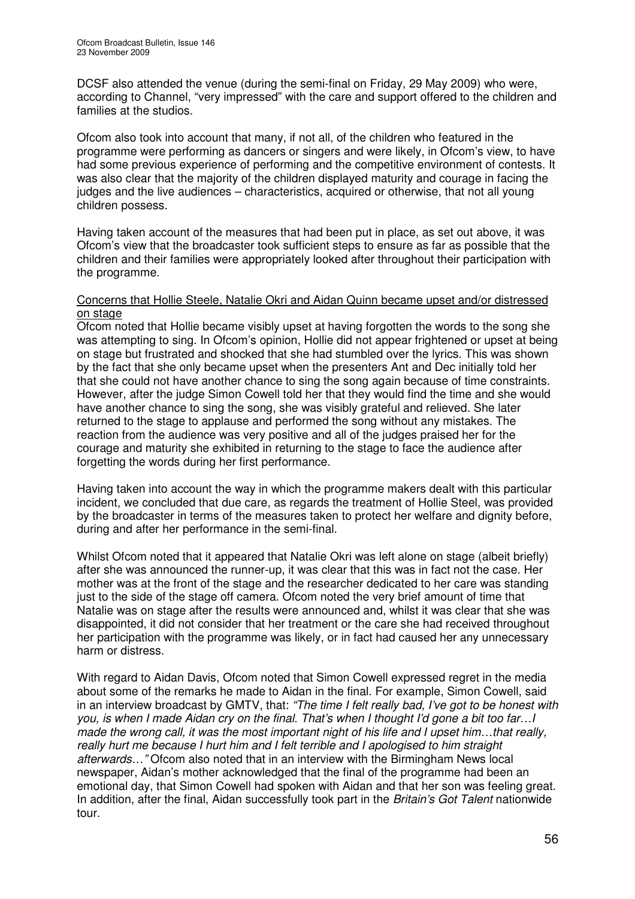DCSF also attended the venue (during the semi-final on Friday, 29 May 2009) who were, according to Channel, "very impressed" with the care and support offered to the children and families at the studios.

Ofcom also took into account that many, if not all, of the children who featured in the programme were performing as dancers or singers and were likely, in Ofcom's view, to have had some previous experience of performing and the competitive environment of contests. It was also clear that the majority of the children displayed maturity and courage in facing the judges and the live audiences – characteristics, acquired or otherwise, that not all young children possess.

Having taken account of the measures that had been put in place, as set out above, it was Ofcom's view that the broadcaster took sufficient steps to ensure as far as possible that the children and their families were appropriately looked after throughout their participation with the programme.

Concerns that Hollie Steele, Natalie Okri and Aidan Quinn became upset and/or distressed on stage

Ofcom noted that Hollie became visibly upset at having forgotten the words to the song she was attempting to sing. In Ofcom's opinion, Hollie did not appear frightened or upset at being on stage but frustrated and shocked that she had stumbled over the lyrics. This was shown by the fact that she only became upset when the presenters Ant and Dec initially told her that she could not have another chance to sing the song again because of time constraints. However, after the judge Simon Cowell told her that they would find the time and she would have another chance to sing the song, she was visibly grateful and relieved. She later returned to the stage to applause and performed the song without any mistakes. The reaction from the audience was very positive and all of the judges praised her for the courage and maturity she exhibited in returning to the stage to face the audience after forgetting the words during her first performance.

Having taken into account the way in which the programme makers dealt with this particular incident, we concluded that due care, as regards the treatment of Hollie Steel, was provided by the broadcaster in terms of the measures taken to protect her welfare and dignity before, during and after her performance in the semi-final.

Whilst Ofcom noted that it appeared that Natalie Okri was left alone on stage (albeit briefly) after she was announced the runner-up, it was clear that this was in fact not the case. Her mother was at the front of the stage and the researcher dedicated to her care was standing just to the side of the stage off camera. Ofcom noted the very brief amount of time that Natalie was on stage after the results were announced and, whilst it was clear that she was disappointed, it did not consider that her treatment or the care she had received throughout her participation with the programme was likely, or in fact had caused her any unnecessary harm or distress.

With regard to Aidan Davis, Ofcom noted that Simon Cowell expressed regret in the media about some of the remarks he made to Aidan in the final. For example, Simon Cowell, said in an interview broadcast by GMTV, that: *"The time I felt really bad, I've got to be honest with you, is when I made Aidan cry on the final. That's when I thought I'd gone a bit too far…I made the wrong call, it was the most important night of his life and I upset him…that really, really hurt me because I hurt him and I felt terrible and I apologised to him straight afterwards…"* Ofcom also noted that in an interview with the Birmingham News local newspaper, Aidan's mother acknowledged that the final of the programme had been an emotional day, that Simon Cowell had spoken with Aidan and that her son was feeling great. In addition, after the final, Aidan successfully took part in the *Britain's Got Talent* nationwide tour.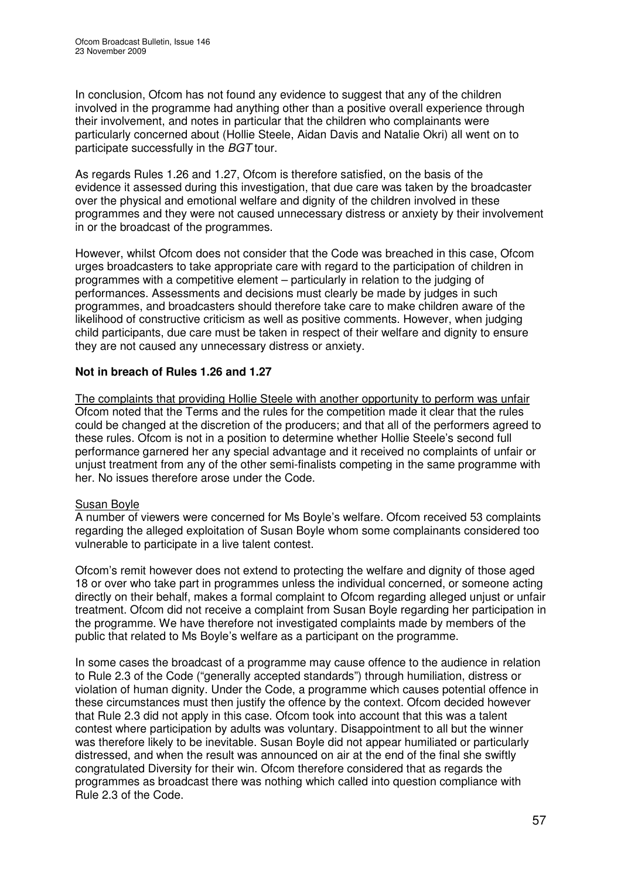In conclusion, Ofcom has not found any evidence to suggest that any of the children involved in the programme had anything other than a positive overall experience through their involvement, and notes in particular that the children who complainants were particularly concerned about (Hollie Steele, Aidan Davis and Natalie Okri) all went on to participate successfully in the *BGT* tour.

As regards Rules 1.26 and 1.27, Ofcom is therefore satisfied, on the basis of the evidence it assessed during this investigation, that due care was taken by the broadcaster over the physical and emotional welfare and dignity of the children involved in these programmes and they were not caused unnecessary distress or anxiety by their involvement in or the broadcast of the programmes.

However, whilst Ofcom does not consider that the Code was breached in this case, Ofcom urges broadcasters to take appropriate care with regard to the participation of children in programmes with a competitive element – particularly in relation to the judging of performances. Assessments and decisions must clearly be made by judges in such programmes, and broadcasters should therefore take care to make children aware of the likelihood of constructive criticism as well as positive comments. However, when judging child participants, due care must be taken in respect of their welfare and dignity to ensure they are not caused any unnecessary distress or anxiety.

**Not in breach of Rules 1.26 and 1.27**

<u>The complaints that providing Hollie Steele with another opportunity to perform was unfair</u>
Ofcom noted that the Terms and the rules for the competition made it clear that the rules could be changed at the discretion of the producers; and that all of the performers agreed to these rules. Ofcom is not in a position to determine whether Hollie Steele's second full performance garnered her any special advantage and it received no complaints of unfair or unjust treatment from any of the other semi-finalists competing in the same programme with her. No issues therefore arose under the Code.

<u>Susan Boyle</u>
A number of viewers were concerned for Ms Boyle's welfare. Ofcom received 53 complaints regarding the alleged exploitation of Susan Boyle whom some complainants considered too vulnerable to participate in a live talent contest.

Ofcom's remit however does not extend to protecting the welfare and dignity of those aged 18 or over who take part in programmes unless the individual concerned, or someone acting directly on their behalf, makes a formal complaint to Ofcom regarding alleged unjust or unfair treatment. Ofcom did not receive a complaint from Susan Boyle regarding her participation in the programme. We have therefore not investigated complaints made by members of the public that related to Ms Boyle's welfare as a participant on the programme.

In some cases the broadcast of a programme may cause offence to the audience in relation to Rule 2.3 of the Code ("generally accepted standards") through humiliation, distress or violation of human dignity. Under the Code, a programme which causes potential offence in these circumstances must then justify the offence by the context. Ofcom decided however that Rule 2.3 did not apply in this case. Ofcom took into account that this was a talent contest where participation by adults was voluntary. Disappointment to all but the winner was therefore likely to be inevitable. Susan Boyle did not appear humiliated or particularly distressed, and when the result was announced on air at the end of the final she swiftly congratulated Diversity for their win. Ofcom therefore considered that as regards the programmes as broadcast there was nothing which called into question compliance with Rule 2.3 of the Code.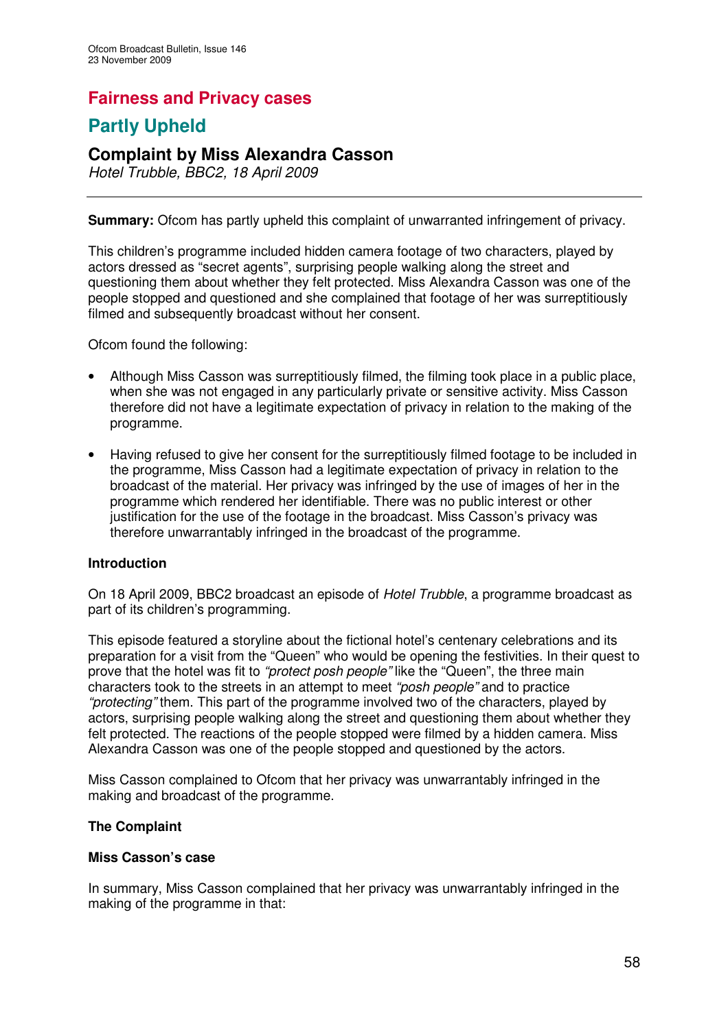# Fairness and Privacy cases

## Partly Upheld

### Complaint by Miss Alexandra Casson

*Hotel Trubble, BBC2, 18 April 2009*

---

**Summary:** Ofcom has partly upheld this complaint of unwarranted infringement of privacy.

This children's programme included hidden camera footage of two characters, played by actors dressed as "secret agents", surprising people walking along the street and questioning them about whether they felt protected. Miss Alexandra Casson was one of the people stopped and questioned and she complained that footage of her was surreptitiously filmed and subsequently broadcast without her consent.

Ofcom found the following:

- Although Miss Casson was surreptitiously filmed, the filming took place in a public place, when she was not engaged in any particularly private or sensitive activity. Miss Casson therefore did not have a legitimate expectation of privacy in relation to the making of the programme.
- Having refused to give her consent for the surreptitiously filmed footage to be included in the programme, Miss Casson had a legitimate expectation of privacy in relation to the broadcast of the material. Her privacy was infringed by the use of images of her in the programme which rendered her identifiable. There was no public interest or other justification for the use of the footage in the broadcast. Miss Casson's privacy was therefore unwarrantably infringed in the broadcast of the programme.

**Introduction**

On 18 April 2009, BBC2 broadcast an episode of *Hotel Trubble*, a programme broadcast as part of its children's programming.

This episode featured a storyline about the fictional hotel's centenary celebrations and its preparation for a visit from the "Queen" who would be opening the festivities. In their quest to prove that the hotel was fit to *"protect posh people"* like the "Queen", the three main characters took to the streets in an attempt to meet *"posh people"* and to practice *"protecting"* them. This part of the programme involved two of the characters, played by actors, surprising people walking along the street and questioning them about whether they felt protected. The reactions of the people stopped were filmed by a hidden camera. Miss Alexandra Casson was one of the people stopped and questioned by the actors.

Miss Casson complained to Ofcom that her privacy was unwarrantably infringed in the making and broadcast of the programme.

**The Complaint**

**Miss Casson's case**

In summary, Miss Casson complained that her privacy was unwarrantably infringed in the making of the programme in that: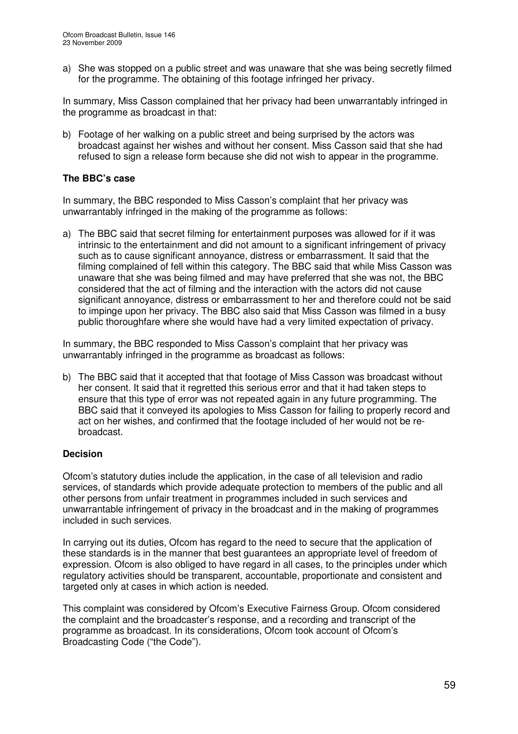a) She was stopped on a public street and was unaware that she was being secretly filmed for the programme. The obtaining of this footage infringed her privacy.

In summary, Miss Casson complained that her privacy had been unwarrantably infringed in the programme as broadcast in that:

b) Footage of her walking on a public street and being surprised by the actors was broadcast against her wishes and without her consent. Miss Casson said that she had refused to sign a release form because she did not wish to appear in the programme.

**The BBC's case**

In summary, the BBC responded to Miss Casson's complaint that her privacy was unwarrantably infringed in the making of the programme as follows:

a) The BBC said that secret filming for entertainment purposes was allowed for if it was intrinsic to the entertainment and did not amount to a significant infringement of privacy such as to cause significant annoyance, distress or embarrassment. It said that the filming complained of fell within this category. The BBC said that while Miss Casson was unaware that she was being filmed and may have preferred that she was not, the BBC considered that the act of filming and the interaction with the actors did not cause significant annoyance, distress or embarrassment to her and therefore could not be said to impinge upon her privacy. The BBC also said that Miss Casson was filmed in a busy public thoroughfare where she would have had a very limited expectation of privacy.

In summary, the BBC responded to Miss Casson's complaint that her privacy was unwarrantably infringed in the programme as broadcast as follows:

b) The BBC said that it accepted that that footage of Miss Casson was broadcast without her consent. It said that it regretted this serious error and that it had taken steps to ensure that this type of error was not repeated again in any future programming. The BBC said that it conveyed its apologies to Miss Casson for failing to properly record and act on her wishes, and confirmed that the footage included of her would not be re-broadcast.

**Decision**

Ofcom's statutory duties include the application, in the case of all television and radio services, of standards which provide adequate protection to members of the public and all other persons from unfair treatment in programmes included in such services and unwarrantable infringement of privacy in the broadcast and in the making of programmes included in such services.

In carrying out its duties, Ofcom has regard to the need to secure that the application of these standards is in the manner that best guarantees an appropriate level of freedom of expression. Ofcom is also obliged to have regard in all cases, to the principles under which regulatory activities should be transparent, accountable, proportionate and consistent and targeted only at cases in which action is needed.

This complaint was considered by Ofcom's Executive Fairness Group. Ofcom considered the complaint and the broadcaster's response, and a recording and transcript of the programme as broadcast. In its considerations, Ofcom took account of Ofcom's Broadcasting Code ("the Code").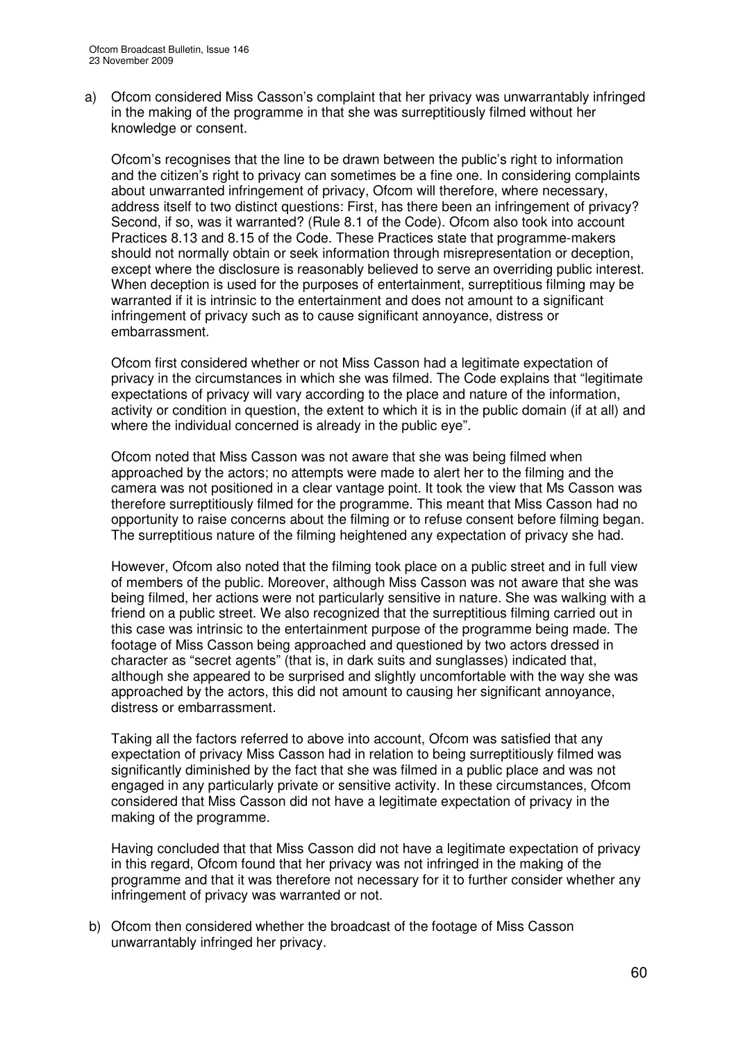a) Ofcom considered Miss Casson's complaint that her privacy was unwarrantably infringed in the making of the programme in that she was surreptitiously filmed without her knowledge or consent.

   Ofcom's recognises that the line to be drawn between the public's right to information and the citizen's right to privacy can sometimes be a fine one. In considering complaints about unwarranted infringement of privacy, Ofcom will therefore, where necessary, address itself to two distinct questions: First, has there been an infringement of privacy? Second, if so, was it warranted? (Rule 8.1 of the Code). Ofcom also took into account Practices 8.13 and 8.15 of the Code. These Practices state that programme-makers should not normally obtain or seek information through misrepresentation or deception, except where the disclosure is reasonably believed to serve an overriding public interest. When deception is used for the purposes of entertainment, surreptitious filming may be warranted if it is intrinsic to the entertainment and does not amount to a significant infringement of privacy such as to cause significant annoyance, distress or embarrassment.

   Ofcom first considered whether or not Miss Casson had a legitimate expectation of privacy in the circumstances in which she was filmed. The Code explains that "legitimate expectations of privacy will vary according to the place and nature of the information, activity or condition in question, the extent to which it is in the public domain (if at all) and where the individual concerned is already in the public eye".

   Ofcom noted that Miss Casson was not aware that she was being filmed when approached by the actors; no attempts were made to alert her to the filming and the camera was not positioned in a clear vantage point. It took the view that Ms Casson was therefore surreptitiously filmed for the programme. This meant that Miss Casson had no opportunity to raise concerns about the filming or to refuse consent before filming began. The surreptitious nature of the filming heightened any expectation of privacy she had.

   However, Ofcom also noted that the filming took place on a public street and in full view of members of the public. Moreover, although Miss Casson was not aware that she was being filmed, her actions were not particularly sensitive in nature. She was walking with a friend on a public street. We also recognized that the surreptitious filming carried out in this case was intrinsic to the entertainment purpose of the programme being made. The footage of Miss Casson being approached and questioned by two actors dressed in character as "secret agents" (that is, in dark suits and sunglasses) indicated that, although she appeared to be surprised and slightly uncomfortable with the way she was approached by the actors, this did not amount to causing her significant annoyance, distress or embarrassment.

   Taking all the factors referred to above into account, Ofcom was satisfied that any expectation of privacy Miss Casson had in relation to being surreptitiously filmed was significantly diminished by the fact that she was filmed in a public place and was not engaged in any particularly private or sensitive activity. In these circumstances, Ofcom considered that Miss Casson did not have a legitimate expectation of privacy in the making of the programme.

   Having concluded that that Miss Casson did not have a legitimate expectation of privacy in this regard, Ofcom found that her privacy was not infringed in the making of the programme and that it was therefore not necessary for it to further consider whether any infringement of privacy was warranted or not.

b) Ofcom then considered whether the broadcast of the footage of Miss Casson unwarrantably infringed her privacy.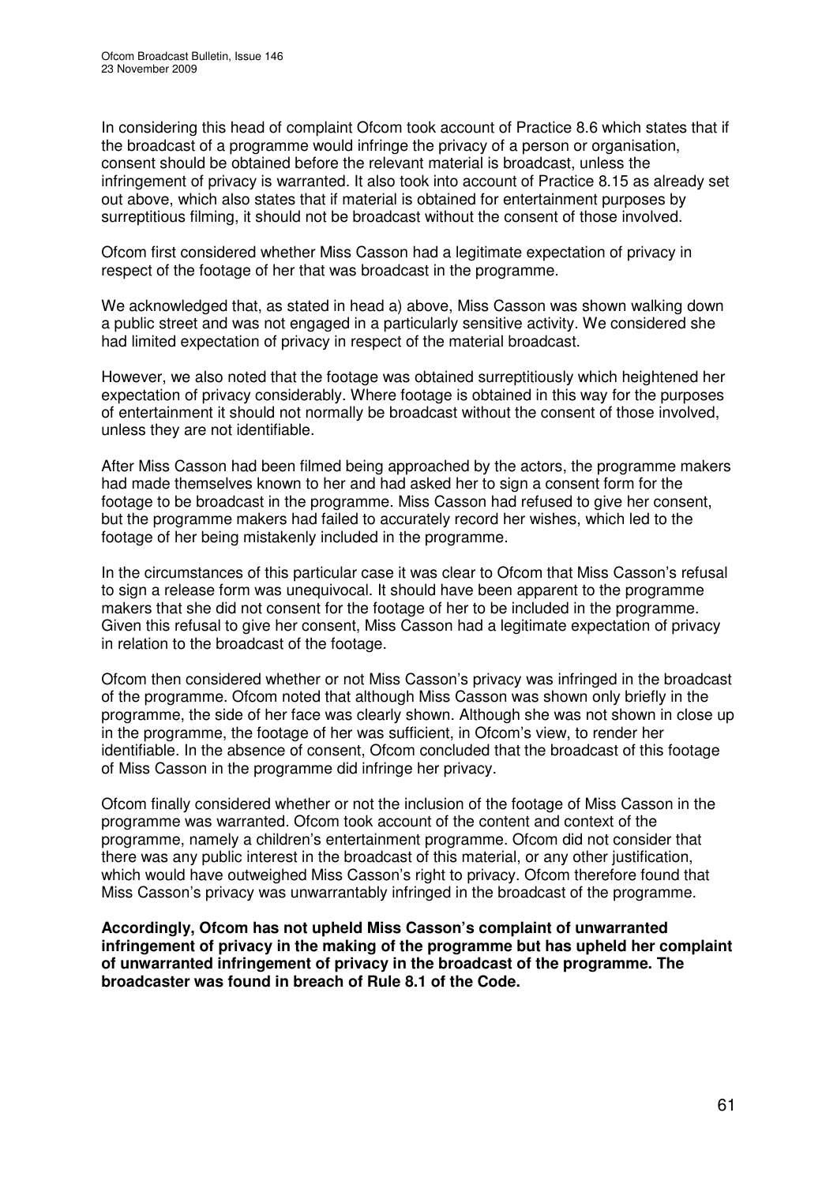In considering this head of complaint Ofcom took account of Practice 8.6 which states that if the broadcast of a programme would infringe the privacy of a person or organisation, consent should be obtained before the relevant material is broadcast, unless the infringement of privacy is warranted. It also took into account of Practice 8.15 as already set out above, which also states that if material is obtained for entertainment purposes by surreptitious filming, it should not be broadcast without the consent of those involved.

Ofcom first considered whether Miss Casson had a legitimate expectation of privacy in respect of the footage of her that was broadcast in the programme.

We acknowledged that, as stated in head a) above, Miss Casson was shown walking down a public street and was not engaged in a particularly sensitive activity. We considered she had limited expectation of privacy in respect of the material broadcast.

However, we also noted that the footage was obtained surreptitiously which heightened her expectation of privacy considerably. Where footage is obtained in this way for the purposes of entertainment it should not normally be broadcast without the consent of those involved, unless they are not identifiable.

After Miss Casson had been filmed being approached by the actors, the programme makers had made themselves known to her and had asked her to sign a consent form for the footage to be broadcast in the programme. Miss Casson had refused to give her consent, but the programme makers had failed to accurately record her wishes, which led to the footage of her being mistakenly included in the programme.

In the circumstances of this particular case it was clear to Ofcom that Miss Casson's refusal to sign a release form was unequivocal. It should have been apparent to the programme makers that she did not consent for the footage of her to be included in the programme. Given this refusal to give her consent, Miss Casson had a legitimate expectation of privacy in relation to the broadcast of the footage.

Ofcom then considered whether or not Miss Casson's privacy was infringed in the broadcast of the programme. Ofcom noted that although Miss Casson was shown only briefly in the programme, the side of her face was clearly shown. Although she was not shown in close up in the programme, the footage of her was sufficient, in Ofcom's view, to render her identifiable. In the absence of consent, Ofcom concluded that the broadcast of this footage of Miss Casson in the programme did infringe her privacy.

Ofcom finally considered whether or not the inclusion of the footage of Miss Casson in the programme was warranted. Ofcom took account of the content and context of the programme, namely a children's entertainment programme. Ofcom did not consider that there was any public interest in the broadcast of this material, or any other justification, which would have outweighed Miss Casson's right to privacy. Ofcom therefore found that Miss Casson's privacy was unwarrantably infringed in the broadcast of the programme.

**Accordingly, Ofcom has not upheld Miss Casson's complaint of unwarranted infringement of privacy in the making of the programme but has upheld her complaint of unwarranted infringement of privacy in the broadcast of the programme. The broadcaster was found in breach of Rule 8.1 of the Code.**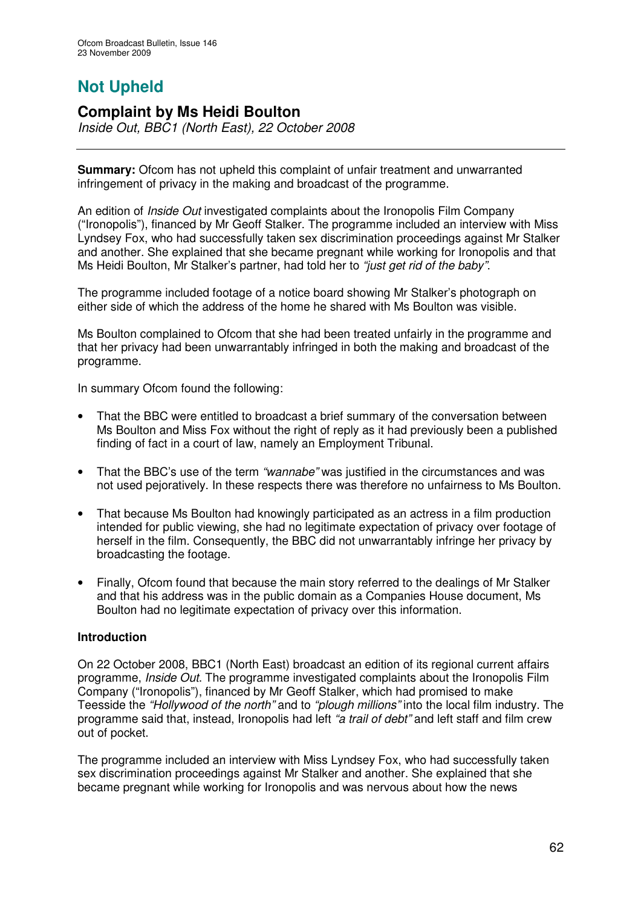# Not Upheld

## Complaint by Ms Heidi Boulton

*Inside Out, BBC1 (North East), 22 October 2008*

**Summary:** Ofcom has not upheld this complaint of unfair treatment and unwarranted infringement of privacy in the making and broadcast of the programme.

An edition of *Inside Out* investigated complaints about the Ironopolis Film Company ("Ironopolis"), financed by Mr Geoff Stalker. The programme included an interview with Miss Lyndsey Fox, who had successfully taken sex discrimination proceedings against Mr Stalker and another. She explained that she became pregnant while working for Ironopolis and that Ms Heidi Boulton, Mr Stalker's partner, had told her to *"just get rid of the baby"*.

The programme included footage of a notice board showing Mr Stalker's photograph on either side of which the address of the home he shared with Ms Boulton was visible.

Ms Boulton complained to Ofcom that she had been treated unfairly in the programme and that her privacy had been unwarrantably infringed in both the making and broadcast of the programme.

In summary Ofcom found the following:

- That the BBC were entitled to broadcast a brief summary of the conversation between Ms Boulton and Miss Fox without the right of reply as it had previously been a published finding of fact in a court of law, namely an Employment Tribunal.
- That the BBC's use of the term *"wannabe"* was justified in the circumstances and was not used pejoratively. In these respects there was therefore no unfairness to Ms Boulton.
- That because Ms Boulton had knowingly participated as an actress in a film production intended for public viewing, she had no legitimate expectation of privacy over footage of herself in the film. Consequently, the BBC did not unwarrantably infringe her privacy by broadcasting the footage.
- Finally, Ofcom found that because the main story referred to the dealings of Mr Stalker and that his address was in the public domain as a Companies House document, Ms Boulton had no legitimate expectation of privacy over this information.

**Introduction**

On 22 October 2008, BBC1 (North East) broadcast an edition of its regional current affairs programme, *Inside Out*. The programme investigated complaints about the Ironopolis Film Company ("Ironopolis"), financed by Mr Geoff Stalker, which had promised to make Teesside the *"Hollywood of the north"* and to *"plough millions"* into the local film industry. The programme said that, instead, Ironopolis had left *"a trail of debt"* and left staff and film crew out of pocket.

The programme included an interview with Miss Lyndsey Fox, who had successfully taken sex discrimination proceedings against Mr Stalker and another. She explained that she became pregnant while working for Ironopolis and was nervous about how the news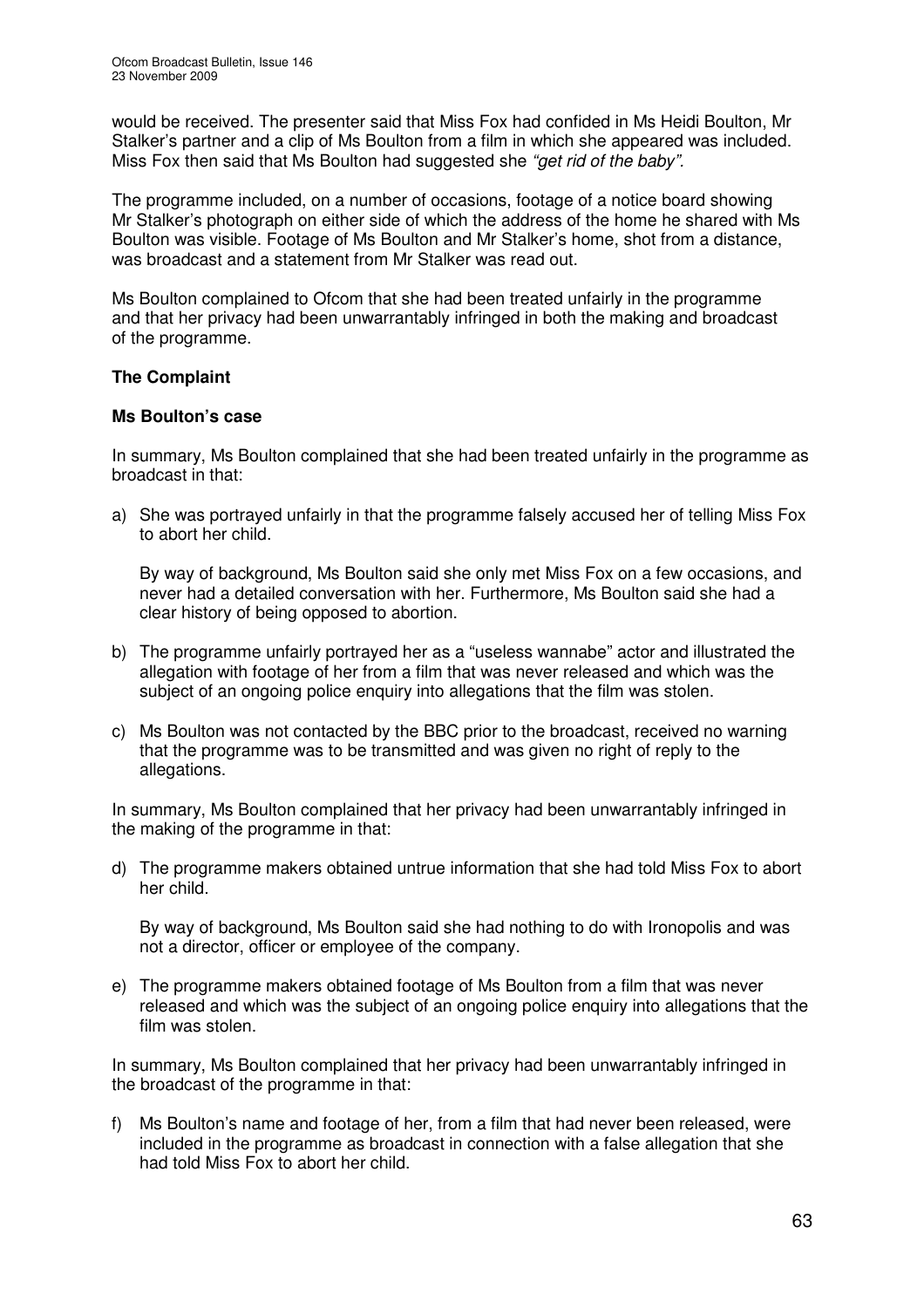would be received. The presenter said that Miss Fox had confided in Ms Heidi Boulton, Mr Stalker's partner and a clip of Ms Boulton from a film in which she appeared was included. Miss Fox then said that Ms Boulton had suggested she *"get rid of the baby".*

The programme included, on a number of occasions, footage of a notice board showing Mr Stalker's photograph on either side of which the address of the home he shared with Ms Boulton was visible. Footage of Ms Boulton and Mr Stalker's home, shot from a distance, was broadcast and a statement from Mr Stalker was read out.

Ms Boulton complained to Ofcom that she had been treated unfairly in the programme and that her privacy had been unwarrantably infringed in both the making and broadcast of the programme.

## The Complaint

### Ms Boulton's case

In summary, Ms Boulton complained that she had been treated unfairly in the programme as broadcast in that:

a) She was portrayed unfairly in that the programme falsely accused her of telling Miss Fox to abort her child.

   By way of background, Ms Boulton said she only met Miss Fox on a few occasions, and never had a detailed conversation with her. Furthermore, Ms Boulton said she had a clear history of being opposed to abortion.

b) The programme unfairly portrayed her as a "useless wannabe" actor and illustrated the allegation with footage of her from a film that was never released and which was the subject of an ongoing police enquiry into allegations that the film was stolen.

c) Ms Boulton was not contacted by the BBC prior to the broadcast, received no warning that the programme was to be transmitted and was given no right of reply to the allegations.

In summary, Ms Boulton complained that her privacy had been unwarrantably infringed in the making of the programme in that:

d) The programme makers obtained untrue information that she had told Miss Fox to abort her child.

   By way of background, Ms Boulton said she had nothing to do with Ironopolis and was not a director, officer or employee of the company.

e) The programme makers obtained footage of Ms Boulton from a film that was never released and which was the subject of an ongoing police enquiry into allegations that the film was stolen.

In summary, Ms Boulton complained that her privacy had been unwarrantably infringed in the broadcast of the programme in that:

f) Ms Boulton's name and footage of her, from a film that had never been released, were included in the programme as broadcast in connection with a false allegation that she had told Miss Fox to abort her child.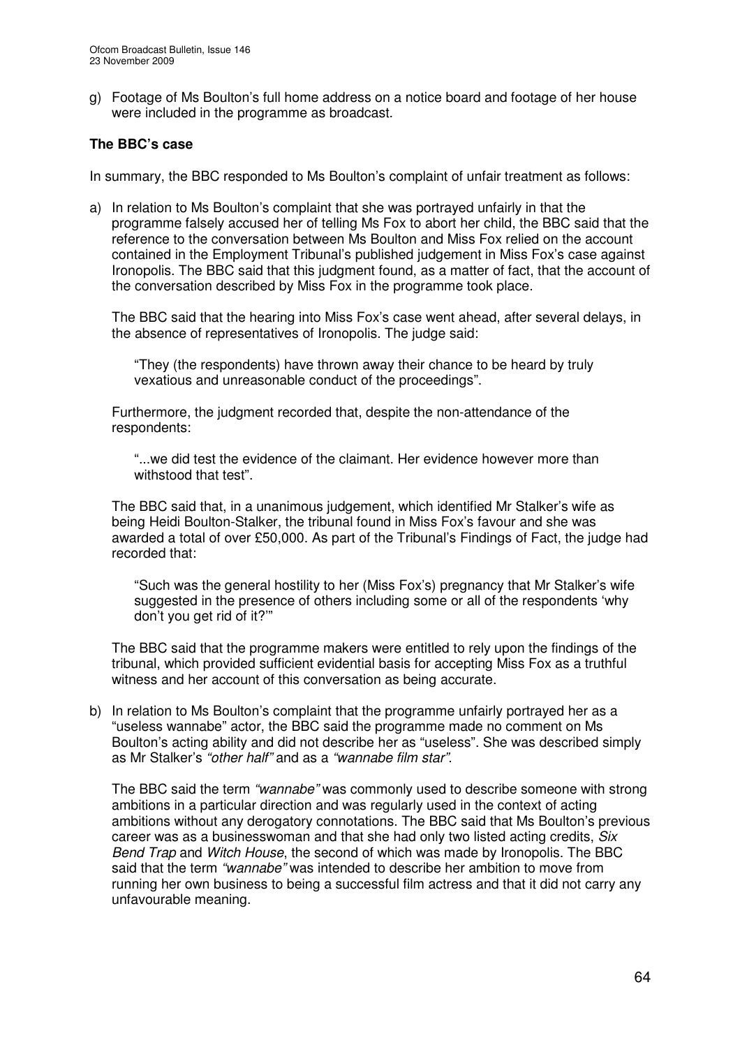g) Footage of Ms Boulton's full home address on a notice board and footage of her house were included in the programme as broadcast.

**The BBC's case**

In summary, the BBC responded to Ms Boulton's complaint of unfair treatment as follows:

a) In relation to Ms Boulton's complaint that she was portrayed unfairly in that the programme falsely accused her of telling Ms Fox to abort her child, the BBC said that the reference to the conversation between Ms Boulton and Miss Fox relied on the account contained in the Employment Tribunal's published judgement in Miss Fox's case against Ironopolis. The BBC said that this judgment found, as a matter of fact, that the account of the conversation described by Miss Fox in the programme took place.

   The BBC said that the hearing into Miss Fox's case went ahead, after several delays, in the absence of representatives of Ironopolis. The judge said:

   > "They (the respondents) have thrown away their chance to be heard by truly vexatious and unreasonable conduct of the proceedings".

   Furthermore, the judgment recorded that, despite the non-attendance of the respondents:

   > "...we did test the evidence of the claimant. Her evidence however more than withstood that test".

   The BBC said that, in a unanimous judgement, which identified Mr Stalker's wife as being Heidi Boulton-Stalker, the tribunal found in Miss Fox's favour and she was awarded a total of over £50,000. As part of the Tribunal's Findings of Fact, the judge had recorded that:

   > "Such was the general hostility to her (Miss Fox's) pregnancy that Mr Stalker's wife suggested in the presence of others including some or all of the respondents 'why don't you get rid of it?'"

   The BBC said that the programme makers were entitled to rely upon the findings of the tribunal, which provided sufficient evidential basis for accepting Miss Fox as a truthful witness and her account of this conversation as being accurate.

b) In relation to Ms Boulton's complaint that the programme unfairly portrayed her as a "useless wannabe" actor, the BBC said the programme made no comment on Ms Boulton's acting ability and did not describe her as "useless". She was described simply as Mr Stalker's *"other half"* and as a *"wannabe film star"*.

   The BBC said the term *"wannabe"* was commonly used to describe someone with strong ambitions in a particular direction and was regularly used in the context of acting ambitions without any derogatory connotations. The BBC said that Ms Boulton's previous career was as a businesswoman and that she had only two listed acting credits, *Six Bend Trap* and *Witch House*, the second of which was made by Ironopolis. The BBC said that the term *"wannabe"* was intended to describe her ambition to move from running her own business to being a successful film actress and that it did not carry any unfavourable meaning.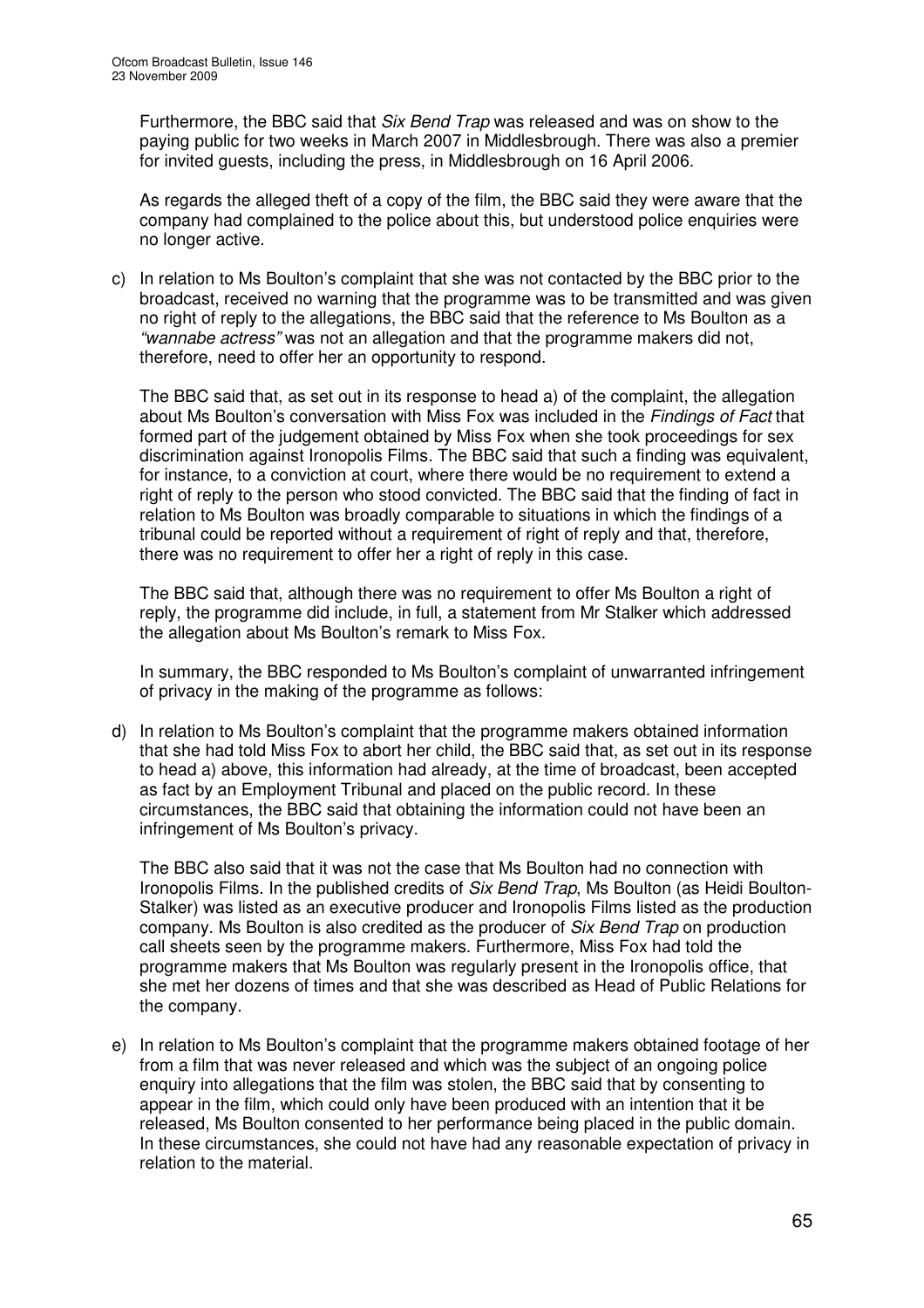Furthermore, the BBC said that *Six Bend Trap* was released and was on show to the paying public for two weeks in March 2007 in Middlesbrough. There was also a premier for invited guests, including the press, in Middlesbrough on 16 April 2006.

As regards the alleged theft of a copy of the film, the BBC said they were aware that the company had complained to the police about this, but understood police enquiries were no longer active.

c) In relation to Ms Boulton's complaint that she was not contacted by the BBC prior to the broadcast, received no warning that the programme was to be transmitted and was given no right of reply to the allegations, the BBC said that the reference to Ms Boulton as a *"wannabe actress"* was not an allegation and that the programme makers did not, therefore, need to offer her an opportunity to respond.

   The BBC said that, as set out in its response to head a) of the complaint, the allegation about Ms Boulton's conversation with Miss Fox was included in the *Findings of Fact* that formed part of the judgement obtained by Miss Fox when she took proceedings for sex discrimination against Ironopolis Films. The BBC said that such a finding was equivalent, for instance, to a conviction at court, where there would be no requirement to extend a right of reply to the person who stood convicted. The BBC said that the finding of fact in relation to Ms Boulton was broadly comparable to situations in which the findings of a tribunal could be reported without a requirement of right of reply and that, therefore, there was no requirement to offer her a right of reply in this case.

   The BBC said that, although there was no requirement to offer Ms Boulton a right of reply, the programme did include, in full, a statement from Mr Stalker which addressed the allegation about Ms Boulton's remark to Miss Fox.

   In summary, the BBC responded to Ms Boulton's complaint of unwarranted infringement of privacy in the making of the programme as follows:

d) In relation to Ms Boulton's complaint that the programme makers obtained information that she had told Miss Fox to abort her child, the BBC said that, as set out in its response to head a) above, this information had already, at the time of broadcast, been accepted as fact by an Employment Tribunal and placed on the public record. In these circumstances, the BBC said that obtaining the information could not have been an infringement of Ms Boulton's privacy.

   The BBC also said that it was not the case that Ms Boulton had no connection with Ironopolis Films. In the published credits of *Six Bend Trap*, Ms Boulton (as Heidi Boulton-Stalker) was listed as an executive producer and Ironopolis Films listed as the production company. Ms Boulton is also credited as the producer of *Six Bend Trap* on production call sheets seen by the programme makers. Furthermore, Miss Fox had told the programme makers that Ms Boulton was regularly present in the Ironopolis office, that she met her dozens of times and that she was described as Head of Public Relations for the company.

e) In relation to Ms Boulton's complaint that the programme makers obtained footage of her from a film that was never released and which was the subject of an ongoing police enquiry into allegations that the film was stolen, the BBC said that by consenting to appear in the film, which could only have been produced with an intention that it be released, Ms Boulton consented to her performance being placed in the public domain. In these circumstances, she could not have had any reasonable expectation of privacy in relation to the material.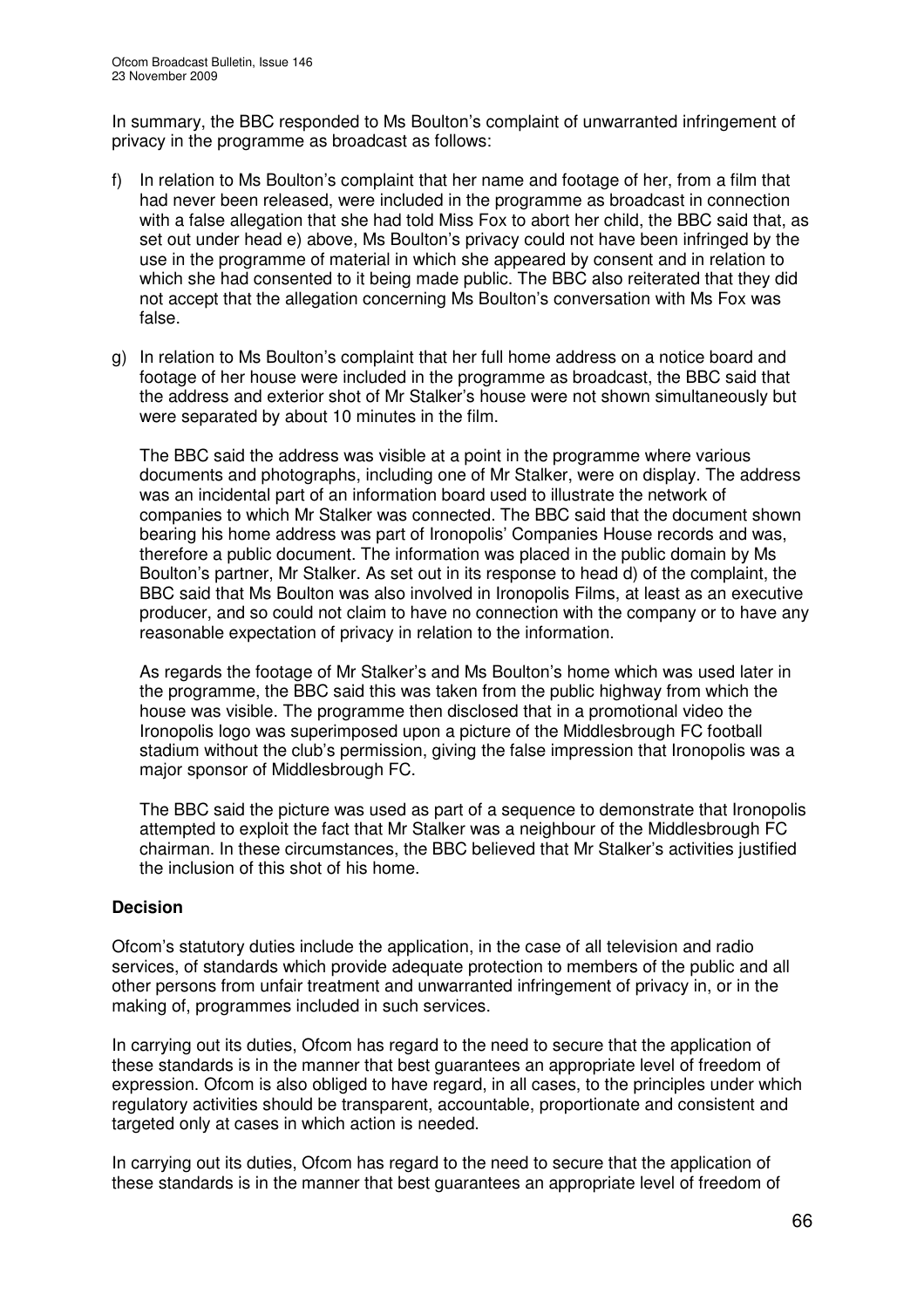In summary, the BBC responded to Ms Boulton's complaint of unwarranted infringement of privacy in the programme as broadcast as follows:

f) In relation to Ms Boulton's complaint that her name and footage of her, from a film that had never been released, were included in the programme as broadcast in connection with a false allegation that she had told Miss Fox to abort her child, the BBC said that, as set out under head e) above, Ms Boulton's privacy could not have been infringed by the use in the programme of material in which she appeared by consent and in relation to which she had consented to it being made public. The BBC also reiterated that they did not accept that the allegation concerning Ms Boulton's conversation with Ms Fox was false.

g) In relation to Ms Boulton's complaint that her full home address on a notice board and footage of her house were included in the programme as broadcast, the BBC said that the address and exterior shot of Mr Stalker's house were not shown simultaneously but were separated by about 10 minutes in the film.

   The BBC said the address was visible at a point in the programme where various documents and photographs, including one of Mr Stalker, were on display. The address was an incidental part of an information board used to illustrate the network of companies to which Mr Stalker was connected. The BBC said that the document shown bearing his home address was part of Ironopolis' Companies House records and was, therefore a public document. The information was placed in the public domain by Ms Boulton's partner, Mr Stalker. As set out in its response to head d) of the complaint, the BBC said that Ms Boulton was also involved in Ironopolis Films, at least as an executive producer, and so could not claim to have no connection with the company or to have any reasonable expectation of privacy in relation to the information.

   As regards the footage of Mr Stalker's and Ms Boulton's home which was used later in the programme, the BBC said this was taken from the public highway from which the house was visible. The programme then disclosed that in a promotional video the Ironopolis logo was superimposed upon a picture of the Middlesbrough FC football stadium without the club's permission, giving the false impression that Ironopolis was a major sponsor of Middlesbrough FC.

   The BBC said the picture was used as part of a sequence to demonstrate that Ironopolis attempted to exploit the fact that Mr Stalker was a neighbour of the Middlesbrough FC chairman. In these circumstances, the BBC believed that Mr Stalker's activities justified the inclusion of this shot of his home.

**Decision**

Ofcom's statutory duties include the application, in the case of all television and radio services, of standards which provide adequate protection to members of the public and all other persons from unfair treatment and unwarranted infringement of privacy in, or in the making of, programmes included in such services.

In carrying out its duties, Ofcom has regard to the need to secure that the application of these standards is in the manner that best guarantees an appropriate level of freedom of expression. Ofcom is also obliged to have regard, in all cases, to the principles under which regulatory activities should be transparent, accountable, proportionate and consistent and targeted only at cases in which action is needed.

In carrying out its duties, Ofcom has regard to the need to secure that the application of these standards is in the manner that best guarantees an appropriate level of freedom of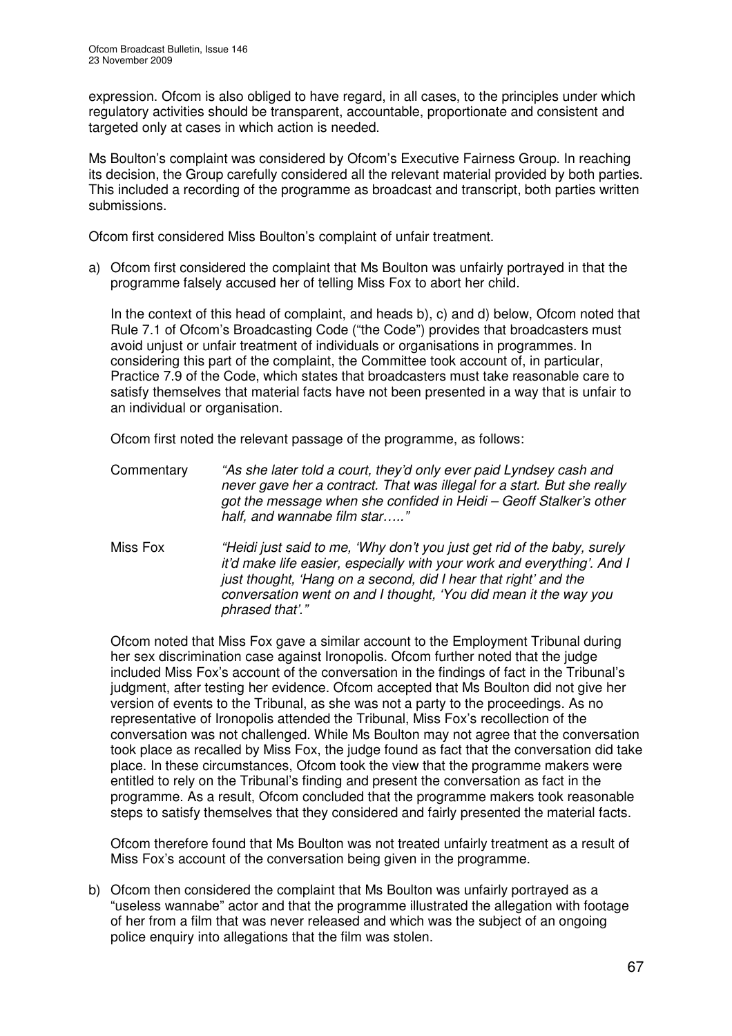expression. Ofcom is also obliged to have regard, in all cases, to the principles under which regulatory activities should be transparent, accountable, proportionate and consistent and targeted only at cases in which action is needed.

Ms Boulton's complaint was considered by Ofcom's Executive Fairness Group. In reaching its decision, the Group carefully considered all the relevant material provided by both parties. This included a recording of the programme as broadcast and transcript, both parties written submissions.

Ofcom first considered Miss Boulton's complaint of unfair treatment.

a) Ofcom first considered the complaint that Ms Boulton was unfairly portrayed in that the programme falsely accused her of telling Miss Fox to abort her child.

   In the context of this head of complaint, and heads b), c) and d) below, Ofcom noted that Rule 7.1 of Ofcom's Broadcasting Code ("the Code") provides that broadcasters must avoid unjust or unfair treatment of individuals or organisations in programmes. In considering this part of the complaint, the Committee took account of, in particular, Practice 7.9 of the Code, which states that broadcasters must take reasonable care to satisfy themselves that material facts have not been presented in a way that is unfair to an individual or organisation.

   Ofcom first noted the relevant passage of the programme, as follows:

   Commentary *"As she later told a court, they'd only ever paid Lyndsey cash and never gave her a contract. That was illegal for a start. But she really got the message when she confided in Heidi – Geoff Stalker's other half, and wannabe film star….."*

   Miss Fox *"Heidi just said to me, 'Why don't you just get rid of the baby, surely it'd make life easier, especially with your work and everything'. And I just thought, 'Hang on a second, did I hear that right' and the conversation went on and I thought, 'You did mean it the way you phrased that'."*

   Ofcom noted that Miss Fox gave a similar account to the Employment Tribunal during her sex discrimination case against Ironopolis. Ofcom further noted that the judge included Miss Fox's account of the conversation in the findings of fact in the Tribunal's judgment, after testing her evidence. Ofcom accepted that Ms Boulton did not give her version of events to the Tribunal, as she was not a party to the proceedings. As no representative of Ironopolis attended the Tribunal, Miss Fox's recollection of the conversation was not challenged. While Ms Boulton may not agree that the conversation took place as recalled by Miss Fox, the judge found as fact that the conversation did take place. In these circumstances, Ofcom took the view that the programme makers were entitled to rely on the Tribunal's finding and present the conversation as fact in the programme. As a result, Ofcom concluded that the programme makers took reasonable steps to satisfy themselves that they considered and fairly presented the material facts.

   Ofcom therefore found that Ms Boulton was not treated unfairly treatment as a result of Miss Fox's account of the conversation being given in the programme.

b) Ofcom then considered the complaint that Ms Boulton was unfairly portrayed as a "useless wannabe" actor and that the programme illustrated the allegation with footage of her from a film that was never released and which was the subject of an ongoing police enquiry into allegations that the film was stolen.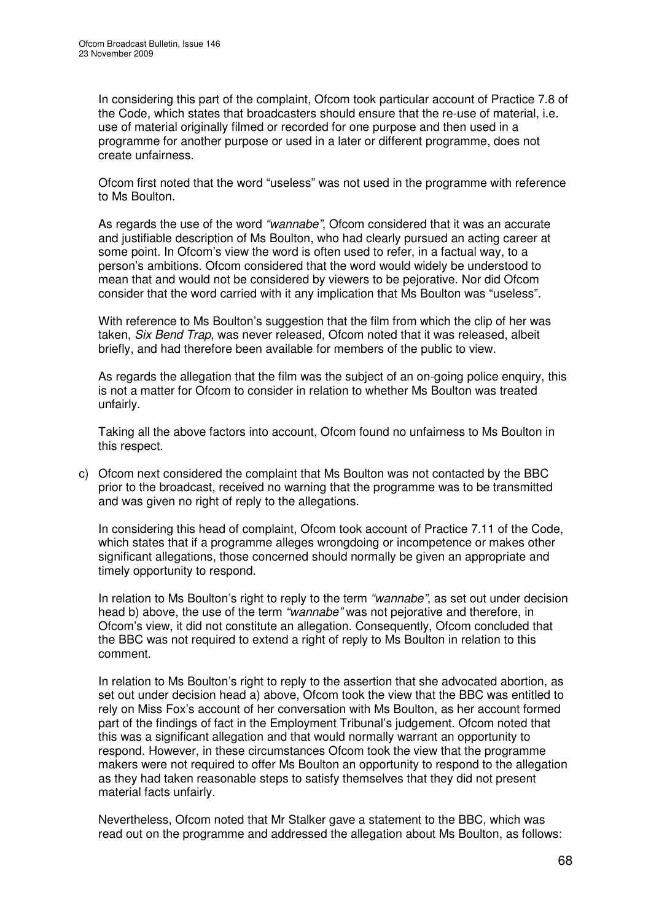In considering this part of the complaint, Ofcom took particular account of Practice 7.8 of the Code, which states that broadcasters should ensure that the re-use of material, i.e. use of material originally filmed or recorded for one purpose and then used in a programme for another purpose or used in a later or different programme, does not create unfairness.

Ofcom first noted that the word "useless" was not used in the programme with reference to Ms Boulton.

As regards the use of the word *"wannabe"*, Ofcom considered that it was an accurate and justifiable description of Ms Boulton, who had clearly pursued an acting career at some point. In Ofcom's view the word is often used to refer, in a factual way, to a person's ambitions. Ofcom considered that the word would widely be understood to mean that and would not be considered by viewers to be pejorative. Nor did Ofcom consider that the word carried with it any implication that Ms Boulton was "useless".

With reference to Ms Boulton's suggestion that the film from which the clip of her was taken, *Six Bend Trap*, was never released, Ofcom noted that it was released, albeit briefly, and had therefore been available for members of the public to view.

As regards the allegation that the film was the subject of an on-going police enquiry, this is not a matter for Ofcom to consider in relation to whether Ms Boulton was treated unfairly.

Taking all the above factors into account, Ofcom found no unfairness to Ms Boulton in this respect.

c) Ofcom next considered the complaint that Ms Boulton was not contacted by the BBC prior to the broadcast, received no warning that the programme was to be transmitted and was given no right of reply to the allegations.

   In considering this head of complaint, Ofcom took account of Practice 7.11 of the Code, which states that if a programme alleges wrongdoing or incompetence or makes other significant allegations, those concerned should normally be given an appropriate and timely opportunity to respond.

   In relation to Ms Boulton's right to reply to the term *"wannabe"*, as set out under decision head b) above, the use of the term *"wannabe"* was not pejorative and therefore, in Ofcom's view, it did not constitute an allegation. Consequently, Ofcom concluded that the BBC was not required to extend a right of reply to Ms Boulton in relation to this comment.

   In relation to Ms Boulton's right to reply to the assertion that she advocated abortion, as set out under decision head a) above, Ofcom took the view that the BBC was entitled to rely on Miss Fox's account of her conversation with Ms Boulton, as her account formed part of the findings of fact in the Employment Tribunal's judgement. Ofcom noted that this was a significant allegation and that would normally warrant an opportunity to respond. However, in these circumstances Ofcom took the view that the programme makers were not required to offer Ms Boulton an opportunity to respond to the allegation as they had taken reasonable steps to satisfy themselves that they did not present material facts unfairly.

   Nevertheless, Ofcom noted that Mr Stalker gave a statement to the BBC, which was read out on the programme and addressed the allegation about Ms Boulton, as follows: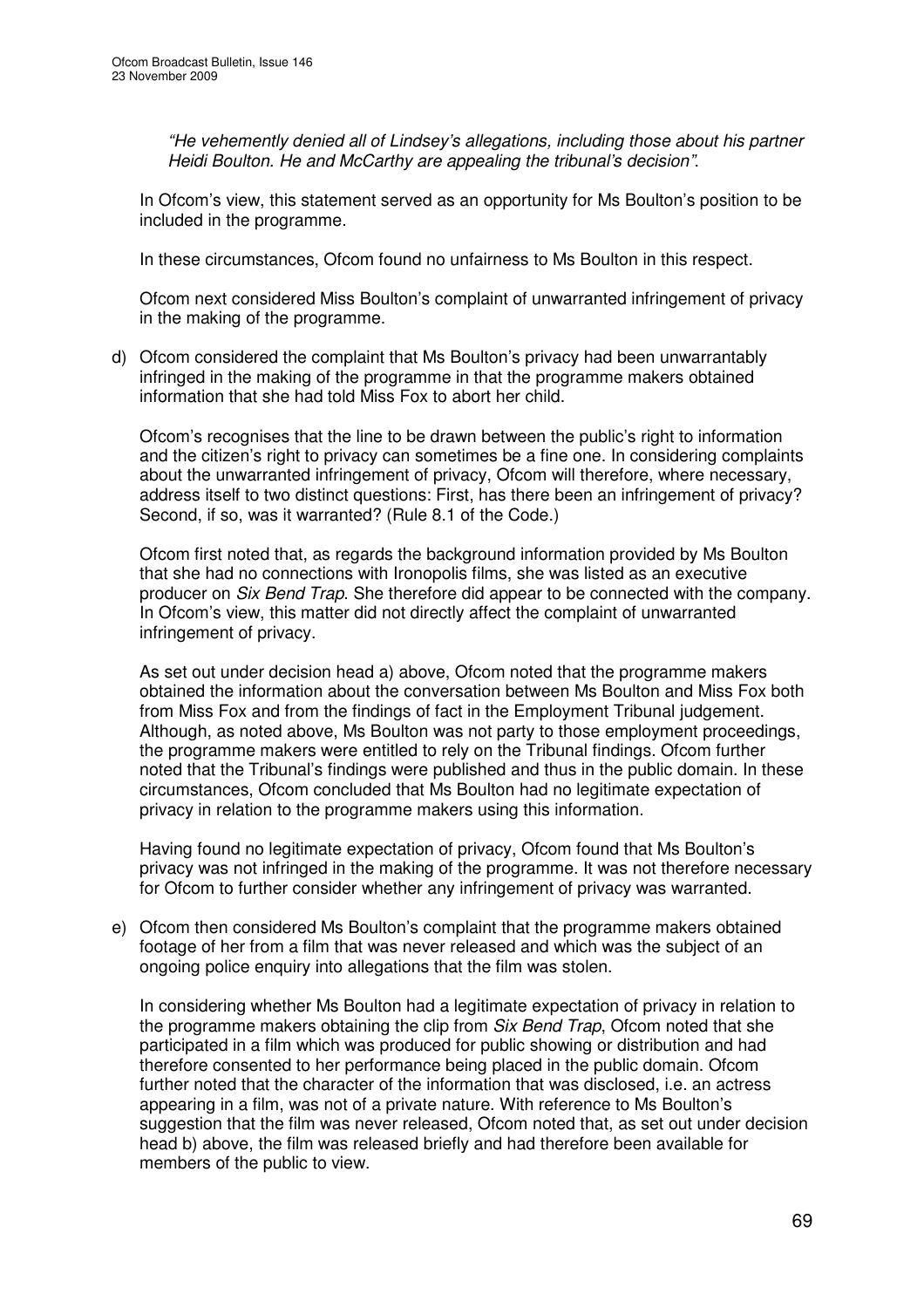*"He vehemently denied all of Lindsey's allegations, including those about his partner Heidi Boulton. He and McCarthy are appealing the tribunal's decision"*.

In Ofcom's view, this statement served as an opportunity for Ms Boulton's position to be included in the programme.

In these circumstances, Ofcom found no unfairness to Ms Boulton in this respect.

Ofcom next considered Miss Boulton's complaint of unwarranted infringement of privacy in the making of the programme.

d) Ofcom considered the complaint that Ms Boulton's privacy had been unwarrantably infringed in the making of the programme in that the programme makers obtained information that she had told Miss Fox to abort her child.

   Ofcom's recognises that the line to be drawn between the public's right to information and the citizen's right to privacy can sometimes be a fine one. In considering complaints about the unwarranted infringement of privacy, Ofcom will therefore, where necessary, address itself to two distinct questions: First, has there been an infringement of privacy? Second, if so, was it warranted? (Rule 8.1 of the Code.)

   Ofcom first noted that, as regards the background information provided by Ms Boulton that she had no connections with Ironopolis films, she was listed as an executive producer on *Six Bend Trap*. She therefore did appear to be connected with the company. In Ofcom's view, this matter did not directly affect the complaint of unwarranted infringement of privacy.

   As set out under decision head a) above, Ofcom noted that the programme makers obtained the information about the conversation between Ms Boulton and Miss Fox both from Miss Fox and from the findings of fact in the Employment Tribunal judgement. Although, as noted above, Ms Boulton was not party to those employment proceedings, the programme makers were entitled to rely on the Tribunal findings. Ofcom further noted that the Tribunal's findings were published and thus in the public domain. In these circumstances, Ofcom concluded that Ms Boulton had no legitimate expectation of privacy in relation to the programme makers using this information.

   Having found no legitimate expectation of privacy, Ofcom found that Ms Boulton's privacy was not infringed in the making of the programme. It was not therefore necessary for Ofcom to further consider whether any infringement of privacy was warranted.

e) Ofcom then considered Ms Boulton's complaint that the programme makers obtained footage of her from a film that was never released and which was the subject of an ongoing police enquiry into allegations that the film was stolen.

   In considering whether Ms Boulton had a legitimate expectation of privacy in relation to the programme makers obtaining the clip from *Six Bend Trap*, Ofcom noted that she participated in a film which was produced for public showing or distribution and had therefore consented to her performance being placed in the public domain. Ofcom further noted that the character of the information that was disclosed, i.e. an actress appearing in a film, was not of a private nature. With reference to Ms Boulton's suggestion that the film was never released, Ofcom noted that, as set out under decision head b) above, the film was released briefly and had therefore been available for members of the public to view.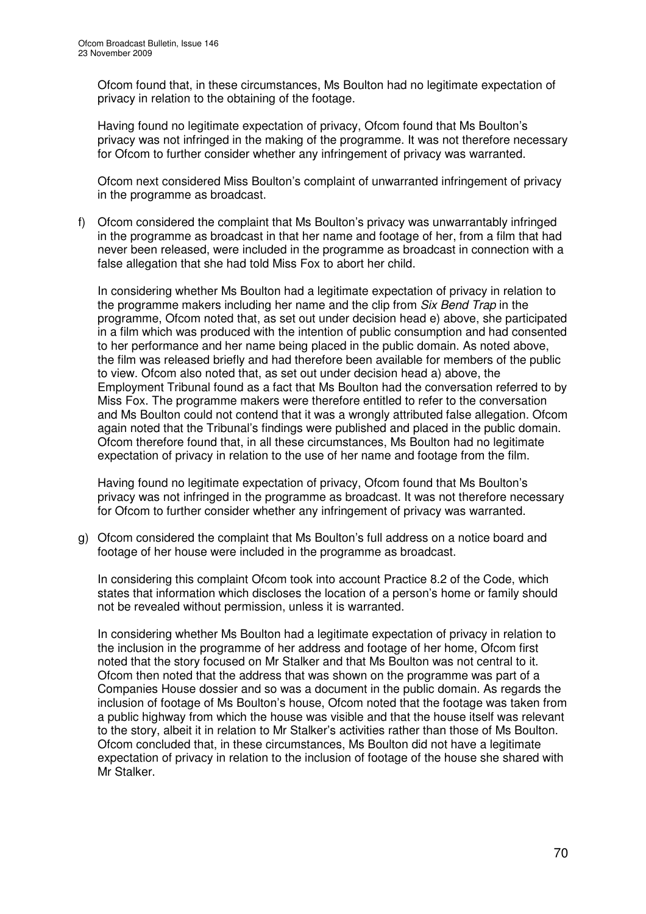Ofcom found that, in these circumstances, Ms Boulton had no legitimate expectation of privacy in relation to the obtaining of the footage.

Having found no legitimate expectation of privacy, Ofcom found that Ms Boulton's privacy was not infringed in the making of the programme. It was not therefore necessary for Ofcom to further consider whether any infringement of privacy was warranted.

Ofcom next considered Miss Boulton's complaint of unwarranted infringement of privacy in the programme as broadcast.

f) Ofcom considered the complaint that Ms Boulton's privacy was unwarrantably infringed in the programme as broadcast in that her name and footage of her, from a film that had never been released, were included in the programme as broadcast in connection with a false allegation that she had told Miss Fox to abort her child.

   In considering whether Ms Boulton had a legitimate expectation of privacy in relation to the programme makers including her name and the clip from *Six Bend Trap* in the programme, Ofcom noted that, as set out under decision head e) above, she participated in a film which was produced with the intention of public consumption and had consented to her performance and her name being placed in the public domain. As noted above, the film was released briefly and had therefore been available for members of the public to view. Ofcom also noted that, as set out under decision head a) above, the Employment Tribunal found as a fact that Ms Boulton had the conversation referred to by Miss Fox. The programme makers were therefore entitled to refer to the conversation and Ms Boulton could not contend that it was a wrongly attributed false allegation. Ofcom again noted that the Tribunal's findings were published and placed in the public domain. Ofcom therefore found that, in all these circumstances, Ms Boulton had no legitimate expectation of privacy in relation to the use of her name and footage from the film.

   Having found no legitimate expectation of privacy, Ofcom found that Ms Boulton's privacy was not infringed in the programme as broadcast. It was not therefore necessary for Ofcom to further consider whether any infringement of privacy was warranted.

g) Ofcom considered the complaint that Ms Boulton's full address on a notice board and footage of her house were included in the programme as broadcast.

   In considering this complaint Ofcom took into account Practice 8.2 of the Code, which states that information which discloses the location of a person's home or family should not be revealed without permission, unless it is warranted.

   In considering whether Ms Boulton had a legitimate expectation of privacy in relation to the inclusion in the programme of her address and footage of her home, Ofcom first noted that the story focused on Mr Stalker and that Ms Boulton was not central to it. Ofcom then noted that the address that was shown on the programme was part of a Companies House dossier and so was a document in the public domain. As regards the inclusion of footage of Ms Boulton's house, Ofcom noted that the footage was taken from a public highway from which the house was visible and that the house itself was relevant to the story, albeit it in relation to Mr Stalker's activities rather than those of Ms Boulton. Ofcom concluded that, in these circumstances, Ms Boulton did not have a legitimate expectation of privacy in relation to the inclusion of footage of the house she shared with Mr Stalker.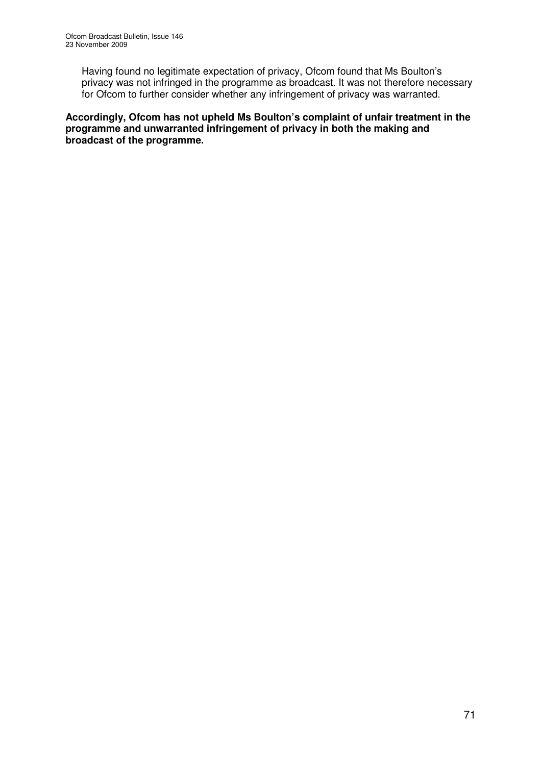Having found no legitimate expectation of privacy, Ofcom found that Ms Boulton's privacy was not infringed in the programme as broadcast. It was not therefore necessary for Ofcom to further consider whether any infringement of privacy was warranted.

**Accordingly, Ofcom has not upheld Ms Boulton's complaint of unfair treatment in the programme and unwarranted infringement of privacy in both the making and broadcast of the programme.**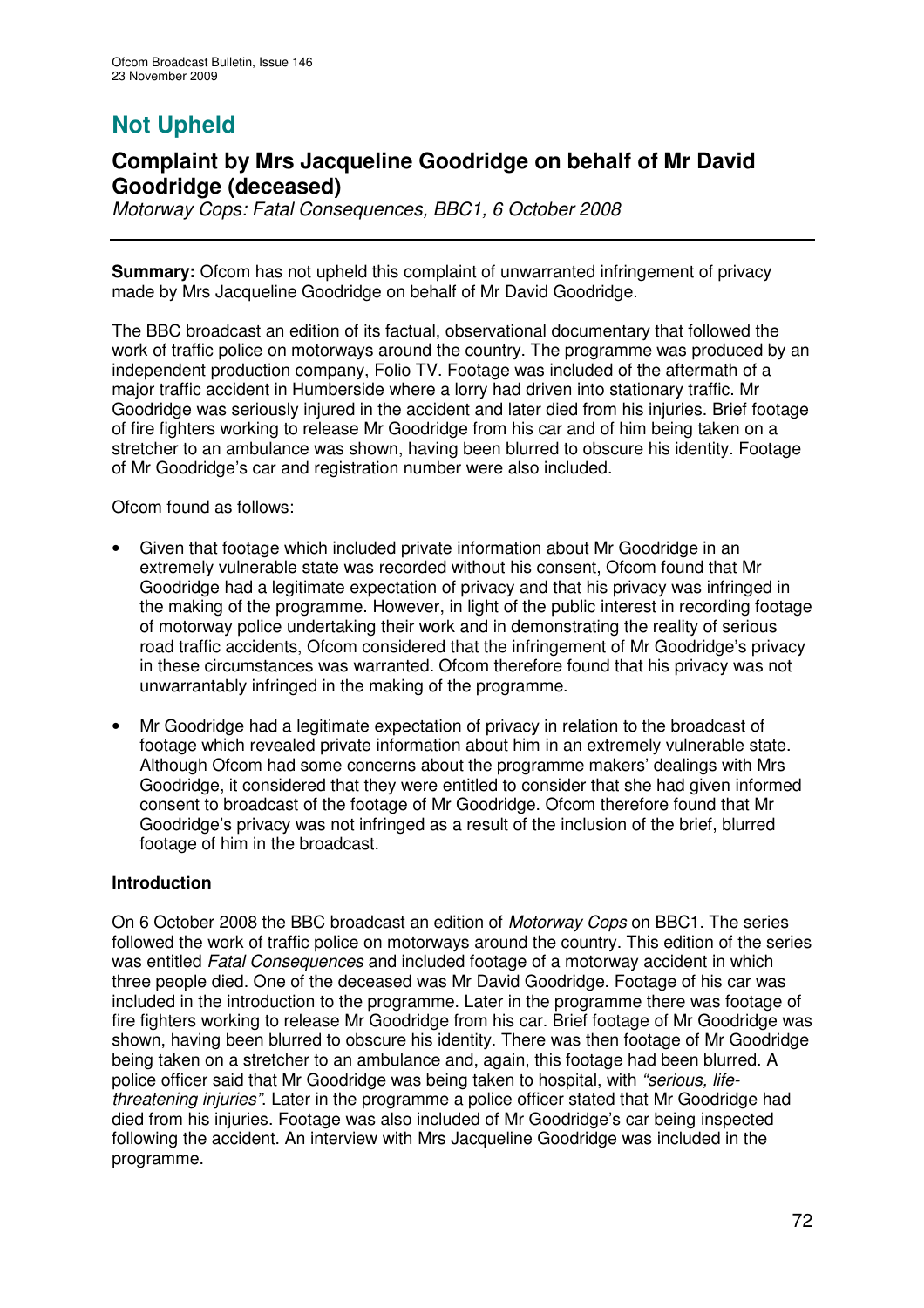# Not Upheld

## Complaint by Mrs Jacqueline Goodridge on behalf of Mr David Goodridge (deceased)

*Motorway Cops: Fatal Consequences, BBC1, 6 October 2008*

**Summary:** Ofcom has not upheld this complaint of unwarranted infringement of privacy made by Mrs Jacqueline Goodridge on behalf of Mr David Goodridge.

The BBC broadcast an edition of its factual, observational documentary that followed the work of traffic police on motorways around the country. The programme was produced by an independent production company, Folio TV. Footage was included of the aftermath of a major traffic accident in Humberside where a lorry had driven into stationary traffic. Mr Goodridge was seriously injured in the accident and later died from his injuries. Brief footage of fire fighters working to release Mr Goodridge from his car and of him being taken on a stretcher to an ambulance was shown, having been blurred to obscure his identity. Footage of Mr Goodridge's car and registration number were also included.

Ofcom found as follows:

- Given that footage which included private information about Mr Goodridge in an extremely vulnerable state was recorded without his consent, Ofcom found that Mr Goodridge had a legitimate expectation of privacy and that his privacy was infringed in the making of the programme. However, in light of the public interest in recording footage of motorway police undertaking their work and in demonstrating the reality of serious road traffic accidents, Ofcom considered that the infringement of Mr Goodridge's privacy in these circumstances was warranted. Ofcom therefore found that his privacy was not unwarrantably infringed in the making of the programme.
- Mr Goodridge had a legitimate expectation of privacy in relation to the broadcast of footage which revealed private information about him in an extremely vulnerable state. Although Ofcom had some concerns about the programme makers' dealings with Mrs Goodridge, it considered that they were entitled to consider that she had given informed consent to broadcast of the footage of Mr Goodridge. Ofcom therefore found that Mr Goodridge's privacy was not infringed as a result of the inclusion of the brief, blurred footage of him in the broadcast.

**Introduction**

On 6 October 2008 the BBC broadcast an edition of *Motorway Cops* on BBC1. The series followed the work of traffic police on motorways around the country. This edition of the series was entitled *Fatal Consequences* and included footage of a motorway accident in which three people died. One of the deceased was Mr David Goodridge. Footage of his car was included in the introduction to the programme. Later in the programme there was footage of fire fighters working to release Mr Goodridge from his car. Brief footage of Mr Goodridge was shown, having been blurred to obscure his identity. There was then footage of Mr Goodridge being taken on a stretcher to an ambulance and, again, this footage had been blurred. A police officer said that Mr Goodridge was being taken to hospital, with *"serious, life-threatening injuries"*. Later in the programme a police officer stated that Mr Goodridge had died from his injuries. Footage was also included of Mr Goodridge's car being inspected following the accident. An interview with Mrs Jacqueline Goodridge was included in the programme.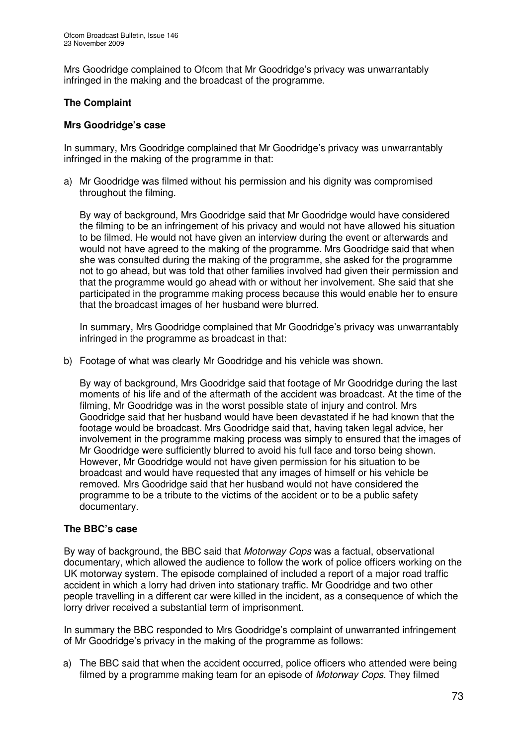Mrs Goodridge complained to Ofcom that Mr Goodridge's privacy was unwarrantably infringed in the making and the broadcast of the programme.

## The Complaint

### Mrs Goodridge's case

In summary, Mrs Goodridge complained that Mr Goodridge's privacy was unwarrantably infringed in the making of the programme in that:

a) Mr Goodridge was filmed without his permission and his dignity was compromised throughout the filming.

   By way of background, Mrs Goodridge said that Mr Goodridge would have considered the filming to be an infringement of his privacy and would not have allowed his situation to be filmed. He would not have given an interview during the event or afterwards and would not have agreed to the making of the programme. Mrs Goodridge said that when she was consulted during the making of the programme, she asked for the programme not to go ahead, but was told that other families involved had given their permission and that the programme would go ahead with or without her involvement. She said that she participated in the programme making process because this would enable her to ensure that the broadcast images of her husband were blurred.

   In summary, Mrs Goodridge complained that Mr Goodridge's privacy was unwarrantably infringed in the programme as broadcast in that:

b) Footage of what was clearly Mr Goodridge and his vehicle was shown.

   By way of background, Mrs Goodridge said that footage of Mr Goodridge during the last moments of his life and of the aftermath of the accident was broadcast. At the time of the filming, Mr Goodridge was in the worst possible state of injury and control. Mrs Goodridge said that her husband would have been devastated if he had known that the footage would be broadcast. Mrs Goodridge said that, having taken legal advice, her involvement in the programme making process was simply to ensured that the images of Mr Goodridge were sufficiently blurred to avoid his full face and torso being shown. However, Mr Goodridge would not have given permission for his situation to be broadcast and would have requested that any images of himself or his vehicle be removed. Mrs Goodridge said that her husband would not have considered the programme to be a tribute to the victims of the accident or to be a public safety documentary.

### The BBC's case

By way of background, the BBC said that *Motorway Cops* was a factual, observational documentary, which allowed the audience to follow the work of police officers working on the UK motorway system. The episode complained of included a report of a major road traffic accident in which a lorry had driven into stationary traffic. Mr Goodridge and two other people travelling in a different car were killed in the incident, as a consequence of which the lorry driver received a substantial term of imprisonment.

In summary the BBC responded to Mrs Goodridge's complaint of unwarranted infringement of Mr Goodridge's privacy in the making of the programme as follows:

a) The BBC said that when the accident occurred, police officers who attended were being filmed by a programme making team for an episode of *Motorway Cops*. They filmed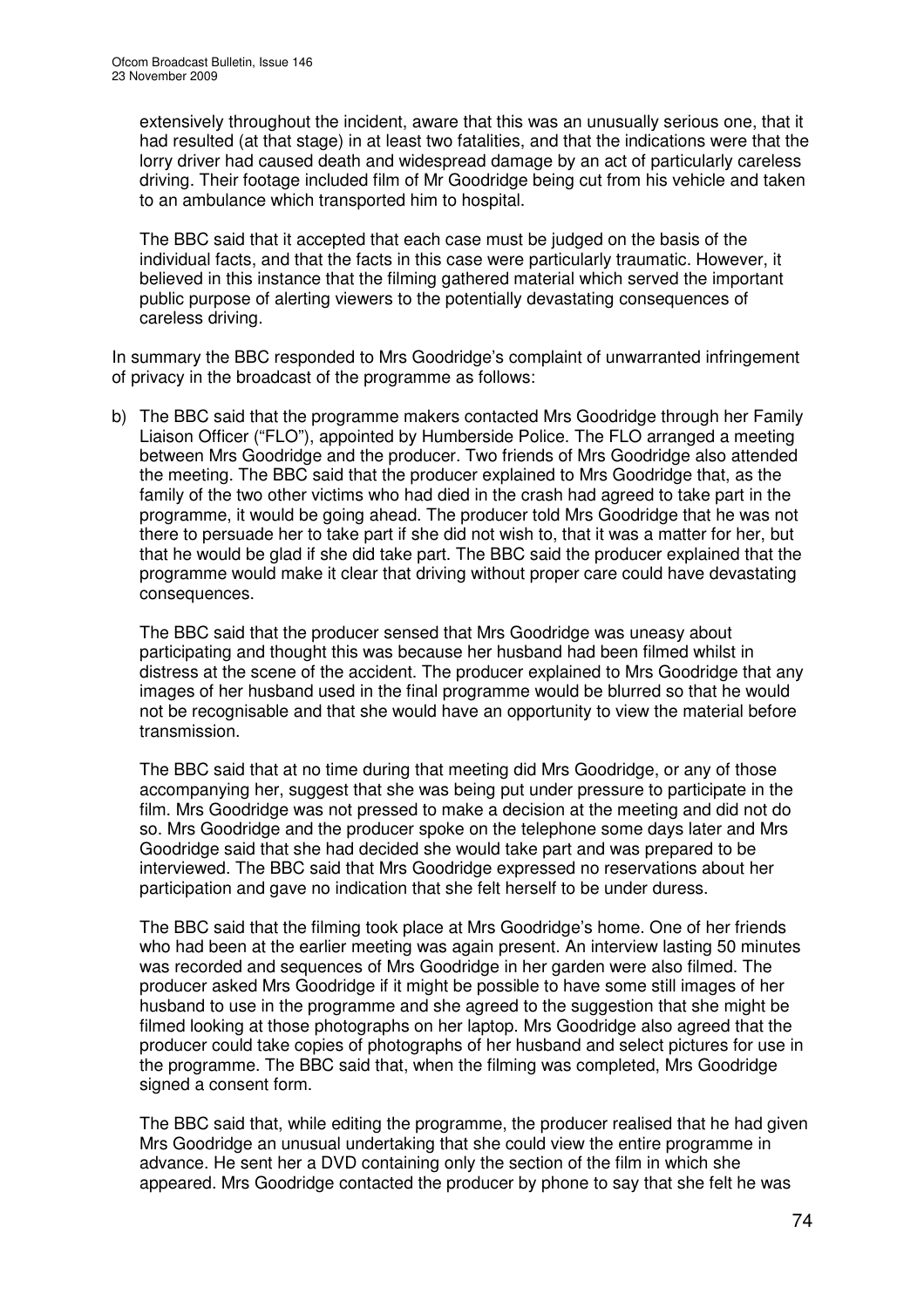extensively throughout the incident, aware that this was an unusually serious one, that it had resulted (at that stage) in at least two fatalities, and that the indications were that the lorry driver had caused death and widespread damage by an act of particularly careless driving. Their footage included film of Mr Goodridge being cut from his vehicle and taken to an ambulance which transported him to hospital.

The BBC said that it accepted that each case must be judged on the basis of the individual facts, and that the facts in this case were particularly traumatic. However, it believed in this instance that the filming gathered material which served the important public purpose of alerting viewers to the potentially devastating consequences of careless driving.

In summary the BBC responded to Mrs Goodridge's complaint of unwarranted infringement of privacy in the broadcast of the programme as follows:

b) The BBC said that the programme makers contacted Mrs Goodridge through her Family Liaison Officer ("FLO"), appointed by Humberside Police. The FLO arranged a meeting between Mrs Goodridge and the producer. Two friends of Mrs Goodridge also attended the meeting. The BBC said that the producer explained to Mrs Goodridge that, as the family of the two other victims who had died in the crash had agreed to take part in the programme, it would be going ahead. The producer told Mrs Goodridge that he was not there to persuade her to take part if she did not wish to, that it was a matter for her, but that he would be glad if she did take part. The BBC said the producer explained that the programme would make it clear that driving without proper care could have devastating consequences.

   The BBC said that the producer sensed that Mrs Goodridge was uneasy about participating and thought this was because her husband had been filmed whilst in distress at the scene of the accident. The producer explained to Mrs Goodridge that any images of her husband used in the final programme would be blurred so that he would not be recognisable and that she would have an opportunity to view the material before transmission.

   The BBC said that at no time during that meeting did Mrs Goodridge, or any of those accompanying her, suggest that she was being put under pressure to participate in the film. Mrs Goodridge was not pressed to make a decision at the meeting and did not do so. Mrs Goodridge and the producer spoke on the telephone some days later and Mrs Goodridge said that she had decided she would take part and was prepared to be interviewed. The BBC said that Mrs Goodridge expressed no reservations about her participation and gave no indication that she felt herself to be under duress.

   The BBC said that the filming took place at Mrs Goodridge's home. One of her friends who had been at the earlier meeting was again present. An interview lasting 50 minutes was recorded and sequences of Mrs Goodridge in her garden were also filmed. The producer asked Mrs Goodridge if it might be possible to have some still images of her husband to use in the programme and she agreed to the suggestion that she might be filmed looking at those photographs on her laptop. Mrs Goodridge also agreed that the producer could take copies of photographs of her husband and select pictures for use in the programme. The BBC said that, when the filming was completed, Mrs Goodridge signed a consent form.

   The BBC said that, while editing the programme, the producer realised that he had given Mrs Goodridge an unusual undertaking that she could view the entire programme in advance. He sent her a DVD containing only the section of the film in which she appeared. Mrs Goodridge contacted the producer by phone to say that she felt he was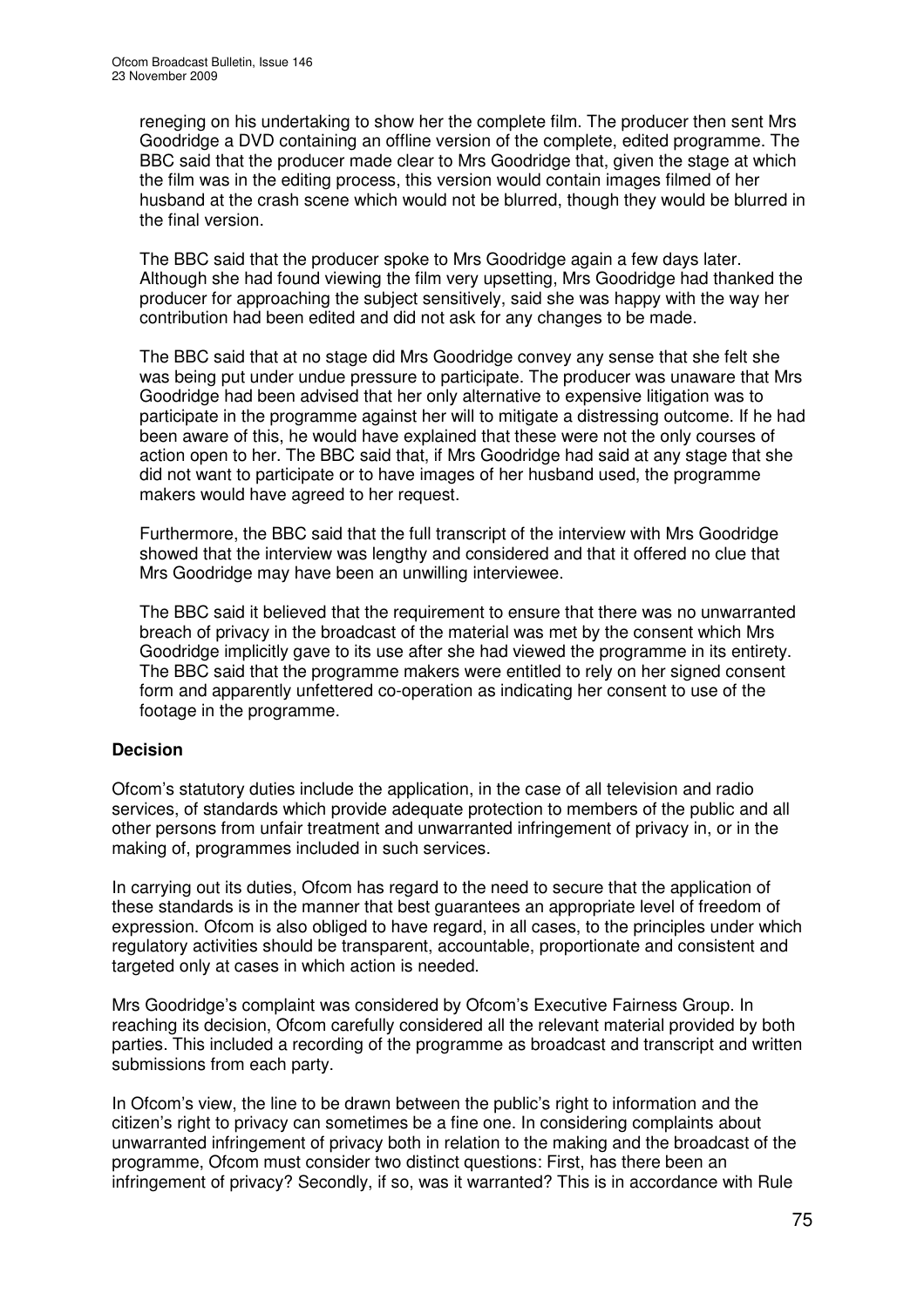reneging on his undertaking to show her the complete film. The producer then sent Mrs Goodridge a DVD containing an offline version of the complete, edited programme. The BBC said that the producer made clear to Mrs Goodridge that, given the stage at which the film was in the editing process, this version would contain images filmed of her husband at the crash scene which would not be blurred, though they would be blurred in the final version.

The BBC said that the producer spoke to Mrs Goodridge again a few days later. Although she had found viewing the film very upsetting, Mrs Goodridge had thanked the producer for approaching the subject sensitively, said she was happy with the way her contribution had been edited and did not ask for any changes to be made.

The BBC said that at no stage did Mrs Goodridge convey any sense that she felt she was being put under undue pressure to participate. The producer was unaware that Mrs Goodridge had been advised that her only alternative to expensive litigation was to participate in the programme against her will to mitigate a distressing outcome. If he had been aware of this, he would have explained that these were not the only courses of action open to her. The BBC said that, if Mrs Goodridge had said at any stage that she did not want to participate or to have images of her husband used, the programme makers would have agreed to her request.

Furthermore, the BBC said that the full transcript of the interview with Mrs Goodridge showed that the interview was lengthy and considered and that it offered no clue that Mrs Goodridge may have been an unwilling interviewee.

The BBC said it believed that the requirement to ensure that there was no unwarranted breach of privacy in the broadcast of the material was met by the consent which Mrs Goodridge implicitly gave to its use after she had viewed the programme in its entirety. The BBC said that the programme makers were entitled to rely on her signed consent form and apparently unfettered co-operation as indicating her consent to use of the footage in the programme.

**Decision**

Ofcom's statutory duties include the application, in the case of all television and radio services, of standards which provide adequate protection to members of the public and all other persons from unfair treatment and unwarranted infringement of privacy in, or in the making of, programmes included in such services.

In carrying out its duties, Ofcom has regard to the need to secure that the application of these standards is in the manner that best guarantees an appropriate level of freedom of expression. Ofcom is also obliged to have regard, in all cases, to the principles under which regulatory activities should be transparent, accountable, proportionate and consistent and targeted only at cases in which action is needed.

Mrs Goodridge's complaint was considered by Ofcom's Executive Fairness Group. In reaching its decision, Ofcom carefully considered all the relevant material provided by both parties. This included a recording of the programme as broadcast and transcript and written submissions from each party.

In Ofcom's view, the line to be drawn between the public's right to information and the citizen's right to privacy can sometimes be a fine one. In considering complaints about unwarranted infringement of privacy both in relation to the making and the broadcast of the programme, Ofcom must consider two distinct questions: First, has there been an infringement of privacy? Secondly, if so, was it warranted? This is in accordance with Rule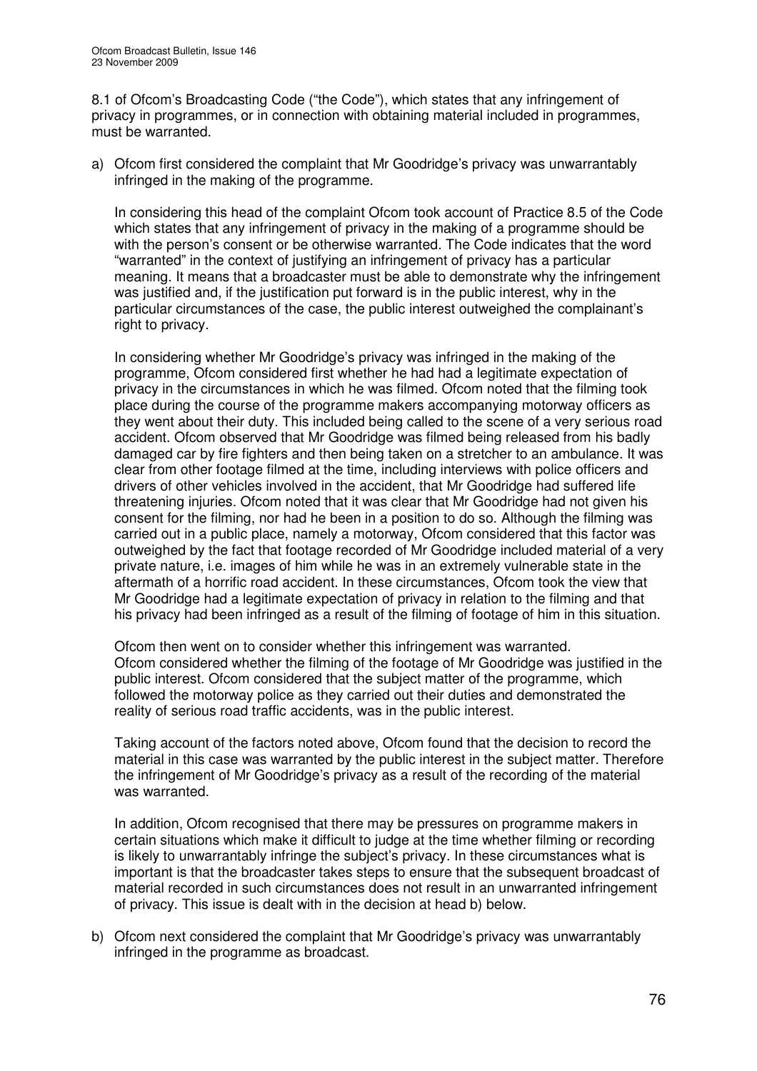8.1 of Ofcom's Broadcasting Code ("the Code"), which states that any infringement of privacy in programmes, or in connection with obtaining material included in programmes, must be warranted.

a) Ofcom first considered the complaint that Mr Goodridge's privacy was unwarrantably infringed in the making of the programme.

   In considering this head of the complaint Ofcom took account of Practice 8.5 of the Code which states that any infringement of privacy in the making of a programme should be with the person's consent or be otherwise warranted. The Code indicates that the word "warranted" in the context of justifying an infringement of privacy has a particular meaning. It means that a broadcaster must be able to demonstrate why the infringement was justified and, if the justification put forward is in the public interest, why in the particular circumstances of the case, the public interest outweighed the complainant's right to privacy.

   In considering whether Mr Goodridge's privacy was infringed in the making of the programme, Ofcom considered first whether he had had a legitimate expectation of privacy in the circumstances in which he was filmed. Ofcom noted that the filming took place during the course of the programme makers accompanying motorway officers as they went about their duty. This included being called to the scene of a very serious road accident. Ofcom observed that Mr Goodridge was filmed being released from his badly damaged car by fire fighters and then being taken on a stretcher to an ambulance. It was clear from other footage filmed at the time, including interviews with police officers and drivers of other vehicles involved in the accident, that Mr Goodridge had suffered life threatening injuries. Ofcom noted that it was clear that Mr Goodridge had not given his consent for the filming, nor had he been in a position to do so. Although the filming was carried out in a public place, namely a motorway, Ofcom considered that this factor was outweighed by the fact that footage recorded of Mr Goodridge included material of a very private nature, i.e. images of him while he was in an extremely vulnerable state in the aftermath of a horrific road accident. In these circumstances, Ofcom took the view that Mr Goodridge had a legitimate expectation of privacy in relation to the filming and that his privacy had been infringed as a result of the filming of footage of him in this situation.

   Ofcom then went on to consider whether this infringement was warranted. Ofcom considered whether the filming of the footage of Mr Goodridge was justified in the public interest. Ofcom considered that the subject matter of the programme, which followed the motorway police as they carried out their duties and demonstrated the reality of serious road traffic accidents, was in the public interest.

   Taking account of the factors noted above, Ofcom found that the decision to record the material in this case was warranted by the public interest in the subject matter. Therefore the infringement of Mr Goodridge's privacy as a result of the recording of the material was warranted.

   In addition, Ofcom recognised that there may be pressures on programme makers in certain situations which make it difficult to judge at the time whether filming or recording is likely to unwarrantably infringe the subject's privacy. In these circumstances what is important is that the broadcaster takes steps to ensure that the subsequent broadcast of material recorded in such circumstances does not result in an unwarranted infringement of privacy. This issue is dealt with in the decision at head b) below.

b) Ofcom next considered the complaint that Mr Goodridge's privacy was unwarrantably infringed in the programme as broadcast.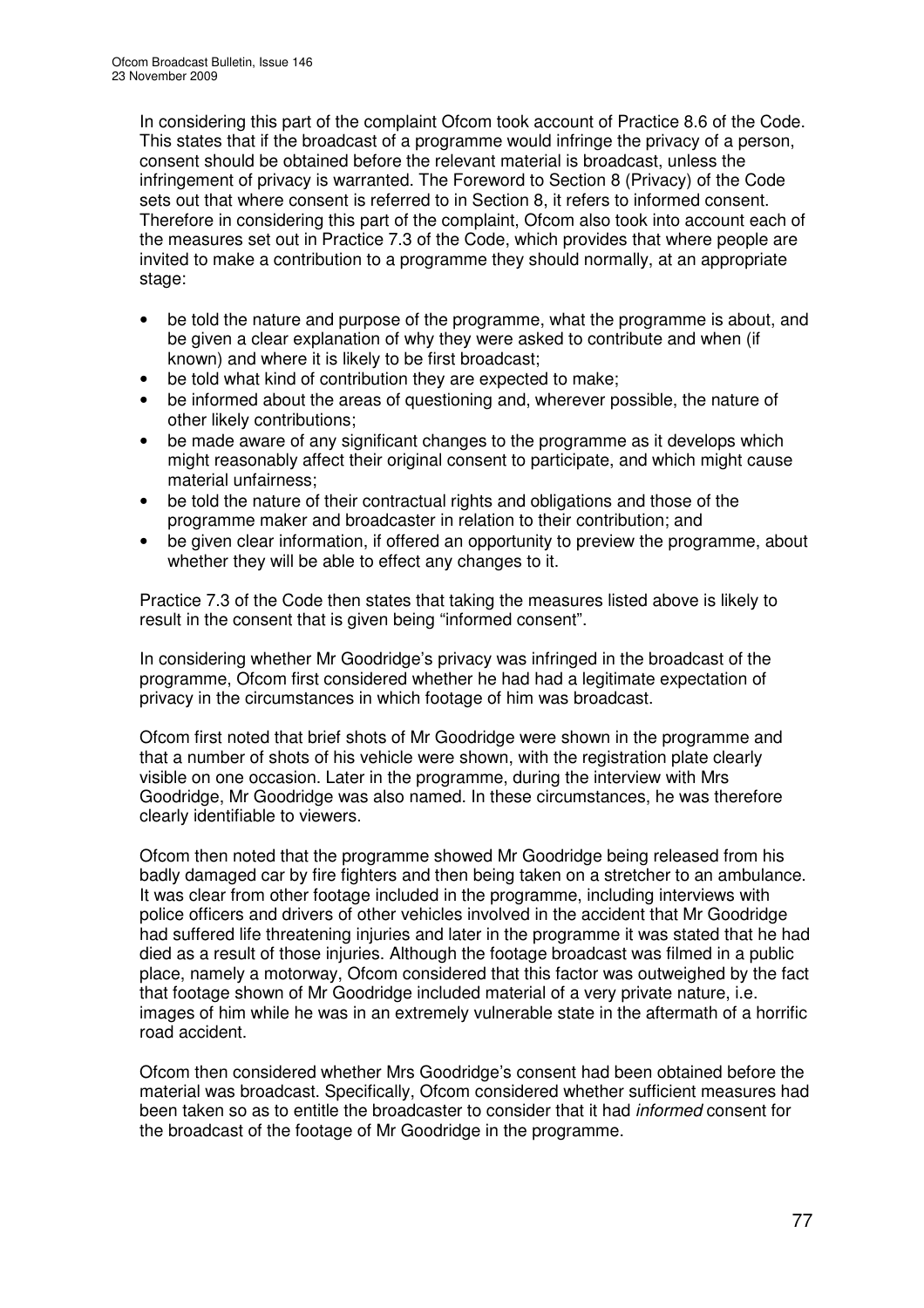In considering this part of the complaint Ofcom took account of Practice 8.6 of the Code. This states that if the broadcast of a programme would infringe the privacy of a person, consent should be obtained before the relevant material is broadcast, unless the infringement of privacy is warranted. The Foreword to Section 8 (Privacy) of the Code sets out that where consent is referred to in Section 8, it refers to informed consent. Therefore in considering this part of the complaint, Ofcom also took into account each of the measures set out in Practice 7.3 of the Code, which provides that where people are invited to make a contribution to a programme they should normally, at an appropriate stage:

- be told the nature and purpose of the programme, what the programme is about, and be given a clear explanation of why they were asked to contribute and when (if known) and where it is likely to be first broadcast;
- be told what kind of contribution they are expected to make;
- be informed about the areas of questioning and, wherever possible, the nature of other likely contributions;
- be made aware of any significant changes to the programme as it develops which might reasonably affect their original consent to participate, and which might cause material unfairness;
- be told the nature of their contractual rights and obligations and those of the programme maker and broadcaster in relation to their contribution; and
- be given clear information, if offered an opportunity to preview the programme, about whether they will be able to effect any changes to it.

Practice 7.3 of the Code then states that taking the measures listed above is likely to result in the consent that is given being "informed consent".

In considering whether Mr Goodridge's privacy was infringed in the broadcast of the programme, Ofcom first considered whether he had had a legitimate expectation of privacy in the circumstances in which footage of him was broadcast.

Ofcom first noted that brief shots of Mr Goodridge were shown in the programme and that a number of shots of his vehicle were shown, with the registration plate clearly visible on one occasion. Later in the programme, during the interview with Mrs Goodridge, Mr Goodridge was also named. In these circumstances, he was therefore clearly identifiable to viewers.

Ofcom then noted that the programme showed Mr Goodridge being released from his badly damaged car by fire fighters and then being taken on a stretcher to an ambulance. It was clear from other footage included in the programme, including interviews with police officers and drivers of other vehicles involved in the accident that Mr Goodridge had suffered life threatening injuries and later in the programme it was stated that he had died as a result of those injuries. Although the footage broadcast was filmed in a public place, namely a motorway, Ofcom considered that this factor was outweighed by the fact that footage shown of Mr Goodridge included material of a very private nature, i.e. images of him while he was in an extremely vulnerable state in the aftermath of a horrific road accident.

Ofcom then considered whether Mrs Goodridge's consent had been obtained before the material was broadcast. Specifically, Ofcom considered whether sufficient measures had been taken so as to entitle the broadcaster to consider that it had *informed* consent for the broadcast of the footage of Mr Goodridge in the programme.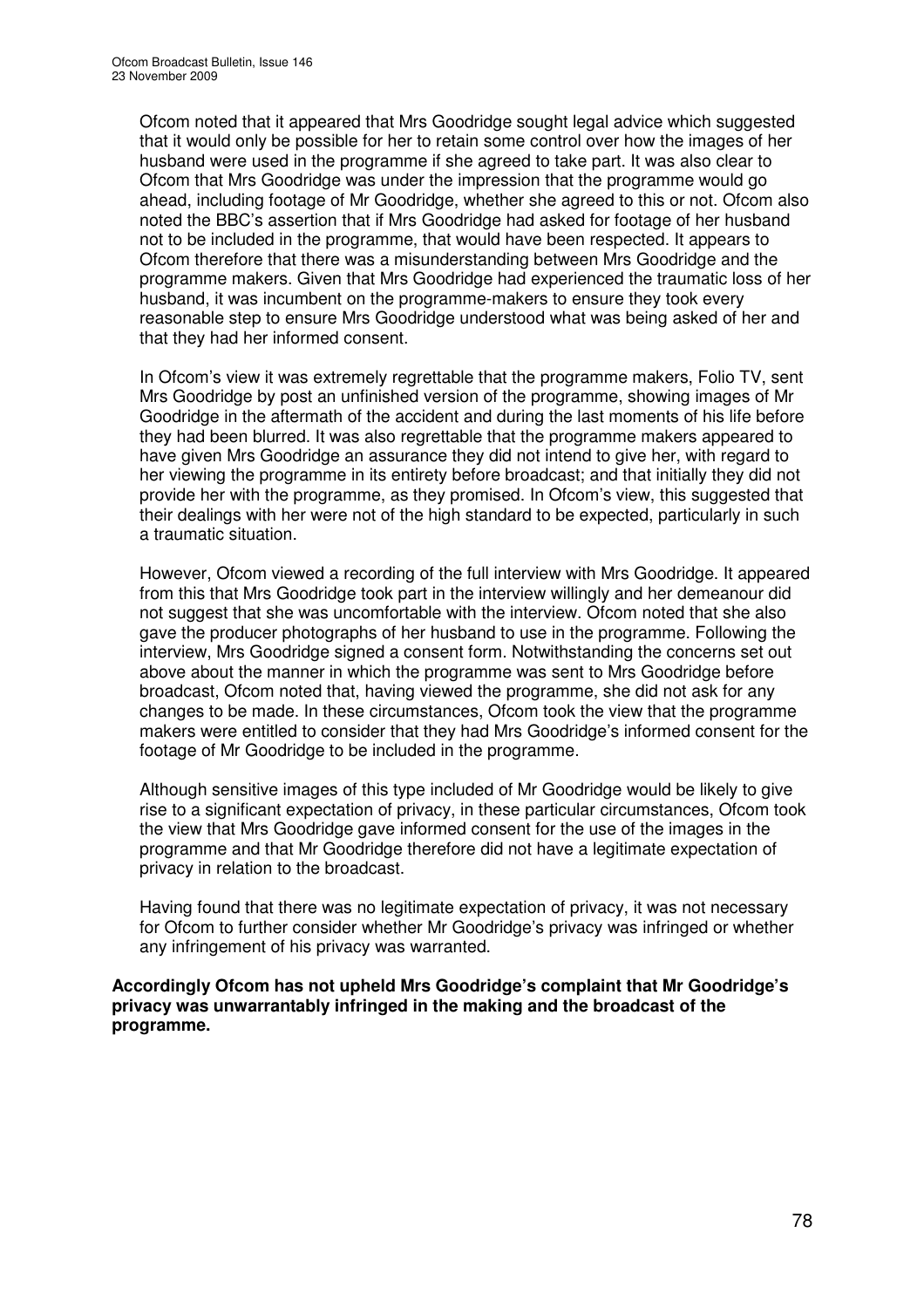Ofcom noted that it appeared that Mrs Goodridge sought legal advice which suggested that it would only be possible for her to retain some control over how the images of her husband were used in the programme if she agreed to take part. It was also clear to Ofcom that Mrs Goodridge was under the impression that the programme would go ahead, including footage of Mr Goodridge, whether she agreed to this or not. Ofcom also noted the BBC's assertion that if Mrs Goodridge had asked for footage of her husband not to be included in the programme, that would have been respected. It appears to Ofcom therefore that there was a misunderstanding between Mrs Goodridge and the programme makers. Given that Mrs Goodridge had experienced the traumatic loss of her husband, it was incumbent on the programme-makers to ensure they took every reasonable step to ensure Mrs Goodridge understood what was being asked of her and that they had her informed consent.

In Ofcom's view it was extremely regrettable that the programme makers, Folio TV, sent Mrs Goodridge by post an unfinished version of the programme, showing images of Mr Goodridge in the aftermath of the accident and during the last moments of his life before they had been blurred. It was also regrettable that the programme makers appeared to have given Mrs Goodridge an assurance they did not intend to give her, with regard to her viewing the programme in its entirety before broadcast; and that initially they did not provide her with the programme, as they promised. In Ofcom's view, this suggested that their dealings with her were not of the high standard to be expected, particularly in such a traumatic situation.

However, Ofcom viewed a recording of the full interview with Mrs Goodridge. It appeared from this that Mrs Goodridge took part in the interview willingly and her demeanour did not suggest that she was uncomfortable with the interview. Ofcom noted that she also gave the producer photographs of her husband to use in the programme. Following the interview, Mrs Goodridge signed a consent form. Notwithstanding the concerns set out above about the manner in which the programme was sent to Mrs Goodridge before broadcast, Ofcom noted that, having viewed the programme, she did not ask for any changes to be made. In these circumstances, Ofcom took the view that the programme makers were entitled to consider that they had Mrs Goodridge's informed consent for the footage of Mr Goodridge to be included in the programme.

Although sensitive images of this type included of Mr Goodridge would be likely to give rise to a significant expectation of privacy, in these particular circumstances, Ofcom took the view that Mrs Goodridge gave informed consent for the use of the images in the programme and that Mr Goodridge therefore did not have a legitimate expectation of privacy in relation to the broadcast.

Having found that there was no legitimate expectation of privacy, it was not necessary for Ofcom to further consider whether Mr Goodridge's privacy was infringed or whether any infringement of his privacy was warranted.

**Accordingly Ofcom has not upheld Mrs Goodridge's complaint that Mr Goodridge's privacy was unwarrantably infringed in the making and the broadcast of the programme.**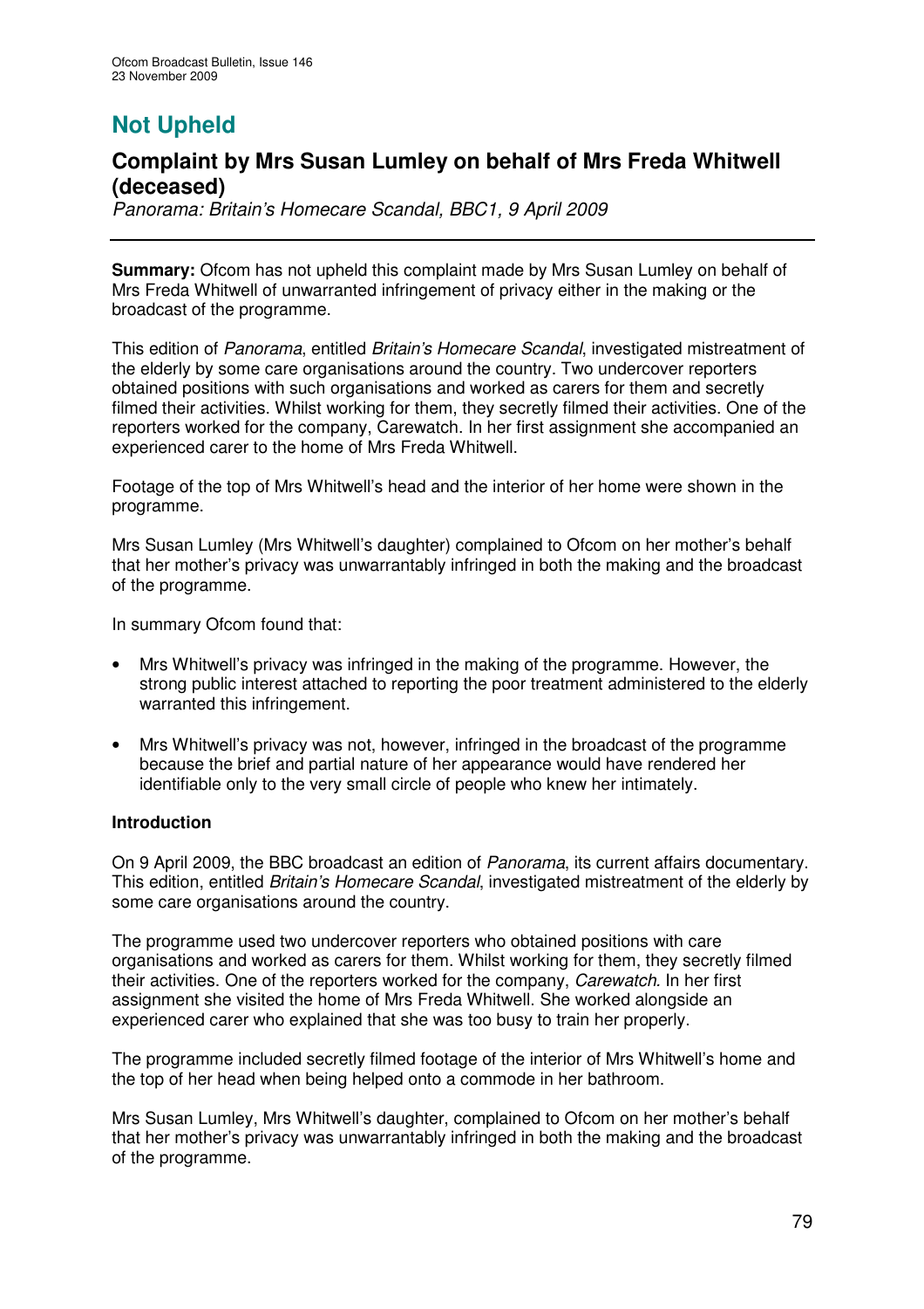# Not Upheld

## Complaint by Mrs Susan Lumley on behalf of Mrs Freda Whitwell (deceased)

*Panorama: Britain's Homecare Scandal, BBC1, 9 April 2009*

**Summary:** Ofcom has not upheld this complaint made by Mrs Susan Lumley on behalf of Mrs Freda Whitwell of unwarranted infringement of privacy either in the making or the broadcast of the programme.

This edition of *Panorama*, entitled *Britain's Homecare Scandal*, investigated mistreatment of the elderly by some care organisations around the country. Two undercover reporters obtained positions with such organisations and worked as carers for them and secretly filmed their activities. Whilst working for them, they secretly filmed their activities. One of the reporters worked for the company, Carewatch. In her first assignment she accompanied an experienced carer to the home of Mrs Freda Whitwell.

Footage of the top of Mrs Whitwell's head and the interior of her home were shown in the programme.

Mrs Susan Lumley (Mrs Whitwell's daughter) complained to Ofcom on her mother's behalf that her mother's privacy was unwarrantably infringed in both the making and the broadcast of the programme.

In summary Ofcom found that:

- Mrs Whitwell's privacy was infringed in the making of the programme. However, the strong public interest attached to reporting the poor treatment administered to the elderly warranted this infringement.
- Mrs Whitwell's privacy was not, however, infringed in the broadcast of the programme because the brief and partial nature of her appearance would have rendered her identifiable only to the very small circle of people who knew her intimately.

**Introduction**

On 9 April 2009, the BBC broadcast an edition of *Panorama*, its current affairs documentary. This edition, entitled *Britain's Homecare Scandal*, investigated mistreatment of the elderly by some care organisations around the country.

The programme used two undercover reporters who obtained positions with care organisations and worked as carers for them. Whilst working for them, they secretly filmed their activities. One of the reporters worked for the company, *Carewatch*. In her first assignment she visited the home of Mrs Freda Whitwell. She worked alongside an experienced carer who explained that she was too busy to train her properly.

The programme included secretly filmed footage of the interior of Mrs Whitwell's home and the top of her head when being helped onto a commode in her bathroom.

Mrs Susan Lumley, Mrs Whitwell's daughter, complained to Ofcom on her mother's behalf that her mother's privacy was unwarrantably infringed in both the making and the broadcast of the programme.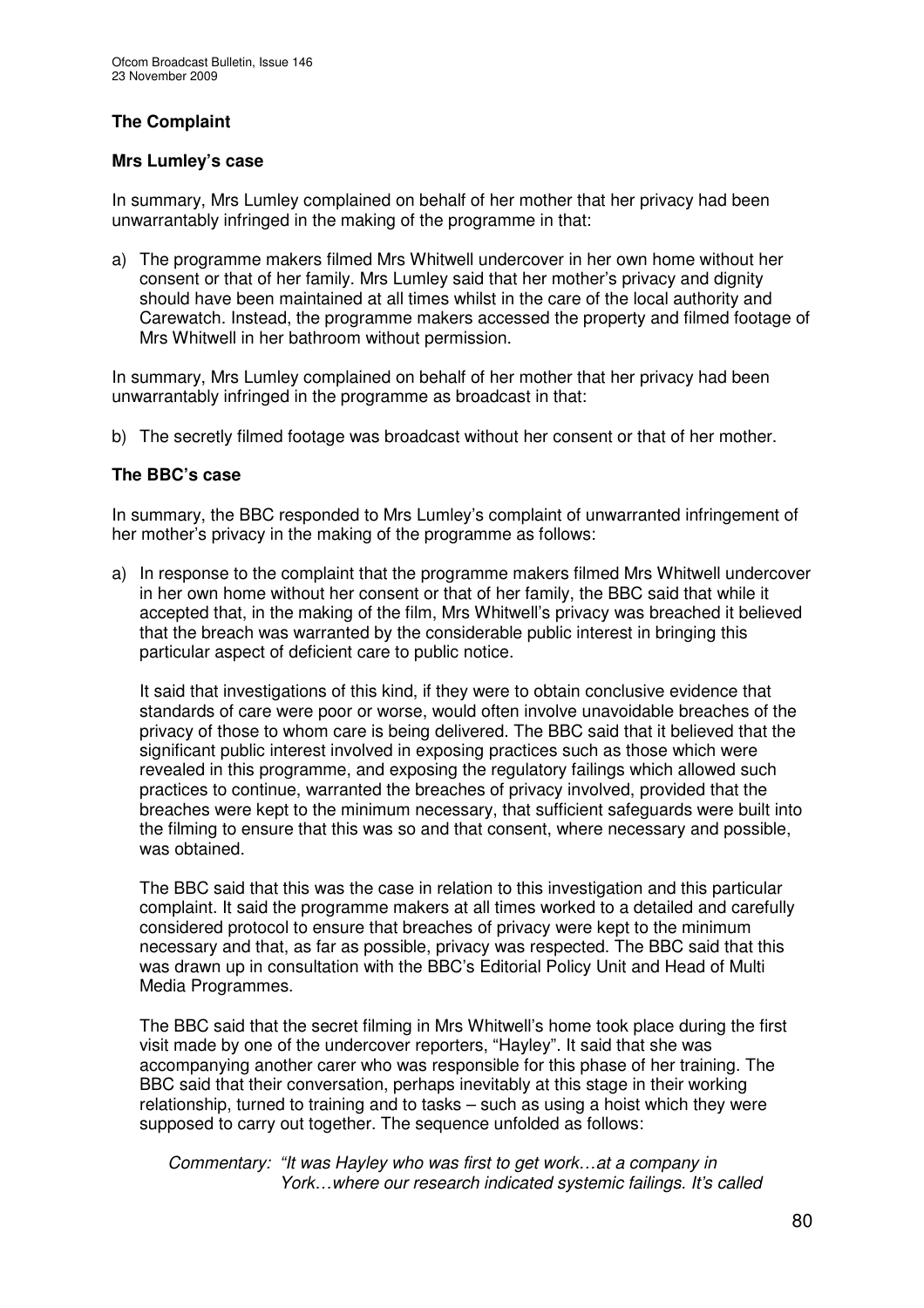## The Complaint

### Mrs Lumley's case

In summary, Mrs Lumley complained on behalf of her mother that her privacy had been unwarrantably infringed in the making of the programme in that:

a) The programme makers filmed Mrs Whitwell undercover in her own home without her consent or that of her family. Mrs Lumley said that her mother's privacy and dignity should have been maintained at all times whilst in the care of the local authority and Carewatch. Instead, the programme makers accessed the property and filmed footage of Mrs Whitwell in her bathroom without permission.

In summary, Mrs Lumley complained on behalf of her mother that her privacy had been unwarrantably infringed in the programme as broadcast in that:

b) The secretly filmed footage was broadcast without her consent or that of her mother.

### The BBC's case

In summary, the BBC responded to Mrs Lumley's complaint of unwarranted infringement of her mother's privacy in the making of the programme as follows:

a) In response to the complaint that the programme makers filmed Mrs Whitwell undercover in her own home without her consent or that of her family, the BBC said that while it accepted that, in the making of the film, Mrs Whitwell's privacy was breached it believed that the breach was warranted by the considerable public interest in bringing this particular aspect of deficient care to public notice.

   It said that investigations of this kind, if they were to obtain conclusive evidence that standards of care were poor or worse, would often involve unavoidable breaches of the privacy of those to whom care is being delivered. The BBC said that it believed that the significant public interest involved in exposing practices such as those which were revealed in this programme, and exposing the regulatory failings which allowed such practices to continue, warranted the breaches of privacy involved, provided that the breaches were kept to the minimum necessary, that sufficient safeguards were built into the filming to ensure that this was so and that consent, where necessary and possible, was obtained.

   The BBC said that this was the case in relation to this investigation and this particular complaint. It said the programme makers at all times worked to a detailed and carefully considered protocol to ensure that breaches of privacy were kept to the minimum necessary and that, as far as possible, privacy was respected. The BBC said that this was drawn up in consultation with the BBC's Editorial Policy Unit and Head of Multi Media Programmes.

   The BBC said that the secret filming in Mrs Whitwell's home took place during the first visit made by one of the undercover reporters, "Hayley". It said that she was accompanying another carer who was responsible for this phase of her training. The BBC said that their conversation, perhaps inevitably at this stage in their working relationship, turned to training and to tasks – such as using a hoist which they were supposed to carry out together. The sequence unfolded as follows:

   Commentary: *"It was Hayley who was first to get work…at a company in York…where our research indicated systemic failings. It's called*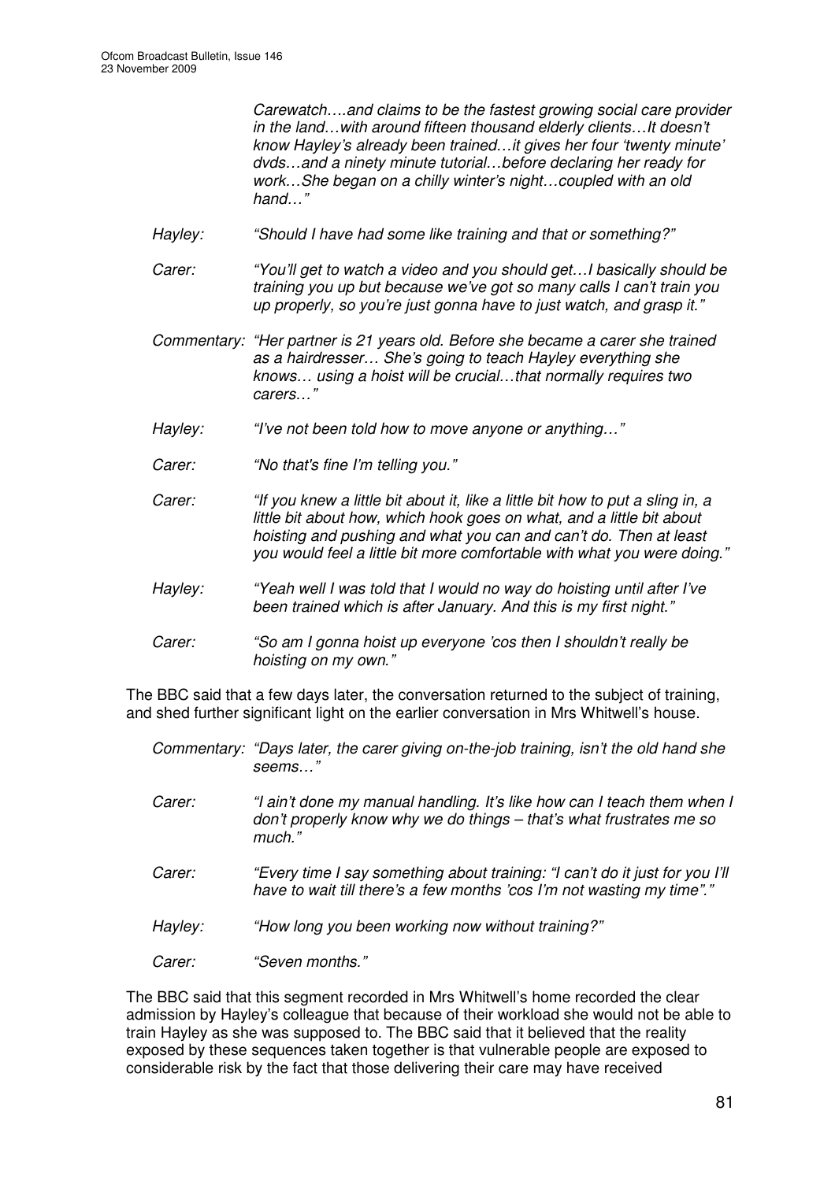*Carewatch….and claims to be the fastest growing social care provider in the land…with around fifteen thousand elderly clients…It doesn't know Hayley's already been trained…it gives her four 'twenty minute' dvds…and a ninety minute tutorial…before declaring her ready for work…She began on a chilly winter's night…coupled with an old hand…"*

*Hayley:* *"Should I have had some like training and that or something?"*

*Carer:* *"You'll get to watch a video and you should get…I basically should be training you up but because we've got so many calls I can't train you up properly, so you're just gonna have to just watch, and grasp it."*

*Commentary:* *"Her partner is 21 years old. Before she became a carer she trained as a hairdresser… She's going to teach Hayley everything she knows… using a hoist will be crucial…that normally requires two carers…"*

*Hayley:* *"I've not been told how to move anyone or anything…"*

*Carer:* *"No that's fine I'm telling you."*

*Carer:* *"If you knew a little bit about it, like a little bit how to put a sling in, a little bit about how, which hook goes on what, and a little bit about hoisting and pushing and what you can and can't do. Then at least you would feel a little bit more comfortable with what you were doing."*

*Hayley:* *"Yeah well I was told that I would no way do hoisting until after I've been trained which is after January. And this is my first night."*

*Carer:* *"So am I gonna hoist up everyone 'cos then I shouldn't really be hoisting on my own."*

The BBC said that a few days later, the conversation returned to the subject of training, and shed further significant light on the earlier conversation in Mrs Whitwell's house.

*Commentary:* *"Days later, the carer giving on-the-job training, isn't the old hand she seems…"*

*Carer:* *"I ain't done my manual handling. It's like how can I teach them when I don't properly know why we do things – that's what frustrates me so much."*

*Carer:* *"Every time I say something about training: "I can't do it just for you I'll have to wait till there's a few months 'cos I'm not wasting my time"."*

*Hayley:* *"How long you been working now without training?"*

*Carer:* *"Seven months."*

The BBC said that this segment recorded in Mrs Whitwell's home recorded the clear admission by Hayley's colleague that because of their workload she would not be able to train Hayley as she was supposed to. The BBC said that it believed that the reality exposed by these sequences taken together is that vulnerable people are exposed to considerable risk by the fact that those delivering their care may have received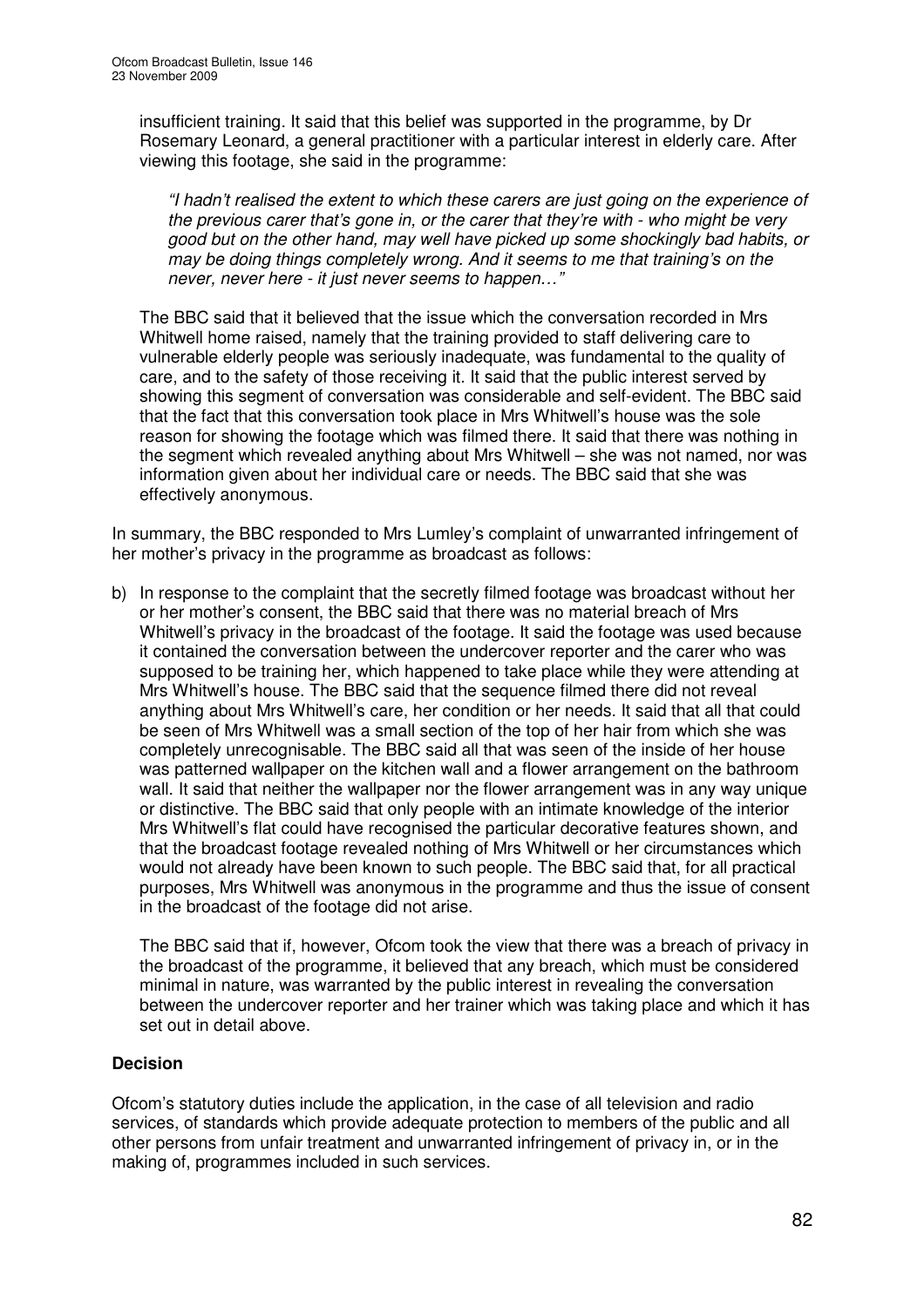insufficient training. It said that this belief was supported in the programme, by Dr Rosemary Leonard, a general practitioner with a particular interest in elderly care. After viewing this footage, she said in the programme:

> *"I hadn't realised the extent to which these carers are just going on the experience of the previous carer that's gone in, or the carer that they're with - who might be very good but on the other hand, may well have picked up some shockingly bad habits, or may be doing things completely wrong. And it seems to me that training's on the never, never here - it just never seems to happen…"*

The BBC said that it believed that the issue which the conversation recorded in Mrs Whitwell home raised, namely that the training provided to staff delivering care to vulnerable elderly people was seriously inadequate, was fundamental to the quality of care, and to the safety of those receiving it. It said that the public interest served by showing this segment of conversation was considerable and self-evident. The BBC said that the fact that this conversation took place in Mrs Whitwell's house was the sole reason for showing the footage which was filmed there. It said that there was nothing in the segment which revealed anything about Mrs Whitwell – she was not named, nor was information given about her individual care or needs. The BBC said that she was effectively anonymous.

In summary, the BBC responded to Mrs Lumley's complaint of unwarranted infringement of her mother's privacy in the programme as broadcast as follows:

b) In response to the complaint that the secretly filmed footage was broadcast without her or her mother's consent, the BBC said that there was no material breach of Mrs Whitwell's privacy in the broadcast of the footage. It said the footage was used because it contained the conversation between the undercover reporter and the carer who was supposed to be training her, which happened to take place while they were attending at Mrs Whitwell's house. The BBC said that the sequence filmed there did not reveal anything about Mrs Whitwell's care, her condition or her needs. It said that all that could be seen of Mrs Whitwell was a small section of the top of her hair from which she was completely unrecognisable. The BBC said all that was seen of the inside of her house was patterned wallpaper on the kitchen wall and a flower arrangement on the bathroom wall. It said that neither the wallpaper nor the flower arrangement was in any way unique or distinctive. The BBC said that only people with an intimate knowledge of the interior Mrs Whitwell's flat could have recognised the particular decorative features shown, and that the broadcast footage revealed nothing of Mrs Whitwell or her circumstances which would not already have been known to such people. The BBC said that, for all practical purposes, Mrs Whitwell was anonymous in the programme and thus the issue of consent in the broadcast of the footage did not arise.

   The BBC said that if, however, Ofcom took the view that there was a breach of privacy in the broadcast of the programme, it believed that any breach, which must be considered minimal in nature, was warranted by the public interest in revealing the conversation between the undercover reporter and her trainer which was taking place and which it has set out in detail above.

**Decision**

Ofcom's statutory duties include the application, in the case of all television and radio services, of standards which provide adequate protection to members of the public and all other persons from unfair treatment and unwarranted infringement of privacy in, or in the making of, programmes included in such services.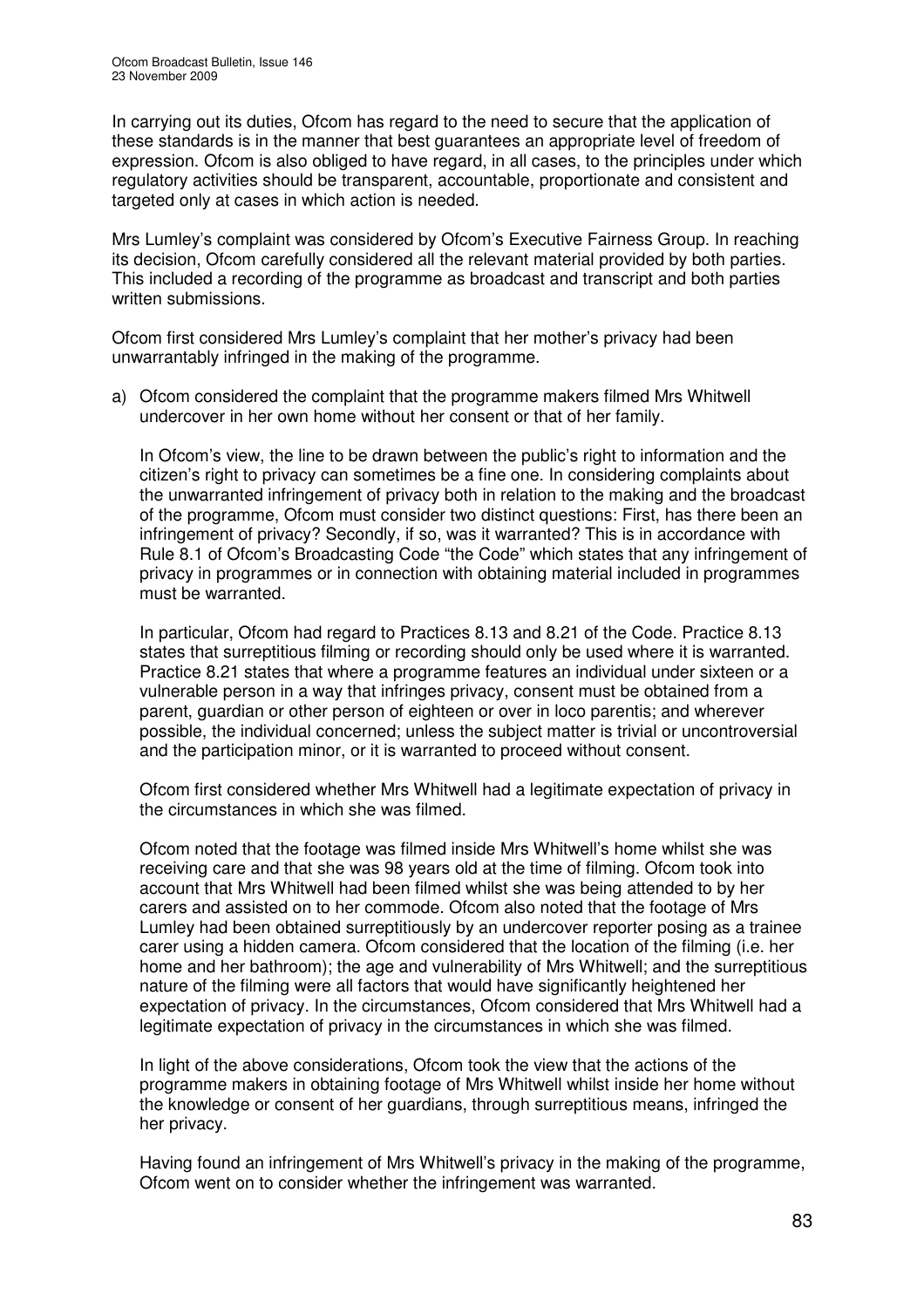In carrying out its duties, Ofcom has regard to the need to secure that the application of these standards is in the manner that best guarantees an appropriate level of freedom of expression. Ofcom is also obliged to have regard, in all cases, to the principles under which regulatory activities should be transparent, accountable, proportionate and consistent and targeted only at cases in which action is needed.

Mrs Lumley's complaint was considered by Ofcom's Executive Fairness Group. In reaching its decision, Ofcom carefully considered all the relevant material provided by both parties. This included a recording of the programme as broadcast and transcript and both parties written submissions.

Ofcom first considered Mrs Lumley's complaint that her mother's privacy had been unwarrantably infringed in the making of the programme.

a) Ofcom considered the complaint that the programme makers filmed Mrs Whitwell undercover in her own home without her consent or that of her family.

   In Ofcom's view, the line to be drawn between the public's right to information and the citizen's right to privacy can sometimes be a fine one. In considering complaints about the unwarranted infringement of privacy both in relation to the making and the broadcast of the programme, Ofcom must consider two distinct questions: First, has there been an infringement of privacy? Secondly, if so, was it warranted? This is in accordance with Rule 8.1 of Ofcom's Broadcasting Code "the Code" which states that any infringement of privacy in programmes or in connection with obtaining material included in programmes must be warranted.

   In particular, Ofcom had regard to Practices 8.13 and 8.21 of the Code. Practice 8.13 states that surreptitious filming or recording should only be used where it is warranted. Practice 8.21 states that where a programme features an individual under sixteen or a vulnerable person in a way that infringes privacy, consent must be obtained from a parent, guardian or other person of eighteen or over in loco parentis; and wherever possible, the individual concerned; unless the subject matter is trivial or uncontroversial and the participation minor, or it is warranted to proceed without consent.

   Ofcom first considered whether Mrs Whitwell had a legitimate expectation of privacy in the circumstances in which she was filmed.

   Ofcom noted that the footage was filmed inside Mrs Whitwell's home whilst she was receiving care and that she was 98 years old at the time of filming. Ofcom took into account that Mrs Whitwell had been filmed whilst she was being attended to by her carers and assisted on to her commode. Ofcom also noted that the footage of Mrs Lumley had been obtained surreptitiously by an undercover reporter posing as a trainee carer using a hidden camera. Ofcom considered that the location of the filming (i.e. her home and her bathroom); the age and vulnerability of Mrs Whitwell; and the surreptitious nature of the filming were all factors that would have significantly heightened her expectation of privacy. In the circumstances, Ofcom considered that Mrs Whitwell had a legitimate expectation of privacy in the circumstances in which she was filmed.

   In light of the above considerations, Ofcom took the view that the actions of the programme makers in obtaining footage of Mrs Whitwell whilst inside her home without the knowledge or consent of her guardians, through surreptitious means, infringed the her privacy.

   Having found an infringement of Mrs Whitwell's privacy in the making of the programme, Ofcom went on to consider whether the infringement was warranted.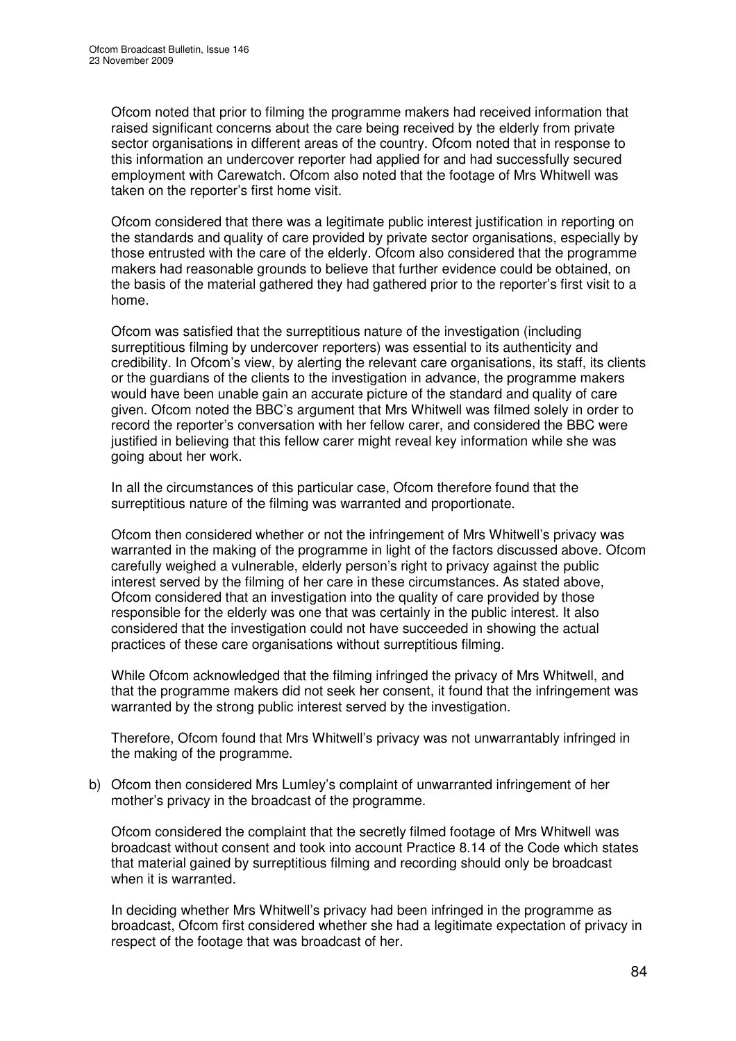Ofcom noted that prior to filming the programme makers had received information that raised significant concerns about the care being received by the elderly from private sector organisations in different areas of the country. Ofcom noted that in response to this information an undercover reporter had applied for and had successfully secured employment with Carewatch. Ofcom also noted that the footage of Mrs Whitwell was taken on the reporter's first home visit.

Ofcom considered that there was a legitimate public interest justification in reporting on the standards and quality of care provided by private sector organisations, especially by those entrusted with the care of the elderly. Ofcom also considered that the programme makers had reasonable grounds to believe that further evidence could be obtained, on the basis of the material gathered they had gathered prior to the reporter's first visit to a home.

Ofcom was satisfied that the surreptitious nature of the investigation (including surreptitious filming by undercover reporters) was essential to its authenticity and credibility. In Ofcom's view, by alerting the relevant care organisations, its staff, its clients or the guardians of the clients to the investigation in advance, the programme makers would have been unable gain an accurate picture of the standard and quality of care given. Ofcom noted the BBC's argument that Mrs Whitwell was filmed solely in order to record the reporter's conversation with her fellow carer, and considered the BBC were justified in believing that this fellow carer might reveal key information while she was going about her work.

In all the circumstances of this particular case, Ofcom therefore found that the surreptitious nature of the filming was warranted and proportionate.

Ofcom then considered whether or not the infringement of Mrs Whitwell's privacy was warranted in the making of the programme in light of the factors discussed above. Ofcom carefully weighed a vulnerable, elderly person's right to privacy against the public interest served by the filming of her care in these circumstances. As stated above, Ofcom considered that an investigation into the quality of care provided by those responsible for the elderly was one that was certainly in the public interest. It also considered that the investigation could not have succeeded in showing the actual practices of these care organisations without surreptitious filming.

While Ofcom acknowledged that the filming infringed the privacy of Mrs Whitwell, and that the programme makers did not seek her consent, it found that the infringement was warranted by the strong public interest served by the investigation.

Therefore, Ofcom found that Mrs Whitwell's privacy was not unwarrantably infringed in the making of the programme.

b) Ofcom then considered Mrs Lumley's complaint of unwarranted infringement of her mother's privacy in the broadcast of the programme.

Ofcom considered the complaint that the secretly filmed footage of Mrs Whitwell was broadcast without consent and took into account Practice 8.14 of the Code which states that material gained by surreptitious filming and recording should only be broadcast when it is warranted.

In deciding whether Mrs Whitwell's privacy had been infringed in the programme as broadcast, Ofcom first considered whether she had a legitimate expectation of privacy in respect of the footage that was broadcast of her.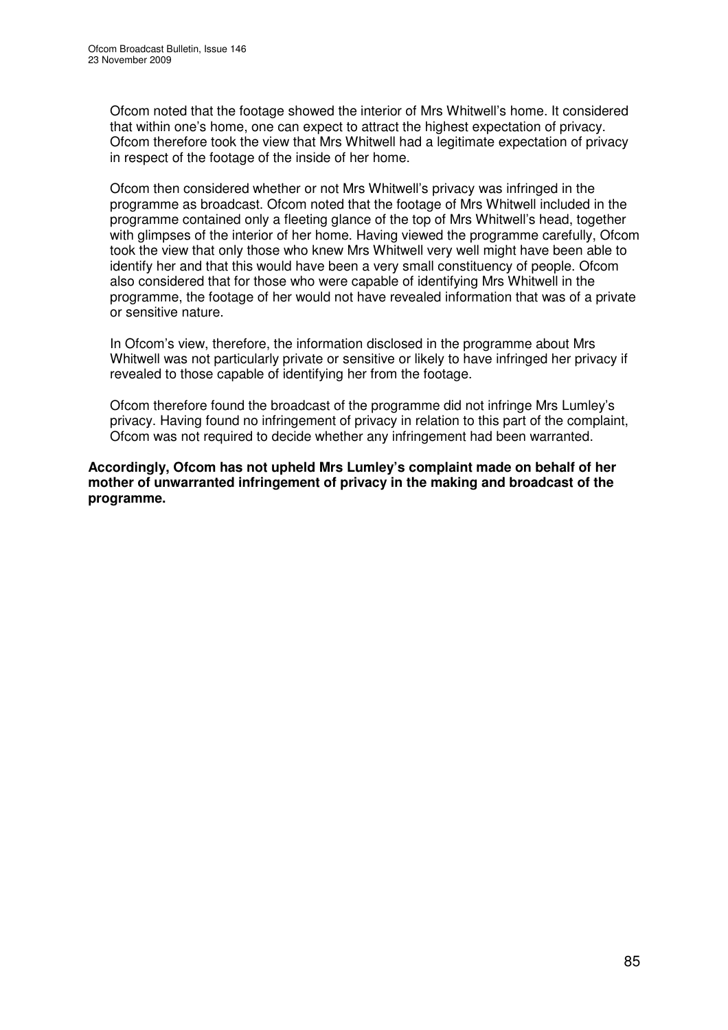Ofcom noted that the footage showed the interior of Mrs Whitwell's home. It considered that within one's home, one can expect to attract the highest expectation of privacy. Ofcom therefore took the view that Mrs Whitwell had a legitimate expectation of privacy in respect of the footage of the inside of her home.

Ofcom then considered whether or not Mrs Whitwell's privacy was infringed in the programme as broadcast. Ofcom noted that the footage of Mrs Whitwell included in the programme contained only a fleeting glance of the top of Mrs Whitwell's head, together with glimpses of the interior of her home. Having viewed the programme carefully, Ofcom took the view that only those who knew Mrs Whitwell very well might have been able to identify her and that this would have been a very small constituency of people. Ofcom also considered that for those who were capable of identifying Mrs Whitwell in the programme, the footage of her would not have revealed information that was of a private or sensitive nature.

In Ofcom's view, therefore, the information disclosed in the programme about Mrs Whitwell was not particularly private or sensitive or likely to have infringed her privacy if revealed to those capable of identifying her from the footage.

Ofcom therefore found the broadcast of the programme did not infringe Mrs Lumley's privacy. Having found no infringement of privacy in relation to this part of the complaint, Ofcom was not required to decide whether any infringement had been warranted.

**Accordingly, Ofcom has not upheld Mrs Lumley's complaint made on behalf of her mother of unwarranted infringement of privacy in the making and broadcast of the programme.**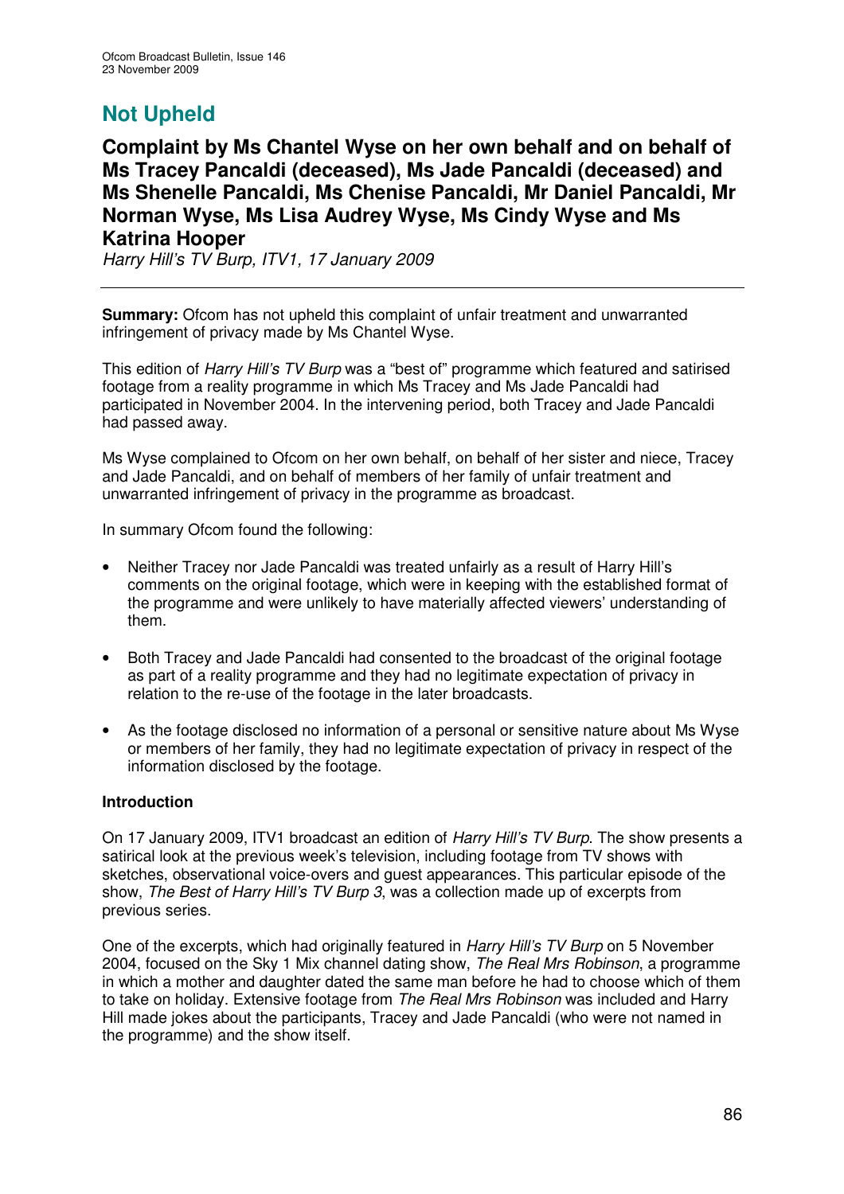## Not Upheld

### Complaint by Ms Chantel Wyse on her own behalf and on behalf of Ms Tracey Pancaldi (deceased), Ms Jade Pancaldi (deceased) and Ms Shenelle Pancaldi, Ms Chenise Pancaldi, Mr Daniel Pancaldi, Mr Norman Wyse, Ms Lisa Audrey Wyse, Ms Cindy Wyse and Ms Katrina Hooper

*Harry Hill's TV Burp, ITV1, 17 January 2009*

**Summary:** Ofcom has not upheld this complaint of unfair treatment and unwarranted infringement of privacy made by Ms Chantel Wyse.

This edition of *Harry Hill's TV Burp* was a "best of" programme which featured and satirised footage from a reality programme in which Ms Tracey and Ms Jade Pancaldi had participated in November 2004. In the intervening period, both Tracey and Jade Pancaldi had passed away.

Ms Wyse complained to Ofcom on her own behalf, on behalf of her sister and niece, Tracey and Jade Pancaldi, and on behalf of members of her family of unfair treatment and unwarranted infringement of privacy in the programme as broadcast.

In summary Ofcom found the following:

- Neither Tracey nor Jade Pancaldi was treated unfairly as a result of Harry Hill's comments on the original footage, which were in keeping with the established format of the programme and were unlikely to have materially affected viewers' understanding of them.
- Both Tracey and Jade Pancaldi had consented to the broadcast of the original footage as part of a reality programme and they had no legitimate expectation of privacy in relation to the re-use of the footage in the later broadcasts.
- As the footage disclosed no information of a personal or sensitive nature about Ms Wyse or members of her family, they had no legitimate expectation of privacy in respect of the information disclosed by the footage.

**Introduction**

On 17 January 2009, ITV1 broadcast an edition of *Harry Hill's TV Burp*. The show presents a satirical look at the previous week's television, including footage from TV shows with sketches, observational voice-overs and guest appearances. This particular episode of the show, *The Best of Harry Hill's TV Burp 3*, was a collection made up of excerpts from previous series.

One of the excerpts, which had originally featured in *Harry Hill's TV Burp* on 5 November 2004, focused on the Sky 1 Mix channel dating show, *The Real Mrs Robinson*, a programme in which a mother and daughter dated the same man before he had to choose which of them to take on holiday. Extensive footage from *The Real Mrs Robinson* was included and Harry Hill made jokes about the participants, Tracey and Jade Pancaldi (who were not named in the programme) and the show itself.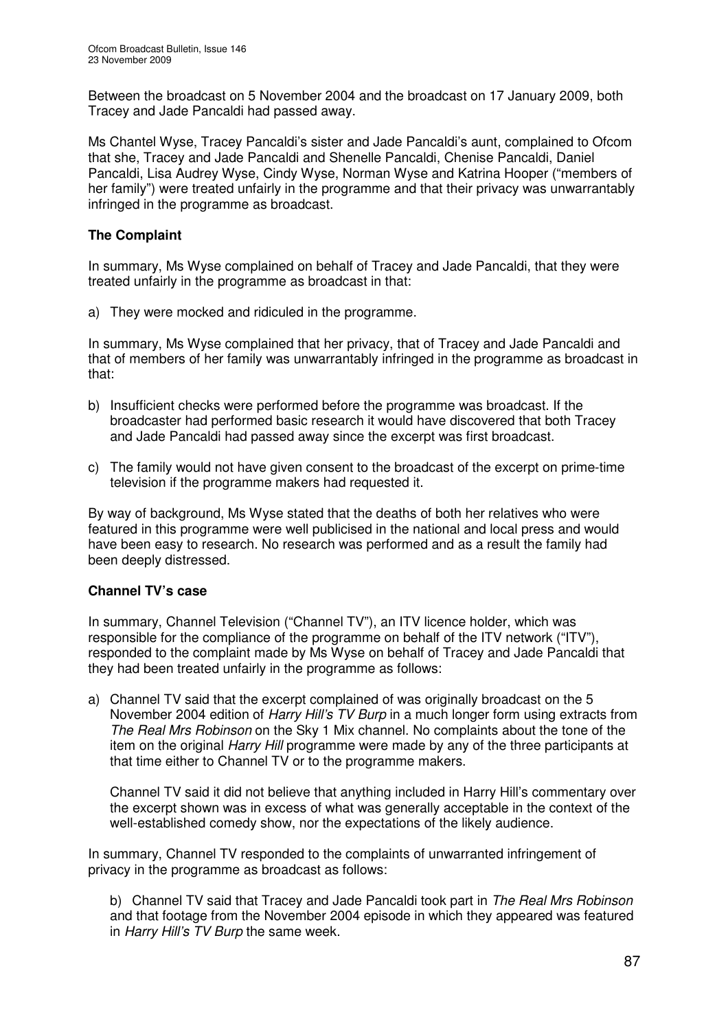Between the broadcast on 5 November 2004 and the broadcast on 17 January 2009, both Tracey and Jade Pancaldi had passed away.

Ms Chantel Wyse, Tracey Pancaldi's sister and Jade Pancaldi's aunt, complained to Ofcom that she, Tracey and Jade Pancaldi and Shenelle Pancaldi, Chenise Pancaldi, Daniel Pancaldi, Lisa Audrey Wyse, Cindy Wyse, Norman Wyse and Katrina Hooper ("members of her family") were treated unfairly in the programme and that their privacy was unwarrantably infringed in the programme as broadcast.

### The Complaint

In summary, Ms Wyse complained on behalf of Tracey and Jade Pancaldi, that they were treated unfairly in the programme as broadcast in that:

a) They were mocked and ridiculed in the programme.

In summary, Ms Wyse complained that her privacy, that of Tracey and Jade Pancaldi and that of members of her family was unwarrantably infringed in the programme as broadcast in that:

b) Insufficient checks were performed before the programme was broadcast. If the broadcaster had performed basic research it would have discovered that both Tracey and Jade Pancaldi had passed away since the excerpt was first broadcast.

c) The family would not have given consent to the broadcast of the excerpt on prime-time television if the programme makers had requested it.

By way of background, Ms Wyse stated that the deaths of both her relatives who were featured in this programme were well publicised in the national and local press and would have been easy to research. No research was performed and as a result the family had been deeply distressed.

### Channel TV's case

In summary, Channel Television ("Channel TV"), an ITV licence holder, which was responsible for the compliance of the programme on behalf of the ITV network ("ITV"), responded to the complaint made by Ms Wyse on behalf of Tracey and Jade Pancaldi that they had been treated unfairly in the programme as follows:

a) Channel TV said that the excerpt complained of was originally broadcast on the 5 November 2004 edition of *Harry Hill's TV Burp* in a much longer form using extracts from *The Real Mrs Robinson* on the Sky 1 Mix channel. No complaints about the tone of the item on the original *Harry Hill* programme were made by any of the three participants at that time either to Channel TV or to the programme makers.

Channel TV said it did not believe that anything included in Harry Hill's commentary over the excerpt shown was in excess of what was generally acceptable in the context of the well-established comedy show, nor the expectations of the likely audience.

In summary, Channel TV responded to the complaints of unwarranted infringement of privacy in the programme as broadcast as follows:

b) Channel TV said that Tracey and Jade Pancaldi took part in *The Real Mrs Robinson* and that footage from the November 2004 episode in which they appeared was featured in *Harry Hill's TV Burp* the same week.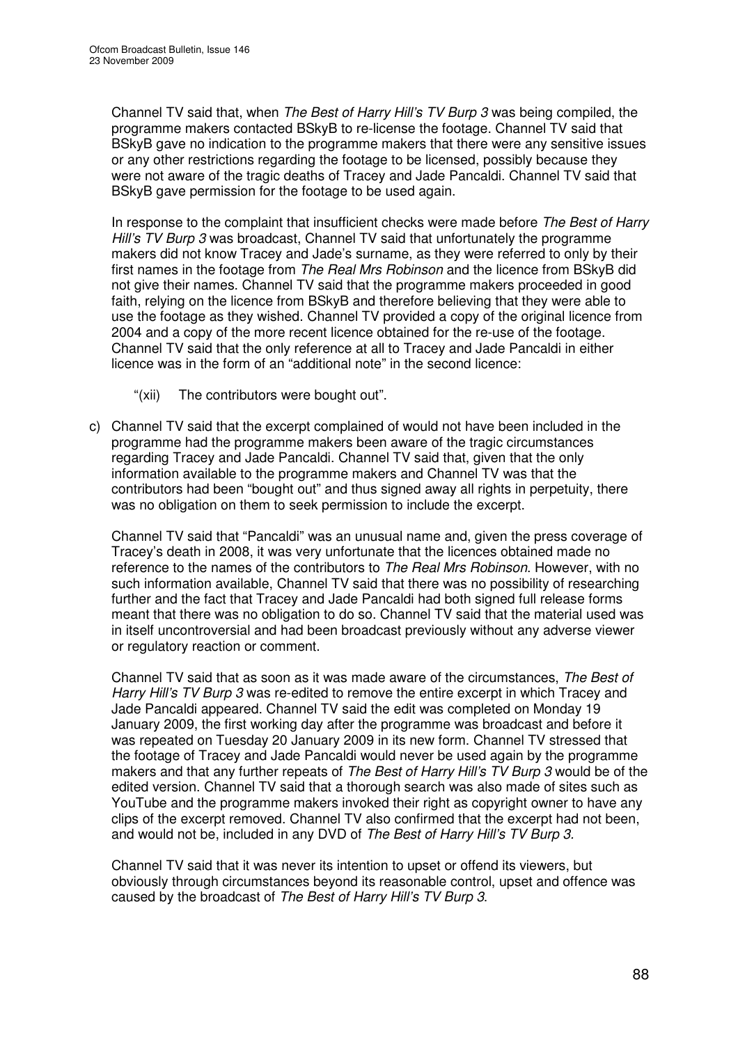Channel TV said that, when *The Best of Harry Hill's TV Burp 3* was being compiled, the programme makers contacted BSkyB to re-license the footage. Channel TV said that BSkyB gave no indication to the programme makers that there were any sensitive issues or any other restrictions regarding the footage to be licensed, possibly because they were not aware of the tragic deaths of Tracey and Jade Pancaldi. Channel TV said that BSkyB gave permission for the footage to be used again.

In response to the complaint that insufficient checks were made before *The Best of Harry Hill's TV Burp 3* was broadcast, Channel TV said that unfortunately the programme makers did not know Tracey and Jade's surname, as they were referred to only by their first names in the footage from *The Real Mrs Robinson* and the licence from BSkyB did not give their names. Channel TV said that the programme makers proceeded in good faith, relying on the licence from BSkyB and therefore believing that they were able to use the footage as they wished. Channel TV provided a copy of the original licence from 2004 and a copy of the more recent licence obtained for the re-use of the footage. Channel TV said that the only reference at all to Tracey and Jade Pancaldi in either licence was in the form of an "additional note" in the second licence:

"(xii) The contributors were bought out".

c) Channel TV said that the excerpt complained of would not have been included in the programme had the programme makers been aware of the tragic circumstances regarding Tracey and Jade Pancaldi. Channel TV said that, given that the only information available to the programme makers and Channel TV was that the contributors had been "bought out" and thus signed away all rights in perpetuity, there was no obligation on them to seek permission to include the excerpt.

Channel TV said that "Pancaldi" was an unusual name and, given the press coverage of Tracey's death in 2008, it was very unfortunate that the licences obtained made no reference to the names of the contributors to *The Real Mrs Robinson*. However, with no such information available, Channel TV said that there was no possibility of researching further and the fact that Tracey and Jade Pancaldi had both signed full release forms meant that there was no obligation to do so. Channel TV said that the material used was in itself uncontroversial and had been broadcast previously without any adverse viewer or regulatory reaction or comment.

Channel TV said that as soon as it was made aware of the circumstances, *The Best of Harry Hill's TV Burp 3* was re-edited to remove the entire excerpt in which Tracey and Jade Pancaldi appeared. Channel TV said the edit was completed on Monday 19 January 2009, the first working day after the programme was broadcast and before it was repeated on Tuesday 20 January 2009 in its new form. Channel TV stressed that the footage of Tracey and Jade Pancaldi would never be used again by the programme makers and that any further repeats of *The Best of Harry Hill's TV Burp 3* would be of the edited version. Channel TV said that a thorough search was also made of sites such as YouTube and the programme makers invoked their right as copyright owner to have any clips of the excerpt removed. Channel TV also confirmed that the excerpt had not been, and would not be, included in any DVD of *The Best of Harry Hill's TV Burp 3*.

Channel TV said that it was never its intention to upset or offend its viewers, but obviously through circumstances beyond its reasonable control, upset and offence was caused by the broadcast of *The Best of Harry Hill's TV Burp 3*.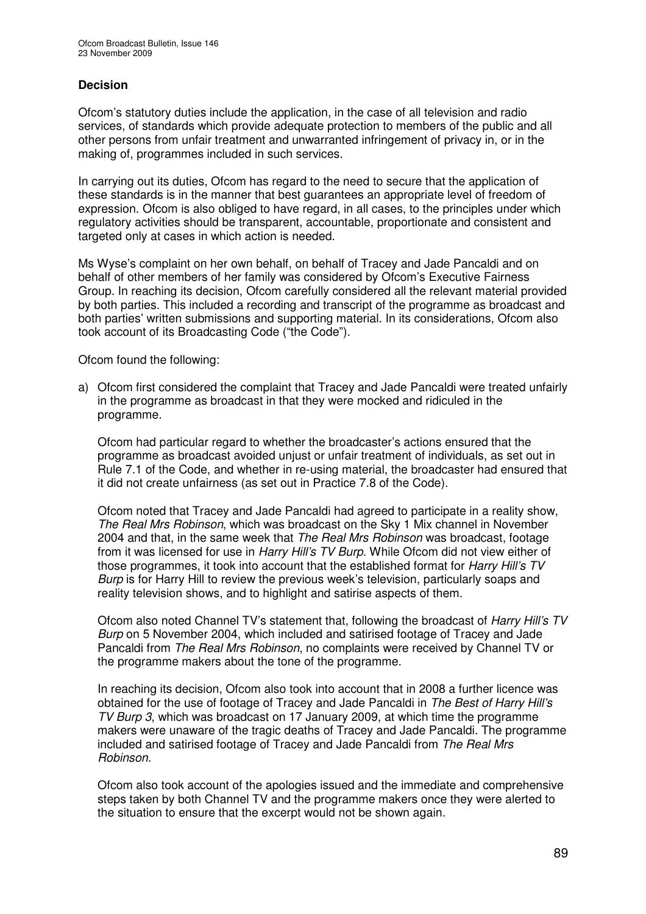**Decision**

Ofcom's statutory duties include the application, in the case of all television and radio services, of standards which provide adequate protection to members of the public and all other persons from unfair treatment and unwarranted infringement of privacy in, or in the making of, programmes included in such services.

In carrying out its duties, Ofcom has regard to the need to secure that the application of these standards is in the manner that best guarantees an appropriate level of freedom of expression. Ofcom is also obliged to have regard, in all cases, to the principles under which regulatory activities should be transparent, accountable, proportionate and consistent and targeted only at cases in which action is needed.

Ms Wyse's complaint on her own behalf, on behalf of Tracey and Jade Pancaldi and on behalf of other members of her family was considered by Ofcom's Executive Fairness Group. In reaching its decision, Ofcom carefully considered all the relevant material provided by both parties. This included a recording and transcript of the programme as broadcast and both parties' written submissions and supporting material. In its considerations, Ofcom also took account of its Broadcasting Code ("the Code").

Ofcom found the following:

a) Ofcom first considered the complaint that Tracey and Jade Pancaldi were treated unfairly in the programme as broadcast in that they were mocked and ridiculed in the programme.

   Ofcom had particular regard to whether the broadcaster's actions ensured that the programme as broadcast avoided unjust or unfair treatment of individuals, as set out in Rule 7.1 of the Code, and whether in re-using material, the broadcaster had ensured that it did not create unfairness (as set out in Practice 7.8 of the Code).

   Ofcom noted that Tracey and Jade Pancaldi had agreed to participate in a reality show, *The Real Mrs Robinson*, which was broadcast on the Sky 1 Mix channel in November 2004 and that, in the same week that *The Real Mrs Robinson* was broadcast, footage from it was licensed for use in *Harry Hill's TV Burp*. While Ofcom did not view either of those programmes, it took into account that the established format for *Harry Hill's TV Burp* is for Harry Hill to review the previous week's television, particularly soaps and reality television shows, and to highlight and satirise aspects of them.

   Ofcom also noted Channel TV's statement that, following the broadcast of *Harry Hill's TV Burp* on 5 November 2004, which included and satirised footage of Tracey and Jade Pancaldi from *The Real Mrs Robinson*, no complaints were received by Channel TV or the programme makers about the tone of the programme.

   In reaching its decision, Ofcom also took into account that in 2008 a further licence was obtained for the use of footage of Tracey and Jade Pancaldi in *The Best of Harry Hill's TV Burp 3*, which was broadcast on 17 January 2009, at which time the programme makers were unaware of the tragic deaths of Tracey and Jade Pancaldi. The programme included and satirised footage of Tracey and Jade Pancaldi from *The Real Mrs Robinson*.

   Ofcom also took account of the apologies issued and the immediate and comprehensive steps taken by both Channel TV and the programme makers once they were alerted to the situation to ensure that the excerpt would not be shown again.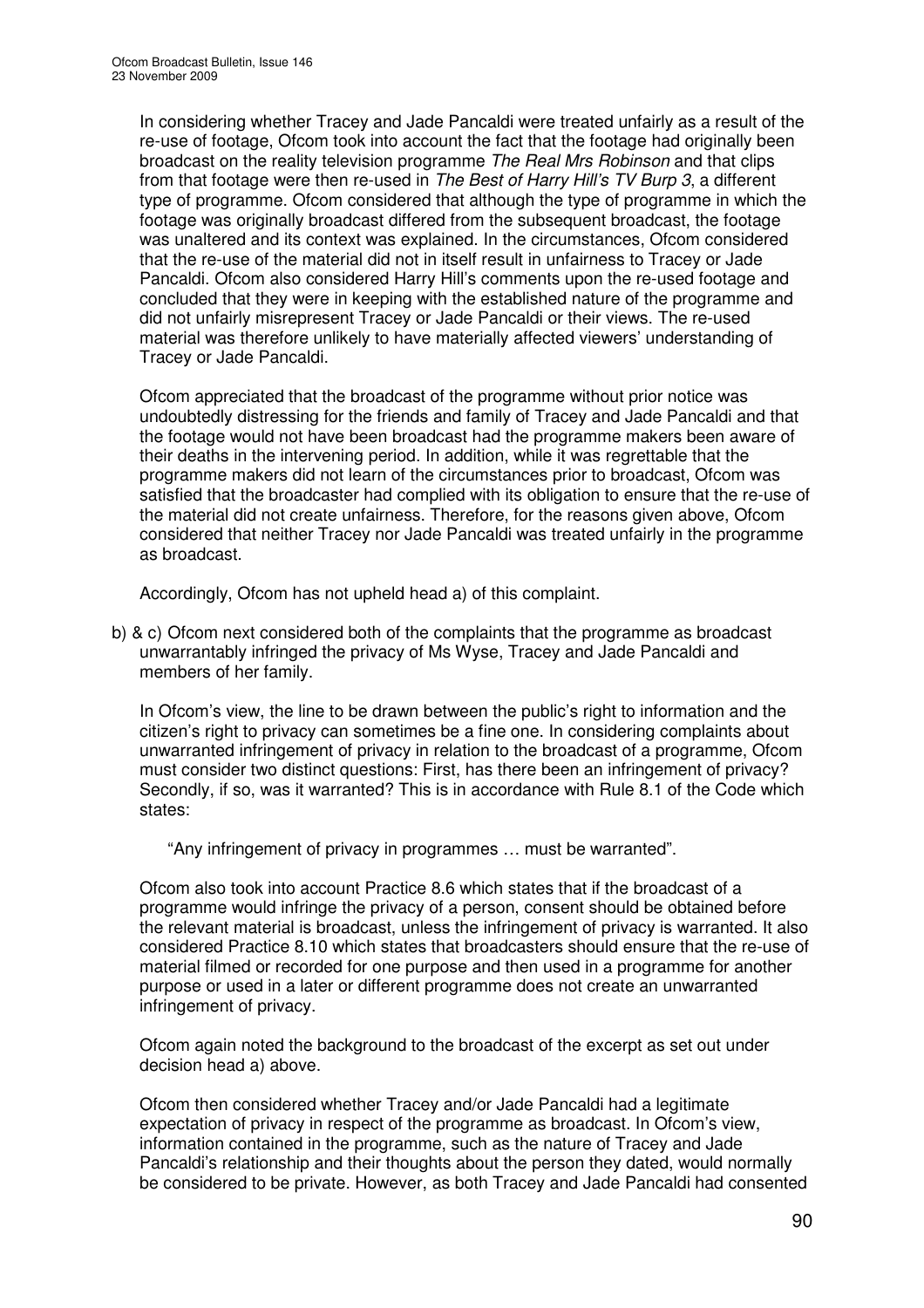In considering whether Tracey and Jade Pancaldi were treated unfairly as a result of the re-use of footage, Ofcom took into account the fact that the footage had originally been broadcast on the reality television programme *The Real Mrs Robinson* and that clips from that footage were then re-used in *The Best of Harry Hill's TV Burp 3*, a different type of programme. Ofcom considered that although the type of programme in which the footage was originally broadcast differed from the subsequent broadcast, the footage was unaltered and its context was explained. In the circumstances, Ofcom considered that the re-use of the material did not in itself result in unfairness to Tracey or Jade Pancaldi. Ofcom also considered Harry Hill's comments upon the re-used footage and concluded that they were in keeping with the established nature of the programme and did not unfairly misrepresent Tracey or Jade Pancaldi or their views. The re-used material was therefore unlikely to have materially affected viewers' understanding of Tracey or Jade Pancaldi.

Ofcom appreciated that the broadcast of the programme without prior notice was undoubtedly distressing for the friends and family of Tracey and Jade Pancaldi and that the footage would not have been broadcast had the programme makers been aware of their deaths in the intervening period. In addition, while it was regrettable that the programme makers did not learn of the circumstances prior to broadcast, Ofcom was satisfied that the broadcaster had complied with its obligation to ensure that the re-use of the material did not create unfairness. Therefore, for the reasons given above, Ofcom considered that neither Tracey nor Jade Pancaldi was treated unfairly in the programme as broadcast.

Accordingly, Ofcom has not upheld head a) of this complaint.

b) & c) Ofcom next considered both of the complaints that the programme as broadcast unwarrantably infringed the privacy of Ms Wyse, Tracey and Jade Pancaldi and members of her family.

In Ofcom's view, the line to be drawn between the public's right to information and the citizen's right to privacy can sometimes be a fine one. In considering complaints about unwarranted infringement of privacy in relation to the broadcast of a programme, Ofcom must consider two distinct questions: First, has there been an infringement of privacy? Secondly, if so, was it warranted? This is in accordance with Rule 8.1 of the Code which states:

> "Any infringement of privacy in programmes … must be warranted".

Ofcom also took into account Practice 8.6 which states that if the broadcast of a programme would infringe the privacy of a person, consent should be obtained before the relevant material is broadcast, unless the infringement of privacy is warranted. It also considered Practice 8.10 which states that broadcasters should ensure that the re-use of material filmed or recorded for one purpose and then used in a programme for another purpose or used in a later or different programme does not create an unwarranted infringement of privacy.

Ofcom again noted the background to the broadcast of the excerpt as set out under decision head a) above.

Ofcom then considered whether Tracey and/or Jade Pancaldi had a legitimate expectation of privacy in respect of the programme as broadcast. In Ofcom's view, information contained in the programme, such as the nature of Tracey and Jade Pancaldi's relationship and their thoughts about the person they dated, would normally be considered to be private. However, as both Tracey and Jade Pancaldi had consented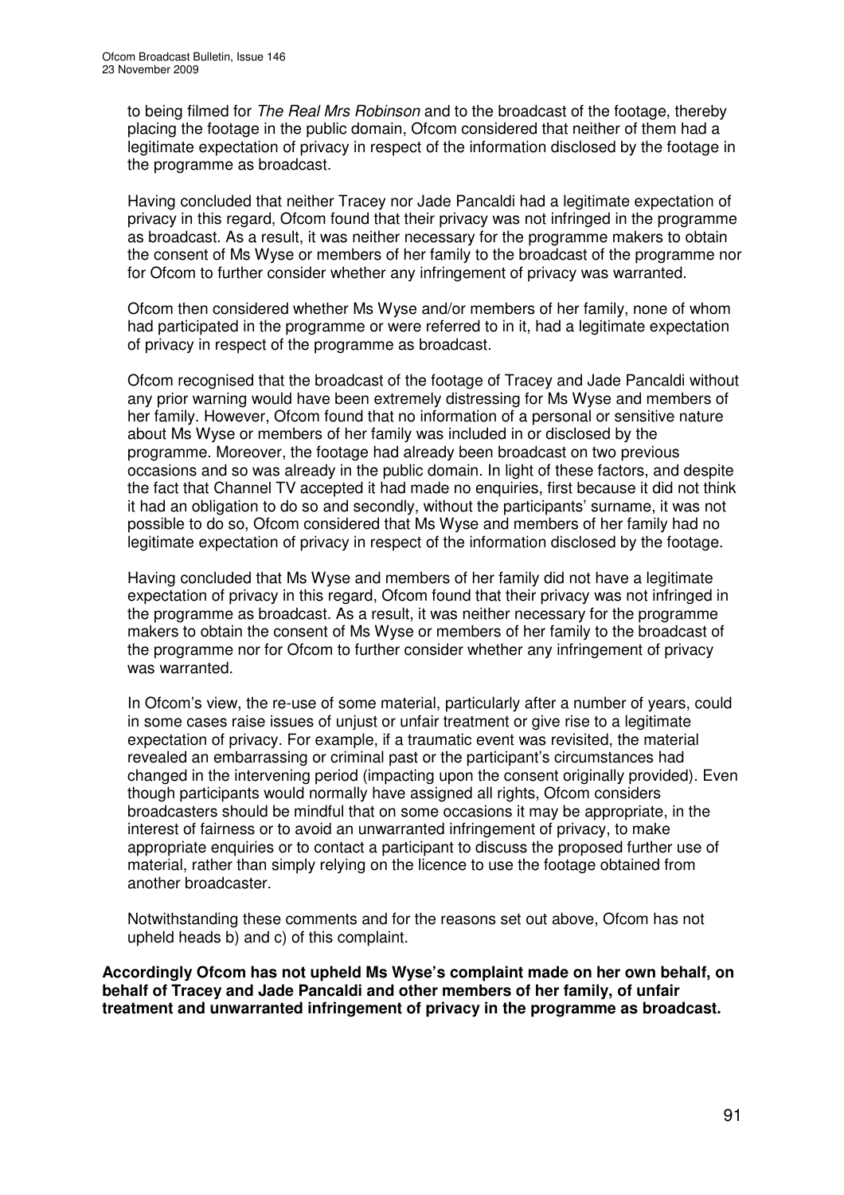to being filmed for *The Real Mrs Robinson* and to the broadcast of the footage, thereby placing the footage in the public domain, Ofcom considered that neither of them had a legitimate expectation of privacy in respect of the information disclosed by the footage in the programme as broadcast.

Having concluded that neither Tracey nor Jade Pancaldi had a legitimate expectation of privacy in this regard, Ofcom found that their privacy was not infringed in the programme as broadcast. As a result, it was neither necessary for the programme makers to obtain the consent of Ms Wyse or members of her family to the broadcast of the programme nor for Ofcom to further consider whether any infringement of privacy was warranted.

Ofcom then considered whether Ms Wyse and/or members of her family, none of whom had participated in the programme or were referred to in it, had a legitimate expectation of privacy in respect of the programme as broadcast.

Ofcom recognised that the broadcast of the footage of Tracey and Jade Pancaldi without any prior warning would have been extremely distressing for Ms Wyse and members of her family. However, Ofcom found that no information of a personal or sensitive nature about Ms Wyse or members of her family was included in or disclosed by the programme. Moreover, the footage had already been broadcast on two previous occasions and so was already in the public domain. In light of these factors, and despite the fact that Channel TV accepted it had made no enquiries, first because it did not think it had an obligation to do so and secondly, without the participants' surname, it was not possible to do so, Ofcom considered that Ms Wyse and members of her family had no legitimate expectation of privacy in respect of the information disclosed by the footage.

Having concluded that Ms Wyse and members of her family did not have a legitimate expectation of privacy in this regard, Ofcom found that their privacy was not infringed in the programme as broadcast. As a result, it was neither necessary for the programme makers to obtain the consent of Ms Wyse or members of her family to the broadcast of the programme nor for Ofcom to further consider whether any infringement of privacy was warranted.

In Ofcom's view, the re-use of some material, particularly after a number of years, could in some cases raise issues of unjust or unfair treatment or give rise to a legitimate expectation of privacy. For example, if a traumatic event was revisited, the material revealed an embarrassing or criminal past or the participant's circumstances had changed in the intervening period (impacting upon the consent originally provided). Even though participants would normally have assigned all rights, Ofcom considers broadcasters should be mindful that on some occasions it may be appropriate, in the interest of fairness or to avoid an unwarranted infringement of privacy, to make appropriate enquiries or to contact a participant to discuss the proposed further use of material, rather than simply relying on the licence to use the footage obtained from another broadcaster.

Notwithstanding these comments and for the reasons set out above, Ofcom has not upheld heads b) and c) of this complaint.

**Accordingly Ofcom has not upheld Ms Wyse's complaint made on her own behalf, on behalf of Tracey and Jade Pancaldi and other members of her family, of unfair treatment and unwarranted infringement of privacy in the programme as broadcast.**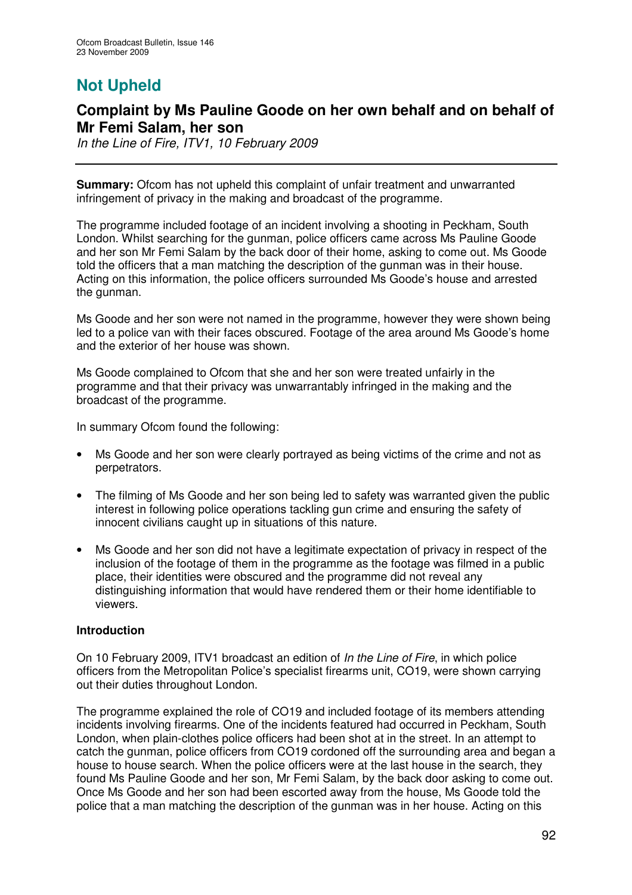# Not Upheld

## Complaint by Ms Pauline Goode on her own behalf and on behalf of Mr Femi Salam, her son

*In the Line of Fire, ITV1, 10 February 2009*

**Summary:** Ofcom has not upheld this complaint of unfair treatment and unwarranted infringement of privacy in the making and broadcast of the programme.

The programme included footage of an incident involving a shooting in Peckham, South London. Whilst searching for the gunman, police officers came across Ms Pauline Goode and her son Mr Femi Salam by the back door of their home, asking to come out. Ms Goode told the officers that a man matching the description of the gunman was in their house. Acting on this information, the police officers surrounded Ms Goode's house and arrested the gunman.

Ms Goode and her son were not named in the programme, however they were shown being led to a police van with their faces obscured. Footage of the area around Ms Goode's home and the exterior of her house was shown.

Ms Goode complained to Ofcom that she and her son were treated unfairly in the programme and that their privacy was unwarrantably infringed in the making and the broadcast of the programme.

In summary Ofcom found the following:

- Ms Goode and her son were clearly portrayed as being victims of the crime and not as perpetrators.
- The filming of Ms Goode and her son being led to safety was warranted given the public interest in following police operations tackling gun crime and ensuring the safety of innocent civilians caught up in situations of this nature.
- Ms Goode and her son did not have a legitimate expectation of privacy in respect of the inclusion of the footage of them in the programme as the footage was filmed in a public place, their identities were obscured and the programme did not reveal any distinguishing information that would have rendered them or their home identifiable to viewers.

**Introduction**

On 10 February 2009, ITV1 broadcast an edition of *In the Line of Fire*, in which police officers from the Metropolitan Police's specialist firearms unit, CO19, were shown carrying out their duties throughout London.

The programme explained the role of CO19 and included footage of its members attending incidents involving firearms. One of the incidents featured had occurred in Peckham, South London, when plain-clothes police officers had been shot at in the street. In an attempt to catch the gunman, police officers from CO19 cordoned off the surrounding area and began a house to house search. When the police officers were at the last house in the search, they found Ms Pauline Goode and her son, Mr Femi Salam, by the back door asking to come out. Once Ms Goode and her son had been escorted away from the house, Ms Goode told the police that a man matching the description of the gunman was in her house. Acting on this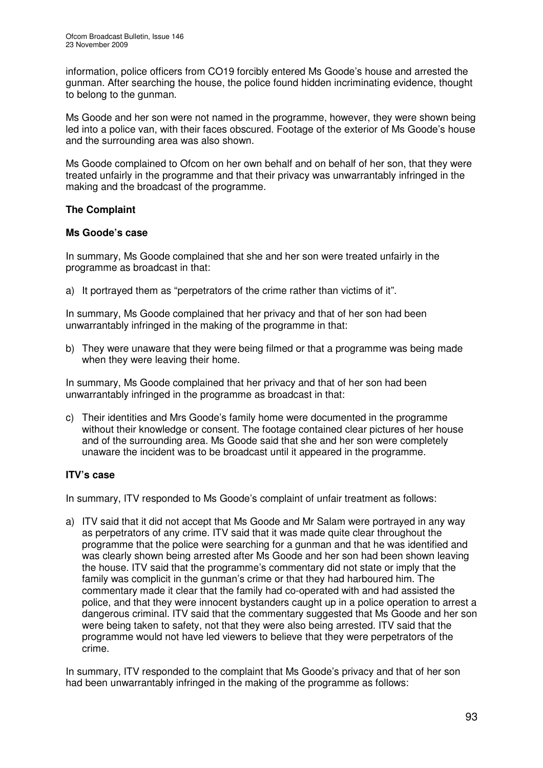information, police officers from CO19 forcibly entered Ms Goode's house and arrested the gunman. After searching the house, the police found hidden incriminating evidence, thought to belong to the gunman.

Ms Goode and her son were not named in the programme, however, they were shown being led into a police van, with their faces obscured. Footage of the exterior of Ms Goode's house and the surrounding area was also shown.

Ms Goode complained to Ofcom on her own behalf and on behalf of her son, that they were treated unfairly in the programme and that their privacy was unwarrantably infringed in the making and the broadcast of the programme.

## The Complaint

### Ms Goode's case

In summary, Ms Goode complained that she and her son were treated unfairly in the programme as broadcast in that:

a) It portrayed them as "perpetrators of the crime rather than victims of it".

In summary, Ms Goode complained that her privacy and that of her son had been unwarrantably infringed in the making of the programme in that:

b) They were unaware that they were being filmed or that a programme was being made when they were leaving their home.

In summary, Ms Goode complained that her privacy and that of her son had been unwarrantably infringed in the programme as broadcast in that:

c) Their identities and Mrs Goode's family home were documented in the programme without their knowledge or consent. The footage contained clear pictures of her house and of the surrounding area. Ms Goode said that she and her son were completely unaware the incident was to be broadcast until it appeared in the programme.

### ITV's case

In summary, ITV responded to Ms Goode's complaint of unfair treatment as follows:

a) ITV said that it did not accept that Ms Goode and Mr Salam were portrayed in any way as perpetrators of any crime. ITV said that it was made quite clear throughout the programme that the police were searching for a gunman and that he was identified and was clearly shown being arrested after Ms Goode and her son had been shown leaving the house. ITV said that the programme's commentary did not state or imply that the family was complicit in the gunman's crime or that they had harboured him. The commentary made it clear that the family had co-operated with and had assisted the police, and that they were innocent bystanders caught up in a police operation to arrest a dangerous criminal. ITV said that the commentary suggested that Ms Goode and her son were being taken to safety, not that they were also being arrested. ITV said that the programme would not have led viewers to believe that they were perpetrators of the crime.

In summary, ITV responded to the complaint that Ms Goode's privacy and that of her son had been unwarrantably infringed in the making of the programme as follows: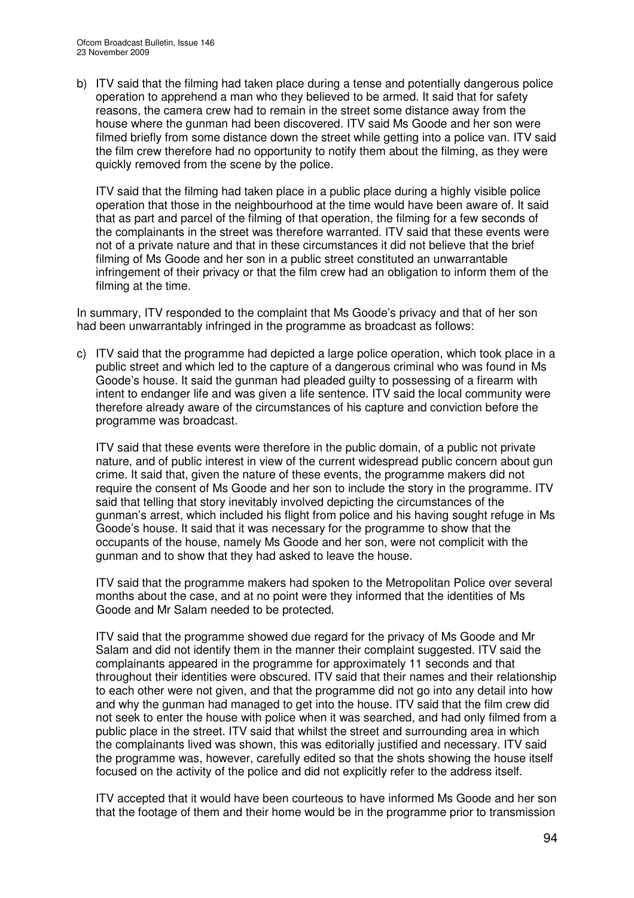b) ITV said that the filming had taken place during a tense and potentially dangerous police operation to apprehend a man who they believed to be armed. It said that for safety reasons, the camera crew had to remain in the street some distance away from the house where the gunman had been discovered. ITV said Ms Goode and her son were filmed briefly from some distance down the street while getting into a police van. ITV said the film crew therefore had no opportunity to notify them about the filming, as they were quickly removed from the scene by the police.

   ITV said that the filming had taken place in a public place during a highly visible police operation that those in the neighbourhood at the time would have been aware of. It said that as part and parcel of the filming of that operation, the filming for a few seconds of the complainants in the street was therefore warranted. ITV said that these events were not of a private nature and that in these circumstances it did not believe that the brief filming of Ms Goode and her son in a public street constituted an unwarrantable infringement of their privacy or that the film crew had an obligation to inform them of the filming at the time.

In summary, ITV responded to the complaint that Ms Goode's privacy and that of her son had been unwarrantably infringed in the programme as broadcast as follows:

c) ITV said that the programme had depicted a large police operation, which took place in a public street and which led to the capture of a dangerous criminal who was found in Ms Goode's house. It said the gunman had pleaded guilty to possessing of a firearm with intent to endanger life and was given a life sentence. ITV said the local community were therefore already aware of the circumstances of his capture and conviction before the programme was broadcast.

   ITV said that these events were therefore in the public domain, of a public not private nature, and of public interest in view of the current widespread public concern about gun crime. It said that, given the nature of these events, the programme makers did not require the consent of Ms Goode and her son to include the story in the programme. ITV said that telling that story inevitably involved depicting the circumstances of the gunman's arrest, which included his flight from police and his having sought refuge in Ms Goode's house. It said that it was necessary for the programme to show that the occupants of the house, namely Ms Goode and her son, were not complicit with the gunman and to show that they had asked to leave the house.

   ITV said that the programme makers had spoken to the Metropolitan Police over several months about the case, and at no point were they informed that the identities of Ms Goode and Mr Salam needed to be protected.

   ITV said that the programme showed due regard for the privacy of Ms Goode and Mr Salam and did not identify them in the manner their complaint suggested. ITV said the complainants appeared in the programme for approximately 11 seconds and that throughout their identities were obscured. ITV said that their names and their relationship to each other were not given, and that the programme did not go into any detail into how and why the gunman had managed to get into the house. ITV said that the film crew did not seek to enter the house with police when it was searched, and had only filmed from a public place in the street. ITV said that whilst the street and surrounding area in which the complainants lived was shown, this was editorially justified and necessary. ITV said the programme was, however, carefully edited so that the shots showing the house itself focused on the activity of the police and did not explicitly refer to the address itself.

   ITV accepted that it would have been courteous to have informed Ms Goode and her son that the footage of them and their home would be in the programme prior to transmission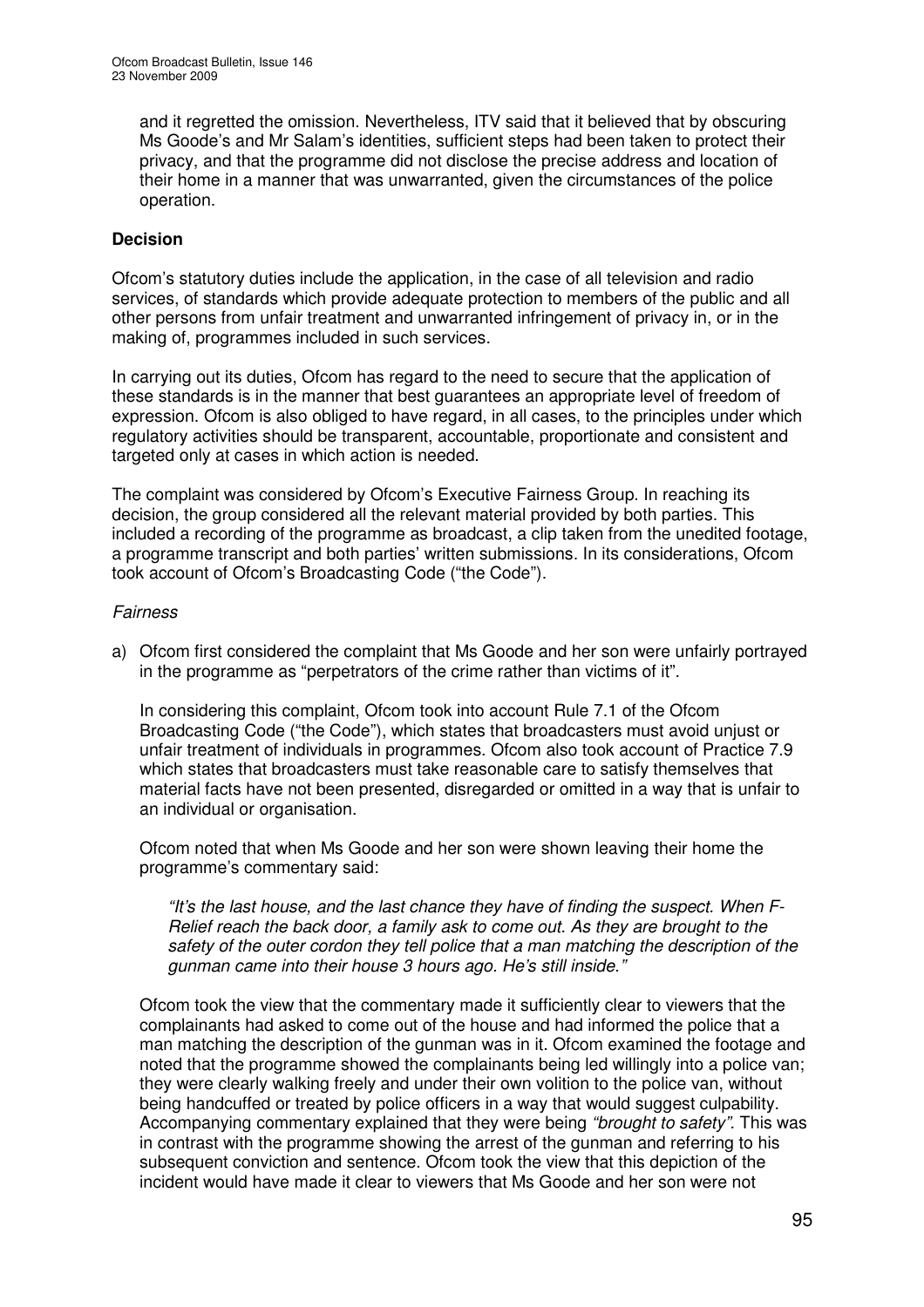and it regretted the omission. Nevertheless, ITV said that it believed that by obscuring Ms Goode's and Mr Salam's identities, sufficient steps had been taken to protect their privacy, and that the programme did not disclose the precise address and location of their home in a manner that was unwarranted, given the circumstances of the police operation.

**Decision**

Ofcom's statutory duties include the application, in the case of all television and radio services, of standards which provide adequate protection to members of the public and all other persons from unfair treatment and unwarranted infringement of privacy in, or in the making of, programmes included in such services.

In carrying out its duties, Ofcom has regard to the need to secure that the application of these standards is in the manner that best guarantees an appropriate level of freedom of expression. Ofcom is also obliged to have regard, in all cases, to the principles under which regulatory activities should be transparent, accountable, proportionate and consistent and targeted only at cases in which action is needed.

The complaint was considered by Ofcom's Executive Fairness Group. In reaching its decision, the group considered all the relevant material provided by both parties. This included a recording of the programme as broadcast, a clip taken from the unedited footage, a programme transcript and both parties' written submissions. In its considerations, Ofcom took account of Ofcom's Broadcasting Code ("the Code").

*Fairness*

a) Ofcom first considered the complaint that Ms Goode and her son were unfairly portrayed in the programme as "perpetrators of the crime rather than victims of it".

   In considering this complaint, Ofcom took into account Rule 7.1 of the Ofcom Broadcasting Code ("the Code"), which states that broadcasters must avoid unjust or unfair treatment of individuals in programmes. Ofcom also took account of Practice 7.9 which states that broadcasters must take reasonable care to satisfy themselves that material facts have not been presented, disregarded or omitted in a way that is unfair to an individual or organisation.

   Ofcom noted that when Ms Goode and her son were shown leaving their home the programme's commentary said:

   > *"It's the last house, and the last chance they have of finding the suspect. When F-Relief reach the back door, a family ask to come out. As they are brought to the safety of the outer cordon they tell police that a man matching the description of the gunman came into their house 3 hours ago. He's still inside."*

   Ofcom took the view that the commentary made it sufficiently clear to viewers that the complainants had asked to come out of the house and had informed the police that a man matching the description of the gunman was in it. Ofcom examined the footage and noted that the programme showed the complainants being led willingly into a police van; they were clearly walking freely and under their own volition to the police van, without being handcuffed or treated by police officers in a way that would suggest culpability. Accompanying commentary explained that they were being *"brought to safety"*. This was in contrast with the programme showing the arrest of the gunman and referring to his subsequent conviction and sentence. Ofcom took the view that this depiction of the incident would have made it clear to viewers that Ms Goode and her son were not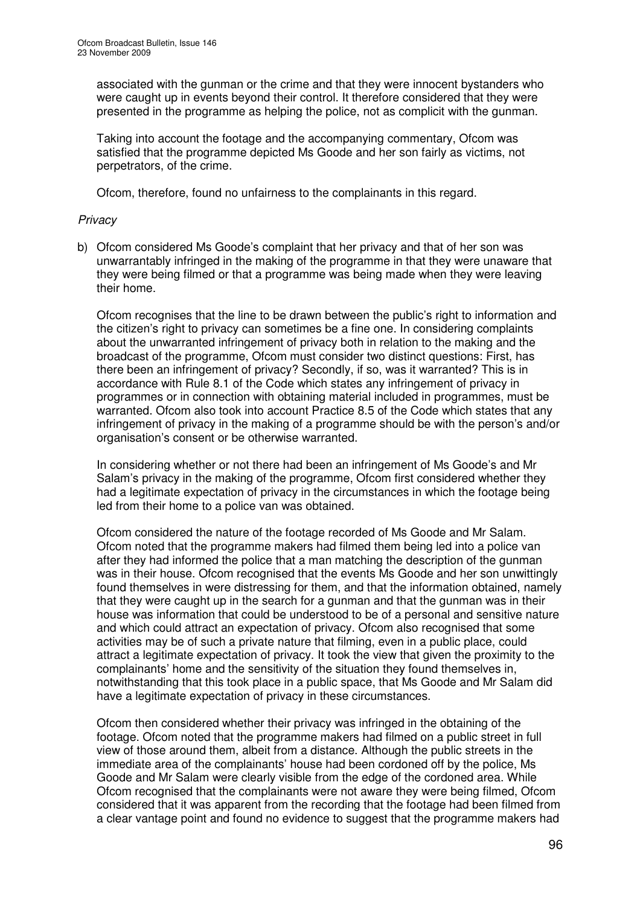associated with the gunman or the crime and that they were innocent bystanders who were caught up in events beyond their control. It therefore considered that they were presented in the programme as helping the police, not as complicit with the gunman.

Taking into account the footage and the accompanying commentary, Ofcom was satisfied that the programme depicted Ms Goode and her son fairly as victims, not perpetrators, of the crime.

Ofcom, therefore, found no unfairness to the complainants in this regard.

*Privacy*

b) Ofcom considered Ms Goode's complaint that her privacy and that of her son was unwarrantably infringed in the making of the programme in that they were unaware that they were being filmed or that a programme was being made when they were leaving their home.

Ofcom recognises that the line to be drawn between the public's right to information and the citizen's right to privacy can sometimes be a fine one. In considering complaints about the unwarranted infringement of privacy both in relation to the making and the broadcast of the programme, Ofcom must consider two distinct questions: First, has there been an infringement of privacy? Secondly, if so, was it warranted? This is in accordance with Rule 8.1 of the Code which states any infringement of privacy in programmes or in connection with obtaining material included in programmes, must be warranted. Ofcom also took into account Practice 8.5 of the Code which states that any infringement of privacy in the making of a programme should be with the person's and/or organisation's consent or be otherwise warranted.

In considering whether or not there had been an infringement of Ms Goode's and Mr Salam's privacy in the making of the programme, Ofcom first considered whether they had a legitimate expectation of privacy in the circumstances in which the footage being led from their home to a police van was obtained.

Ofcom considered the nature of the footage recorded of Ms Goode and Mr Salam. Ofcom noted that the programme makers had filmed them being led into a police van after they had informed the police that a man matching the description of the gunman was in their house. Ofcom recognised that the events Ms Goode and her son unwittingly found themselves in were distressing for them, and that the information obtained, namely that they were caught up in the search for a gunman and that the gunman was in their house was information that could be understood to be of a personal and sensitive nature and which could attract an expectation of privacy. Ofcom also recognised that some activities may be of such a private nature that filming, even in a public place, could attract a legitimate expectation of privacy. It took the view that given the proximity to the complainants' home and the sensitivity of the situation they found themselves in, notwithstanding that this took place in a public space, that Ms Goode and Mr Salam did have a legitimate expectation of privacy in these circumstances.

Ofcom then considered whether their privacy was infringed in the obtaining of the footage. Ofcom noted that the programme makers had filmed on a public street in full view of those around them, albeit from a distance. Although the public streets in the immediate area of the complainants' house had been cordoned off by the police, Ms Goode and Mr Salam were clearly visible from the edge of the cordoned area. While Ofcom recognised that the complainants were not aware they were being filmed, Ofcom considered that it was apparent from the recording that the footage had been filmed from a clear vantage point and found no evidence to suggest that the programme makers had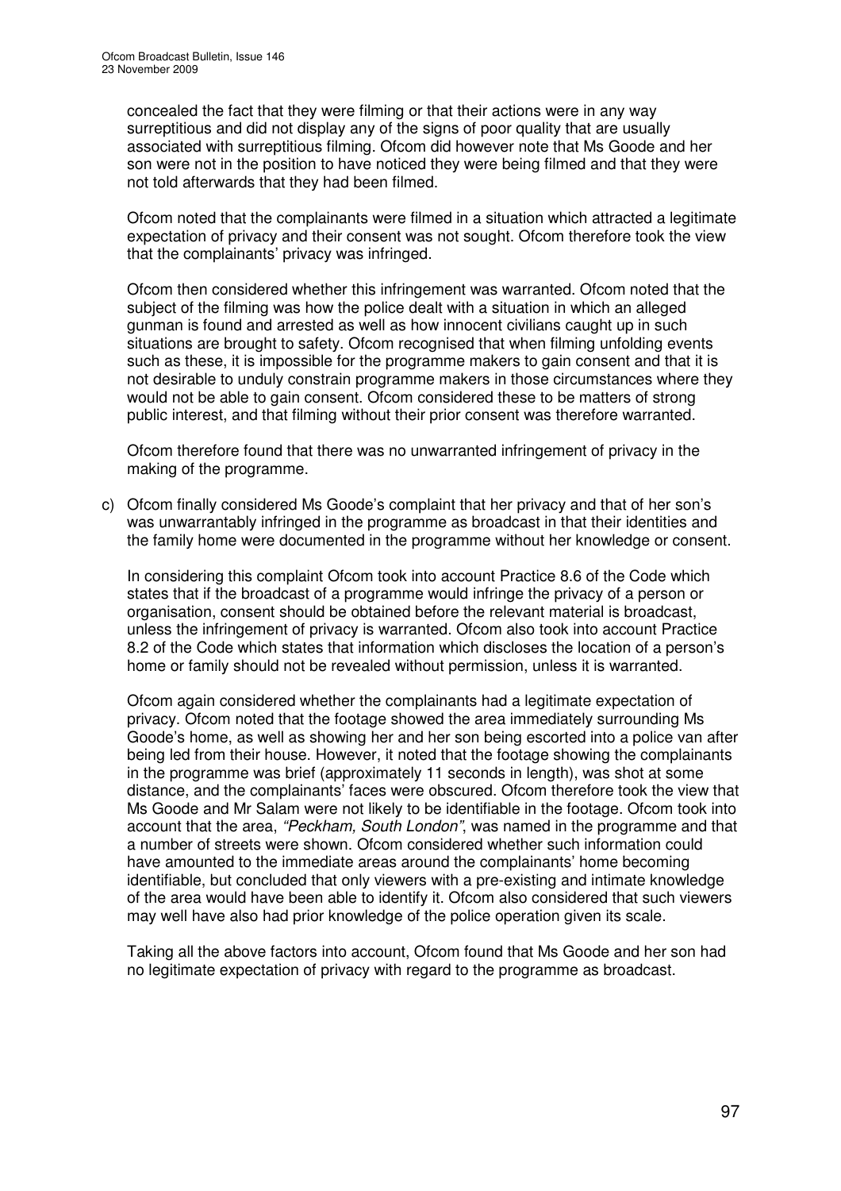concealed the fact that they were filming or that their actions were in any way surreptitious and did not display any of the signs of poor quality that are usually associated with surreptitious filming. Ofcom did however note that Ms Goode and her son were not in the position to have noticed they were being filmed and that they were not told afterwards that they had been filmed.

Ofcom noted that the complainants were filmed in a situation which attracted a legitimate expectation of privacy and their consent was not sought. Ofcom therefore took the view that the complainants' privacy was infringed.

Ofcom then considered whether this infringement was warranted. Ofcom noted that the subject of the filming was how the police dealt with a situation in which an alleged gunman is found and arrested as well as how innocent civilians caught up in such situations are brought to safety. Ofcom recognised that when filming unfolding events such as these, it is impossible for the programme makers to gain consent and that it is not desirable to unduly constrain programme makers in those circumstances where they would not be able to gain consent. Ofcom considered these to be matters of strong public interest, and that filming without their prior consent was therefore warranted.

Ofcom therefore found that there was no unwarranted infringement of privacy in the making of the programme.

c) Ofcom finally considered Ms Goode's complaint that her privacy and that of her son's was unwarrantably infringed in the programme as broadcast in that their identities and the family home were documented in the programme without her knowledge or consent.

   In considering this complaint Ofcom took into account Practice 8.6 of the Code which states that if the broadcast of a programme would infringe the privacy of a person or organisation, consent should be obtained before the relevant material is broadcast, unless the infringement of privacy is warranted. Ofcom also took into account Practice 8.2 of the Code which states that information which discloses the location of a person's home or family should not be revealed without permission, unless it is warranted.

   Ofcom again considered whether the complainants had a legitimate expectation of privacy. Ofcom noted that the footage showed the area immediately surrounding Ms Goode's home, as well as showing her and her son being escorted into a police van after being led from their house. However, it noted that the footage showing the complainants in the programme was brief (approximately 11 seconds in length), was shot at some distance, and the complainants' faces were obscured. Ofcom therefore took the view that Ms Goode and Mr Salam were not likely to be identifiable in the footage. Ofcom took into account that the area, *"Peckham, South London"*, was named in the programme and that a number of streets were shown. Ofcom considered whether such information could have amounted to the immediate areas around the complainants' home becoming identifiable, but concluded that only viewers with a pre-existing and intimate knowledge of the area would have been able to identify it. Ofcom also considered that such viewers may well have also had prior knowledge of the police operation given its scale.

   Taking all the above factors into account, Ofcom found that Ms Goode and her son had no legitimate expectation of privacy with regard to the programme as broadcast.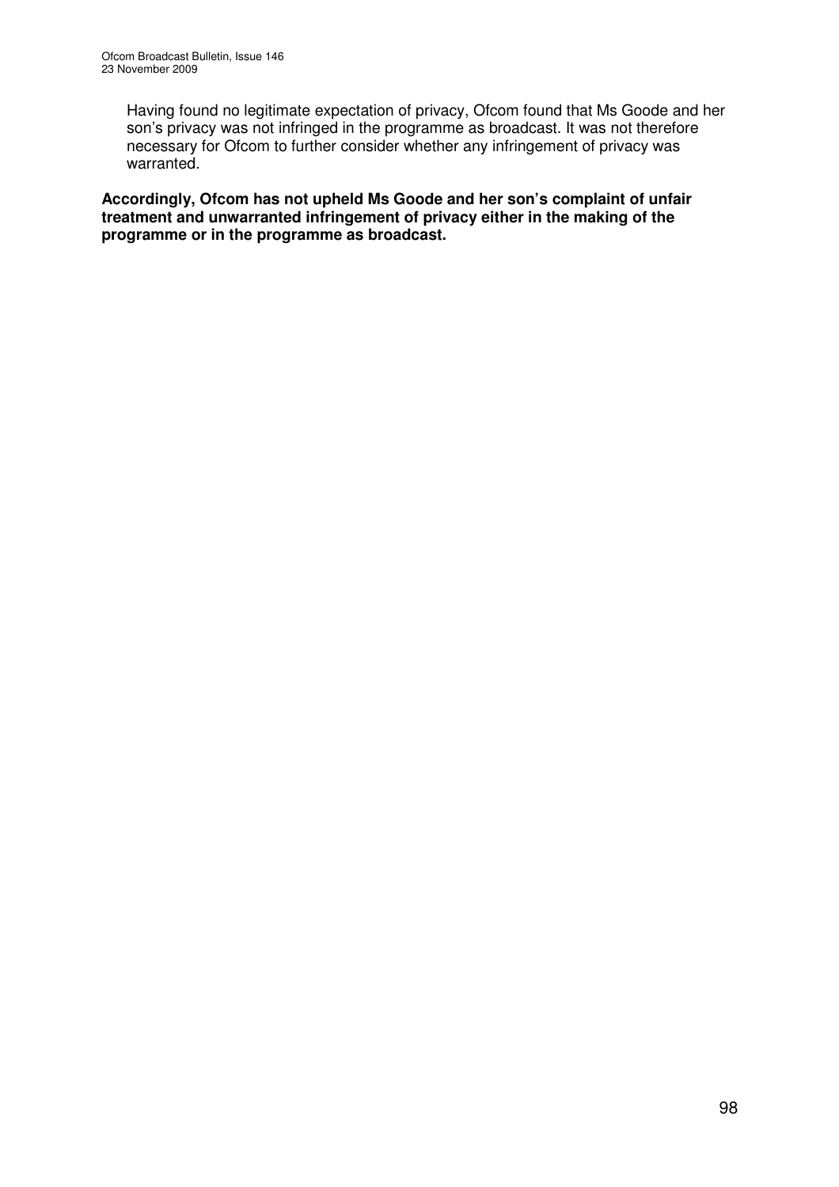Having found no legitimate expectation of privacy, Ofcom found that Ms Goode and her son's privacy was not infringed in the programme as broadcast. It was not therefore necessary for Ofcom to further consider whether any infringement of privacy was warranted.

**Accordingly, Ofcom has not upheld Ms Goode and her son's complaint of unfair treatment and unwarranted infringement of privacy either in the making of the programme or in the programme as broadcast.**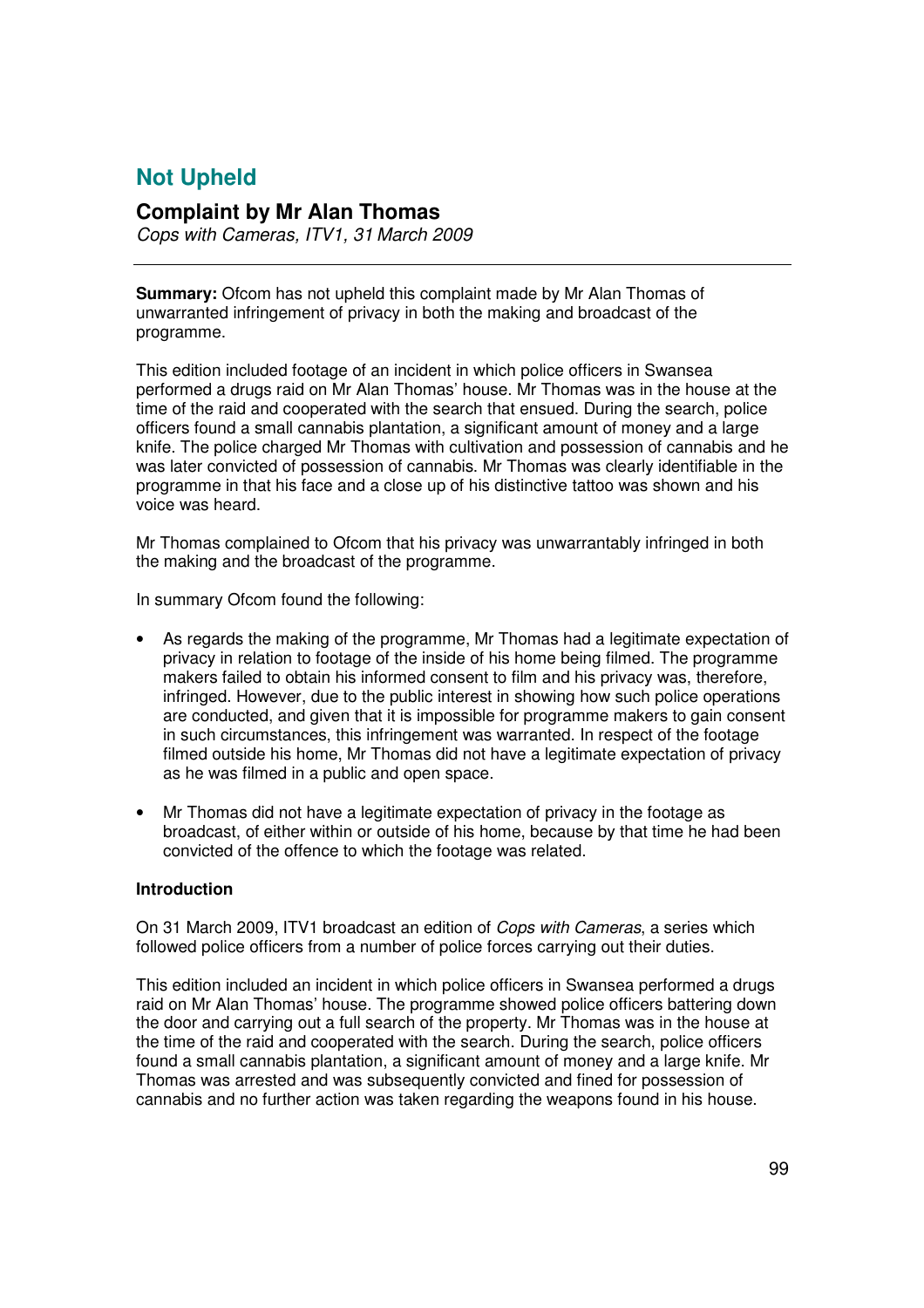## Not Upheld

### Complaint by Mr Alan Thomas

*Cops with Cameras, ITV1, 31 March 2009*

---

**Summary:** Ofcom has not upheld this complaint made by Mr Alan Thomas of unwarranted infringement of privacy in both the making and broadcast of the programme.

This edition included footage of an incident in which police officers in Swansea performed a drugs raid on Mr Alan Thomas' house. Mr Thomas was in the house at the time of the raid and cooperated with the search that ensued. During the search, police officers found a small cannabis plantation, a significant amount of money and a large knife. The police charged Mr Thomas with cultivation and possession of cannabis and he was later convicted of possession of cannabis. Mr Thomas was clearly identifiable in the programme in that his face and a close up of his distinctive tattoo was shown and his voice was heard.

Mr Thomas complained to Ofcom that his privacy was unwarrantably infringed in both the making and the broadcast of the programme.

In summary Ofcom found the following:

- As regards the making of the programme, Mr Thomas had a legitimate expectation of privacy in relation to footage of the inside of his home being filmed. The programme makers failed to obtain his informed consent to film and his privacy was, therefore, infringed. However, due to the public interest in showing how such police operations are conducted, and given that it is impossible for programme makers to gain consent in such circumstances, this infringement was warranted. In respect of the footage filmed outside his home, Mr Thomas did not have a legitimate expectation of privacy as he was filmed in a public and open space.

- Mr Thomas did not have a legitimate expectation of privacy in the footage as broadcast, of either within or outside of his home, because by that time he had been convicted of the offence to which the footage was related.

**Introduction**

On 31 March 2009, ITV1 broadcast an edition of *Cops with Cameras*, a series which followed police officers from a number of police forces carrying out their duties.

This edition included an incident in which police officers in Swansea performed a drugs raid on Mr Alan Thomas' house. The programme showed police officers battering down the door and carrying out a full search of the property. Mr Thomas was in the house at the time of the raid and cooperated with the search. During the search, police officers found a small cannabis plantation, a significant amount of money and a large knife. Mr Thomas was arrested and was subsequently convicted and fined for possession of cannabis and no further action was taken regarding the weapons found in his house.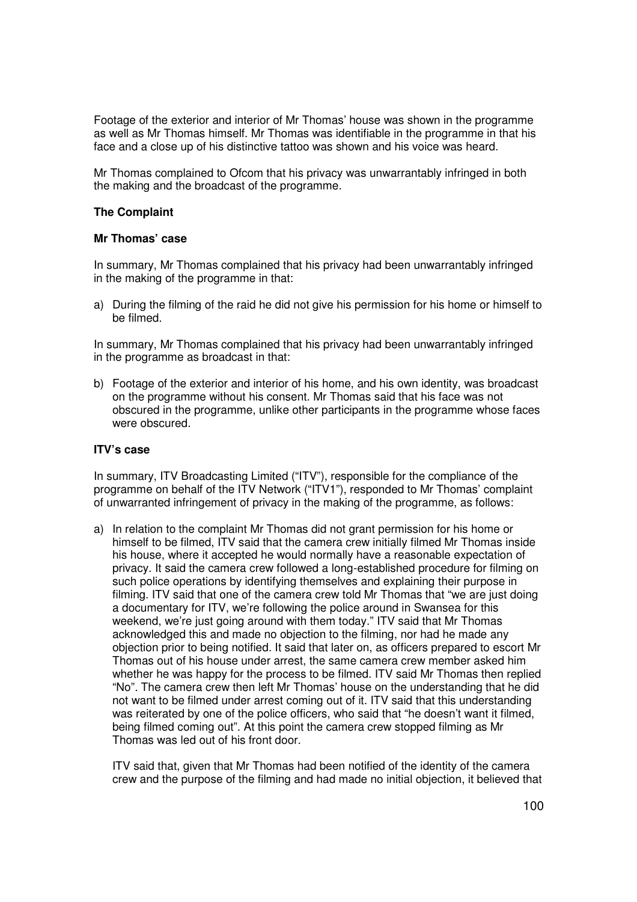Footage of the exterior and interior of Mr Thomas' house was shown in the programme as well as Mr Thomas himself. Mr Thomas was identifiable in the programme in that his face and a close up of his distinctive tattoo was shown and his voice was heard.

Mr Thomas complained to Ofcom that his privacy was unwarrantably infringed in both the making and the broadcast of the programme.

**The Complaint**

**Mr Thomas' case**

In summary, Mr Thomas complained that his privacy had been unwarrantably infringed in the making of the programme in that:

a) During the filming of the raid he did not give his permission for his home or himself to be filmed.

In summary, Mr Thomas complained that his privacy had been unwarrantably infringed in the programme as broadcast in that:

b) Footage of the exterior and interior of his home, and his own identity, was broadcast on the programme without his consent. Mr Thomas said that his face was not obscured in the programme, unlike other participants in the programme whose faces were obscured.

**ITV's case**

In summary, ITV Broadcasting Limited ("ITV"), responsible for the compliance of the programme on behalf of the ITV Network ("ITV1"), responded to Mr Thomas' complaint of unwarranted infringement of privacy in the making of the programme, as follows:

a) In relation to the complaint Mr Thomas did not grant permission for his home or himself to be filmed, ITV said that the camera crew initially filmed Mr Thomas inside his house, where it accepted he would normally have a reasonable expectation of privacy. It said the camera crew followed a long-established procedure for filming on such police operations by identifying themselves and explaining their purpose in filming. ITV said that one of the camera crew told Mr Thomas that "we are just doing a documentary for ITV, we're following the police around in Swansea for this weekend, we're just going around with them today." ITV said that Mr Thomas acknowledged this and made no objection to the filming, nor had he made any objection prior to being notified. It said that later on, as officers prepared to escort Mr Thomas out of his house under arrest, the same camera crew member asked him whether he was happy for the process to be filmed. ITV said Mr Thomas then replied "No". The camera crew then left Mr Thomas' house on the understanding that he did not want to be filmed under arrest coming out of it. ITV said that this understanding was reiterated by one of the police officers, who said that "he doesn't want it filmed, being filmed coming out". At this point the camera crew stopped filming as Mr Thomas was led out of his front door.

   ITV said that, given that Mr Thomas had been notified of the identity of the camera crew and the purpose of the filming and had made no initial objection, it believed that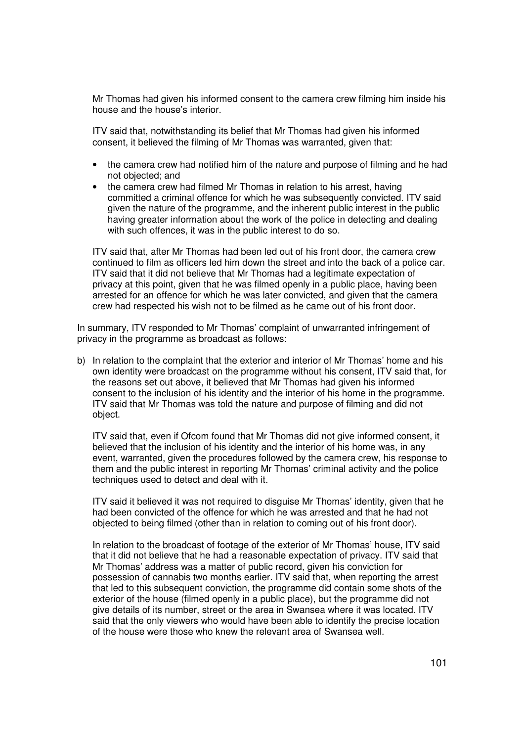Mr Thomas had given his informed consent to the camera crew filming him inside his house and the house's interior.

ITV said that, notwithstanding its belief that Mr Thomas had given his informed consent, it believed the filming of Mr Thomas was warranted, given that:

- the camera crew had notified him of the nature and purpose of filming and he had not objected; and
- the camera crew had filmed Mr Thomas in relation to his arrest, having committed a criminal offence for which he was subsequently convicted. ITV said given the nature of the programme, and the inherent public interest in the public having greater information about the work of the police in detecting and dealing with such offences, it was in the public interest to do so.

ITV said that, after Mr Thomas had been led out of his front door, the camera crew continued to film as officers led him down the street and into the back of a police car. ITV said that it did not believe that Mr Thomas had a legitimate expectation of privacy at this point, given that he was filmed openly in a public place, having been arrested for an offence for which he was later convicted, and given that the camera crew had respected his wish not to be filmed as he came out of his front door.

In summary, ITV responded to Mr Thomas' complaint of unwarranted infringement of privacy in the programme as broadcast as follows:

b) In relation to the complaint that the exterior and interior of Mr Thomas' home and his own identity were broadcast on the programme without his consent, ITV said that, for the reasons set out above, it believed that Mr Thomas had given his informed consent to the inclusion of his identity and the interior of his home in the programme. ITV said that Mr Thomas was told the nature and purpose of filming and did not object.

   ITV said that, even if Ofcom found that Mr Thomas did not give informed consent, it believed that the inclusion of his identity and the interior of his home was, in any event, warranted, given the procedures followed by the camera crew, his response to them and the public interest in reporting Mr Thomas' criminal activity and the police techniques used to detect and deal with it.

   ITV said it believed it was not required to disguise Mr Thomas' identity, given that he had been convicted of the offence for which he was arrested and that he had not objected to being filmed (other than in relation to coming out of his front door).

   In relation to the broadcast of footage of the exterior of Mr Thomas' house, ITV said that it did not believe that he had a reasonable expectation of privacy. ITV said that Mr Thomas' address was a matter of public record, given his conviction for possession of cannabis two months earlier. ITV said that, when reporting the arrest that led to this subsequent conviction, the programme did contain some shots of the exterior of the house (filmed openly in a public place), but the programme did not give details of its number, street or the area in Swansea where it was located. ITV said that the only viewers who would have been able to identify the precise location of the house were those who knew the relevant area of Swansea well.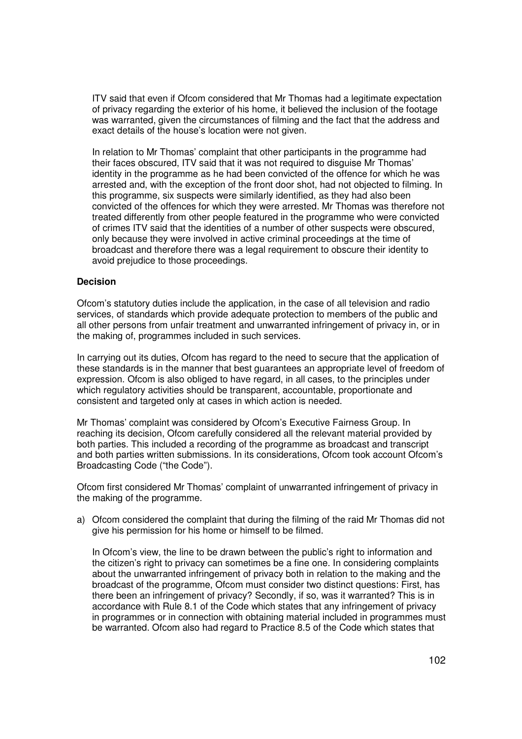ITV said that even if Ofcom considered that Mr Thomas had a legitimate expectation of privacy regarding the exterior of his home, it believed the inclusion of the footage was warranted, given the circumstances of filming and the fact that the address and exact details of the house's location were not given.

In relation to Mr Thomas' complaint that other participants in the programme had their faces obscured, ITV said that it was not required to disguise Mr Thomas' identity in the programme as he had been convicted of the offence for which he was arrested and, with the exception of the front door shot, had not objected to filming. In this programme, six suspects were similarly identified, as they had also been convicted of the offences for which they were arrested. Mr Thomas was therefore not treated differently from other people featured in the programme who were convicted of crimes ITV said that the identities of a number of other suspects were obscured, only because they were involved in active criminal proceedings at the time of broadcast and therefore there was a legal requirement to obscure their identity to avoid prejudice to those proceedings.

**Decision**

Ofcom's statutory duties include the application, in the case of all television and radio services, of standards which provide adequate protection to members of the public and all other persons from unfair treatment and unwarranted infringement of privacy in, or in the making of, programmes included in such services.

In carrying out its duties, Ofcom has regard to the need to secure that the application of these standards is in the manner that best guarantees an appropriate level of freedom of expression. Ofcom is also obliged to have regard, in all cases, to the principles under which regulatory activities should be transparent, accountable, proportionate and consistent and targeted only at cases in which action is needed.

Mr Thomas' complaint was considered by Ofcom's Executive Fairness Group. In reaching its decision, Ofcom carefully considered all the relevant material provided by both parties. This included a recording of the programme as broadcast and transcript and both parties written submissions. In its considerations, Ofcom took account Ofcom's Broadcasting Code ("the Code").

Ofcom first considered Mr Thomas' complaint of unwarranted infringement of privacy in the making of the programme.

a) Ofcom considered the complaint that during the filming of the raid Mr Thomas did not give his permission for his home or himself to be filmed.

   In Ofcom's view, the line to be drawn between the public's right to information and the citizen's right to privacy can sometimes be a fine one. In considering complaints about the unwarranted infringement of privacy both in relation to the making and the broadcast of the programme, Ofcom must consider two distinct questions: First, has there been an infringement of privacy? Secondly, if so, was it warranted? This is in accordance with Rule 8.1 of the Code which states that any infringement of privacy in programmes or in connection with obtaining material included in programmes must be warranted. Ofcom also had regard to Practice 8.5 of the Code which states that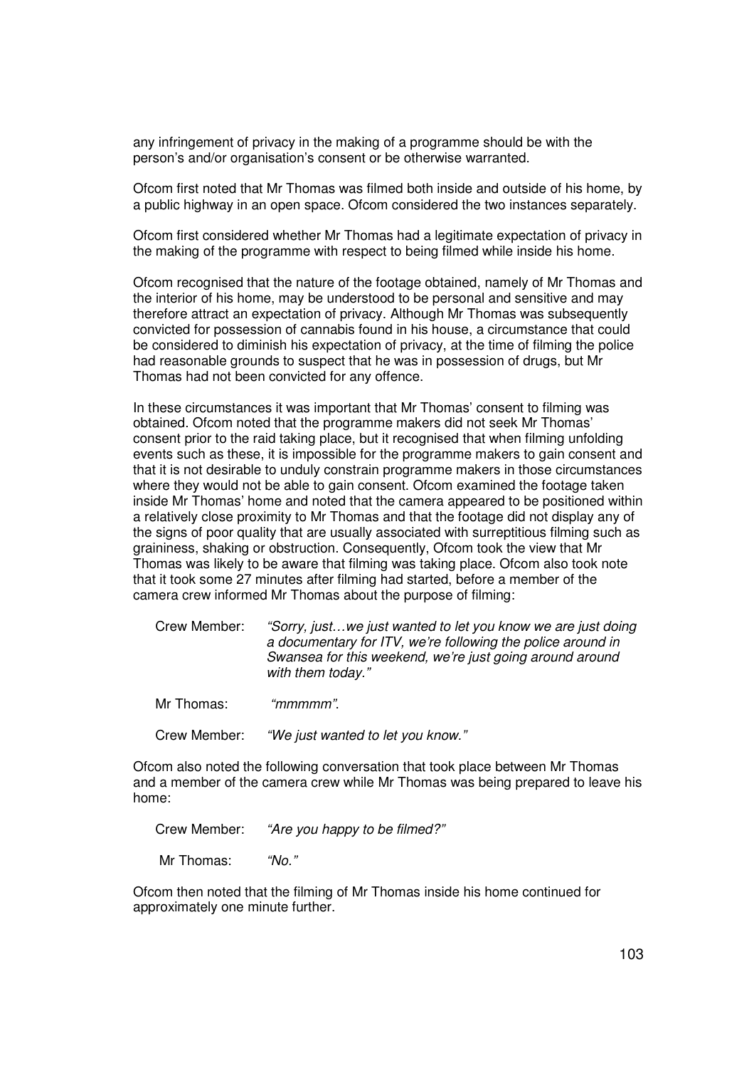any infringement of privacy in the making of a programme should be with the person's and/or organisation's consent or be otherwise warranted.

Ofcom first noted that Mr Thomas was filmed both inside and outside of his home, by a public highway in an open space. Ofcom considered the two instances separately.

Ofcom first considered whether Mr Thomas had a legitimate expectation of privacy in the making of the programme with respect to being filmed while inside his home.

Ofcom recognised that the nature of the footage obtained, namely of Mr Thomas and the interior of his home, may be understood to be personal and sensitive and may therefore attract an expectation of privacy. Although Mr Thomas was subsequently convicted for possession of cannabis found in his house, a circumstance that could be considered to diminish his expectation of privacy, at the time of filming the police had reasonable grounds to suspect that he was in possession of drugs, but Mr Thomas had not been convicted for any offence.

In these circumstances it was important that Mr Thomas' consent to filming was obtained. Ofcom noted that the programme makers did not seek Mr Thomas' consent prior to the raid taking place, but it recognised that when filming unfolding events such as these, it is impossible for the programme makers to gain consent and that it is not desirable to unduly constrain programme makers in those circumstances where they would not be able to gain consent. Ofcom examined the footage taken inside Mr Thomas' home and noted that the camera appeared to be positioned within a relatively close proximity to Mr Thomas and that the footage did not display any of the signs of poor quality that are usually associated with surreptitious filming such as graininess, shaking or obstruction. Consequently, Ofcom took the view that Mr Thomas was likely to be aware that filming was taking place. Ofcom also took note that it took some 27 minutes after filming had started, before a member of the camera crew informed Mr Thomas about the purpose of filming:

> Crew Member: *"Sorry, just…we just wanted to let you know we are just doing a documentary for ITV, we're following the police around in Swansea for this weekend, we're just going around around with them today."*
>
> Mr Thomas: *"mmmmm".*
>
> Crew Member: *"We just wanted to let you know."*

Ofcom also noted the following conversation that took place between Mr Thomas and a member of the camera crew while Mr Thomas was being prepared to leave his home:

> Crew Member: *"Are you happy to be filmed?"*
>
> Mr Thomas: *"No."*

Ofcom then noted that the filming of Mr Thomas inside his home continued for approximately one minute further.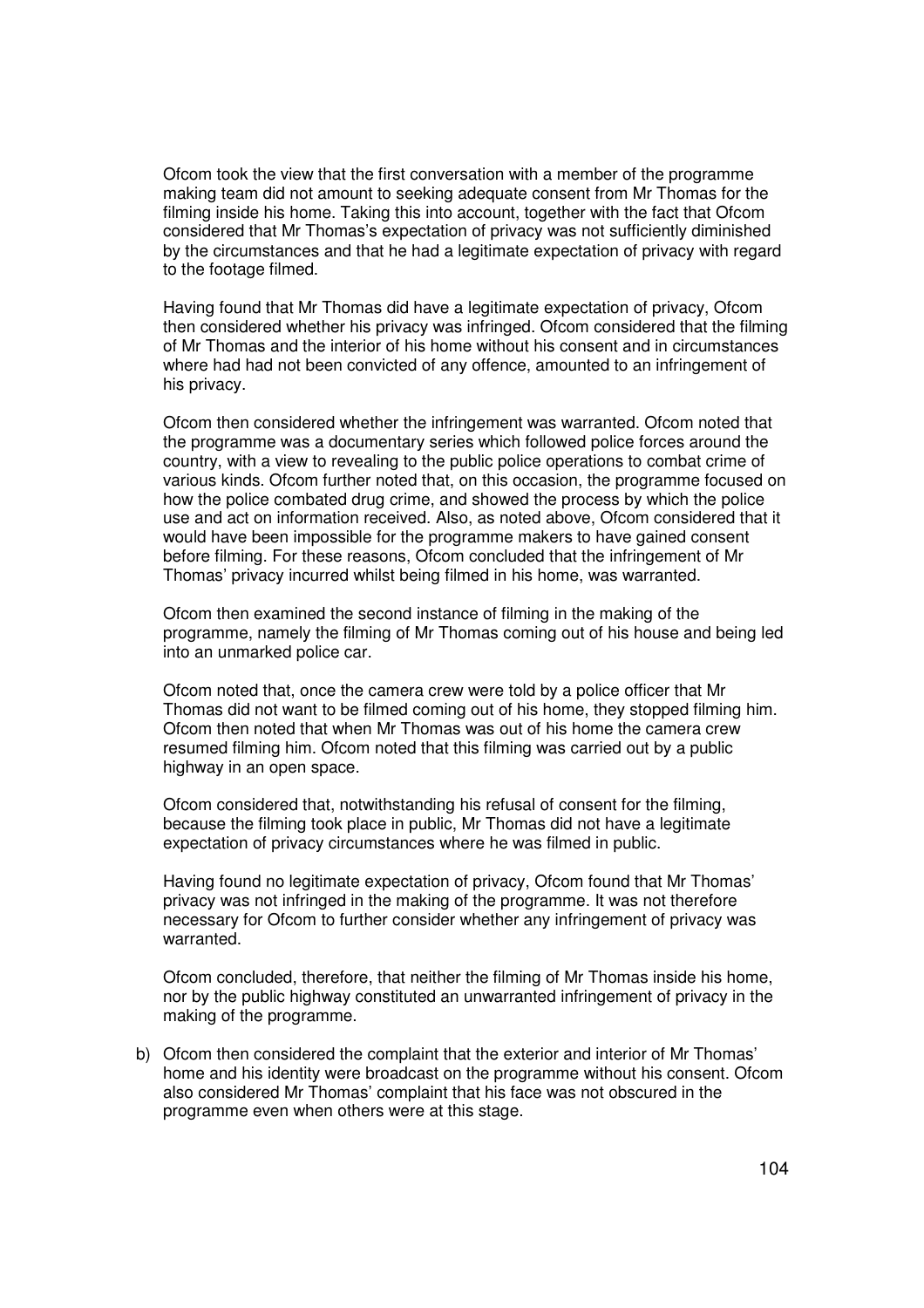Ofcom took the view that the first conversation with a member of the programme making team did not amount to seeking adequate consent from Mr Thomas for the filming inside his home. Taking this into account, together with the fact that Ofcom considered that Mr Thomas's expectation of privacy was not sufficiently diminished by the circumstances and that he had a legitimate expectation of privacy with regard to the footage filmed.

Having found that Mr Thomas did have a legitimate expectation of privacy, Ofcom then considered whether his privacy was infringed. Ofcom considered that the filming of Mr Thomas and the interior of his home without his consent and in circumstances where had had not been convicted of any offence, amounted to an infringement of his privacy.

Ofcom then considered whether the infringement was warranted. Ofcom noted that the programme was a documentary series which followed police forces around the country, with a view to revealing to the public police operations to combat crime of various kinds. Ofcom further noted that, on this occasion, the programme focused on how the police combated drug crime, and showed the process by which the police use and act on information received. Also, as noted above, Ofcom considered that it would have been impossible for the programme makers to have gained consent before filming. For these reasons, Ofcom concluded that the infringement of Mr Thomas' privacy incurred whilst being filmed in his home, was warranted.

Ofcom then examined the second instance of filming in the making of the programme, namely the filming of Mr Thomas coming out of his house and being led into an unmarked police car.

Ofcom noted that, once the camera crew were told by a police officer that Mr Thomas did not want to be filmed coming out of his home, they stopped filming him. Ofcom then noted that when Mr Thomas was out of his home the camera crew resumed filming him. Ofcom noted that this filming was carried out by a public highway in an open space.

Ofcom considered that, notwithstanding his refusal of consent for the filming, because the filming took place in public, Mr Thomas did not have a legitimate expectation of privacy circumstances where he was filmed in public.

Having found no legitimate expectation of privacy, Ofcom found that Mr Thomas' privacy was not infringed in the making of the programme. It was not therefore necessary for Ofcom to further consider whether any infringement of privacy was warranted.

Ofcom concluded, therefore, that neither the filming of Mr Thomas inside his home, nor by the public highway constituted an unwarranted infringement of privacy in the making of the programme.

b) Ofcom then considered the complaint that the exterior and interior of Mr Thomas' home and his identity were broadcast on the programme without his consent. Ofcom also considered Mr Thomas' complaint that his face was not obscured in the programme even when others were at this stage.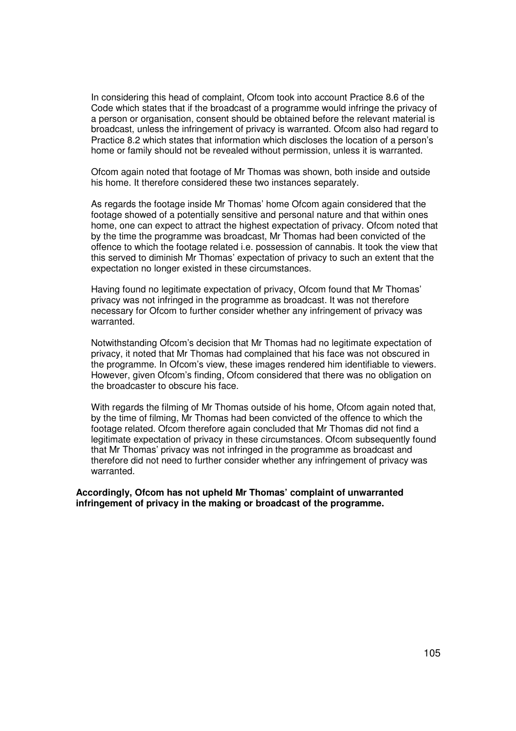In considering this head of complaint, Ofcom took into account Practice 8.6 of the Code which states that if the broadcast of a programme would infringe the privacy of a person or organisation, consent should be obtained before the relevant material is broadcast, unless the infringement of privacy is warranted. Ofcom also had regard to Practice 8.2 which states that information which discloses the location of a person's home or family should not be revealed without permission, unless it is warranted.

Ofcom again noted that footage of Mr Thomas was shown, both inside and outside his home. It therefore considered these two instances separately.

As regards the footage inside Mr Thomas' home Ofcom again considered that the footage showed of a potentially sensitive and personal nature and that within ones home, one can expect to attract the highest expectation of privacy. Ofcom noted that by the time the programme was broadcast, Mr Thomas had been convicted of the offence to which the footage related i.e. possession of cannabis. It took the view that this served to diminish Mr Thomas' expectation of privacy to such an extent that the expectation no longer existed in these circumstances.

Having found no legitimate expectation of privacy, Ofcom found that Mr Thomas' privacy was not infringed in the programme as broadcast. It was not therefore necessary for Ofcom to further consider whether any infringement of privacy was warranted.

Notwithstanding Ofcom's decision that Mr Thomas had no legitimate expectation of privacy, it noted that Mr Thomas had complained that his face was not obscured in the programme. In Ofcom's view, these images rendered him identifiable to viewers. However, given Ofcom's finding, Ofcom considered that there was no obligation on the broadcaster to obscure his face.

With regards the filming of Mr Thomas outside of his home, Ofcom again noted that, by the time of filming, Mr Thomas had been convicted of the offence to which the footage related. Ofcom therefore again concluded that Mr Thomas did not find a legitimate expectation of privacy in these circumstances. Ofcom subsequently found that Mr Thomas' privacy was not infringed in the programme as broadcast and therefore did not need to further consider whether any infringement of privacy was warranted.

**Accordingly, Ofcom has not upheld Mr Thomas' complaint of unwarranted infringement of privacy in the making or broadcast of the programme.**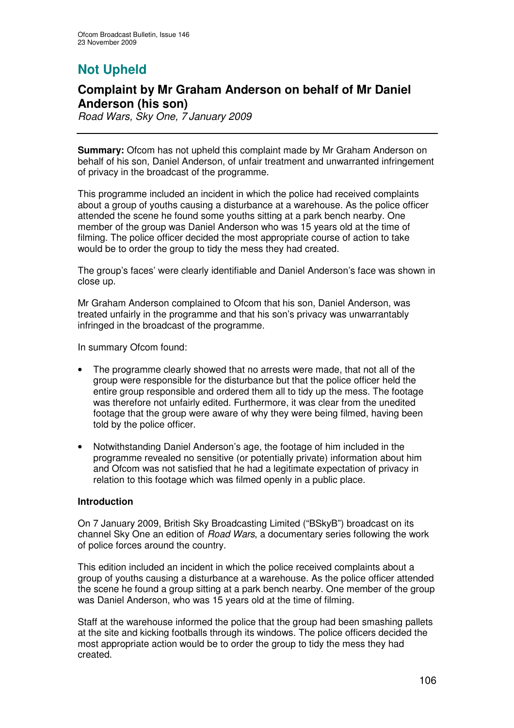# Not Upheld

## Complaint by Mr Graham Anderson on behalf of Mr Daniel Anderson (his son)

*Road Wars, Sky One, 7 January 2009*

---

**Summary:** Ofcom has not upheld this complaint made by Mr Graham Anderson on behalf of his son, Daniel Anderson, of unfair treatment and unwarranted infringement of privacy in the broadcast of the programme.

This programme included an incident in which the police had received complaints about a group of youths causing a disturbance at a warehouse. As the police officer attended the scene he found some youths sitting at a park bench nearby. One member of the group was Daniel Anderson who was 15 years old at the time of filming. The police officer decided the most appropriate course of action to take would be to order the group to tidy the mess they had created.

The group's faces' were clearly identifiable and Daniel Anderson's face was shown in close up.

Mr Graham Anderson complained to Ofcom that his son, Daniel Anderson, was treated unfairly in the programme and that his son's privacy was unwarrantably infringed in the broadcast of the programme.

In summary Ofcom found:

- The programme clearly showed that no arrests were made, that not all of the group were responsible for the disturbance but that the police officer held the entire group responsible and ordered them all to tidy up the mess. The footage was therefore not unfairly edited. Furthermore, it was clear from the unedited footage that the group were aware of why they were being filmed, having been told by the police officer.
- Notwithstanding Daniel Anderson's age, the footage of him included in the programme revealed no sensitive (or potentially private) information about him and Ofcom was not satisfied that he had a legitimate expectation of privacy in relation to this footage which was filmed openly in a public place.

### Introduction

On 7 January 2009, British Sky Broadcasting Limited ("BSkyB") broadcast on its channel Sky One an edition of *Road Wars*, a documentary series following the work of police forces around the country.

This edition included an incident in which the police received complaints about a group of youths causing a disturbance at a warehouse. As the police officer attended the scene he found a group sitting at a park bench nearby. One member of the group was Daniel Anderson, who was 15 years old at the time of filming.

Staff at the warehouse informed the police that the group had been smashing pallets at the site and kicking footballs through its windows. The police officers decided the most appropriate action would be to order the group to tidy the mess they had created.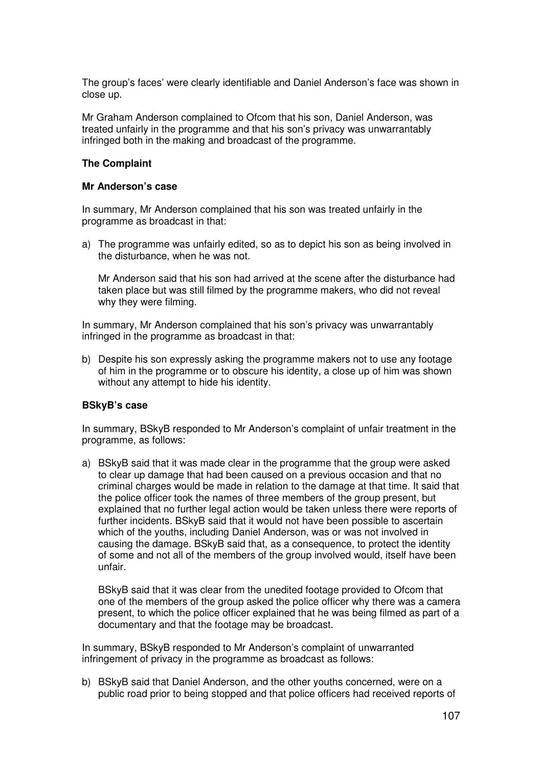The group's faces' were clearly identifiable and Daniel Anderson's face was shown in close up.

Mr Graham Anderson complained to Ofcom that his son, Daniel Anderson, was treated unfairly in the programme and that his son's privacy was unwarrantably infringed both in the making and broadcast of the programme.

**The Complaint**

**Mr Anderson's case**

In summary, Mr Anderson complained that his son was treated unfairly in the programme as broadcast in that:

a) The programme was unfairly edited, so as to depict his son as being involved in the disturbance, when he was not.

   Mr Anderson said that his son had arrived at the scene after the disturbance had taken place but was still filmed by the programme makers, who did not reveal why they were filming.

In summary, Mr Anderson complained that his son's privacy was unwarrantably infringed in the programme as broadcast in that:

b) Despite his son expressly asking the programme makers not to use any footage of him in the programme or to obscure his identity, a close up of him was shown without any attempt to hide his identity.

**BSkyB's case**

In summary, BSkyB responded to Mr Anderson's complaint of unfair treatment in the programme, as follows:

a) BSkyB said that it was made clear in the programme that the group were asked to clear up damage that had been caused on a previous occasion and that no criminal charges would be made in relation to the damage at that time. It said that the police officer took the names of three members of the group present, but explained that no further legal action would be taken unless there were reports of further incidents. BSkyB said that it would not have been possible to ascertain which of the youths, including Daniel Anderson, was or was not involved in causing the damage. BSkyB said that, as a consequence, to protect the identity of some and not all of the members of the group involved would, itself have been unfair.

   BSkyB said that it was clear from the unedited footage provided to Ofcom that one of the members of the group asked the police officer why there was a camera present, to which the police officer explained that he was being filmed as part of a documentary and that the footage may be broadcast.

In summary, BSkyB responded to Mr Anderson's complaint of unwarranted infringement of privacy in the programme as broadcast as follows:

b) BSkyB said that Daniel Anderson, and the other youths concerned, were on a public road prior to being stopped and that police officers had received reports of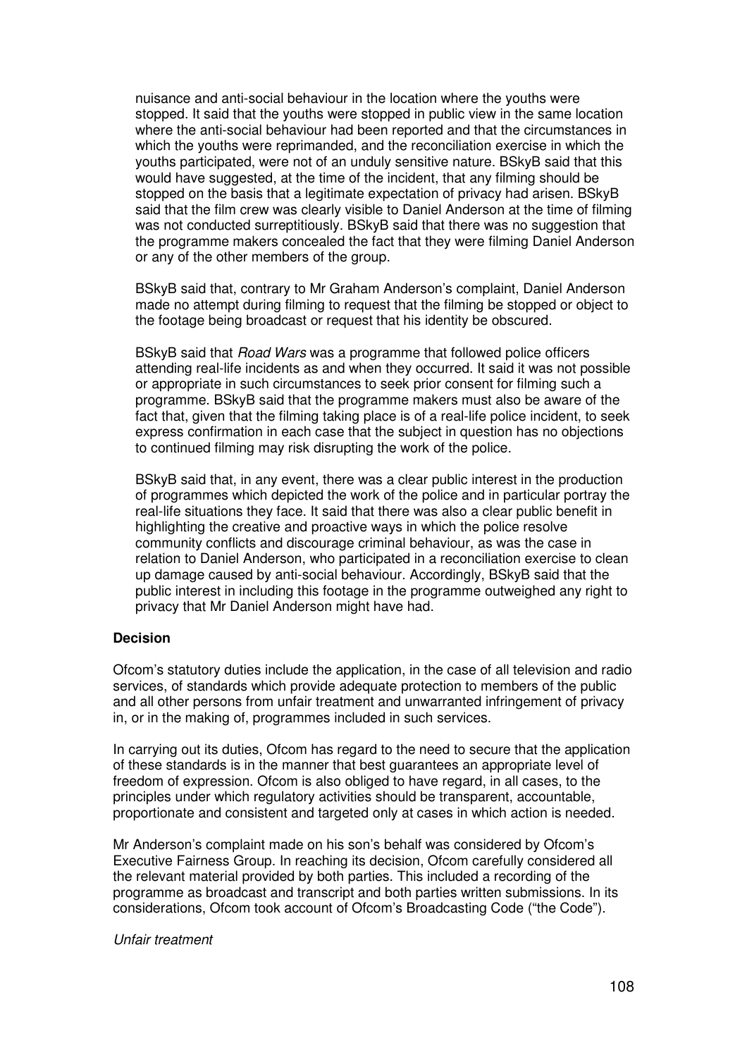nuisance and anti-social behaviour in the location where the youths were stopped. It said that the youths were stopped in public view in the same location where the anti-social behaviour had been reported and that the circumstances in which the youths were reprimanded, and the reconciliation exercise in which the youths participated, were not of an unduly sensitive nature. BSkyB said that this would have suggested, at the time of the incident, that any filming should be stopped on the basis that a legitimate expectation of privacy had arisen. BSkyB said that the film crew was clearly visible to Daniel Anderson at the time of filming was not conducted surreptitiously. BSkyB said that there was no suggestion that the programme makers concealed the fact that they were filming Daniel Anderson or any of the other members of the group.

BSkyB said that, contrary to Mr Graham Anderson's complaint, Daniel Anderson made no attempt during filming to request that the filming be stopped or object to the footage being broadcast or request that his identity be obscured.

BSkyB said that *Road Wars* was a programme that followed police officers attending real-life incidents as and when they occurred. It said it was not possible or appropriate in such circumstances to seek prior consent for filming such a programme. BSkyB said that the programme makers must also be aware of the fact that, given that the filming taking place is of a real-life police incident, to seek express confirmation in each case that the subject in question has no objections to continued filming may risk disrupting the work of the police.

BSkyB said that, in any event, there was a clear public interest in the production of programmes which depicted the work of the police and in particular portray the real-life situations they face. It said that there was also a clear public benefit in highlighting the creative and proactive ways in which the police resolve community conflicts and discourage criminal behaviour, as was the case in relation to Daniel Anderson, who participated in a reconciliation exercise to clean up damage caused by anti-social behaviour. Accordingly, BSkyB said that the public interest in including this footage in the programme outweighed any right to privacy that Mr Daniel Anderson might have had.

**Decision**

Ofcom's statutory duties include the application, in the case of all television and radio services, of standards which provide adequate protection to members of the public and all other persons from unfair treatment and unwarranted infringement of privacy in, or in the making of, programmes included in such services.

In carrying out its duties, Ofcom has regard to the need to secure that the application of these standards is in the manner that best guarantees an appropriate level of freedom of expression. Ofcom is also obliged to have regard, in all cases, to the principles under which regulatory activities should be transparent, accountable, proportionate and consistent and targeted only at cases in which action is needed.

Mr Anderson's complaint made on his son's behalf was considered by Ofcom's Executive Fairness Group. In reaching its decision, Ofcom carefully considered all the relevant material provided by both parties. This included a recording of the programme as broadcast and transcript and both parties written submissions. In its considerations, Ofcom took account of Ofcom's Broadcasting Code ("the Code").

*Unfair treatment*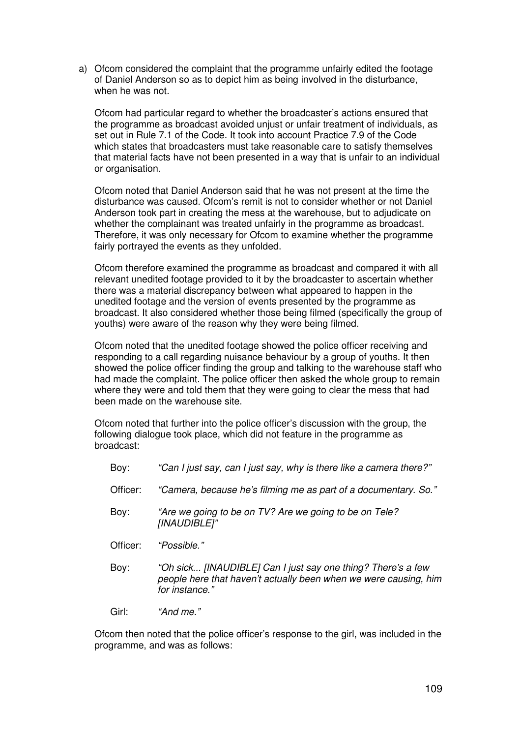a) Ofcom considered the complaint that the programme unfairly edited the footage of Daniel Anderson so as to depict him as being involved in the disturbance, when he was not.

   Ofcom had particular regard to whether the broadcaster's actions ensured that the programme as broadcast avoided unjust or unfair treatment of individuals, as set out in Rule 7.1 of the Code. It took into account Practice 7.9 of the Code which states that broadcasters must take reasonable care to satisfy themselves that material facts have not been presented in a way that is unfair to an individual or organisation.

   Ofcom noted that Daniel Anderson said that he was not present at the time the disturbance was caused. Ofcom's remit is not to consider whether or not Daniel Anderson took part in creating the mess at the warehouse, but to adjudicate on whether the complainant was treated unfairly in the programme as broadcast. Therefore, it was only necessary for Ofcom to examine whether the programme fairly portrayed the events as they unfolded.

   Ofcom therefore examined the programme as broadcast and compared it with all relevant unedited footage provided to it by the broadcaster to ascertain whether there was a material discrepancy between what appeared to happen in the unedited footage and the version of events presented by the programme as broadcast. It also considered whether those being filmed (specifically the group of youths) were aware of the reason why they were being filmed.

   Ofcom noted that the unedited footage showed the police officer receiving and responding to a call regarding nuisance behaviour by a group of youths. It then showed the police officer finding the group and talking to the warehouse staff who had made the complaint. The police officer then asked the whole group to remain where they were and told them that they were going to clear the mess that had been made on the warehouse site.

   Ofcom noted that further into the police officer's discussion with the group, the following dialogue took place, which did not feature in the programme as broadcast:

   Boy: *"Can I just say, can I just say, why is there like a camera there?"*

   Officer: *"Camera, because he's filming me as part of a documentary. So."*

   Boy: *"Are we going to be on TV? Are we going to be on Tele? [INAUDIBLE]"*

   Officer: *"Possible."*

   Boy: *"Oh sick... [INAUDIBLE] Can I just say one thing? There's a few people here that haven't actually been when we were causing, him for instance."*

   Girl: *"And me."*

   Ofcom then noted that the police officer's response to the girl, was included in the programme, and was as follows: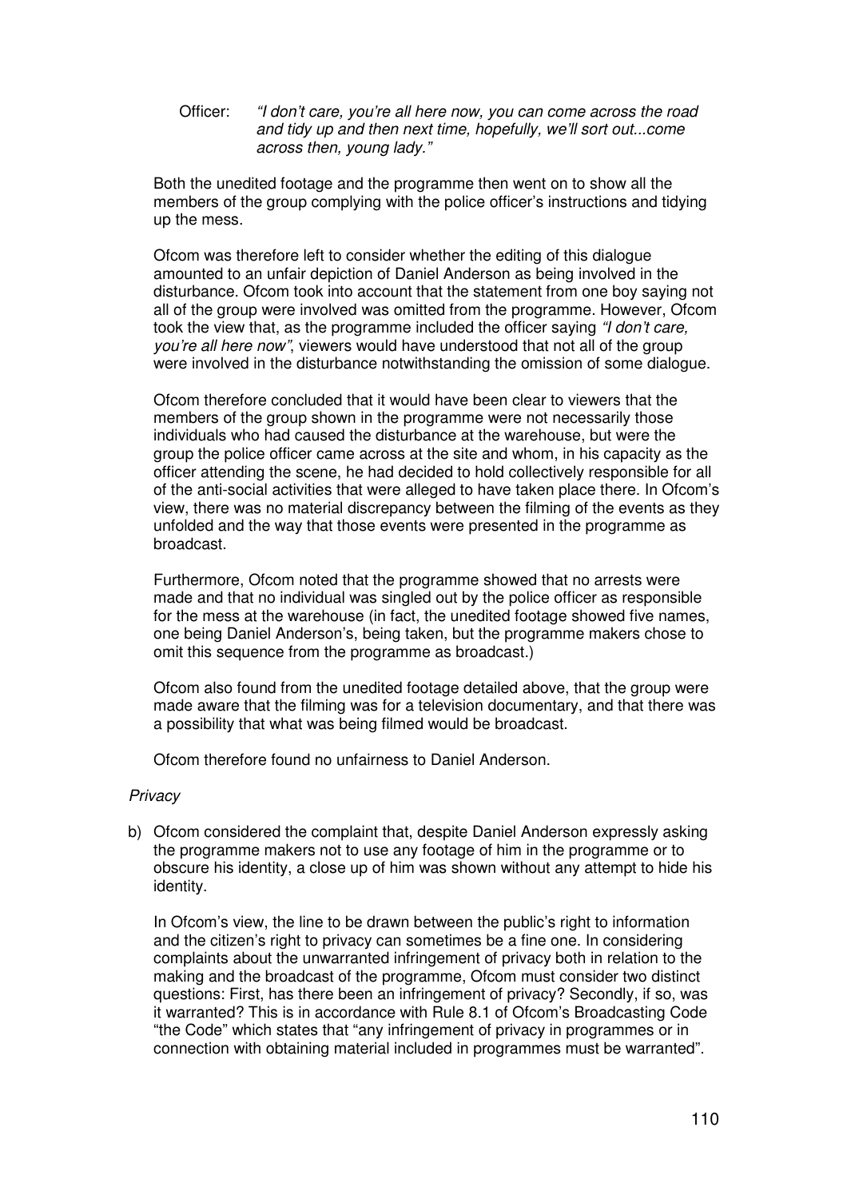Officer: *"I don't care, you're all here now, you can come across the road and tidy up and then next time, hopefully, we'll sort out...come across then, young lady."*

Both the unedited footage and the programme then went on to show all the members of the group complying with the police officer's instructions and tidying up the mess.

Ofcom was therefore left to consider whether the editing of this dialogue amounted to an unfair depiction of Daniel Anderson as being involved in the disturbance. Ofcom took into account that the statement from one boy saying not all of the group were involved was omitted from the programme. However, Ofcom took the view that, as the programme included the officer saying *"I don't care, you're all here now"*, viewers would have understood that not all of the group were involved in the disturbance notwithstanding the omission of some dialogue.

Ofcom therefore concluded that it would have been clear to viewers that the members of the group shown in the programme were not necessarily those individuals who had caused the disturbance at the warehouse, but were the group the police officer came across at the site and whom, in his capacity as the officer attending the scene, he had decided to hold collectively responsible for all of the anti-social activities that were alleged to have taken place there. In Ofcom's view, there was no material discrepancy between the filming of the events as they unfolded and the way that those events were presented in the programme as broadcast.

Furthermore, Ofcom noted that the programme showed that no arrests were made and that no individual was singled out by the police officer as responsible for the mess at the warehouse (in fact, the unedited footage showed five names, one being Daniel Anderson's, being taken, but the programme makers chose to omit this sequence from the programme as broadcast.)

Ofcom also found from the unedited footage detailed above, that the group were made aware that the filming was for a television documentary, and that there was a possibility that what was being filmed would be broadcast.

Ofcom therefore found no unfairness to Daniel Anderson.

*Privacy*

b) Ofcom considered the complaint that, despite Daniel Anderson expressly asking the programme makers not to use any footage of him in the programme or to obscure his identity, a close up of him was shown without any attempt to hide his identity.

In Ofcom's view, the line to be drawn between the public's right to information and the citizen's right to privacy can sometimes be a fine one. In considering complaints about the unwarranted infringement of privacy both in relation to the making and the broadcast of the programme, Ofcom must consider two distinct questions: First, has there been an infringement of privacy? Secondly, if so, was it warranted? This is in accordance with Rule 8.1 of Ofcom's Broadcasting Code "the Code" which states that "any infringement of privacy in programmes or in connection with obtaining material included in programmes must be warranted".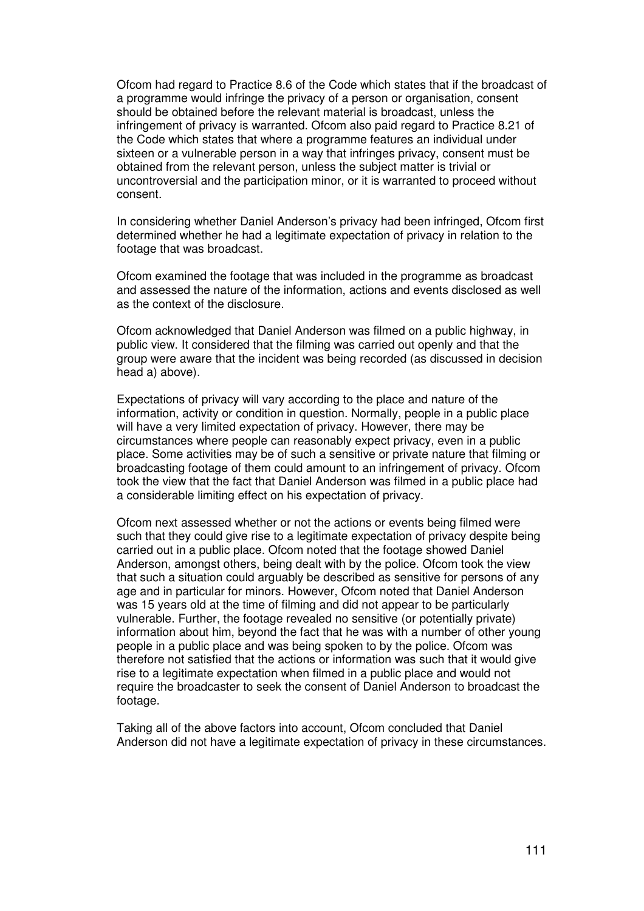Ofcom had regard to Practice 8.6 of the Code which states that if the broadcast of a programme would infringe the privacy of a person or organisation, consent should be obtained before the relevant material is broadcast, unless the infringement of privacy is warranted. Ofcom also paid regard to Practice 8.21 of the Code which states that where a programme features an individual under sixteen or a vulnerable person in a way that infringes privacy, consent must be obtained from the relevant person, unless the subject matter is trivial or uncontroversial and the participation minor, or it is warranted to proceed without consent.

In considering whether Daniel Anderson's privacy had been infringed, Ofcom first determined whether he had a legitimate expectation of privacy in relation to the footage that was broadcast.

Ofcom examined the footage that was included in the programme as broadcast and assessed the nature of the information, actions and events disclosed as well as the context of the disclosure.

Ofcom acknowledged that Daniel Anderson was filmed on a public highway, in public view. It considered that the filming was carried out openly and that the group were aware that the incident was being recorded (as discussed in decision head a) above).

Expectations of privacy will vary according to the place and nature of the information, activity or condition in question. Normally, people in a public place will have a very limited expectation of privacy. However, there may be circumstances where people can reasonably expect privacy, even in a public place. Some activities may be of such a sensitive or private nature that filming or broadcasting footage of them could amount to an infringement of privacy. Ofcom took the view that the fact that Daniel Anderson was filmed in a public place had a considerable limiting effect on his expectation of privacy.

Ofcom next assessed whether or not the actions or events being filmed were such that they could give rise to a legitimate expectation of privacy despite being carried out in a public place. Ofcom noted that the footage showed Daniel Anderson, amongst others, being dealt with by the police. Ofcom took the view that such a situation could arguably be described as sensitive for persons of any age and in particular for minors. However, Ofcom noted that Daniel Anderson was 15 years old at the time of filming and did not appear to be particularly vulnerable. Further, the footage revealed no sensitive (or potentially private) information about him, beyond the fact that he was with a number of other young people in a public place and was being spoken to by the police. Ofcom was therefore not satisfied that the actions or information was such that it would give rise to a legitimate expectation when filmed in a public place and would not require the broadcaster to seek the consent of Daniel Anderson to broadcast the footage.

Taking all of the above factors into account, Ofcom concluded that Daniel Anderson did not have a legitimate expectation of privacy in these circumstances.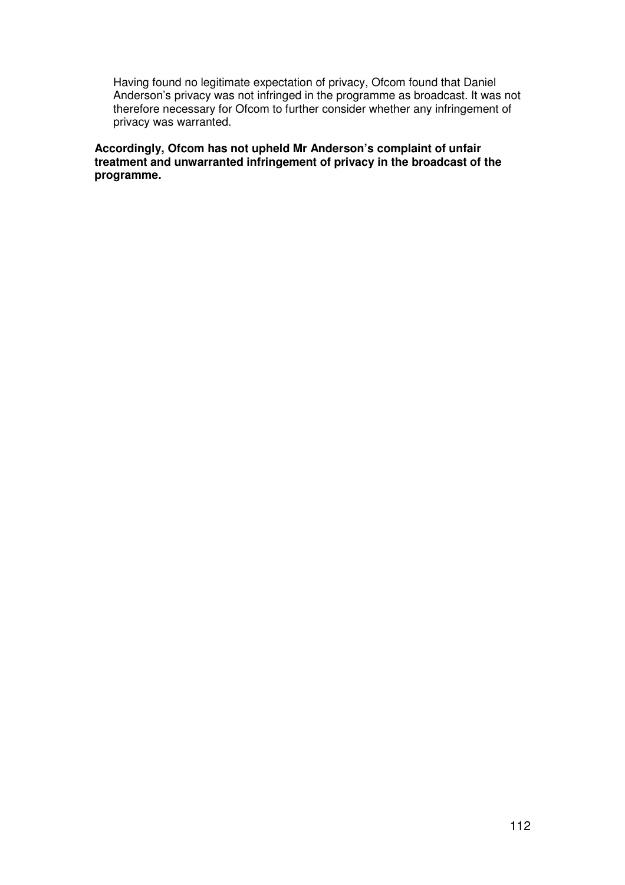Having found no legitimate expectation of privacy, Ofcom found that Daniel Anderson's privacy was not infringed in the programme as broadcast. It was not therefore necessary for Ofcom to further consider whether any infringement of privacy was warranted.

**Accordingly, Ofcom has not upheld Mr Anderson's complaint of unfair treatment and unwarranted infringement of privacy in the broadcast of the programme.**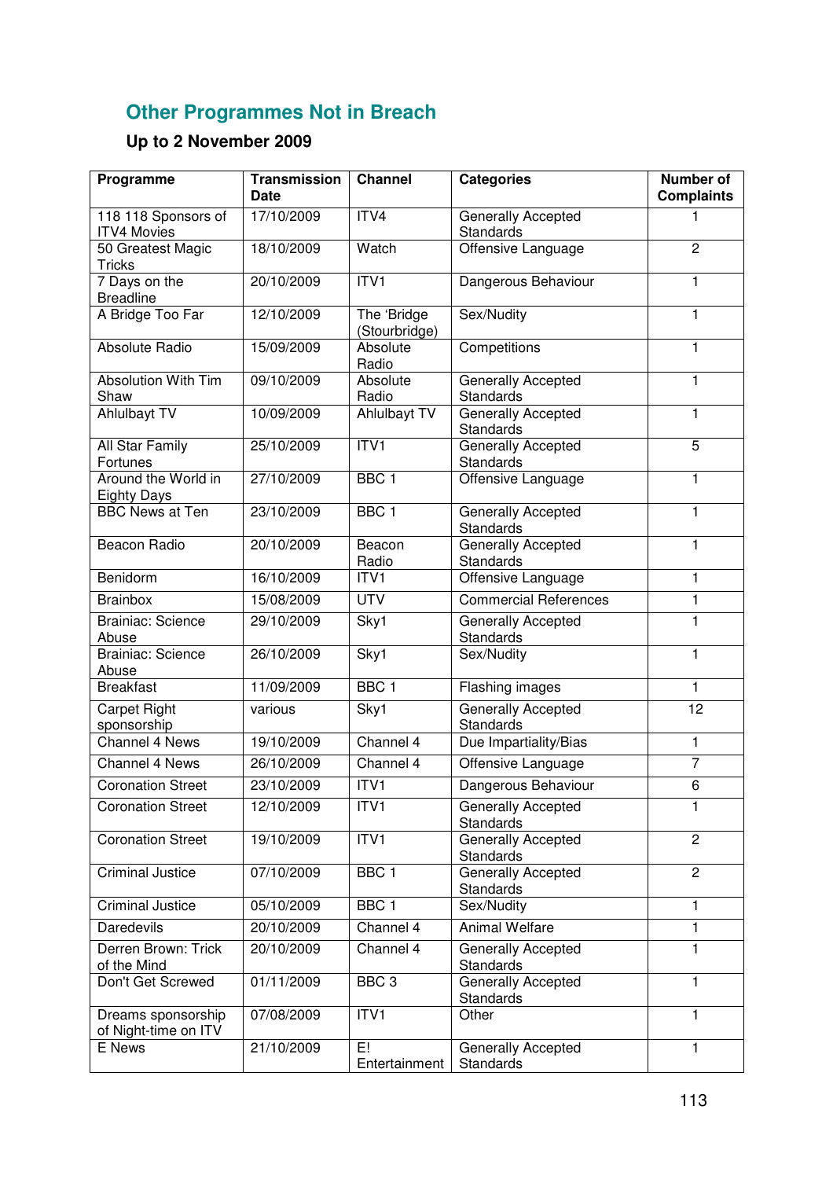## Other Programmes Not in Breach

### Up to 2 November 2009

| Programme | Transmission Date | Channel | Categories | Number of Complaints |
|---|---|---|---|---|
| 118 118 Sponsors of ITV4 Movies | 17/10/2009 | ITV4 | Generally Accepted Standards | 1 |
| 50 Greatest Magic Tricks | 18/10/2009 | Watch | Offensive Language | 2 |
| 7 Days on the Breadline | 20/10/2009 | ITV1 | Dangerous Behaviour | 1 |
| A Bridge Too Far | 12/10/2009 | The 'Bridge (Stourbridge) | Sex/Nudity | 1 |
| Absolute Radio | 15/09/2009 | Absolute Radio | Competitions | 1 |
| Absolution With Tim Shaw | 09/10/2009 | Absolute Radio | Generally Accepted Standards | 1 |
| Ahlulbayt TV | 10/09/2009 | Ahlulbayt TV | Generally Accepted Standards | 1 |
| All Star Family Fortunes | 25/10/2009 | ITV1 | Generally Accepted Standards | 5 |
| Around the World in Eighty Days | 27/10/2009 | BBC 1 | Offensive Language | 1 |
| BBC News at Ten | 23/10/2009 | BBC 1 | Generally Accepted Standards | 1 |
| Beacon Radio | 20/10/2009 | Beacon Radio | Generally Accepted Standards | 1 |
| Benidorm | 16/10/2009 | ITV1 | Offensive Language | 1 |
| Brainbox | 15/08/2009 | UTV | Commercial References | 1 |
| Brainiac: Science Abuse | 29/10/2009 | Sky1 | Generally Accepted Standards | 1 |
| Brainiac: Science Abuse | 26/10/2009 | Sky1 | Sex/Nudity | 1 |
| Breakfast | 11/09/2009 | BBC 1 | Flashing images | 1 |
| Carpet Right sponsorship | various | Sky1 | Generally Accepted Standards | 12 |
| Channel 4 News | 19/10/2009 | Channel 4 | Due Impartiality/Bias | 1 |
| Channel 4 News | 26/10/2009 | Channel 4 | Offensive Language | 7 |
| Coronation Street | 23/10/2009 | ITV1 | Dangerous Behaviour | 6 |
| Coronation Street | 12/10/2009 | ITV1 | Generally Accepted Standards | 1 |
| Coronation Street | 19/10/2009 | ITV1 | Generally Accepted Standards | 2 |
| Criminal Justice | 07/10/2009 | BBC 1 | Generally Accepted Standards | 2 |
| Criminal Justice | 05/10/2009 | BBC 1 | Sex/Nudity | 1 |
| Daredevils | 20/10/2009 | Channel 4 | Animal Welfare | 1 |
| Derren Brown: Trick of the Mind | 20/10/2009 | Channel 4 | Generally Accepted Standards | 1 |
| Don't Get Screwed | 01/11/2009 | BBC 3 | Generally Accepted Standards | 1 |
| Dreams sponsorship of Night-time on ITV | 07/08/2009 | ITV1 | Other | 1 |
| E News | 21/10/2009 | E! Entertainment | Generally Accepted Standards | 1 |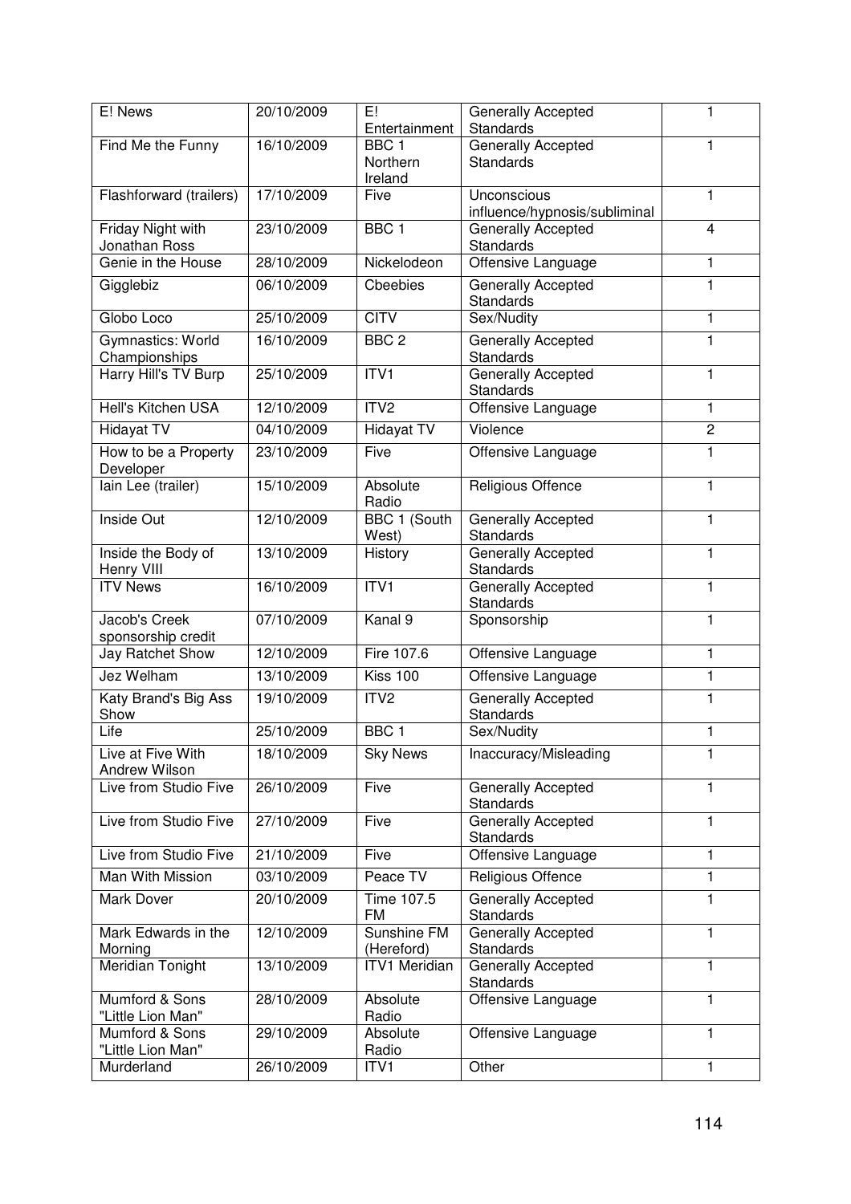| E! News | 20/10/2009 | E! Entertainment | Generally Accepted Standards | 1 |
|---|---|---|---|---|
| Find Me the Funny | 16/10/2009 | BBC 1 Northern Ireland | Generally Accepted Standards | 1 |
| Flashforward (trailers) | 17/10/2009 | Five | Unconscious influence/hypnosis/subliminal | 1 |
| Friday Night with Jonathan Ross | 23/10/2009 | BBC 1 | Generally Accepted Standards | 4 |
| Genie in the House | 28/10/2009 | Nickelodeon | Offensive Language | 1 |
| Gigglebiz | 06/10/2009 | Cbeebies | Generally Accepted Standards | 1 |
| Globo Loco | 25/10/2009 | CITV | Sex/Nudity | 1 |
| Gymnastics: World Championships | 16/10/2009 | BBC 2 | Generally Accepted Standards | 1 |
| Harry Hill's TV Burp | 25/10/2009 | ITV1 | Generally Accepted Standards | 1 |
| Hell's Kitchen USA | 12/10/2009 | ITV2 | Offensive Language | 1 |
| Hidayat TV | 04/10/2009 | Hidayat TV | Violence | 2 |
| How to be a Property Developer | 23/10/2009 | Five | Offensive Language | 1 |
| Iain Lee (trailer) | 15/10/2009 | Absolute Radio | Religious Offence | 1 |
| Inside Out | 12/10/2009 | BBC 1 (South West) | Generally Accepted Standards | 1 |
| Inside the Body of Henry VIII | 13/10/2009 | History | Generally Accepted Standards | 1 |
| ITV News | 16/10/2009 | ITV1 | Generally Accepted Standards | 1 |
| Jacob's Creek sponsorship credit | 07/10/2009 | Kanal 9 | Sponsorship | 1 |
| Jay Ratchet Show | 12/10/2009 | Fire 107.6 | Offensive Language | 1 |
| Jez Welham | 13/10/2009 | Kiss 100 | Offensive Language | 1 |
| Katy Brand's Big Ass Show | 19/10/2009 | ITV2 | Generally Accepted Standards | 1 |
| Life | 25/10/2009 | BBC 1 | Sex/Nudity | 1 |
| Live at Five With Andrew Wilson | 18/10/2009 | Sky News | Inaccuracy/Misleading | 1 |
| Live from Studio Five | 26/10/2009 | Five | Generally Accepted Standards | 1 |
| Live from Studio Five | 27/10/2009 | Five | Generally Accepted Standards | 1 |
| Live from Studio Five | 21/10/2009 | Five | Offensive Language | 1 |
| Man With Mission | 03/10/2009 | Peace TV | Religious Offence | 1 |
| Mark Dover | 20/10/2009 | Time 107.5 FM | Generally Accepted Standards | 1 |
| Mark Edwards in the Morning | 12/10/2009 | Sunshine FM (Hereford) | Generally Accepted Standards | 1 |
| Meridian Tonight | 13/10/2009 | ITV1 Meridian | Generally Accepted Standards | 1 |
| Mumford & Sons "Little Lion Man" | 28/10/2009 | Absolute Radio | Offensive Language | 1 |
| Mumford & Sons "Little Lion Man" | 29/10/2009 | Absolute Radio | Offensive Language | 1 |
| Murderland | 26/10/2009 | ITV1 | Other | 1 |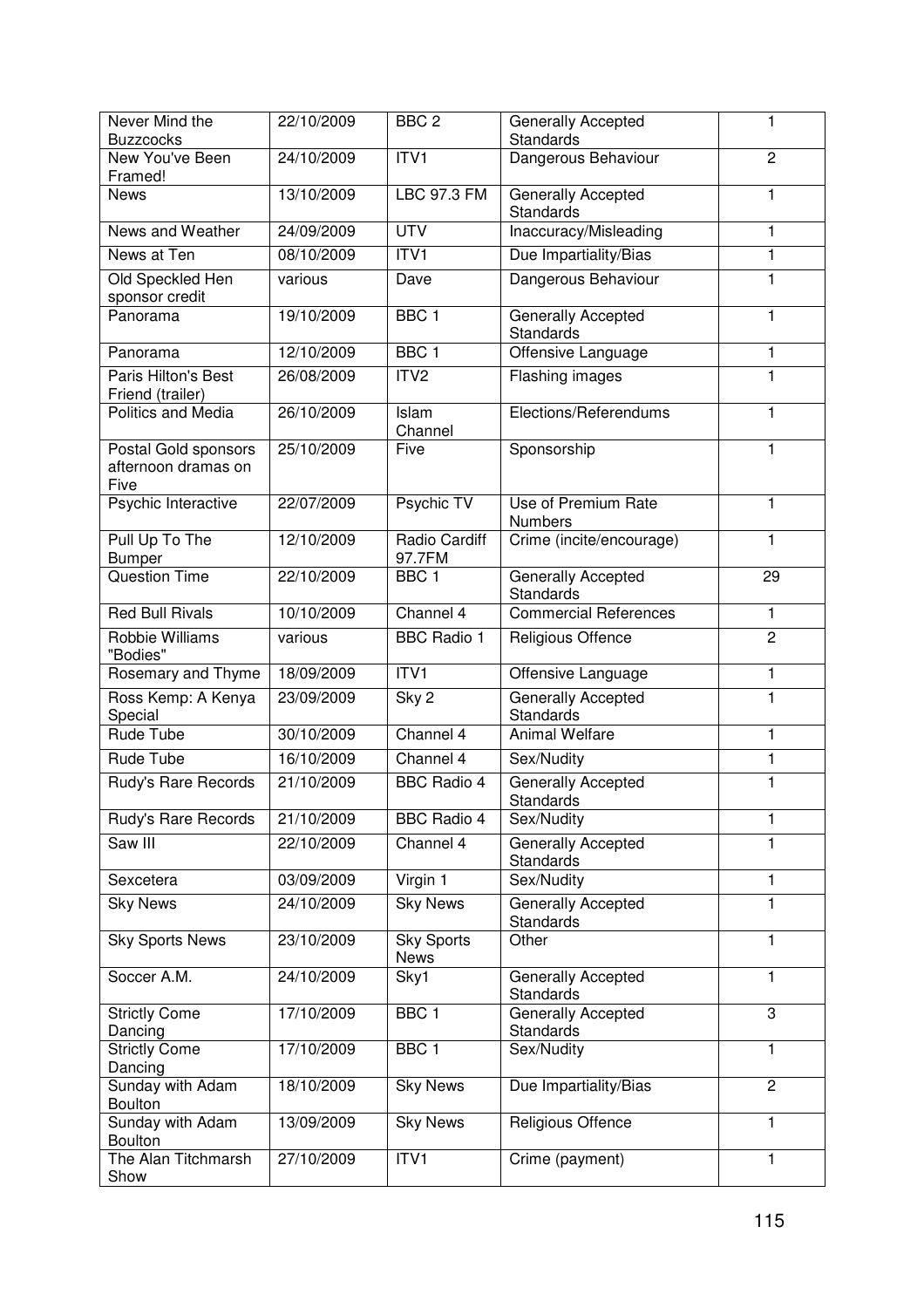| Never Mind the Buzzcocks | 22/10/2009 | BBC 2 | Generally Accepted Standards | 1 |
|---|---|---|---|---|
| New You've Been Framed! | 24/10/2009 | ITV1 | Dangerous Behaviour | 2 |
| News | 13/10/2009 | LBC 97.3 FM | Generally Accepted Standards | 1 |
| News and Weather | 24/09/2009 | UTV | Inaccuracy/Misleading | 1 |
| News at Ten | 08/10/2009 | ITV1 | Due Impartiality/Bias | 1 |
| Old Speckled Hen sponsor credit | various | Dave | Dangerous Behaviour | 1 |
| Panorama | 19/10/2009 | BBC 1 | Generally Accepted Standards | 1 |
| Panorama | 12/10/2009 | BBC 1 | Offensive Language | 1 |
| Paris Hilton's Best Friend (trailer) | 26/08/2009 | ITV2 | Flashing images | 1 |
| Politics and Media | 26/10/2009 | Islam Channel | Elections/Referendums | 1 |
| Postal Gold sponsors afternoon dramas on Five | 25/10/2009 | Five | Sponsorship | 1 |
| Psychic Interactive | 22/07/2009 | Psychic TV | Use of Premium Rate Numbers | 1 |
| Pull Up To The Bumper | 12/10/2009 | Radio Cardiff 97.7FM | Crime (incite/encourage) | 1 |
| Question Time | 22/10/2009 | BBC 1 | Generally Accepted Standards | 29 |
| Red Bull Rivals | 10/10/2009 | Channel 4 | Commercial References | 1 |
| Robbie Williams "Bodies" | various | BBC Radio 1 | Religious Offence | 2 |
| Rosemary and Thyme | 18/09/2009 | ITV1 | Offensive Language | 1 |
| Ross Kemp: A Kenya Special | 23/09/2009 | Sky 2 | Generally Accepted Standards | 1 |
| Rude Tube | 30/10/2009 | Channel 4 | Animal Welfare | 1 |
| Rude Tube | 16/10/2009 | Channel 4 | Sex/Nudity | 1 |
| Rudy's Rare Records | 21/10/2009 | BBC Radio 4 | Generally Accepted Standards | 1 |
| Rudy's Rare Records | 21/10/2009 | BBC Radio 4 | Sex/Nudity | 1 |
| Saw III | 22/10/2009 | Channel 4 | Generally Accepted Standards | 1 |
| Sexcetera | 03/09/2009 | Virgin 1 | Sex/Nudity | 1 |
| Sky News | 24/10/2009 | Sky News | Generally Accepted Standards | 1 |
| Sky Sports News | 23/10/2009 | Sky Sports News | Other | 1 |
| Soccer A.M. | 24/10/2009 | Sky1 | Generally Accepted Standards | 1 |
| Strictly Come Dancing | 17/10/2009 | BBC 1 | Generally Accepted Standards | 3 |
| Strictly Come Dancing | 17/10/2009 | BBC 1 | Sex/Nudity | 1 |
| Sunday with Adam Boulton | 18/10/2009 | Sky News | Due Impartiality/Bias | 2 |
| Sunday with Adam Boulton | 13/09/2009 | Sky News | Religious Offence | 1 |
| The Alan Titchmarsh Show | 27/10/2009 | ITV1 | Crime (payment) | 1 |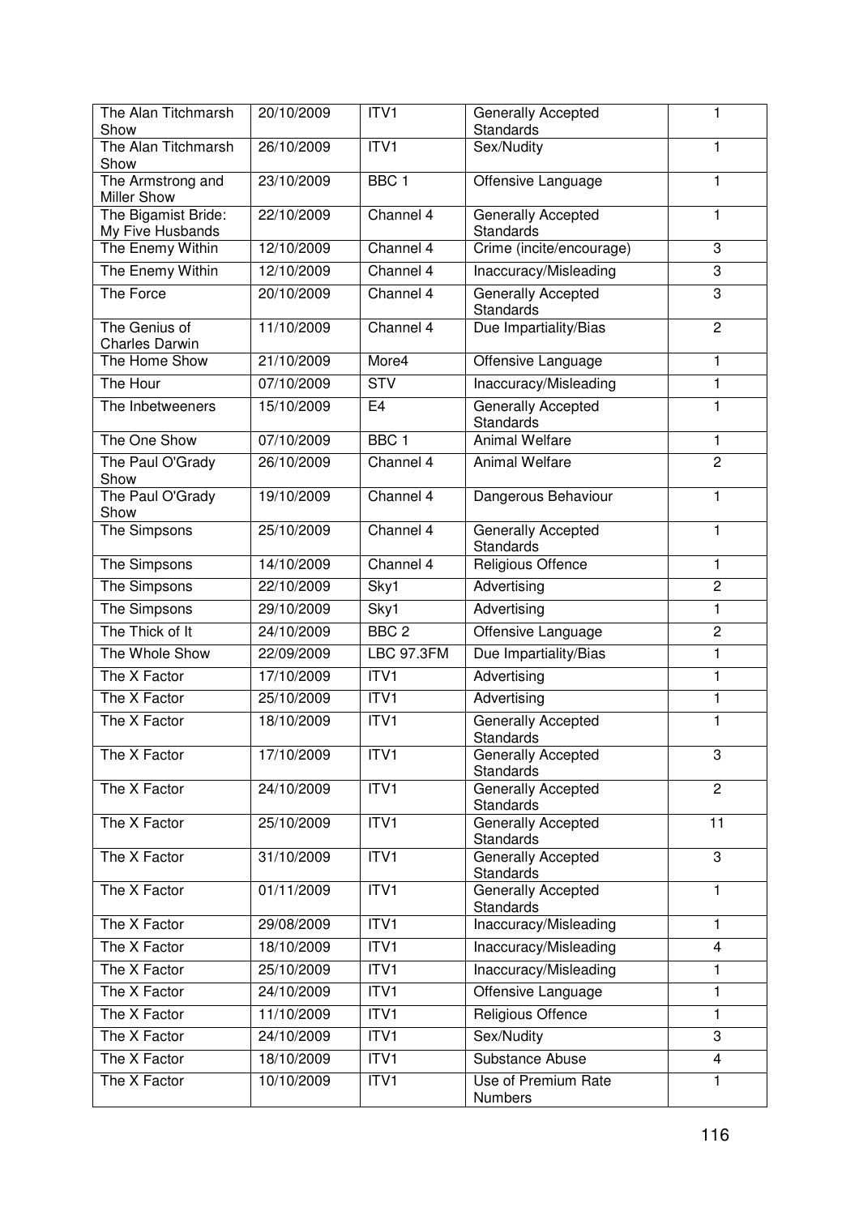| The Alan Titchmarsh Show | 20/10/2009 | ITV1 | Generally Accepted Standards | 1 |
|---|---|---|---|---|
| The Alan Titchmarsh Show | 26/10/2009 | ITV1 | Sex/Nudity | 1 |
| The Armstrong and Miller Show | 23/10/2009 | BBC 1 | Offensive Language | 1 |
| The Bigamist Bride: My Five Husbands | 22/10/2009 | Channel 4 | Generally Accepted Standards | 1 |
| The Enemy Within | 12/10/2009 | Channel 4 | Crime (incite/encourage) | 3 |
| The Enemy Within | 12/10/2009 | Channel 4 | Inaccuracy/Misleading | 3 |
| The Force | 20/10/2009 | Channel 4 | Generally Accepted Standards | 3 |
| The Genius of Charles Darwin | 11/10/2009 | Channel 4 | Due Impartiality/Bias | 2 |
| The Home Show | 21/10/2009 | More4 | Offensive Language | 1 |
| The Hour | 07/10/2009 | STV | Inaccuracy/Misleading | 1 |
| The Inbetweeners | 15/10/2009 | E4 | Generally Accepted Standards | 1 |
| The One Show | 07/10/2009 | BBC 1 | Animal Welfare | 1 |
| The Paul O'Grady Show | 26/10/2009 | Channel 4 | Animal Welfare | 2 |
| The Paul O'Grady Show | 19/10/2009 | Channel 4 | Dangerous Behaviour | 1 |
| The Simpsons | 25/10/2009 | Channel 4 | Generally Accepted Standards | 1 |
| The Simpsons | 14/10/2009 | Channel 4 | Religious Offence | 1 |
| The Simpsons | 22/10/2009 | Sky1 | Advertising | 2 |
| The Simpsons | 29/10/2009 | Sky1 | Advertising | 1 |
| The Thick of It | 24/10/2009 | BBC 2 | Offensive Language | 2 |
| The Whole Show | 22/09/2009 | LBC 97.3FM | Due Impartiality/Bias | 1 |
| The X Factor | 17/10/2009 | ITV1 | Advertising | 1 |
| The X Factor | 25/10/2009 | ITV1 | Advertising | 1 |
| The X Factor | 18/10/2009 | ITV1 | Generally Accepted Standards | 1 |
| The X Factor | 17/10/2009 | ITV1 | Generally Accepted Standards | 3 |
| The X Factor | 24/10/2009 | ITV1 | Generally Accepted Standards | 2 |
| The X Factor | 25/10/2009 | ITV1 | Generally Accepted Standards | 11 |
| The X Factor | 31/10/2009 | ITV1 | Generally Accepted Standards | 3 |
| The X Factor | 01/11/2009 | ITV1 | Generally Accepted Standards | 1 |
| The X Factor | 29/08/2009 | ITV1 | Inaccuracy/Misleading | 1 |
| The X Factor | 18/10/2009 | ITV1 | Inaccuracy/Misleading | 4 |
| The X Factor | 25/10/2009 | ITV1 | Inaccuracy/Misleading | 1 |
| The X Factor | 24/10/2009 | ITV1 | Offensive Language | 1 |
| The X Factor | 11/10/2009 | ITV1 | Religious Offence | 1 |
| The X Factor | 24/10/2009 | ITV1 | Sex/Nudity | 3 |
| The X Factor | 18/10/2009 | ITV1 | Substance Abuse | 4 |
| The X Factor | 10/10/2009 | ITV1 | Use of Premium Rate Numbers | 1 |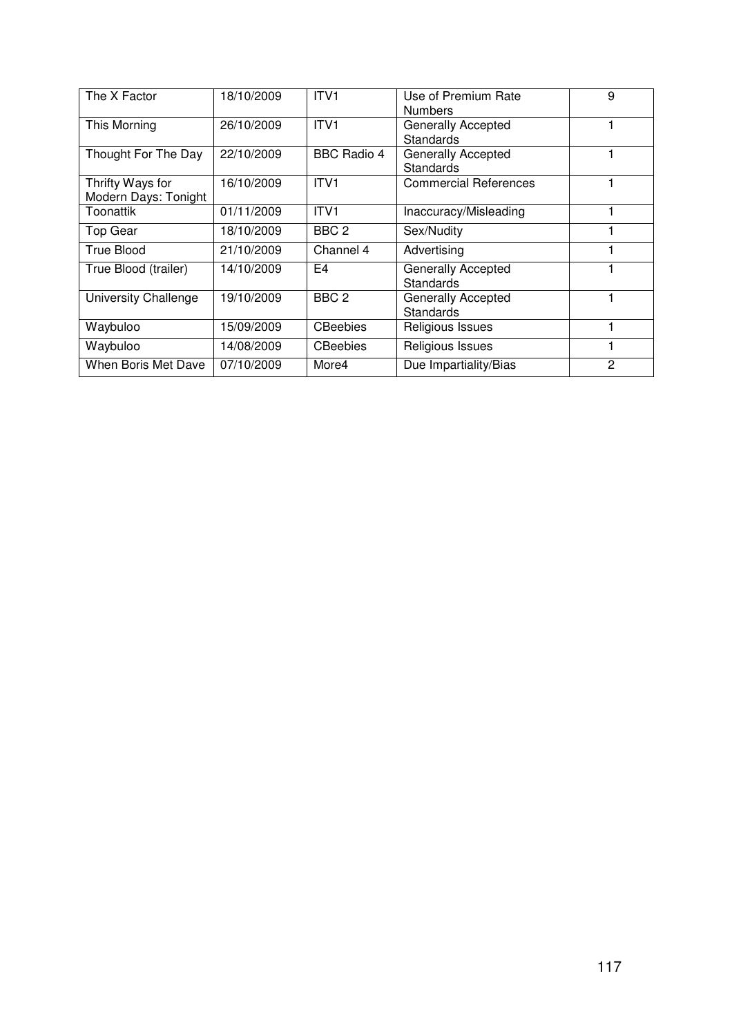| | | | | |
|---|---|---|---|---|
| The X Factor | 18/10/2009 | ITV1 | Use of Premium Rate Numbers | 9 |
| This Morning | 26/10/2009 | ITV1 | Generally Accepted Standards | 1 |
| Thought For The Day | 22/10/2009 | BBC Radio 4 | Generally Accepted Standards | 1 |
| Thrifty Ways for Modern Days: Tonight | 16/10/2009 | ITV1 | Commercial References | 1 |
| Toonattik | 01/11/2009 | ITV1 | Inaccuracy/Misleading | 1 |
| Top Gear | 18/10/2009 | BBC 2 | Sex/Nudity | 1 |
| True Blood | 21/10/2009 | Channel 4 | Advertising | 1 |
| True Blood (trailer) | 14/10/2009 | E4 | Generally Accepted Standards | 1 |
| University Challenge | 19/10/2009 | BBC 2 | Generally Accepted Standards | 1 |
| Waybuloo | 15/09/2009 | CBeebies | Religious Issues | 1 |
| Waybuloo | 14/08/2009 | CBeebies | Religious Issues | 1 |
| When Boris Met Dave | 07/10/2009 | More4 | Due Impartiality/Bias | 2 |